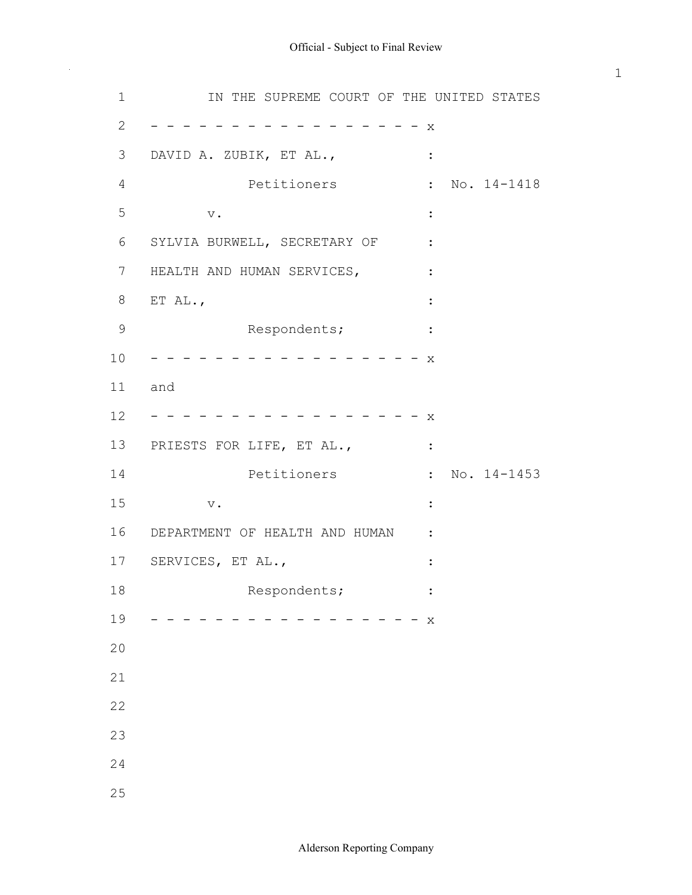IN THE SUPREME COURT OF THE UNITED STATES

- - - - - - - - - - - - - - - - - - x

DAVID A. ZUBIK, ET AL., :

Petitioners : No. 14-1418

v. :

SYLVIA BURWELL, SECRETARY OF :

HEALTH AND HUMAN SERVICES, :

ET AL., :

Respondents; :

- - - - - - - - - - - - - - - - - - x

and

- - - - - - - - - - - - - - - - - - x

PRIESTS FOR LIFE, ET AL., :

Petitioners : No. 14-1453

v. :

DEPARTMENT OF HEALTH AND HUMAN :

SERVICES, ET AL., :

Respondents; :

- - - - - - - - - - - - - - - - - - x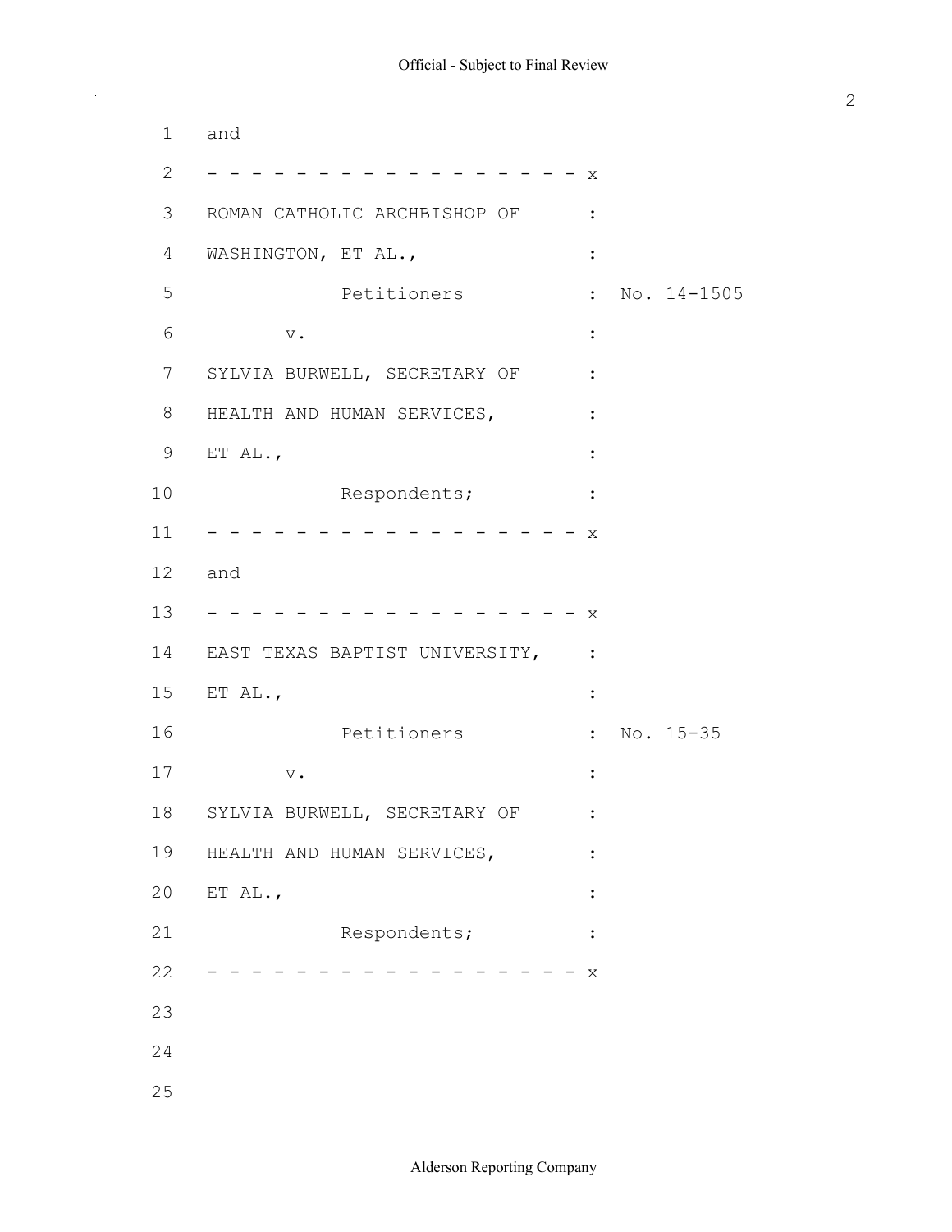```
 1   and
 2   - - - - - - - - - - - - - - - - - - x
 3   ROMAN CATHOLIC ARCHBISHOP OF       :
 4   WASHINGTON, ET AL.,                :
 5               Petitioners            :  No. 14-1505
 6          v.                          :
 7   SYLVIA BURWELL, SECRETARY OF       :
 8   HEALTH AND HUMAN SERVICES,         :
 9   ET AL.,                            :
10               Respondents;           :
11   - - - - - - - - - - - - - - - - - - x
12   and
13   - - - - - - - - - - - - - - - - - - x
14   EAST TEXAS BAPTIST UNIVERSITY,     :
15   ET AL.,                            :
16               Petitioners            :  No. 15-35
17          v.                          :
18   SYLVIA BURWELL, SECRETARY OF       :
19   HEALTH AND HUMAN SERVICES,         :
20   ET AL.,                            :
21               Respondents;           :
22   - - - - - - - - - - - - - - - - - - x
23
24
25
```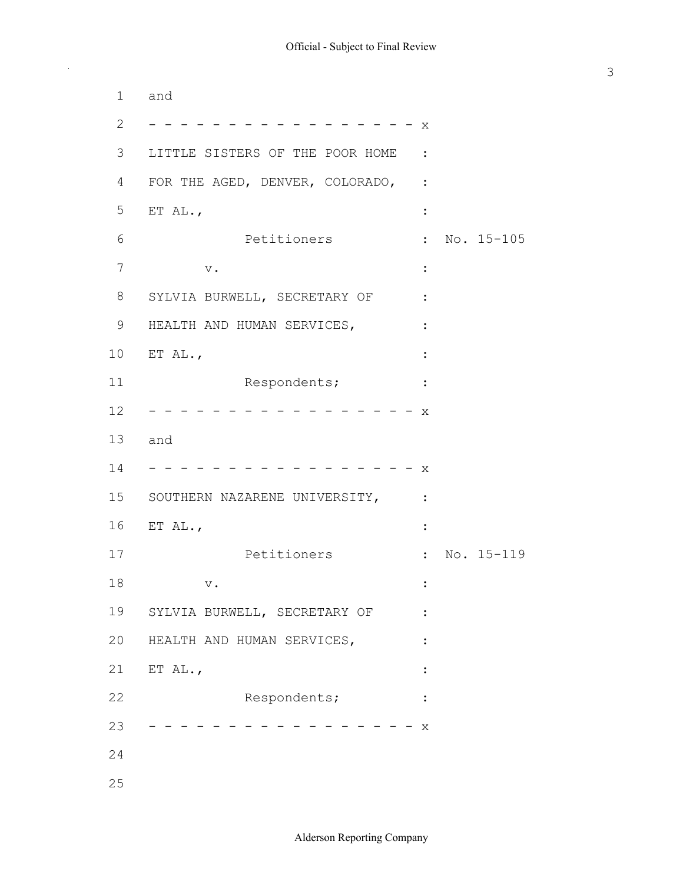and

\- - - - - - - - - - - - - - - - - - x

LITTLE SISTERS OF THE POOR HOME :
FOR THE AGED, DENVER, COLORADO, :
ET AL., :
Petitioners : No. 15-105
v. :
SYLVIA BURWELL, SECRETARY OF :
HEALTH AND HUMAN SERVICES, :
ET AL., :
Respondents; :

\- - - - - - - - - - - - - - - - - - x

and

\- - - - - - - - - - - - - - - - - - x

SOUTHERN NAZARENE UNIVERSITY, :
ET AL., :
Petitioners : No. 15-119
v. :
SYLVIA BURWELL, SECRETARY OF :
HEALTH AND HUMAN SERVICES, :
ET AL., :
Respondents; :

\- - - - - - - - - - - - - - - - - - x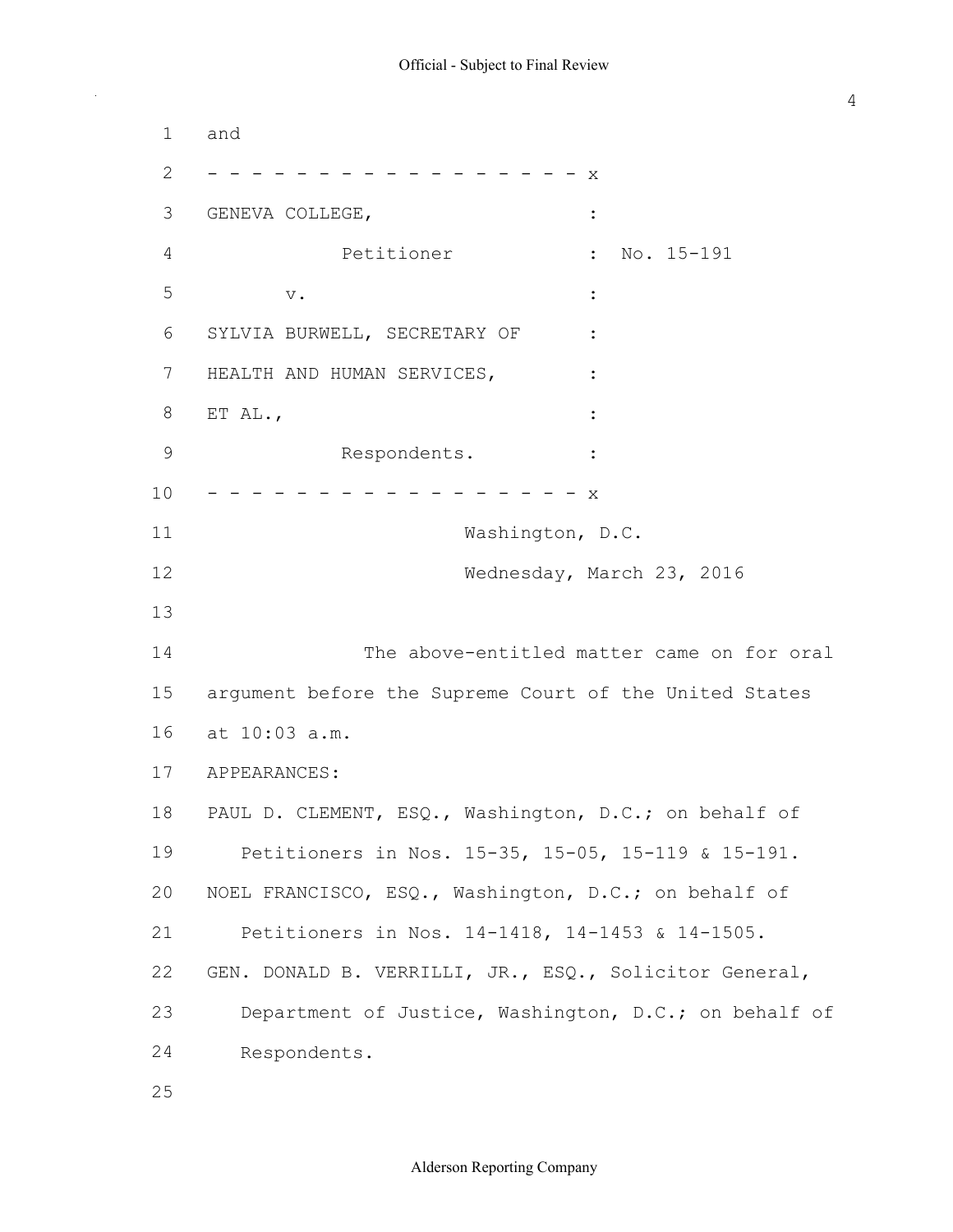and

GENEVA COLLEGE, : Petitioner : No. 15-191

v. :

SYLVIA BURWELL, SECRETARY OF HEALTH AND HUMAN SERVICES, ET AL., : Respondents. :

Washington, D.C.

Wednesday, March 23, 2016

The above-entitled matter came on for oral argument before the Supreme Court of the United States at 10:03 a.m.

APPEARANCES:

PAUL D. CLEMENT, ESQ., Washington, D.C.; on behalf of Petitioners in Nos. 15-35, 15-05, 15-119 & 15-191.

NOEL FRANCISCO, ESQ., Washington, D.C.; on behalf of Petitioners in Nos. 14-1418, 14-1453 & 14-1505.

GEN. DONALD B. VERRILLI, JR., ESQ., Solicitor General, Department of Justice, Washington, D.C.; on behalf of Respondents.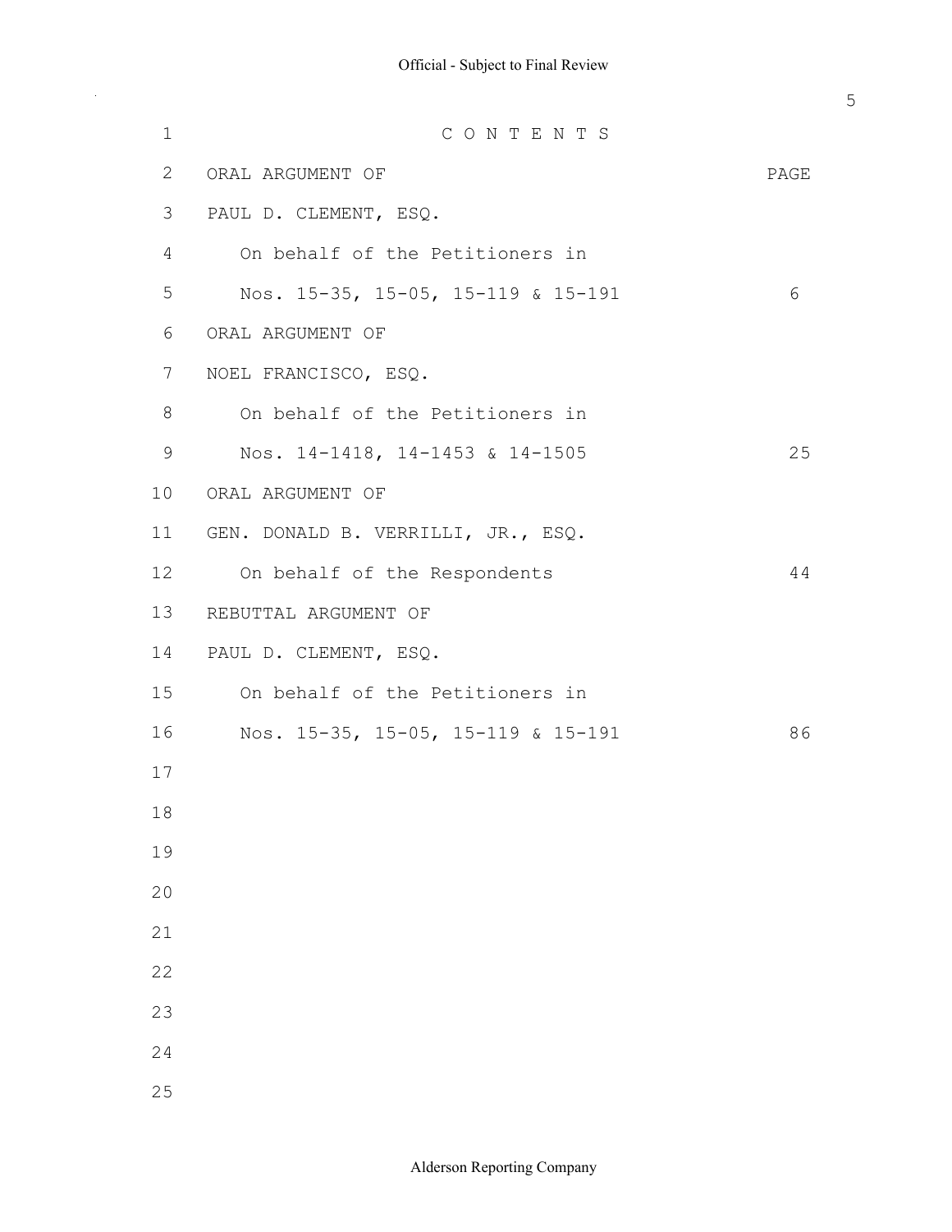# C O N T E N T S

| ORAL ARGUMENT OF | PAGE |
|---|---|
| PAUL D. CLEMENT, ESQ. | |
| On behalf of the Petitioners in Nos. 15-35, 15-05, 15-119 & 15-191 | 6 |
| ORAL ARGUMENT OF | |
| NOEL FRANCISCO, ESQ. | |
| On behalf of the Petitioners in Nos. 14-1418, 14-1453 & 14-1505 | 25 |
| ORAL ARGUMENT OF | |
| GEN. DONALD B. VERRILLI, JR., ESQ. | |
| On behalf of the Respondents | 44 |
| REBUTTAL ARGUMENT OF | |
| PAUL D. CLEMENT, ESQ. | |
| On behalf of the Petitioners in Nos. 15-35, 15-05, 15-119 & 15-191 | 86 |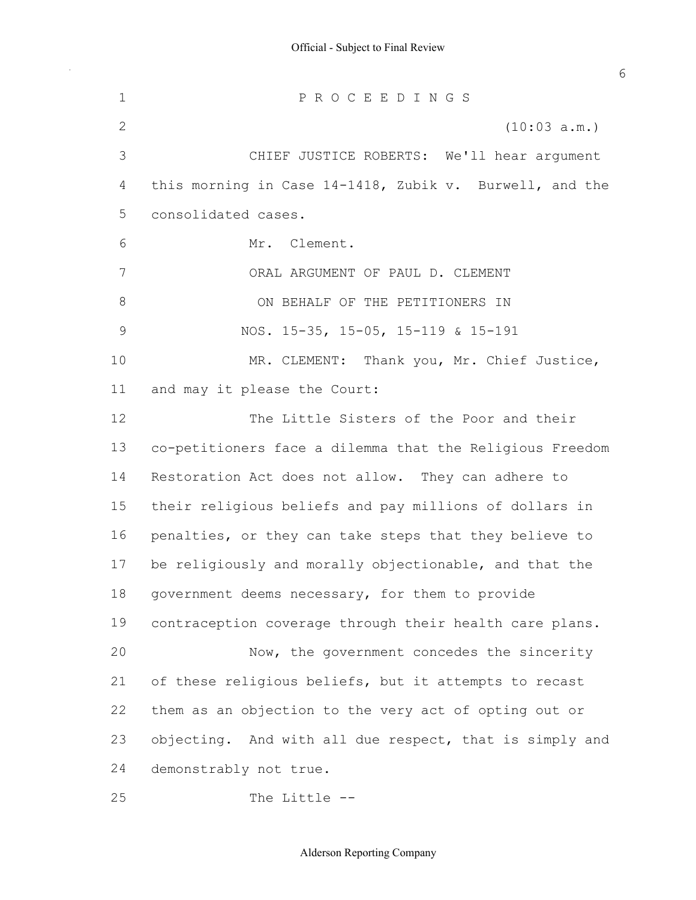P R O C E E D I N G S

(10:03 a.m.)

CHIEF JUSTICE ROBERTS: We'll hear argument this morning in Case 14-1418, Zubik v. Burwell, and the consolidated cases.

Mr. Clement.

ORAL ARGUMENT OF PAUL D. CLEMENT

ON BEHALF OF THE PETITIONERS IN

NOS. 15-35, 15-05, 15-119 & 15-191

MR. CLEMENT: Thank you, Mr. Chief Justice, and may it please the Court:

The Little Sisters of the Poor and their co-petitioners face a dilemma that the Religious Freedom Restoration Act does not allow. They can adhere to their religious beliefs and pay millions of dollars in penalties, or they can take steps that they believe to be religiously and morally objectionable, and that the government deems necessary, for them to provide contraception coverage through their health care plans.

Now, the government concedes the sincerity of these religious beliefs, but it attempts to recast them as an objection to the very act of opting out or objecting. And with all due respect, that is simply and demonstrably not true.

The Little --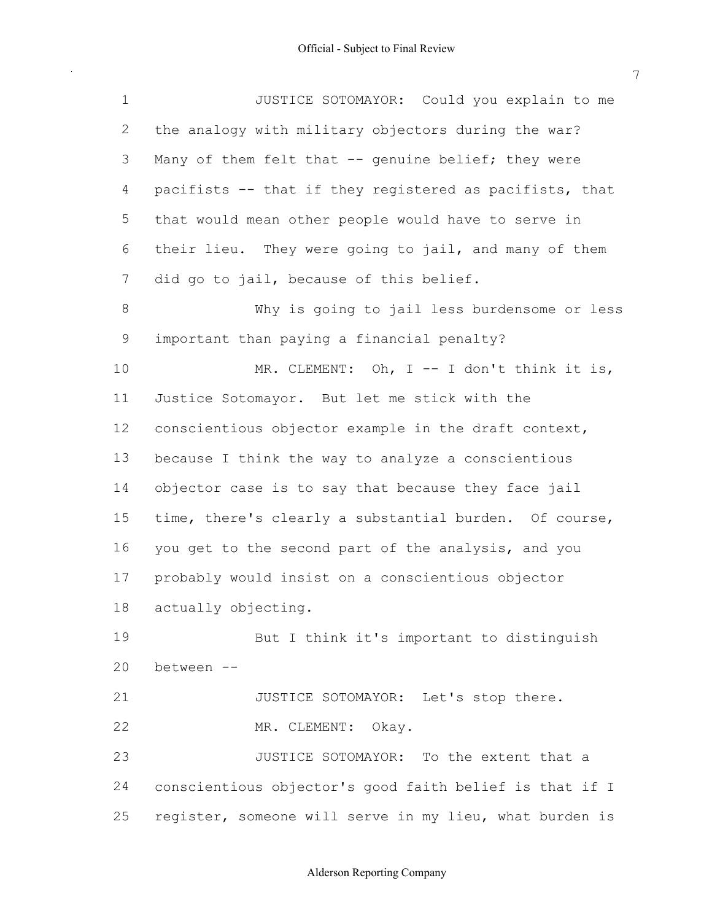JUSTICE SOTOMAYOR: Could you explain to me the analogy with military objectors during the war? Many of them felt that -- genuine belief; they were pacifists -- that if they registered as pacifists, that that would mean other people would have to serve in their lieu. They were going to jail, and many of them did go to jail, because of this belief.

Why is going to jail less burdensome or less important than paying a financial penalty?

MR. CLEMENT: Oh, I -- I don't think it is, Justice Sotomayor. But let me stick with the conscientious objector example in the draft context, because I think the way to analyze a conscientious objector case is to say that because they face jail time, there's clearly a substantial burden. Of course, you get to the second part of the analysis, and you probably would insist on a conscientious objector actually objecting.

But I think it's important to distinguish between --

JUSTICE SOTOMAYOR: Let's stop there.

MR. CLEMENT: Okay.

JUSTICE SOTOMAYOR: To the extent that a conscientious objector's good faith belief is that if I register, someone will serve in my lieu, what burden is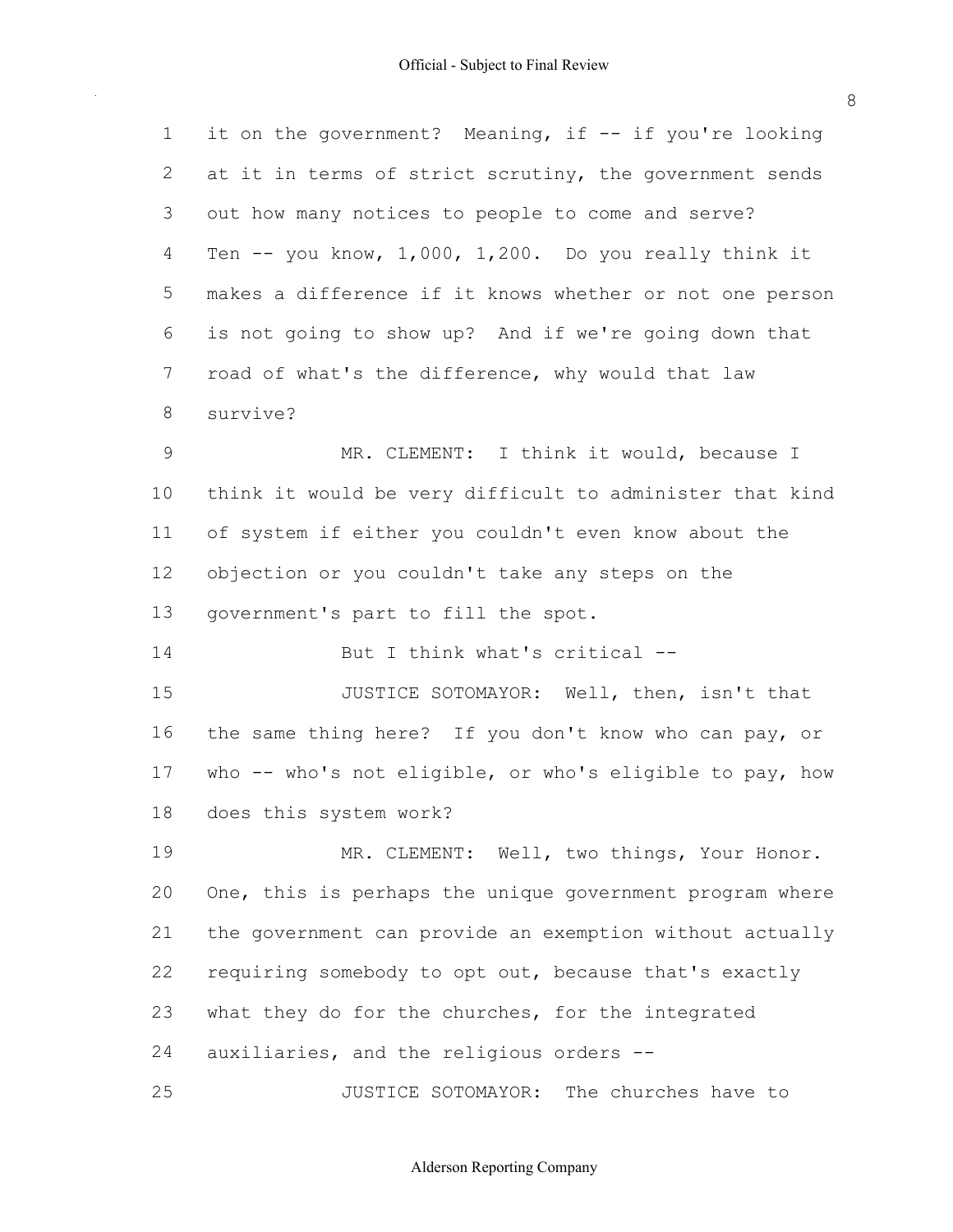it on the government? Meaning, if -- if you're looking at it in terms of strict scrutiny, the government sends out how many notices to people to come and serve? Ten -- you know, 1,000, 1,200. Do you really think it makes a difference if it knows whether or not one person is not going to show up? And if we're going down that road of what's the difference, why would that law survive?

MR. CLEMENT: I think it would, because I think it would be very difficult to administer that kind of system if either you couldn't even know about the objection or you couldn't take any steps on the government's part to fill the spot.

But I think what's critical --

JUSTICE SOTOMAYOR: Well, then, isn't that the same thing here? If you don't know who can pay, or who -- who's not eligible, or who's eligible to pay, how does this system work?

MR. CLEMENT: Well, two things, Your Honor. One, this is perhaps the unique government program where the government can provide an exemption without actually requiring somebody to opt out, because that's exactly what they do for the churches, for the integrated auxiliaries, and the religious orders --

JUSTICE SOTOMAYOR: The churches have to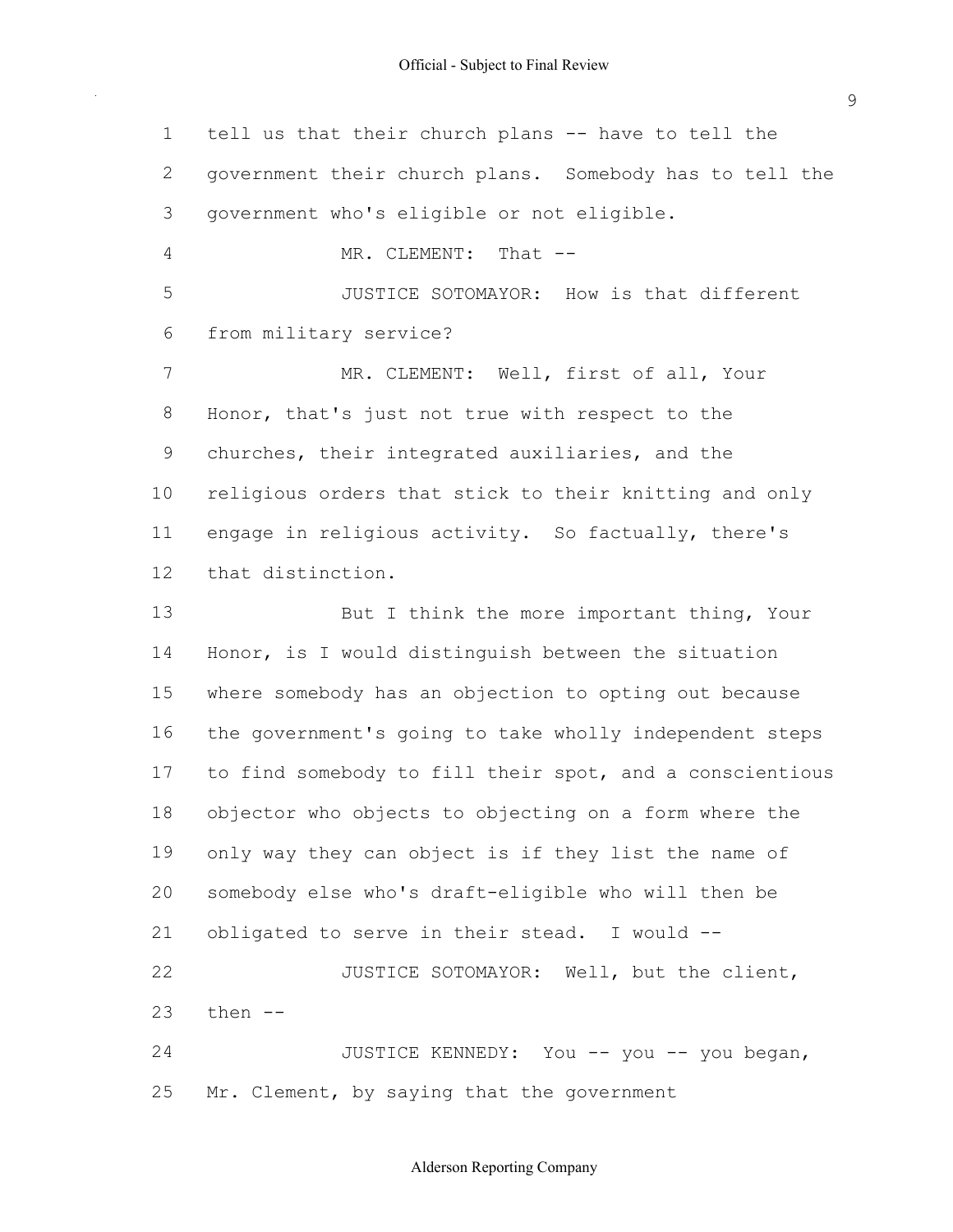tell us that their church plans -- have to tell the government their church plans. Somebody has to tell the government who's eligible or not eligible.

MR. CLEMENT: That --

JUSTICE SOTOMAYOR: How is that different from military service?

MR. CLEMENT: Well, first of all, Your Honor, that's just not true with respect to the churches, their integrated auxiliaries, and the religious orders that stick to their knitting and only engage in religious activity. So factually, there's that distinction.

But I think the more important thing, Your Honor, is I would distinguish between the situation where somebody has an objection to opting out because the government's going to take wholly independent steps to find somebody to fill their spot, and a conscientious objector who objects to objecting on a form where the only way they can object is if they list the name of somebody else who's draft-eligible who will then be obligated to serve in their stead. I would --

JUSTICE SOTOMAYOR: Well, but the client, then --

JUSTICE KENNEDY: You -- you -- you began, Mr. Clement, by saying that the government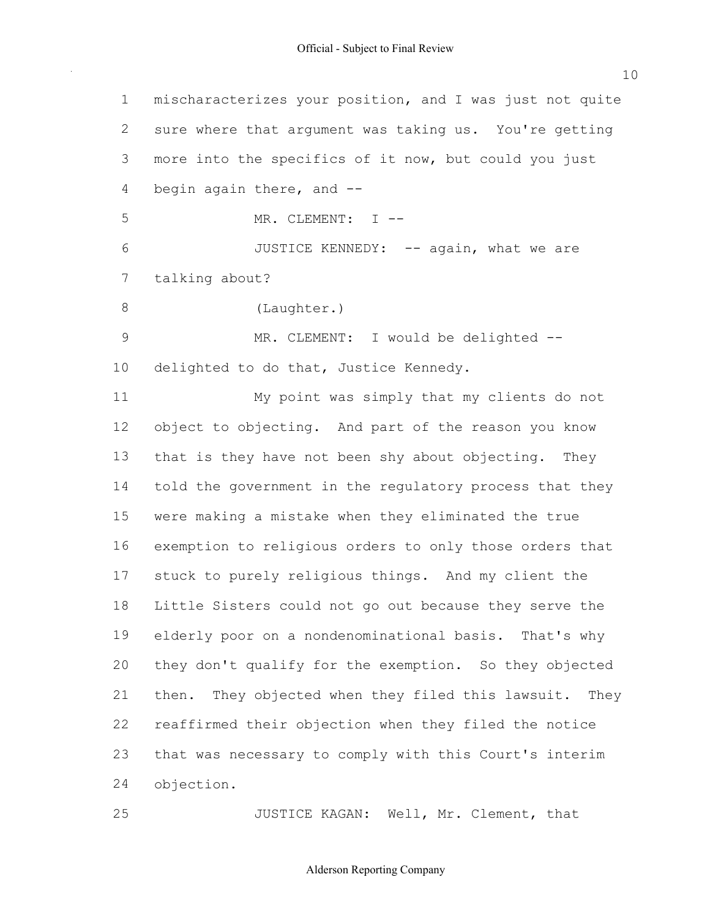mischaracterizes your position, and I was just not quite sure where that argument was taking us. You're getting more into the specifics of it now, but could you just begin again there, and --

MR. CLEMENT: I --

JUSTICE KENNEDY: -- again, what we are talking about?

(Laughter.)

MR. CLEMENT: I would be delighted -- delighted to do that, Justice Kennedy.

My point was simply that my clients do not object to objecting. And part of the reason you know that is they have not been shy about objecting. They told the government in the regulatory process that they were making a mistake when they eliminated the true exemption to religious orders to only those orders that stuck to purely religious things. And my client the Little Sisters could not go out because they serve the elderly poor on a nondenominational basis. That's why they don't qualify for the exemption. So they objected then. They objected when they filed this lawsuit. They reaffirmed their objection when they filed the notice that was necessary to comply with this Court's interim objection.

JUSTICE KAGAN: Well, Mr. Clement, that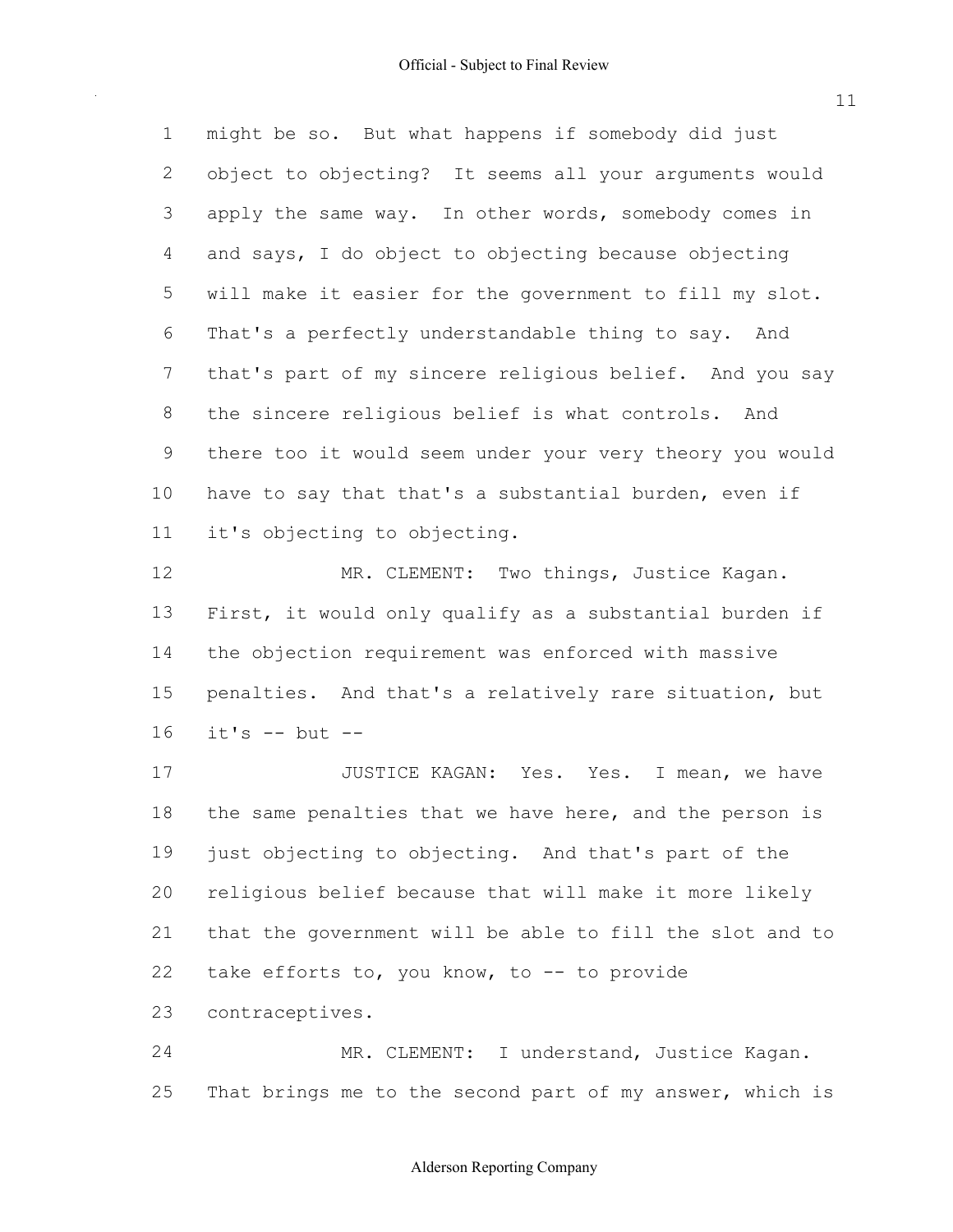might be so. But what happens if somebody did just object to objecting? It seems all your arguments would apply the same way. In other words, somebody comes in and says, I do object to objecting because objecting will make it easier for the government to fill my slot. That's a perfectly understandable thing to say. And that's part of my sincere religious belief. And you say the sincere religious belief is what controls. And there too it would seem under your very theory you would have to say that that's a substantial burden, even if it's objecting to objecting.

MR. CLEMENT: Two things, Justice Kagan. First, it would only qualify as a substantial burden if the objection requirement was enforced with massive penalties. And that's a relatively rare situation, but it's -- but --

JUSTICE KAGAN: Yes. Yes. I mean, we have the same penalties that we have here, and the person is just objecting to objecting. And that's part of the religious belief because that will make it more likely that the government will be able to fill the slot and to take efforts to, you know, to -- to provide contraceptives.

MR. CLEMENT: I understand, Justice Kagan. That brings me to the second part of my answer, which is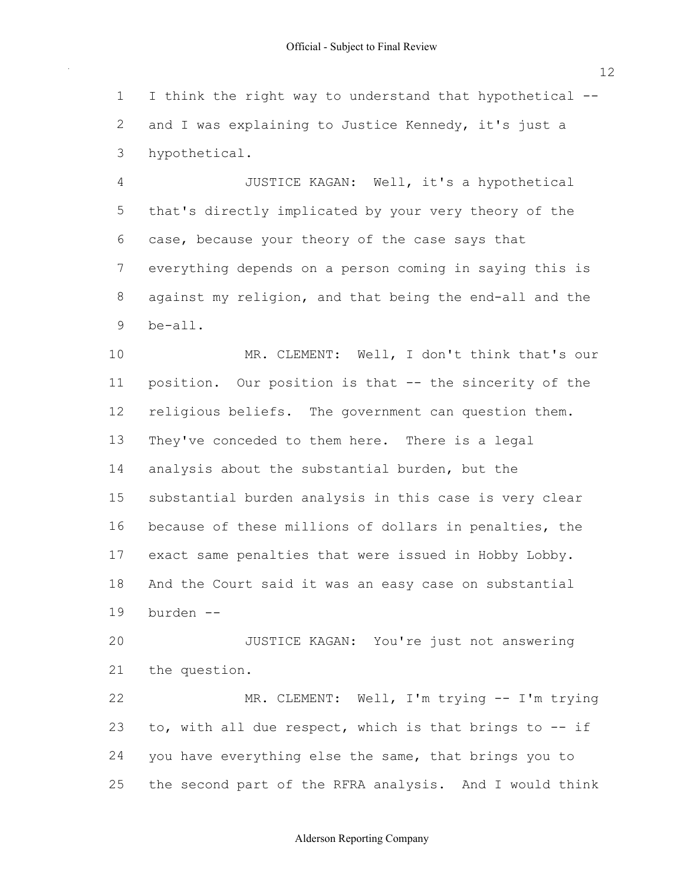I think the right way to understand that hypothetical -- and I was explaining to Justice Kennedy, it's just a hypothetical.

JUSTICE KAGAN: Well, it's a hypothetical that's directly implicated by your very theory of the case, because your theory of the case says that everything depends on a person coming in saying this is against my religion, and that being the end-all and the be-all.

MR. CLEMENT: Well, I don't think that's our position. Our position is that -- the sincerity of the religious beliefs. The government can question them. They've conceded to them here. There is a legal analysis about the substantial burden, but the substantial burden analysis in this case is very clear because of these millions of dollars in penalties, the exact same penalties that were issued in Hobby Lobby. And the Court said it was an easy case on substantial burden --

JUSTICE KAGAN: You're just not answering the question.

MR. CLEMENT: Well, I'm trying -- I'm trying to, with all due respect, which is that brings to -- if you have everything else the same, that brings you to the second part of the RFRA analysis. And I would think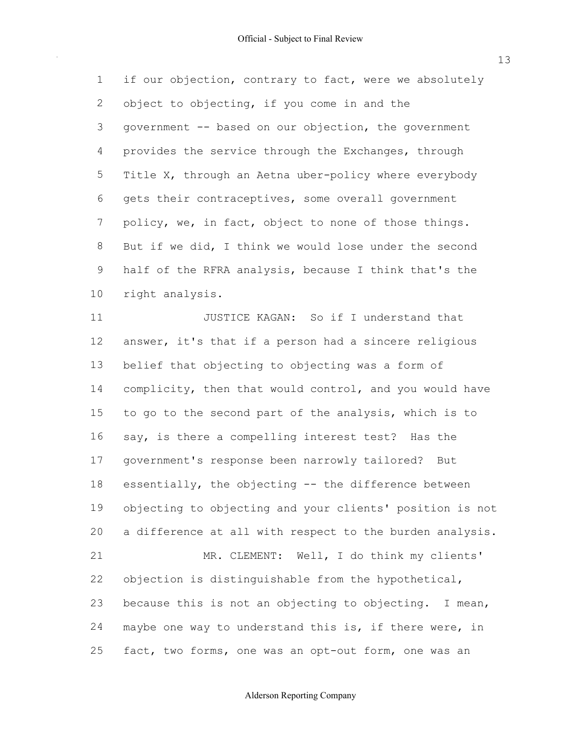if our objection, contrary to fact, were we absolutely object to objecting, if you come in and the government -- based on our objection, the government provides the service through the Exchanges, through Title X, through an Aetna uber-policy where everybody gets their contraceptives, some overall government policy, we, in fact, object to none of those things. But if we did, I think we would lose under the second half of the RFRA analysis, because I think that's the right analysis.

JUSTICE KAGAN: So if I understand that answer, it's that if a person had a sincere religious belief that objecting to objecting was a form of complicity, then that would control, and you would have to go to the second part of the analysis, which is to say, is there a compelling interest test? Has the government's response been narrowly tailored? But essentially, the objecting -- the difference between objecting to objecting and your clients' position is not a difference at all with respect to the burden analysis.

MR. CLEMENT: Well, I do think my clients' objection is distinguishable from the hypothetical, because this is not an objecting to objecting. I mean, maybe one way to understand this is, if there were, in fact, two forms, one was an opt-out form, one was an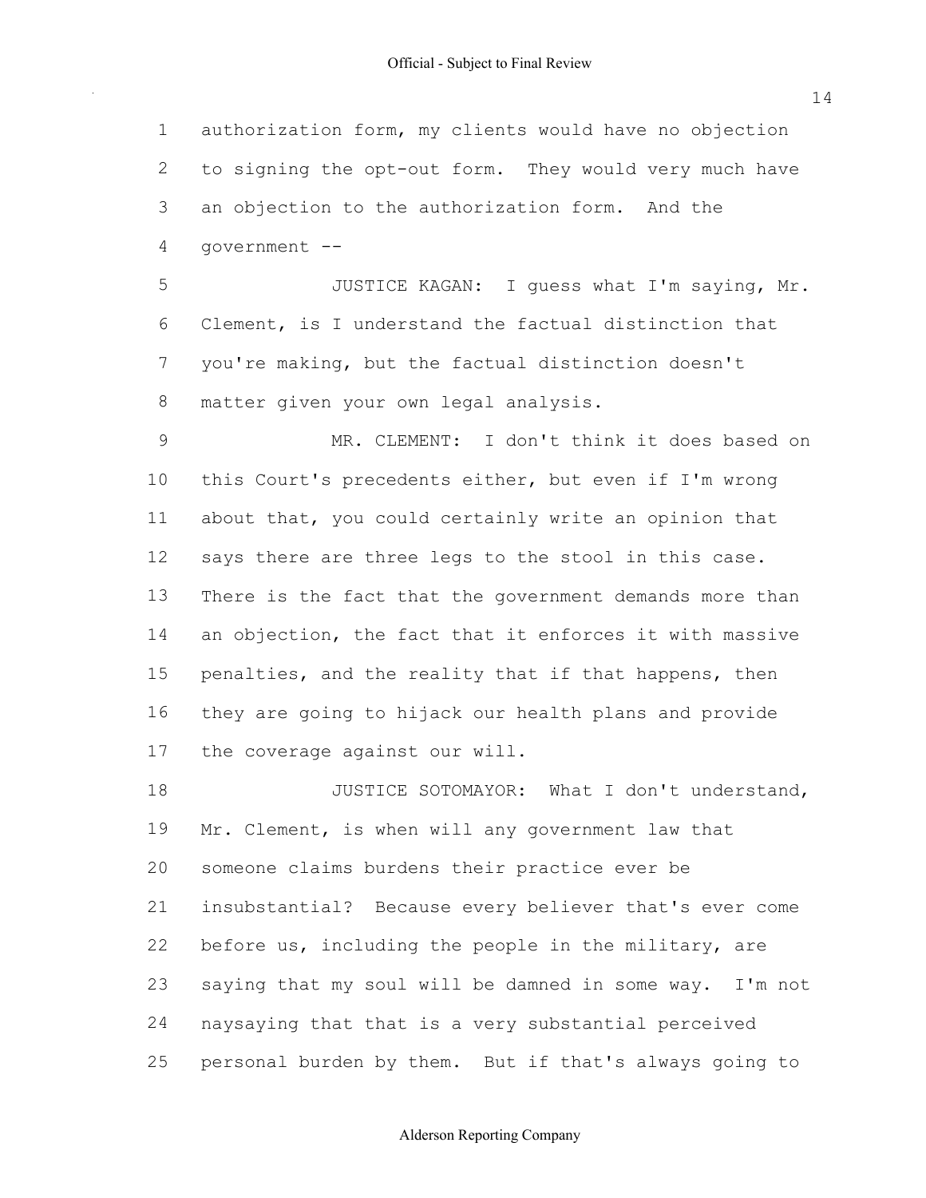authorization form, my clients would have no objection to signing the opt-out form. They would very much have an objection to the authorization form. And the government --

JUSTICE KAGAN: I guess what I'm saying, Mr. Clement, is I understand the factual distinction that you're making, but the factual distinction doesn't matter given your own legal analysis.

MR. CLEMENT: I don't think it does based on this Court's precedents either, but even if I'm wrong about that, you could certainly write an opinion that says there are three legs to the stool in this case. There is the fact that the government demands more than an objection, the fact that it enforces it with massive penalties, and the reality that if that happens, then they are going to hijack our health plans and provide the coverage against our will.

JUSTICE SOTOMAYOR: What I don't understand, Mr. Clement, is when will any government law that someone claims burdens their practice ever be insubstantial? Because every believer that's ever come before us, including the people in the military, are saying that my soul will be damned in some way. I'm not naysaying that that is a very substantial perceived personal burden by them. But if that's always going to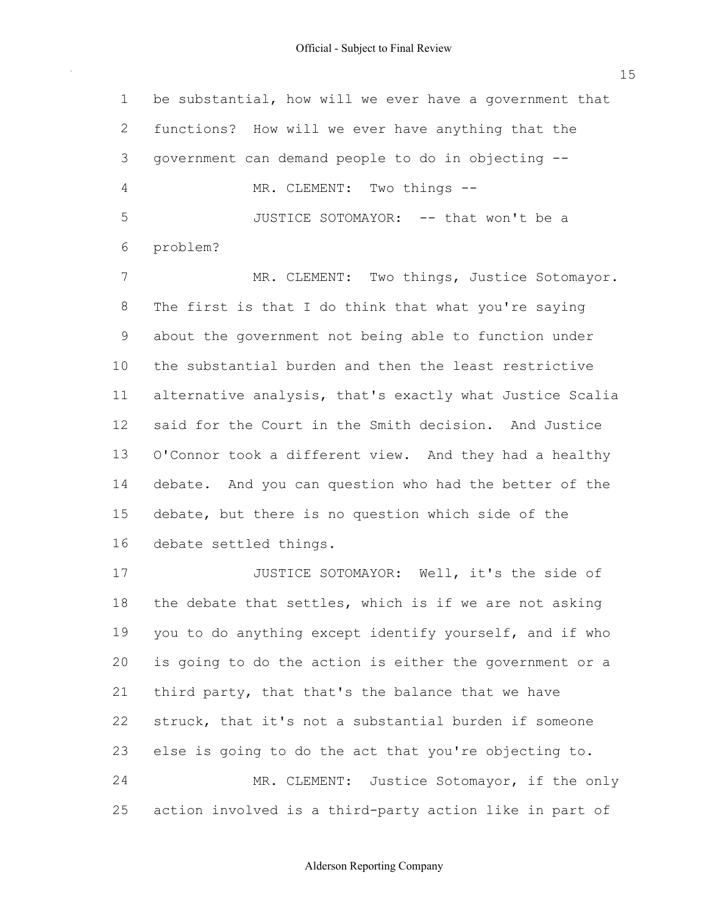be substantial, how will we ever have a government that functions? How will we ever have anything that the government can demand people to do in objecting --

MR. CLEMENT: Two things --

JUSTICE SOTOMAYOR: -- that won't be a problem?

MR. CLEMENT: Two things, Justice Sotomayor. The first is that I do think that what you're saying about the government not being able to function under the substantial burden and then the least restrictive alternative analysis, that's exactly what Justice Scalia said for the Court in the Smith decision. And Justice O'Connor took a different view. And they had a healthy debate. And you can question who had the better of the debate, but there is no question which side of the debate settled things.

JUSTICE SOTOMAYOR: Well, it's the side of the debate that settles, which is if we are not asking you to do anything except identify yourself, and if who is going to do the action is either the government or a third party, that that's the balance that we have struck, that it's not a substantial burden if someone else is going to do the act that you're objecting to.

MR. CLEMENT: Justice Sotomayor, if the only action involved is a third-party action like in part of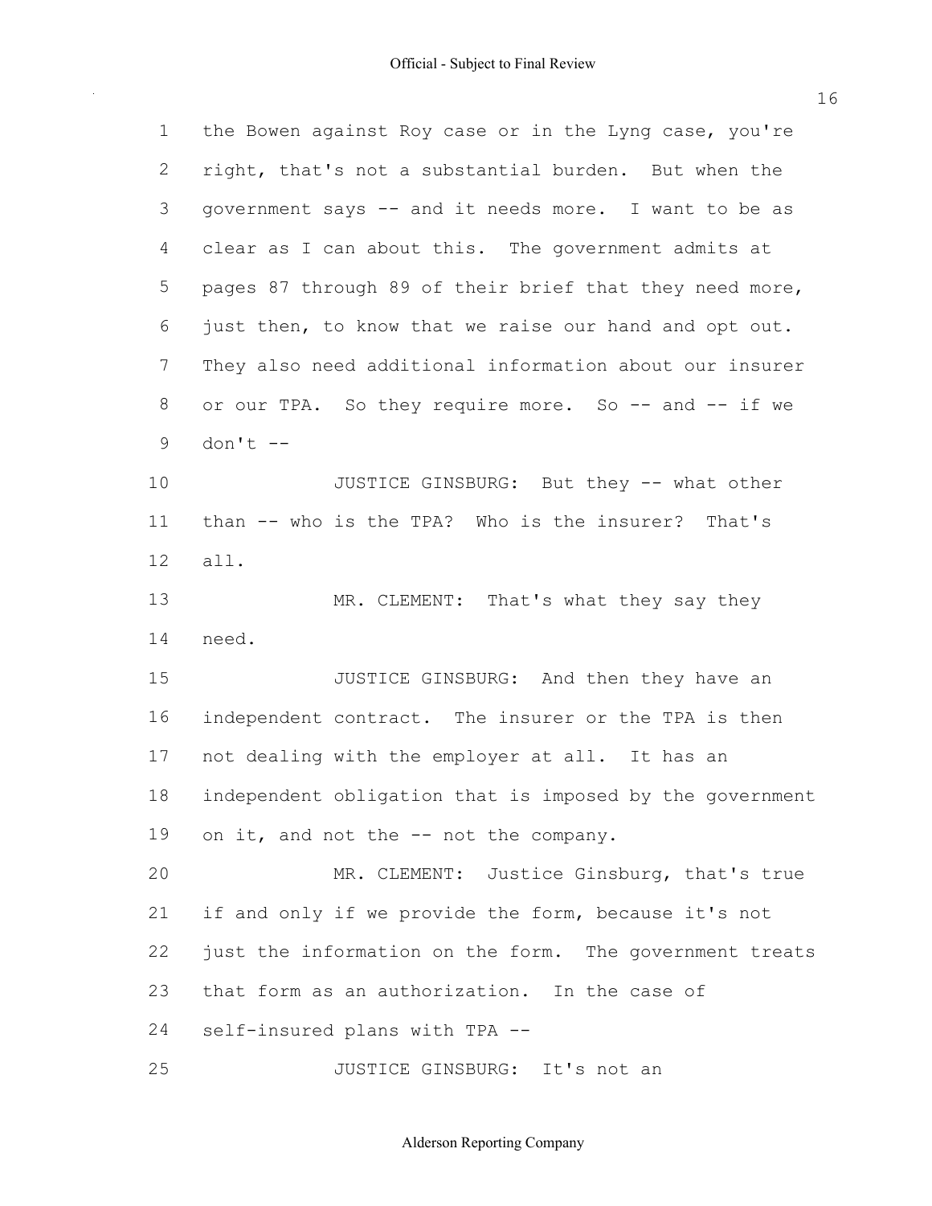1 the Bowen against Roy case or in the Lyng case, you're
2 right, that's not a substantial burden. But when the
3 government says -- and it needs more. I want to be as
4 clear as I can about this. The government admits at
5 pages 87 through 89 of their brief that they need more,
6 just then, to know that we raise our hand and opt out.
7 They also need additional information about our insurer
8 or our TPA. So they require more. So -- and -- if we
9 don't --

10 JUSTICE GINSBURG: But they -- what other
11 than -- who is the TPA? Who is the insurer? That's
12 all.

13 MR. CLEMENT: That's what they say they
14 need.

15 JUSTICE GINSBURG: And then they have an
16 independent contract. The insurer or the TPA is then
17 not dealing with the employer at all. It has an
18 independent obligation that is imposed by the government
19 on it, and not the -- not the company.

20 MR. CLEMENT: Justice Ginsburg, that's true
21 if and only if we provide the form, because it's not
22 just the information on the form. The government treats
23 that form as an authorization. In the case of
24 self-insured plans with TPA --

25 JUSTICE GINSBURG: It's not an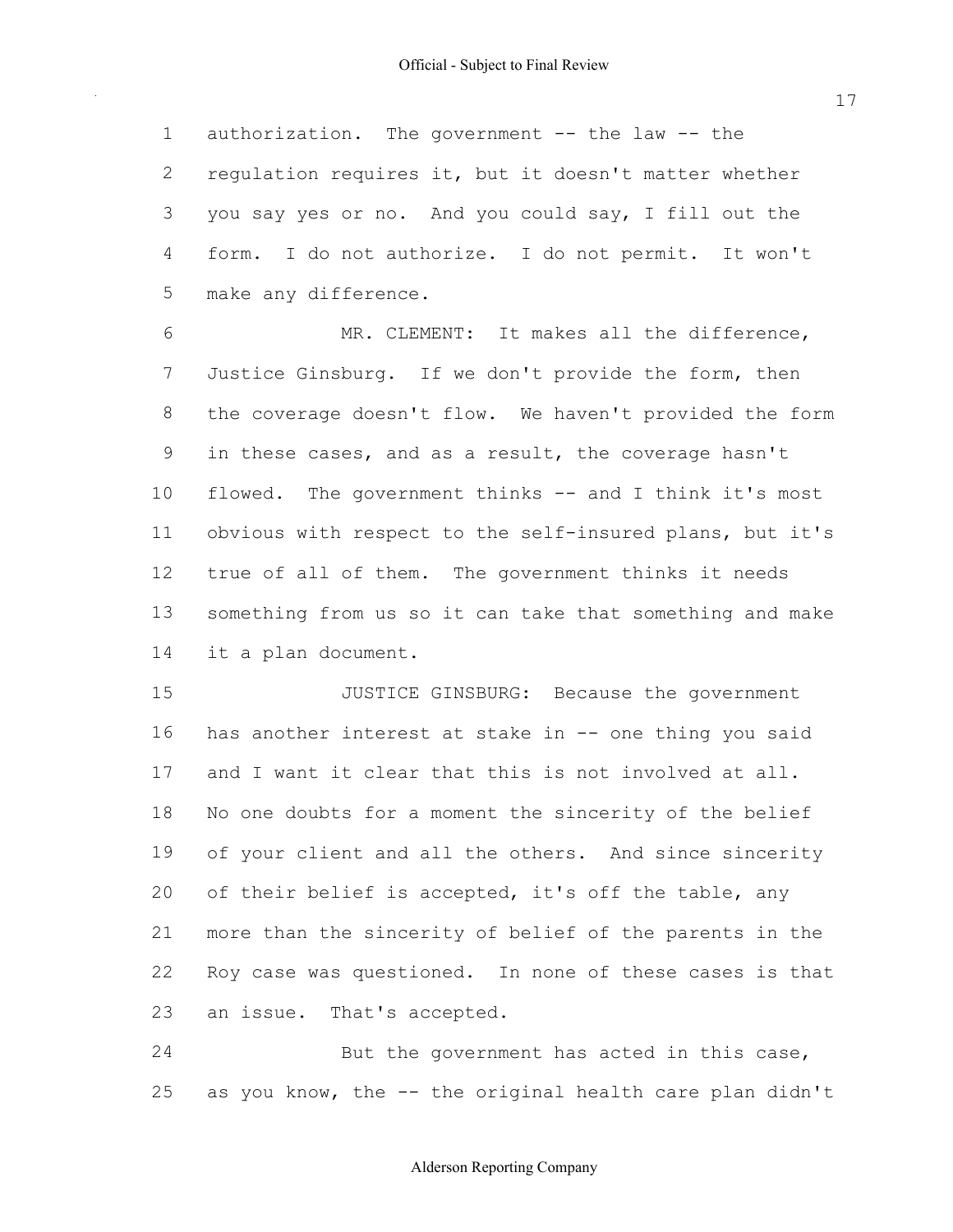authorization. The government -- the law -- the regulation requires it, but it doesn't matter whether you say yes or no. And you could say, I fill out the form. I do not authorize. I do not permit. It won't make any difference.

MR. CLEMENT: It makes all the difference, Justice Ginsburg. If we don't provide the form, then the coverage doesn't flow. We haven't provided the form in these cases, and as a result, the coverage hasn't flowed. The government thinks -- and I think it's most obvious with respect to the self-insured plans, but it's true of all of them. The government thinks it needs something from us so it can take that something and make it a plan document.

JUSTICE GINSBURG: Because the government has another interest at stake in -- one thing you said and I want it clear that this is not involved at all. No one doubts for a moment the sincerity of the belief of your client and all the others. And since sincerity of their belief is accepted, it's off the table, any more than the sincerity of belief of the parents in the Roy case was questioned. In none of these cases is that an issue. That's accepted.

But the government has acted in this case, as you know, the -- the original health care plan didn't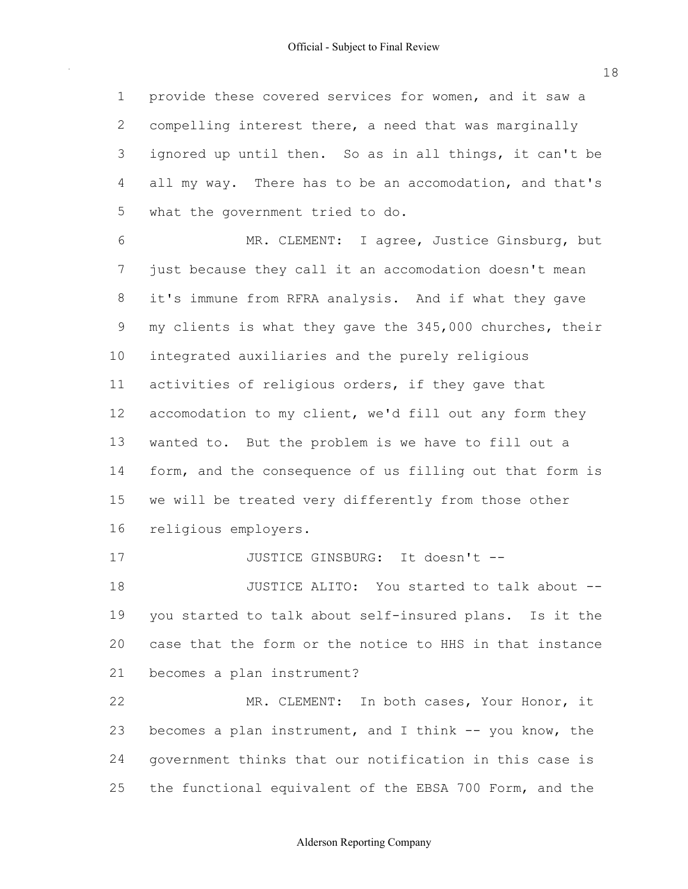provide these covered services for women, and it saw a compelling interest there, a need that was marginally ignored up until then. So as in all things, it can't be all my way. There has to be an accomodation, and that's what the government tried to do.

MR. CLEMENT: I agree, Justice Ginsburg, but just because they call it an accomodation doesn't mean it's immune from RFRA analysis. And if what they gave my clients is what they gave the 345,000 churches, their integrated auxiliaries and the purely religious activities of religious orders, if they gave that accomodation to my client, we'd fill out any form they wanted to. But the problem is we have to fill out a form, and the consequence of us filling out that form is we will be treated very differently from those other religious employers.

JUSTICE GINSBURG: It doesn't --

JUSTICE ALITO: You started to talk about -- you started to talk about self-insured plans. Is it the case that the form or the notice to HHS in that instance becomes a plan instrument?

MR. CLEMENT: In both cases, Your Honor, it becomes a plan instrument, and I think -- you know, the government thinks that our notification in this case is the functional equivalent of the EBSA 700 Form, and the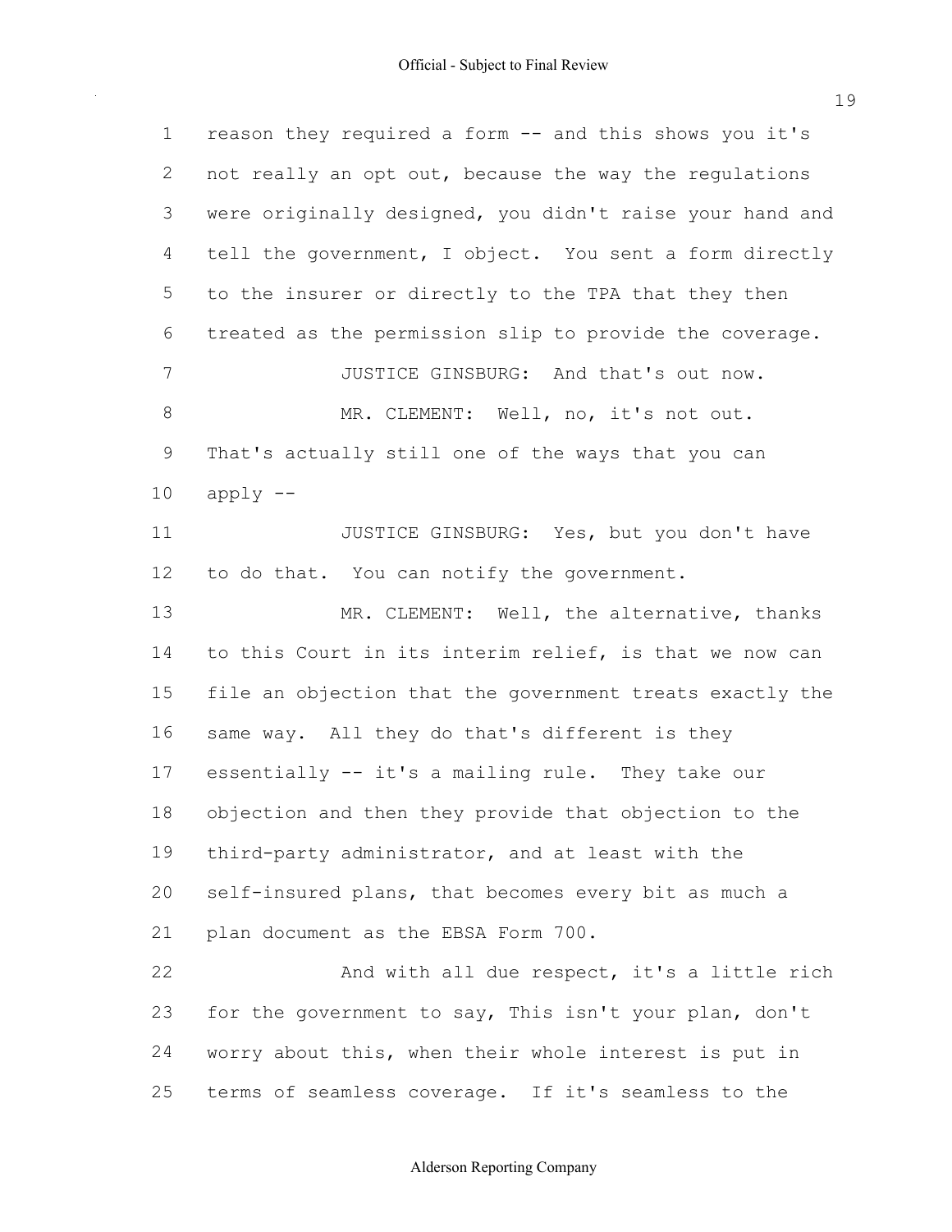reason they required a form -- and this shows you it's not really an opt out, because the way the regulations were originally designed, you didn't raise your hand and tell the government, I object. You sent a form directly to the insurer or directly to the TPA that they then treated as the permission slip to provide the coverage.

JUSTICE GINSBURG: And that's out now.

MR. CLEMENT: Well, no, it's not out. That's actually still one of the ways that you can apply --

JUSTICE GINSBURG: Yes, but you don't have to do that. You can notify the government.

MR. CLEMENT: Well, the alternative, thanks to this Court in its interim relief, is that we now can file an objection that the government treats exactly the same way. All they do that's different is they essentially -- it's a mailing rule. They take our objection and then they provide that objection to the third-party administrator, and at least with the self-insured plans, that becomes every bit as much a plan document as the EBSA Form 700.

And with all due respect, it's a little rich for the government to say, This isn't your plan, don't worry about this, when their whole interest is put in terms of seamless coverage. If it's seamless to the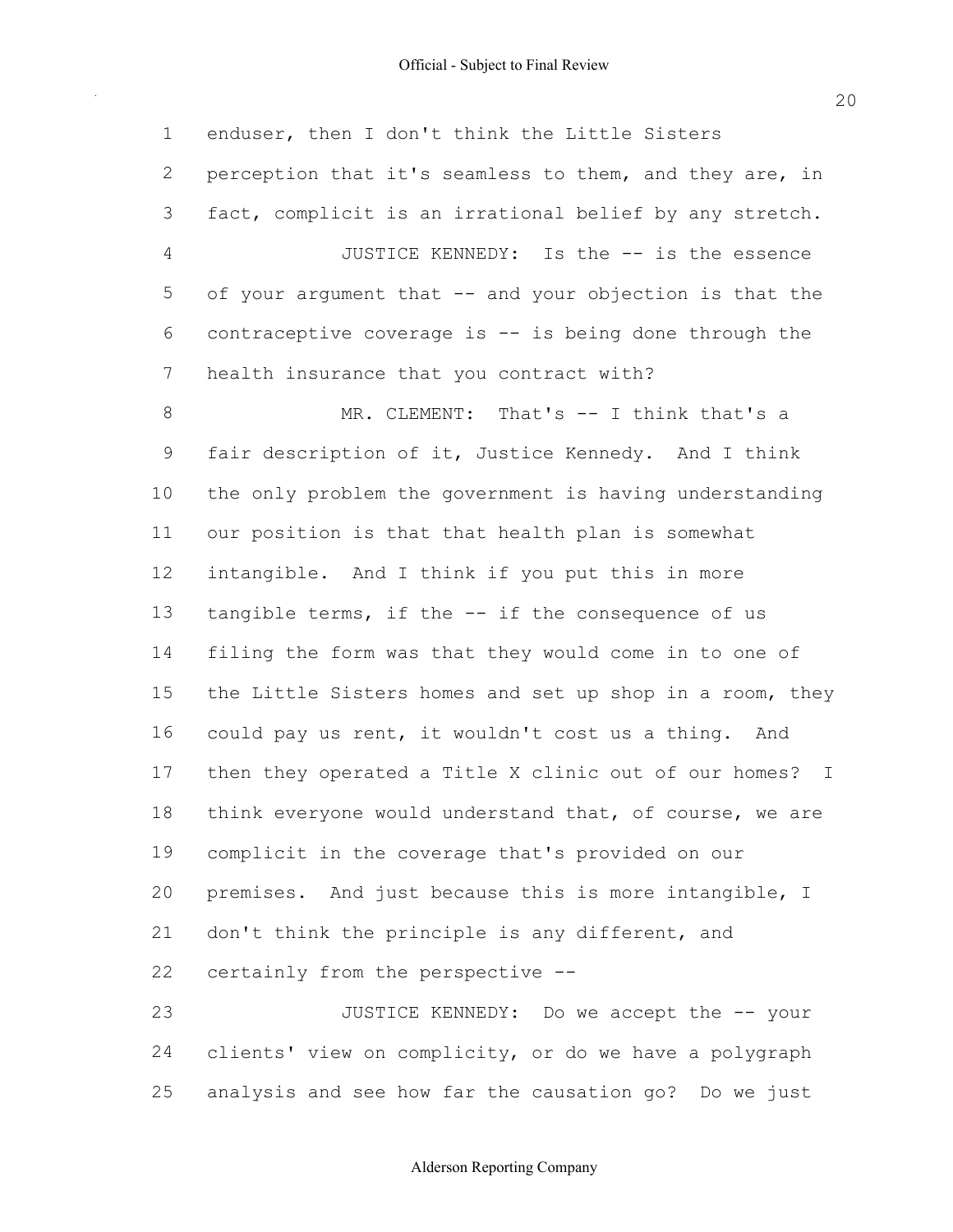enduser, then I don't think the Little Sisters perception that it's seamless to them, and they are, in fact, complicit is an irrational belief by any stretch.

JUSTICE KENNEDY: Is the -- is the essence of your argument that -- and your objection is that the contraceptive coverage is -- is being done through the health insurance that you contract with?

MR. CLEMENT: That's -- I think that's a fair description of it, Justice Kennedy. And I think the only problem the government is having understanding our position is that that health plan is somewhat intangible. And I think if you put this in more tangible terms, if the -- if the consequence of us filing the form was that they would come in to one of the Little Sisters homes and set up shop in a room, they could pay us rent, it wouldn't cost us a thing. And then they operated a Title X clinic out of our homes? I think everyone would understand that, of course, we are complicit in the coverage that's provided on our premises. And just because this is more intangible, I don't think the principle is any different, and certainly from the perspective --

JUSTICE KENNEDY: Do we accept the -- your clients' view on complicity, or do we have a polygraph analysis and see how far the causation go? Do we just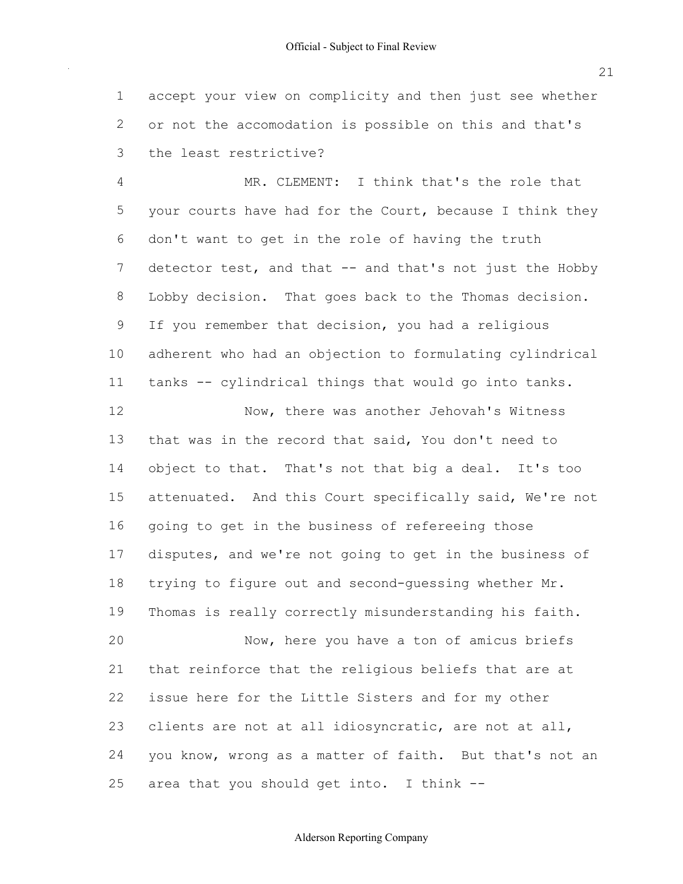1 accept your view on complicity and then just see whether
2 or not the accomodation is possible on this and that's
3 the least restrictive?

4 MR. CLEMENT: I think that's the role that
5 your courts have had for the Court, because I think they
6 don't want to get in the role of having the truth
7 detector test, and that -- and that's not just the Hobby
8 Lobby decision. That goes back to the Thomas decision.
9 If you remember that decision, you had a religious
10 adherent who had an objection to formulating cylindrical
11 tanks -- cylindrical things that would go into tanks.

12 Now, there was another Jehovah's Witness
13 that was in the record that said, You don't need to
14 object to that. That's not that big a deal. It's too
15 attenuated. And this Court specifically said, We're not
16 going to get in the business of refereeing those
17 disputes, and we're not going to get in the business of
18 trying to figure out and second-guessing whether Mr.
19 Thomas is really correctly misunderstanding his faith.

20 Now, here you have a ton of amicus briefs
21 that reinforce that the religious beliefs that are at
22 issue here for the Little Sisters and for my other
23 clients are not at all idiosyncratic, are not at all,
24 you know, wrong as a matter of faith. But that's not an
25 area that you should get into. I think --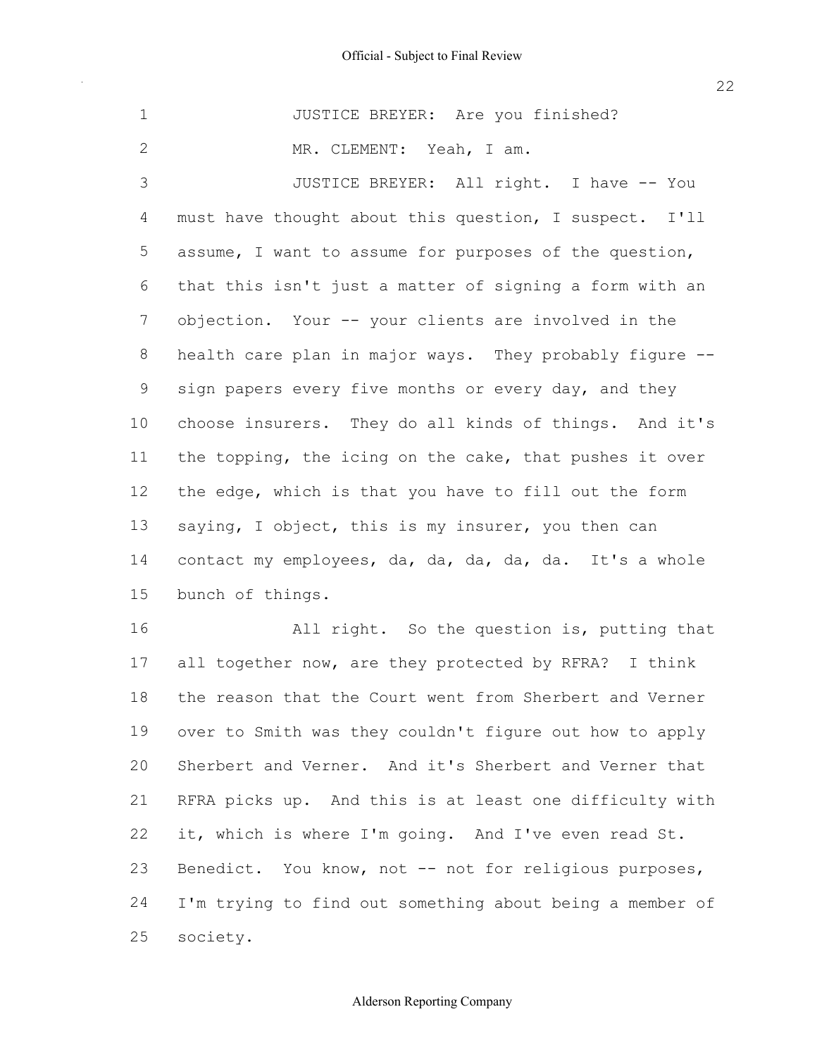JUSTICE BREYER: Are you finished?

MR. CLEMENT: Yeah, I am.

JUSTICE BREYER: All right. I have -- You must have thought about this question, I suspect. I'll assume, I want to assume for purposes of the question, that this isn't just a matter of signing a form with an objection. Your -- your clients are involved in the health care plan in major ways. They probably figure -- sign papers every five months or every day, and they choose insurers. They do all kinds of things. And it's the topping, the icing on the cake, that pushes it over the edge, which is that you have to fill out the form saying, I object, this is my insurer, you then can contact my employees, da, da, da, da, da. It's a whole bunch of things.

All right. So the question is, putting that all together now, are they protected by RFRA? I think the reason that the Court went from Sherbert and Verner over to Smith was they couldn't figure out how to apply Sherbert and Verner. And it's Sherbert and Verner that RFRA picks up. And this is at least one difficulty with it, which is where I'm going. And I've even read St. Benedict. You know, not -- not for religious purposes, I'm trying to find out something about being a member of society.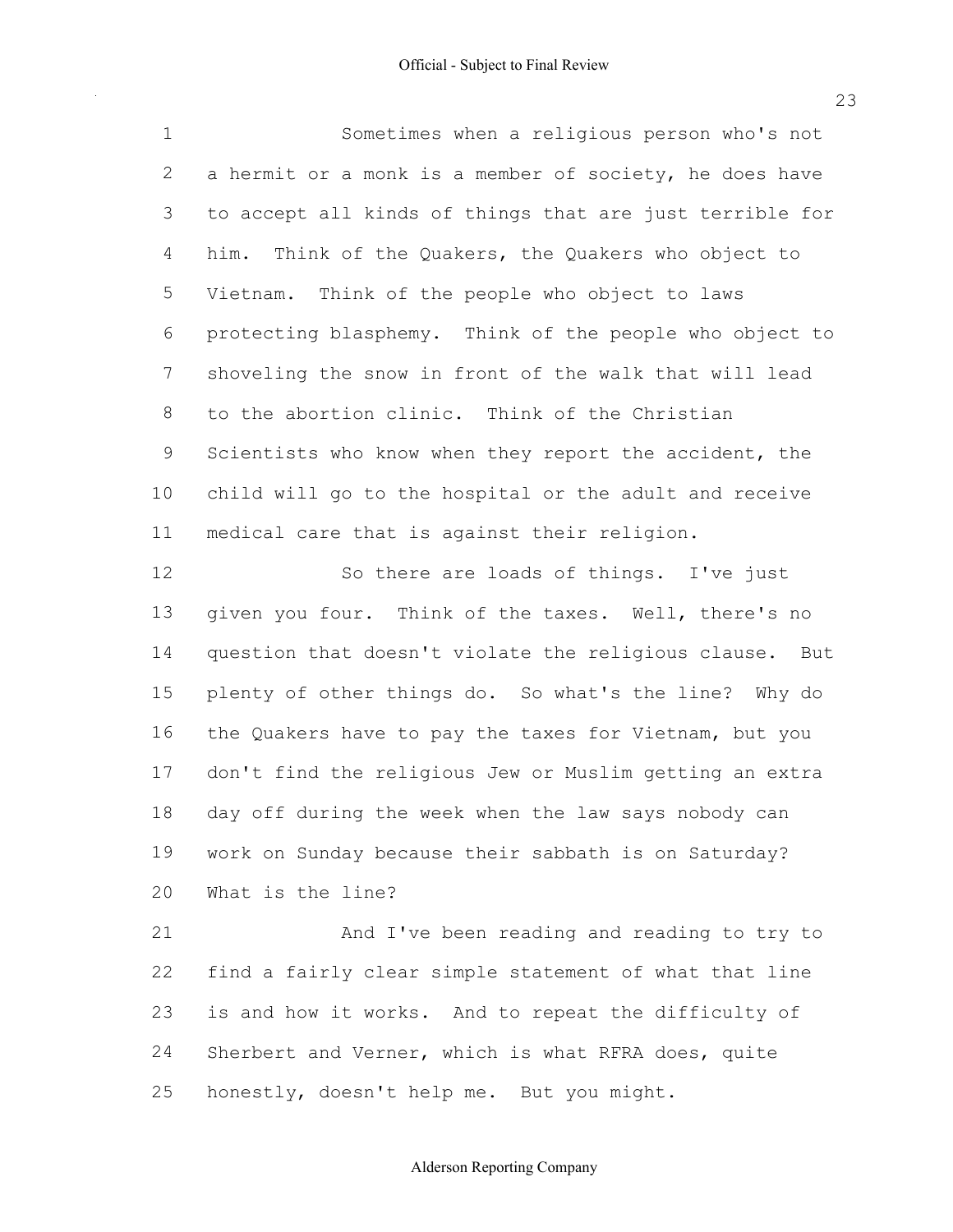Sometimes when a religious person who's not a hermit or a monk is a member of society, he does have to accept all kinds of things that are just terrible for him. Think of the Quakers, the Quakers who object to Vietnam. Think of the people who object to laws protecting blasphemy. Think of the people who object to shoveling the snow in front of the walk that will lead to the abortion clinic. Think of the Christian Scientists who know when they report the accident, the child will go to the hospital or the adult and receive medical care that is against their religion.

So there are loads of things. I've just given you four. Think of the taxes. Well, there's no question that doesn't violate the religious clause. But plenty of other things do. So what's the line? Why do the Quakers have to pay the taxes for Vietnam, but you don't find the religious Jew or Muslim getting an extra day off during the week when the law says nobody can work on Sunday because their sabbath is on Saturday? What is the line?

And I've been reading and reading to try to find a fairly clear simple statement of what that line is and how it works. And to repeat the difficulty of Sherbert and Verner, which is what RFRA does, quite honestly, doesn't help me. But you might.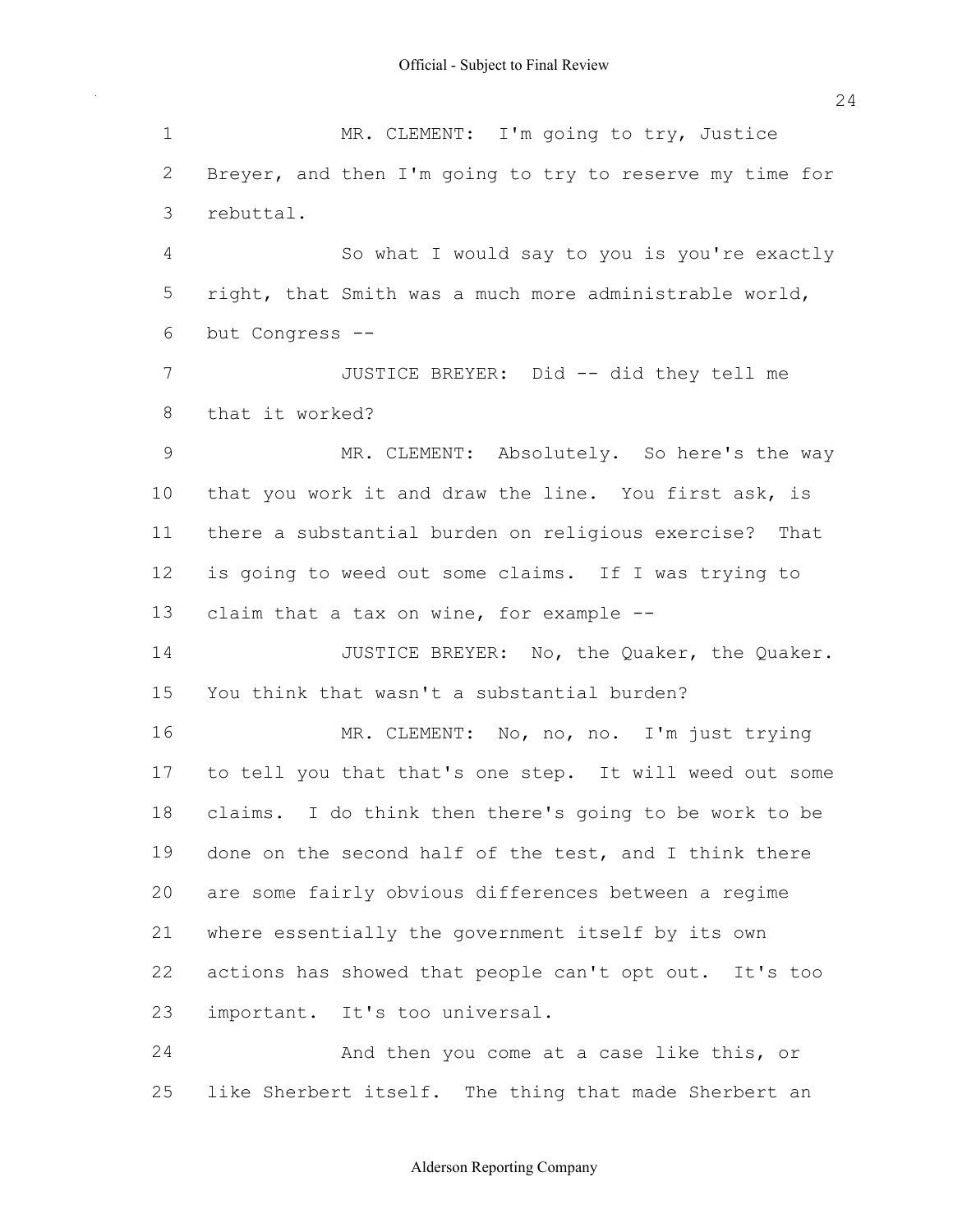MR. CLEMENT: I'm going to try, Justice Breyer, and then I'm going to try to reserve my time for rebuttal.

So what I would say to you is you're exactly right, that Smith was a much more administrable world, but Congress --

JUSTICE BREYER: Did -- did they tell me that it worked?

MR. CLEMENT: Absolutely. So here's the way that you work it and draw the line. You first ask, is there a substantial burden on religious exercise? That is going to weed out some claims. If I was trying to claim that a tax on wine, for example --

JUSTICE BREYER: No, the Quaker, the Quaker. You think that wasn't a substantial burden?

MR. CLEMENT: No, no, no. I'm just trying to tell you that that's one step. It will weed out some claims. I do think then there's going to be work to be done on the second half of the test, and I think there are some fairly obvious differences between a regime where essentially the government itself by its own actions has showed that people can't opt out. It's too important. It's too universal.

And then you come at a case like this, or like Sherbert itself. The thing that made Sherbert an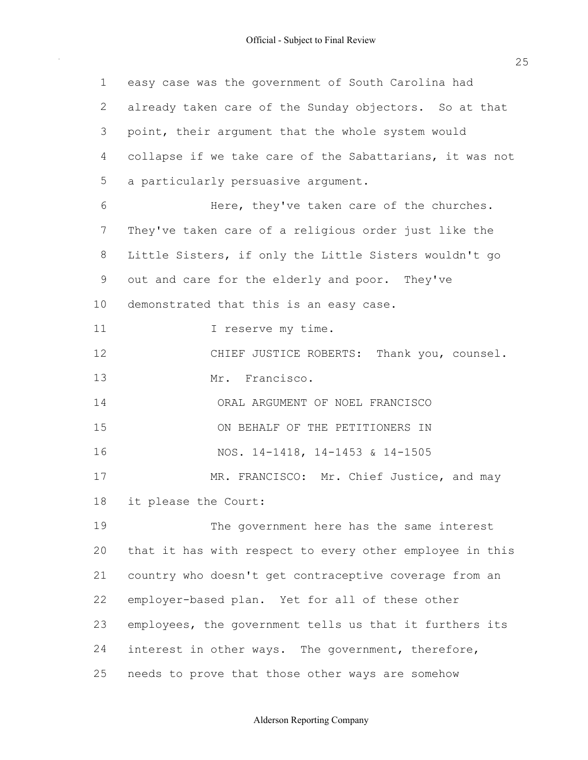easy case was the government of South Carolina had already taken care of the Sunday objectors. So at that point, their argument that the whole system would collapse if we take care of the Sabattarians, it was not a particularly persuasive argument.

Here, they've taken care of the churches. They've taken care of a religious order just like the Little Sisters, if only the Little Sisters wouldn't go out and care for the elderly and poor. They've demonstrated that this is an easy case.

I reserve my time.

CHIEF JUSTICE ROBERTS: Thank you, counsel.

Mr. Francisco.

ORAL ARGUMENT OF NOEL FRANCISCO
ON BEHALF OF THE PETITIONERS IN
NOS. 14-1418, 14-1453 & 14-1505

MR. FRANCISCO: Mr. Chief Justice, and may it please the Court:

The government here has the same interest that it has with respect to every other employee in this country who doesn't get contraceptive coverage from an employer-based plan. Yet for all of these other employees, the government tells us that it furthers its interest in other ways. The government, therefore, needs to prove that those other ways are somehow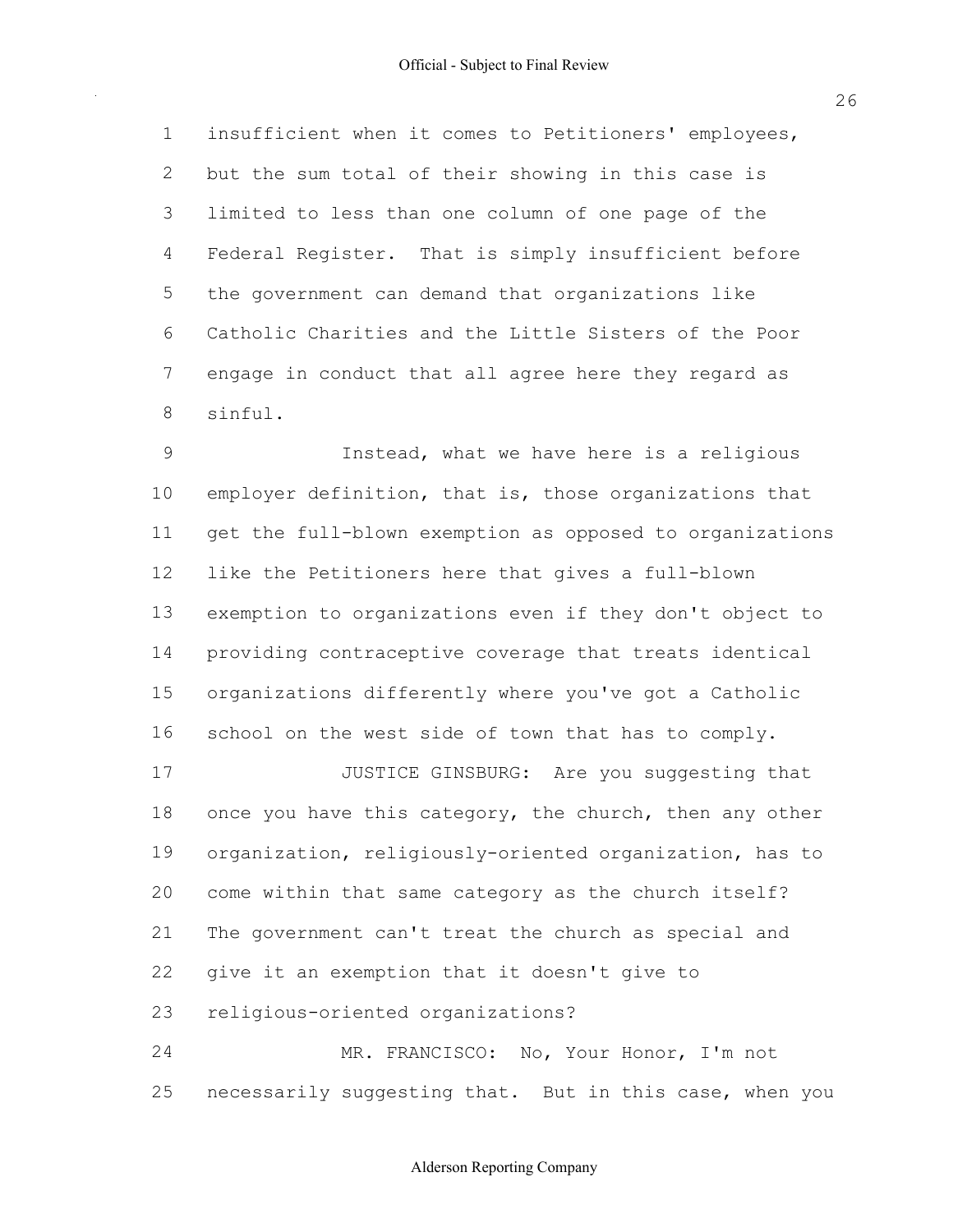insufficient when it comes to Petitioners' employees, but the sum total of their showing in this case is limited to less than one column of one page of the Federal Register. That is simply insufficient before the government can demand that organizations like Catholic Charities and the Little Sisters of the Poor engage in conduct that all agree here they regard as sinful.

Instead, what we have here is a religious employer definition, that is, those organizations that get the full-blown exemption as opposed to organizations like the Petitioners here that gives a full-blown exemption to organizations even if they don't object to providing contraceptive coverage that treats identical organizations differently where you've got a Catholic school on the west side of town that has to comply.

JUSTICE GINSBURG: Are you suggesting that once you have this category, the church, then any other organization, religiously-oriented organization, has to come within that same category as the church itself? The government can't treat the church as special and give it an exemption that it doesn't give to religious-oriented organizations?

MR. FRANCISCO: No, Your Honor, I'm not necessarily suggesting that. But in this case, when you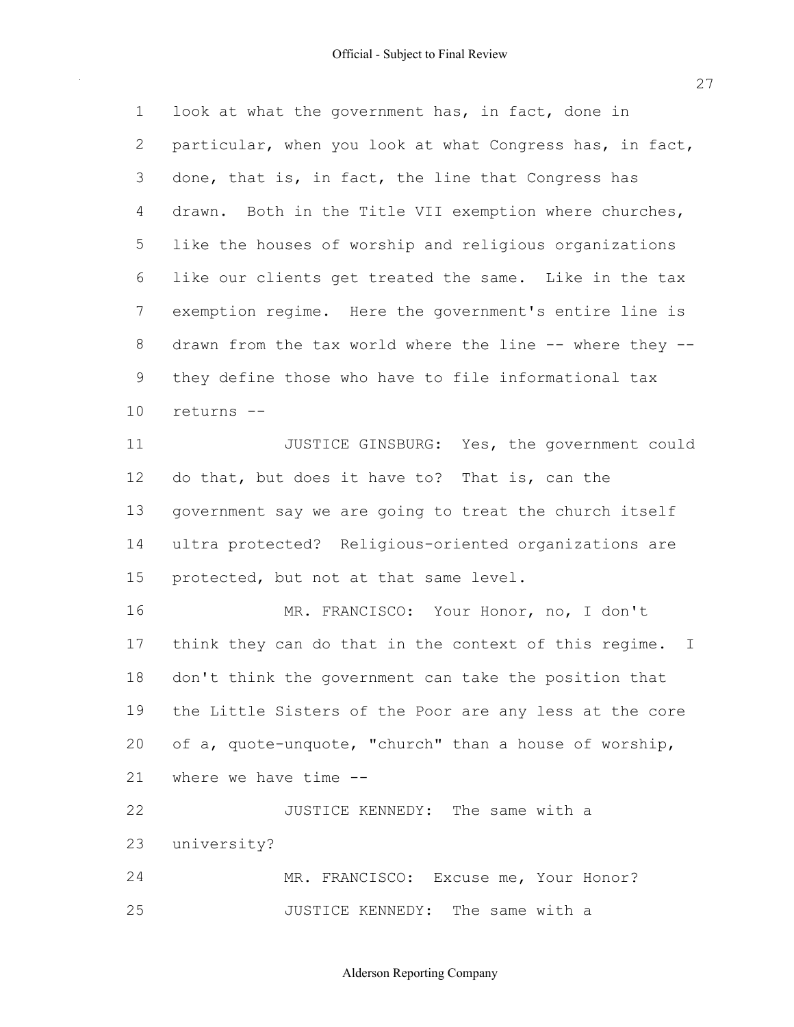look at what the government has, in fact, done in particular, when you look at what Congress has, in fact, done, that is, in fact, the line that Congress has drawn. Both in the Title VII exemption where churches, like the houses of worship and religious organizations like our clients get treated the same. Like in the tax exemption regime. Here the government's entire line is drawn from the tax world where the line -- where they -- they define those who have to file informational tax returns --

JUSTICE GINSBURG: Yes, the government could do that, but does it have to? That is, can the government say we are going to treat the church itself ultra protected? Religious-oriented organizations are protected, but not at that same level.

MR. FRANCISCO: Your Honor, no, I don't think they can do that in the context of this regime. I don't think the government can take the position that the Little Sisters of the Poor are any less at the core of a, quote-unquote, "church" than a house of worship, where we have time --

JUSTICE KENNEDY: The same with a university?

MR. FRANCISCO: Excuse me, Your Honor?

JUSTICE KENNEDY: The same with a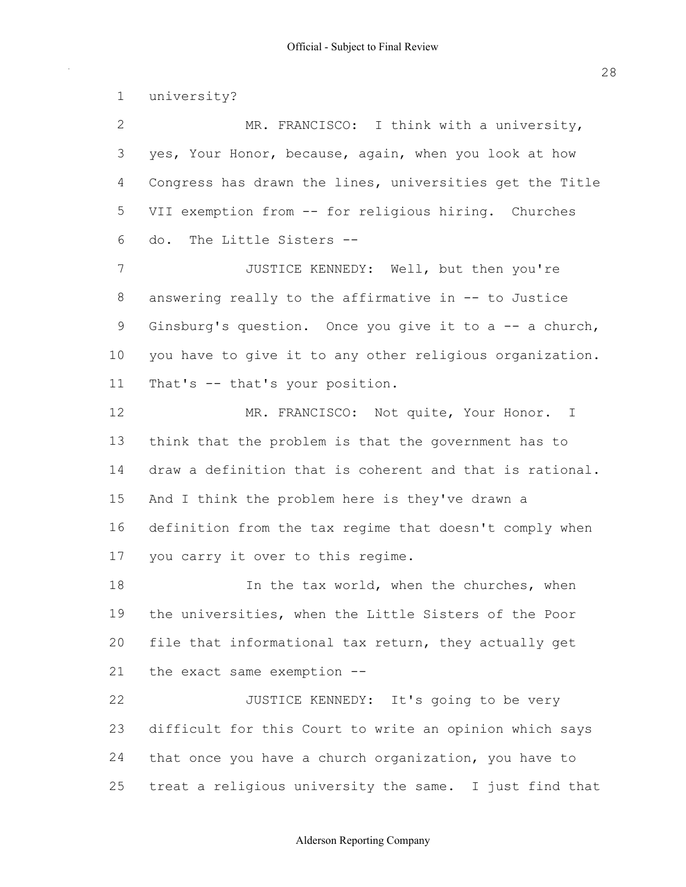university?

MR. FRANCISCO: I think with a university, yes, Your Honor, because, again, when you look at how Congress has drawn the lines, universities get the Title VII exemption from -- for religious hiring. Churches do. The Little Sisters --

JUSTICE KENNEDY: Well, but then you're answering really to the affirmative in -- to Justice Ginsburg's question. Once you give it to a -- a church, you have to give it to any other religious organization. That's -- that's your position.

MR. FRANCISCO: Not quite, Your Honor. I think that the problem is that the government has to draw a definition that is coherent and that is rational. And I think the problem here is they've drawn a definition from the tax regime that doesn't comply when you carry it over to this regime.

In the tax world, when the churches, when the universities, when the Little Sisters of the Poor file that informational tax return, they actually get the exact same exemption --

JUSTICE KENNEDY: It's going to be very difficult for this Court to write an opinion which says that once you have a church organization, you have to treat a religious university the same. I just find that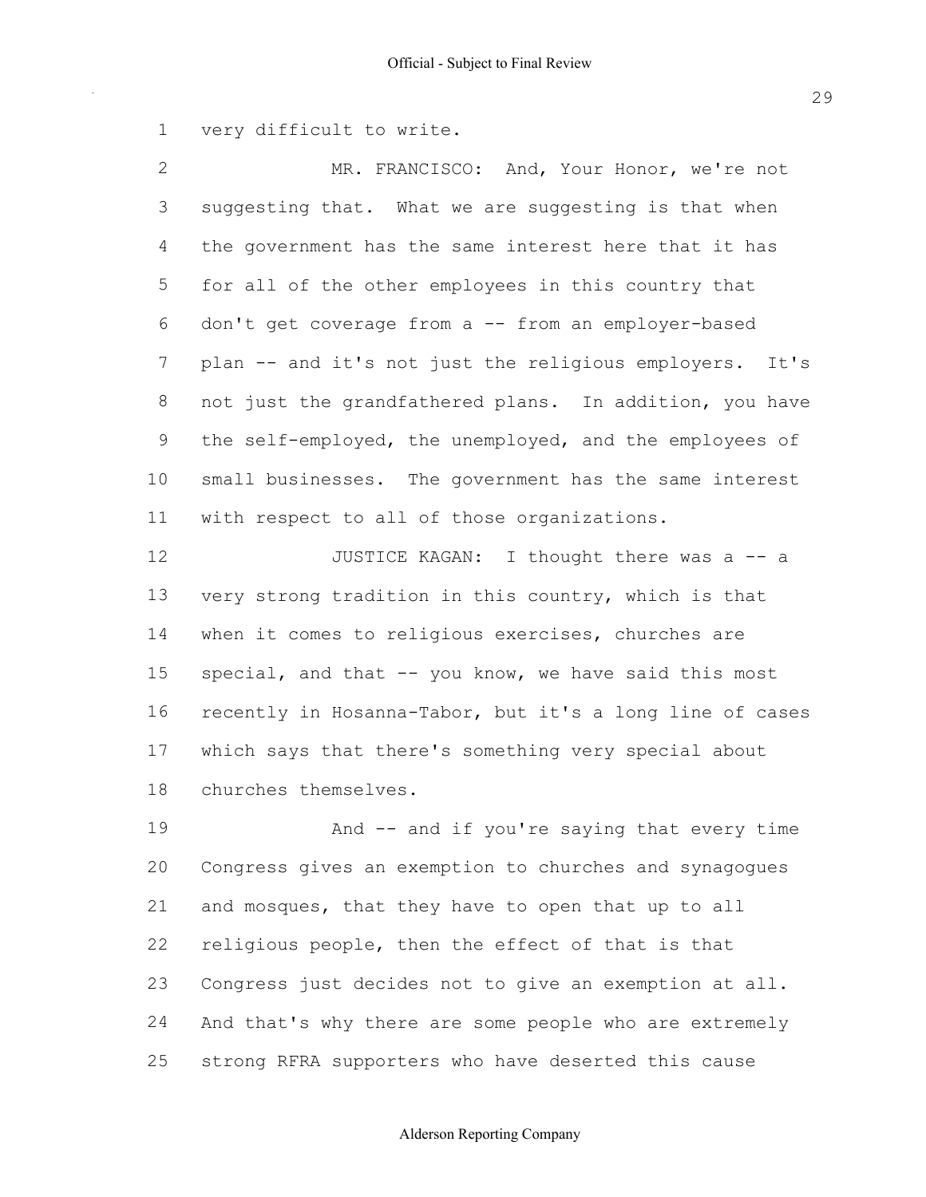very difficult to write.

MR. FRANCISCO: And, Your Honor, we're not suggesting that. What we are suggesting is that when the government has the same interest here that it has for all of the other employees in this country that don't get coverage from a -- from an employer-based plan -- and it's not just the religious employers. It's not just the grandfathered plans. In addition, you have the self-employed, the unemployed, and the employees of small businesses. The government has the same interest with respect to all of those organizations.

JUSTICE KAGAN: I thought there was a -- a very strong tradition in this country, which is that when it comes to religious exercises, churches are special, and that -- you know, we have said this most recently in Hosanna-Tabor, but it's a long line of cases which says that there's something very special about churches themselves.

And -- and if you're saying that every time Congress gives an exemption to churches and synagogues and mosques, that they have to open that up to all religious people, then the effect of that is that Congress just decides not to give an exemption at all. And that's why there are some people who are extremely strong RFRA supporters who have deserted this cause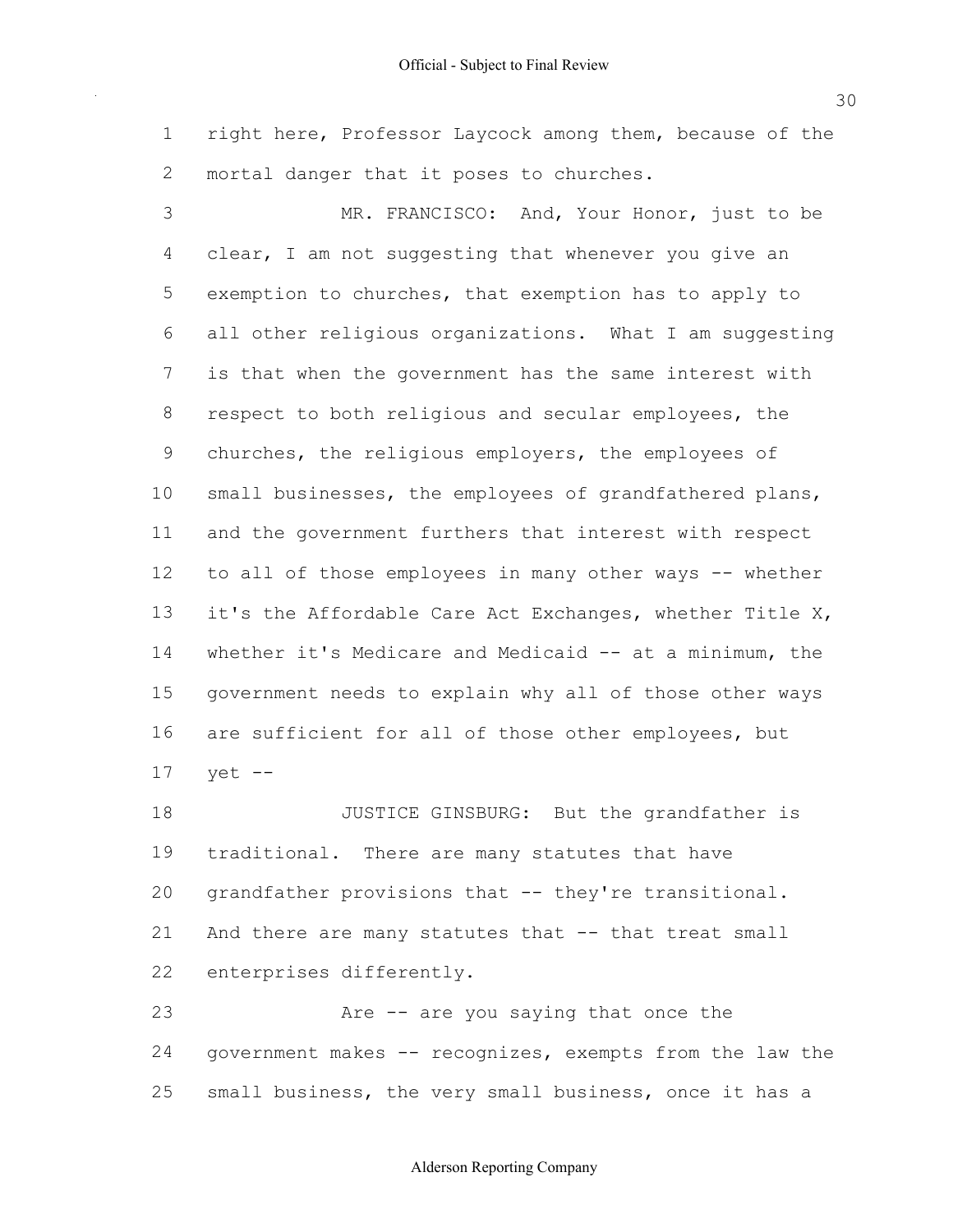right here, Professor Laycock among them, because of the mortal danger that it poses to churches.

MR. FRANCISCO: And, Your Honor, just to be clear, I am not suggesting that whenever you give an exemption to churches, that exemption has to apply to all other religious organizations. What I am suggesting is that when the government has the same interest with respect to both religious and secular employees, the churches, the religious employers, the employees of small businesses, the employees of grandfathered plans, and the government furthers that interest with respect to all of those employees in many other ways -- whether it's the Affordable Care Act Exchanges, whether Title X, whether it's Medicare and Medicaid -- at a minimum, the government needs to explain why all of those other ways are sufficient for all of those other employees, but yet --

JUSTICE GINSBURG: But the grandfather is traditional. There are many statutes that have grandfather provisions that -- they're transitional. And there are many statutes that -- that treat small enterprises differently.

Are -- are you saying that once the government makes -- recognizes, exempts from the law the small business, the very small business, once it has a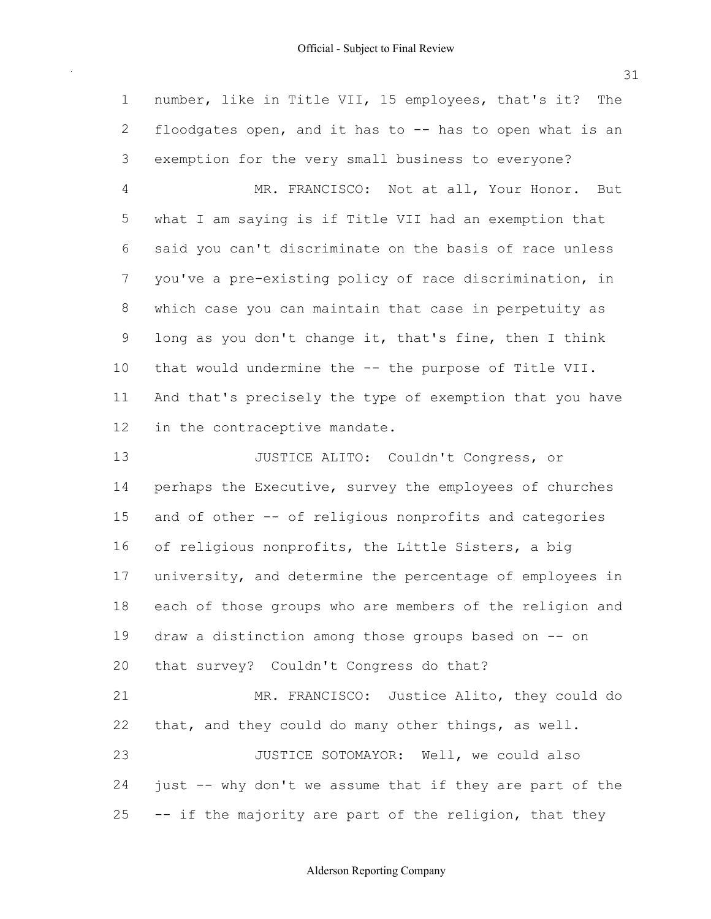number, like in Title VII, 15 employees, that's it? The floodgates open, and it has to -- has to open what is an exemption for the very small business to everyone?

MR. FRANCISCO: Not at all, Your Honor. But what I am saying is if Title VII had an exemption that said you can't discriminate on the basis of race unless you've a pre-existing policy of race discrimination, in which case you can maintain that case in perpetuity as long as you don't change it, that's fine, then I think that would undermine the -- the purpose of Title VII. And that's precisely the type of exemption that you have in the contraceptive mandate.

JUSTICE ALITO: Couldn't Congress, or perhaps the Executive, survey the employees of churches and of other -- of religious nonprofits and categories of religious nonprofits, the Little Sisters, a big university, and determine the percentage of employees in each of those groups who are members of the religion and draw a distinction among those groups based on -- on that survey? Couldn't Congress do that?

MR. FRANCISCO: Justice Alito, they could do that, and they could do many other things, as well.

JUSTICE SOTOMAYOR: Well, we could also just -- why don't we assume that if they are part of the -- if the majority are part of the religion, that they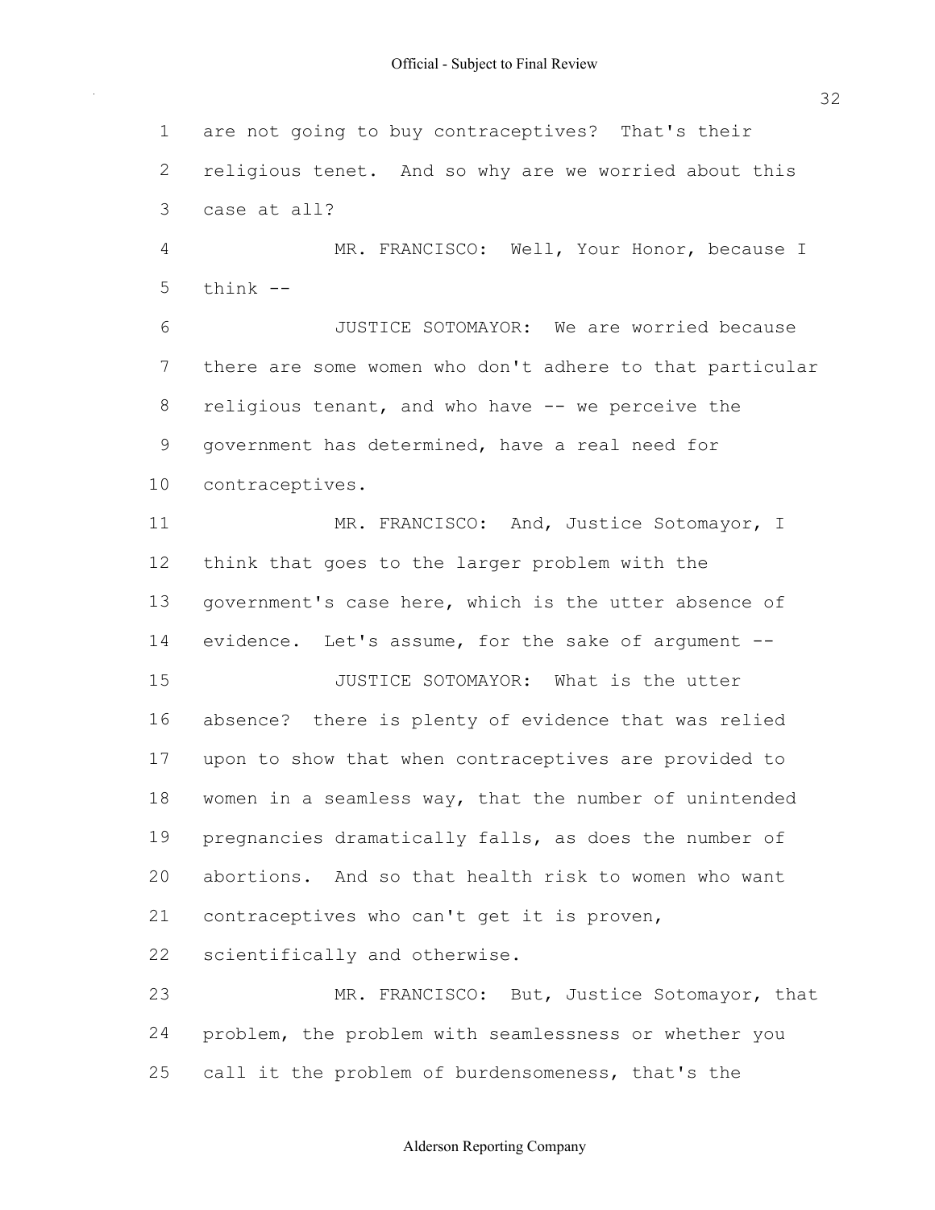1 are not going to buy contraceptives? That's their
2 religious tenet. And so why are we worried about this
3 case at all?

4 MR. FRANCISCO: Well, Your Honor, because I
5 think --

6 JUSTICE SOTOMAYOR: We are worried because
7 there are some women who don't adhere to that particular
8 religious tenant, and who have -- we perceive the
9 government has determined, have a real need for
10 contraceptives.

11 MR. FRANCISCO: And, Justice Sotomayor, I
12 think that goes to the larger problem with the
13 government's case here, which is the utter absence of
14 evidence. Let's assume, for the sake of argument --

15 JUSTICE SOTOMAYOR: What is the utter
16 absence? there is plenty of evidence that was relied
17 upon to show that when contraceptives are provided to
18 women in a seamless way, that the number of unintended
19 pregnancies dramatically falls, as does the number of
20 abortions. And so that health risk to women who want
21 contraceptives who can't get it is proven,
22 scientifically and otherwise.

23 MR. FRANCISCO: But, Justice Sotomayor, that
24 problem, the problem with seamlessness or whether you
25 call it the problem of burdensomeness, that's the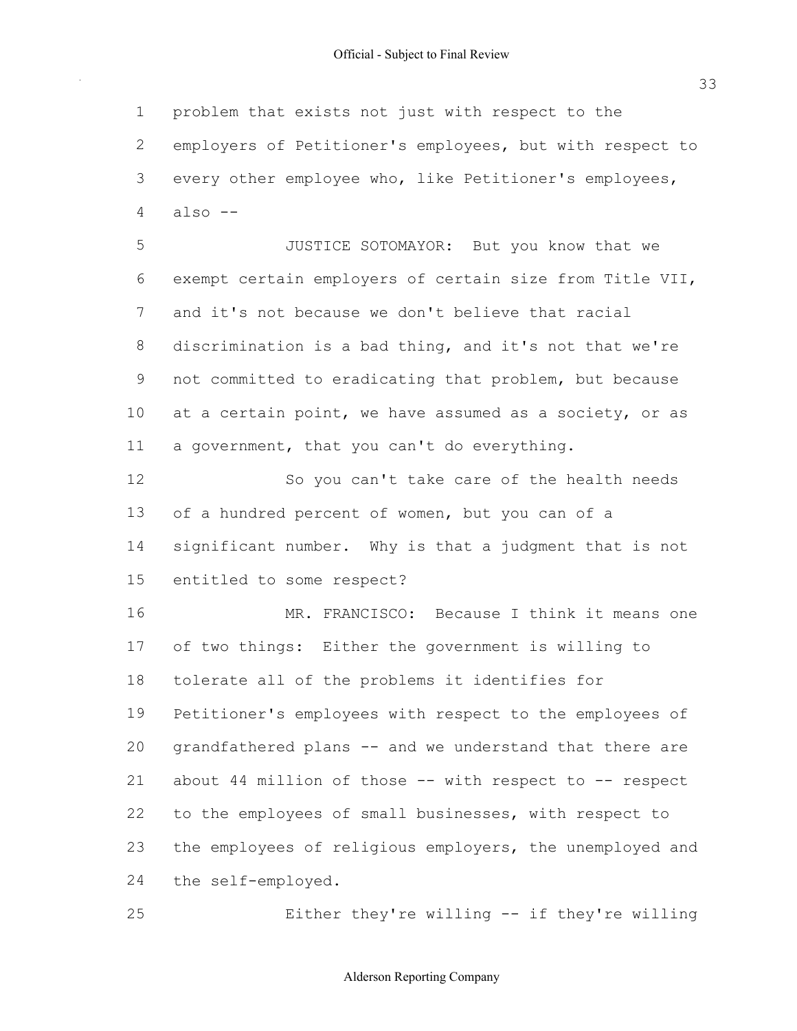problem that exists not just with respect to the employers of Petitioner's employees, but with respect to every other employee who, like Petitioner's employees, also --

JUSTICE SOTOMAYOR: But you know that we exempt certain employers of certain size from Title VII, and it's not because we don't believe that racial discrimination is a bad thing, and it's not that we're not committed to eradicating that problem, but because at a certain point, we have assumed as a society, or as a government, that you can't do everything.

So you can't take care of the health needs of a hundred percent of women, but you can of a significant number. Why is that a judgment that is not entitled to some respect?

MR. FRANCISCO: Because I think it means one of two things: Either the government is willing to tolerate all of the problems it identifies for Petitioner's employees with respect to the employees of grandfathered plans -- and we understand that there are about 44 million of those -- with respect to -- respect to the employees of small businesses, with respect to the employees of religious employers, the unemployed and the self-employed.

Either they're willing -- if they're willing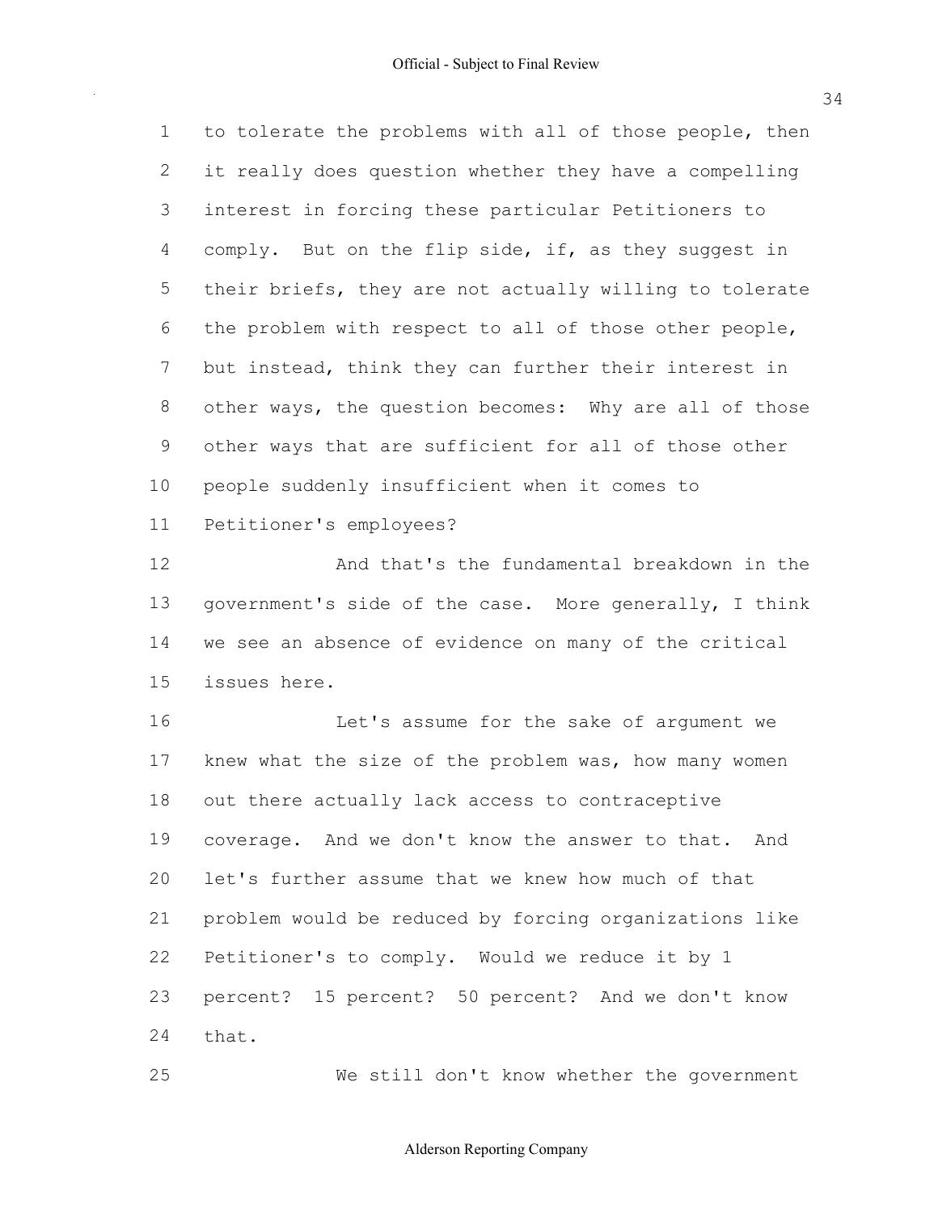to tolerate the problems with all of those people, then it really does question whether they have a compelling interest in forcing these particular Petitioners to comply. But on the flip side, if, as they suggest in their briefs, they are not actually willing to tolerate the problem with respect to all of those other people, but instead, think they can further their interest in other ways, the question becomes: Why are all of those other ways that are sufficient for all of those other people suddenly insufficient when it comes to Petitioner's employees?

And that's the fundamental breakdown in the government's side of the case. More generally, I think we see an absence of evidence on many of the critical issues here.

Let's assume for the sake of argument we knew what the size of the problem was, how many women out there actually lack access to contraceptive coverage. And we don't know the answer to that. And let's further assume that we knew how much of that problem would be reduced by forcing organizations like Petitioner's to comply. Would we reduce it by 1 percent? 15 percent? 50 percent? And we don't know that.

We still don't know whether the government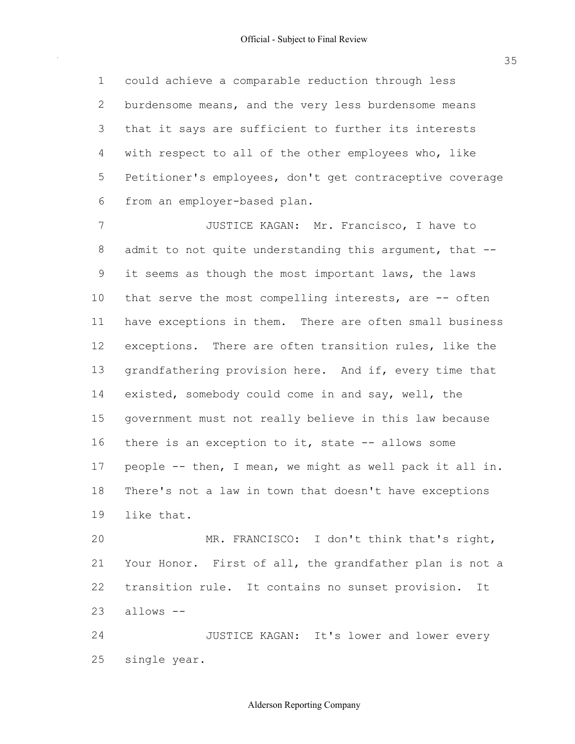could achieve a comparable reduction through less burdensome means, and the very less burdensome means that it says are sufficient to further its interests with respect to all of the other employees who, like Petitioner's employees, don't get contraceptive coverage from an employer-based plan.

JUSTICE KAGAN: Mr. Francisco, I have to admit to not quite understanding this argument, that -- it seems as though the most important laws, the laws that serve the most compelling interests, are -- often have exceptions in them. There are often small business exceptions. There are often transition rules, like the grandfathering provision here. And if, every time that existed, somebody could come in and say, well, the government must not really believe in this law because there is an exception to it, state -- allows some people -- then, I mean, we might as well pack it all in. There's not a law in town that doesn't have exceptions like that.

MR. FRANCISCO: I don't think that's right, Your Honor. First of all, the grandfather plan is not a transition rule. It contains no sunset provision. It allows --

JUSTICE KAGAN: It's lower and lower every single year.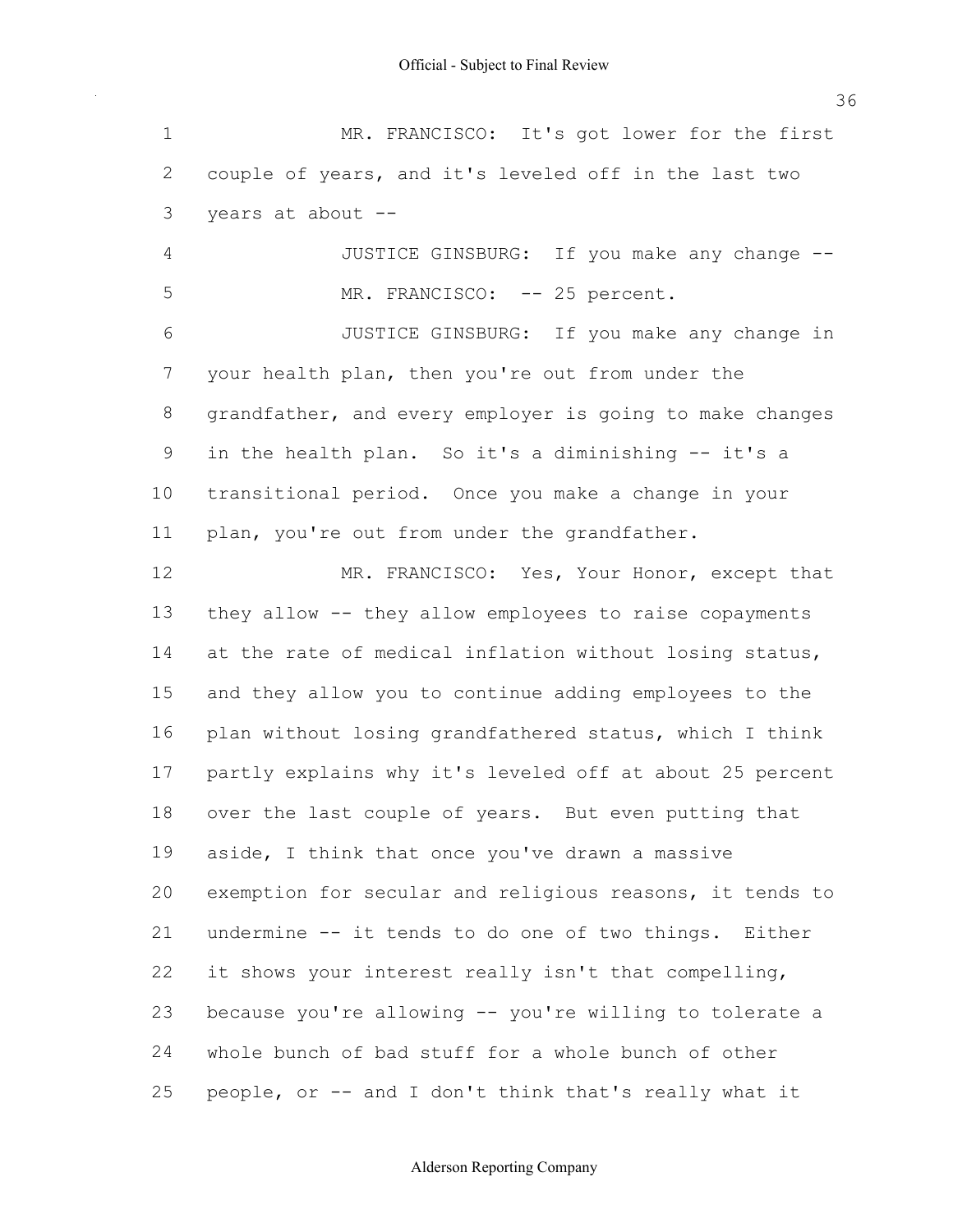MR. FRANCISCO: It's got lower for the first couple of years, and it's leveled off in the last two years at about --

JUSTICE GINSBURG: If you make any change --

MR. FRANCISCO: -- 25 percent.

JUSTICE GINSBURG: If you make any change in your health plan, then you're out from under the grandfather, and every employer is going to make changes in the health plan. So it's a diminishing -- it's a transitional period. Once you make a change in your plan, you're out from under the grandfather.

MR. FRANCISCO: Yes, Your Honor, except that they allow -- they allow employees to raise copayments at the rate of medical inflation without losing status, and they allow you to continue adding employees to the plan without losing grandfathered status, which I think partly explains why it's leveled off at about 25 percent over the last couple of years. But even putting that aside, I think that once you've drawn a massive exemption for secular and religious reasons, it tends to undermine -- it tends to do one of two things. Either it shows your interest really isn't that compelling, because you're allowing -- you're willing to tolerate a whole bunch of bad stuff for a whole bunch of other people, or -- and I don't think that's really what it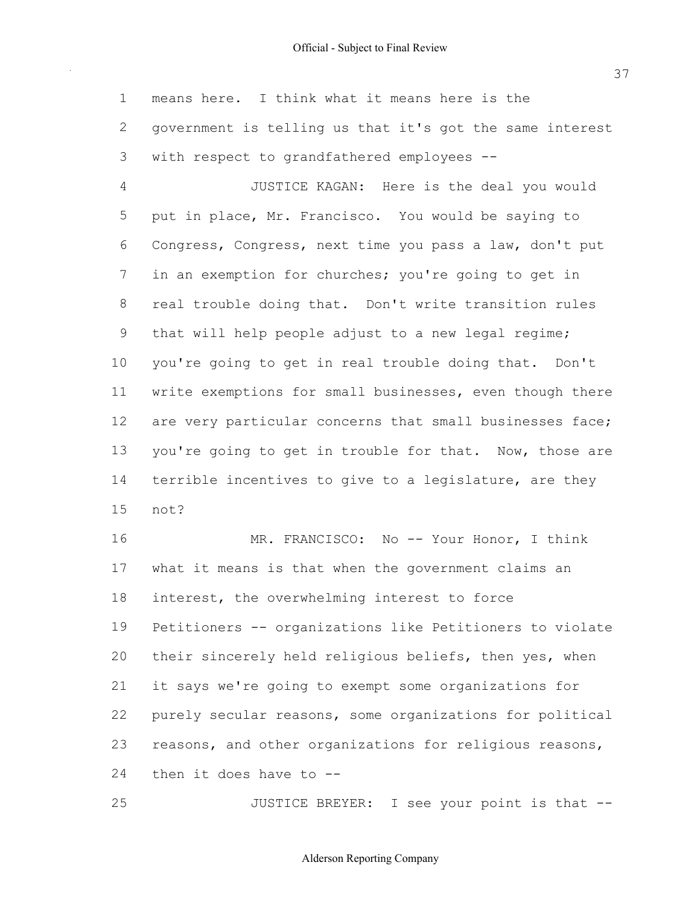means here. I think what it means here is the government is telling us that it's got the same interest with respect to grandfathered employees --

JUSTICE KAGAN: Here is the deal you would put in place, Mr. Francisco. You would be saying to Congress, Congress, next time you pass a law, don't put in an exemption for churches; you're going to get in real trouble doing that. Don't write transition rules that will help people adjust to a new legal regime; you're going to get in real trouble doing that. Don't write exemptions for small businesses, even though there are very particular concerns that small businesses face; you're going to get in trouble for that. Now, those are terrible incentives to give to a legislature, are they not?

MR. FRANCISCO: No -- Your Honor, I think what it means is that when the government claims an interest, the overwhelming interest to force Petitioners -- organizations like Petitioners to violate their sincerely held religious beliefs, then yes, when it says we're going to exempt some organizations for purely secular reasons, some organizations for political reasons, and other organizations for religious reasons, then it does have to --

JUSTICE BREYER: I see your point is that --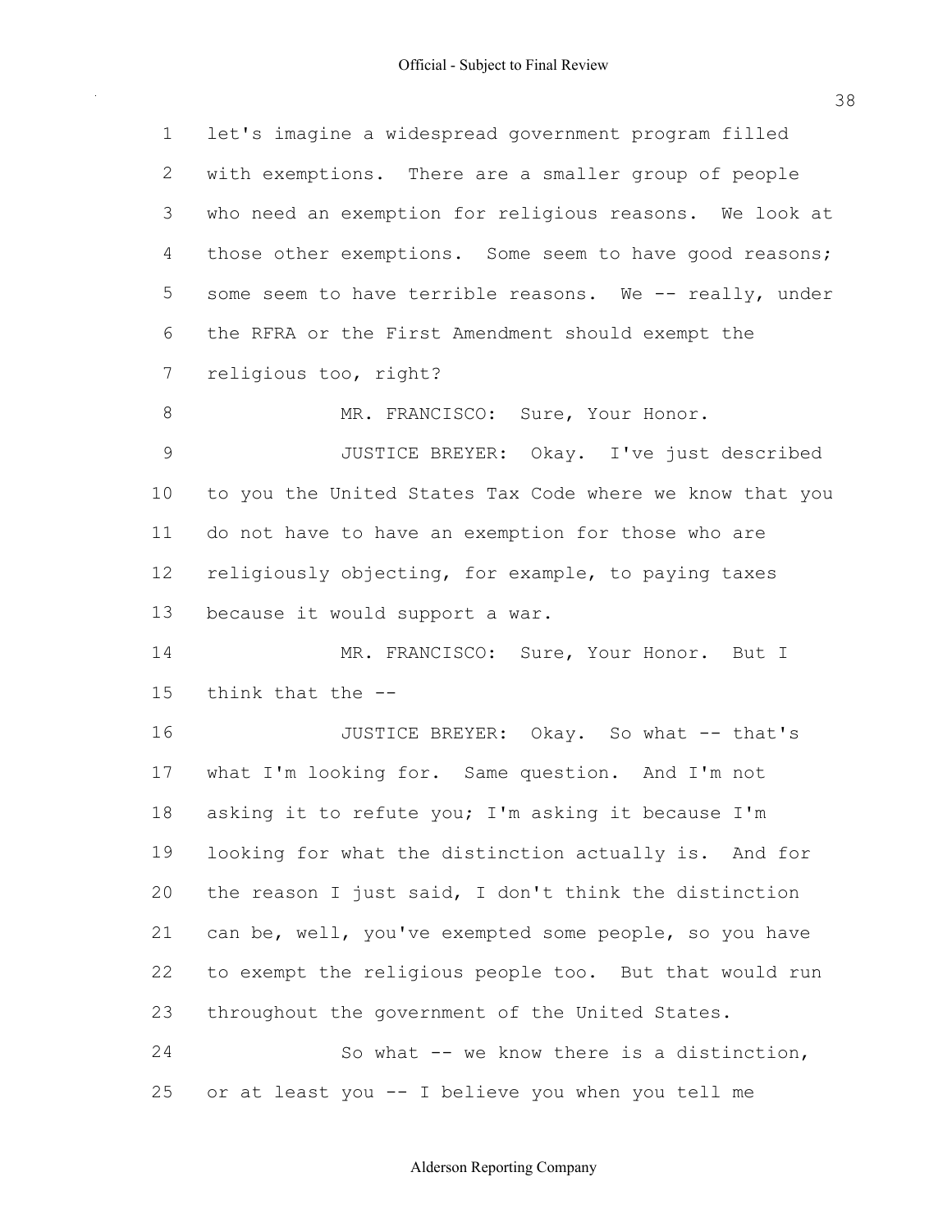let's imagine a widespread government program filled with exemptions. There are a smaller group of people who need an exemption for religious reasons. We look at those other exemptions. Some seem to have good reasons; some seem to have terrible reasons. We -- really, under the RFRA or the First Amendment should exempt the religious too, right?

MR. FRANCISCO: Sure, Your Honor.

JUSTICE BREYER: Okay. I've just described to you the United States Tax Code where we know that you do not have to have an exemption for those who are religiously objecting, for example, to paying taxes because it would support a war.

MR. FRANCISCO: Sure, Your Honor. But I think that the --

JUSTICE BREYER: Okay. So what -- that's what I'm looking for. Same question. And I'm not asking it to refute you; I'm asking it because I'm looking for what the distinction actually is. And for the reason I just said, I don't think the distinction can be, well, you've exempted some people, so you have to exempt the religious people too. But that would run throughout the government of the United States.

So what -- we know there is a distinction, or at least you -- I believe you when you tell me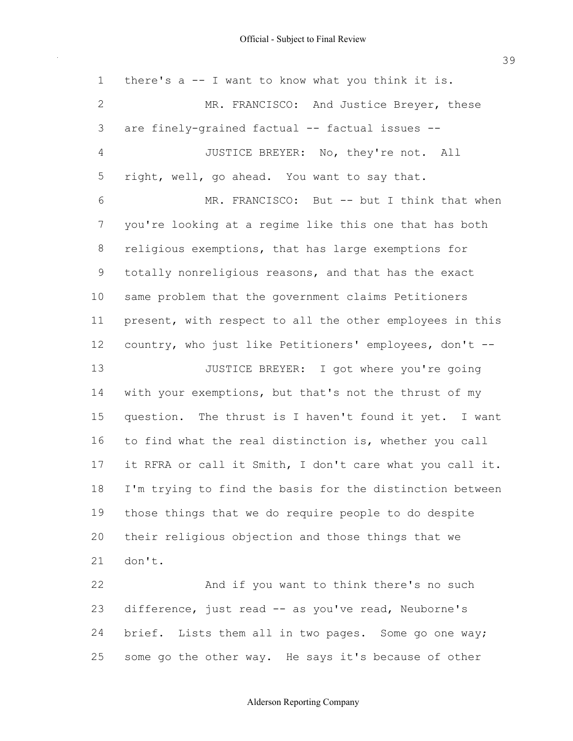there's a -- I want to know what you think it is.

MR. FRANCISCO: And Justice Breyer, these are finely-grained factual -- factual issues --

JUSTICE BREYER: No, they're not. All right, well, go ahead. You want to say that.

MR. FRANCISCO: But -- but I think that when you're looking at a regime like this one that has both religious exemptions, that has large exemptions for totally nonreligious reasons, and that has the exact same problem that the government claims Petitioners present, with respect to all the other employees in this country, who just like Petitioners' employees, don't --

JUSTICE BREYER: I got where you're going with your exemptions, but that's not the thrust of my question. The thrust is I haven't found it yet. I want to find what the real distinction is, whether you call it RFRA or call it Smith, I don't care what you call it. I'm trying to find the basis for the distinction between those things that we do require people to do despite their religious objection and those things that we don't.

And if you want to think there's no such difference, just read -- as you've read, Neuborne's brief. Lists them all in two pages. Some go one way; some go the other way. He says it's because of other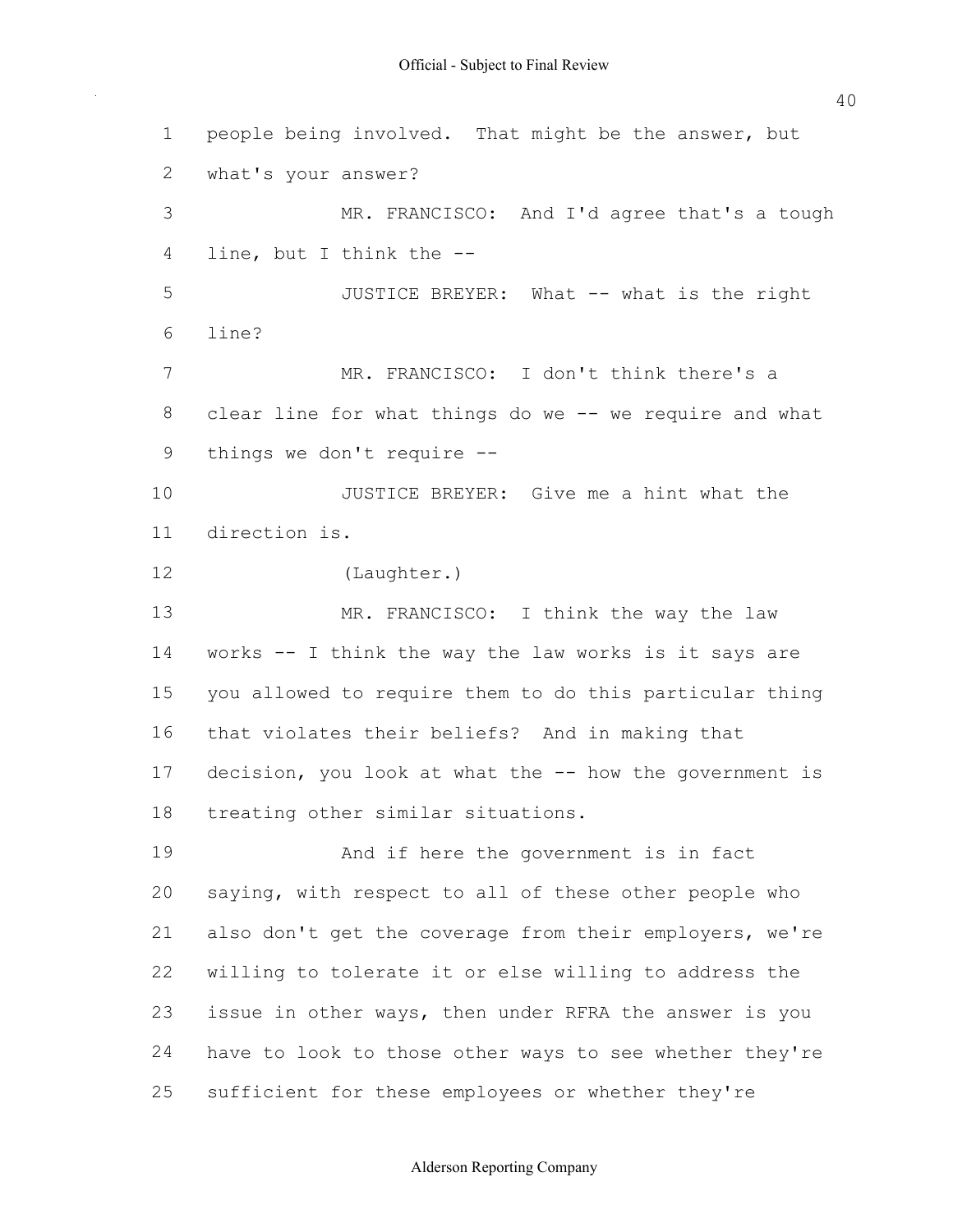1 people being involved. That might be the answer, but
2 what's your answer?
3 MR. FRANCISCO: And I'd agree that's a tough
4 line, but I think the --
5 JUSTICE BREYER: What -- what is the right
6 line?
7 MR. FRANCISCO: I don't think there's a
8 clear line for what things do we -- we require and what
9 things we don't require --
10 JUSTICE BREYER: Give me a hint what the
11 direction is.
12 (Laughter.)
13 MR. FRANCISCO: I think the way the law
14 works -- I think the way the law works is it says are
15 you allowed to require them to do this particular thing
16 that violates their beliefs? And in making that
17 decision, you look at what the -- how the government is
18 treating other similar situations.
19 And if here the government is in fact
20 saying, with respect to all of these other people who
21 also don't get the coverage from their employers, we're
22 willing to tolerate it or else willing to address the
23 issue in other ways, then under RFRA the answer is you
24 have to look to those other ways to see whether they're
25 sufficient for these employees or whether they're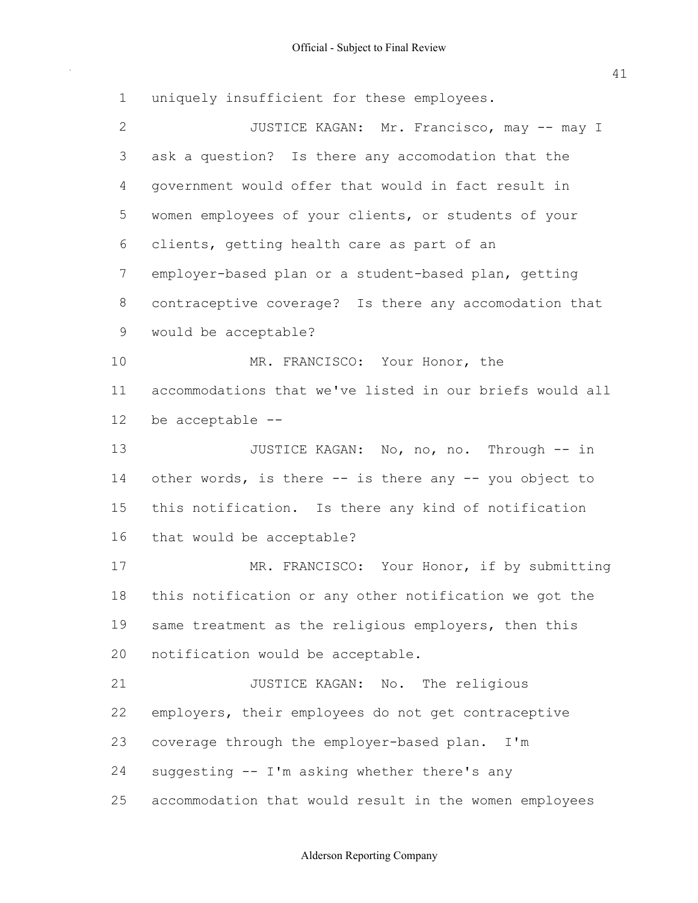uniquely insufficient for these employees.

JUSTICE KAGAN: Mr. Francisco, may -- may I ask a question? Is there any accomodation that the government would offer that would in fact result in women employees of your clients, or students of your clients, getting health care as part of an employer-based plan or a student-based plan, getting contraceptive coverage? Is there any accomodation that would be acceptable?

MR. FRANCISCO: Your Honor, the accommodations that we've listed in our briefs would all be acceptable --

JUSTICE KAGAN: No, no, no. Through -- in other words, is there -- is there any -- you object to this notification. Is there any kind of notification that would be acceptable?

MR. FRANCISCO: Your Honor, if by submitting this notification or any other notification we got the same treatment as the religious employers, then this notification would be acceptable.

JUSTICE KAGAN: No. The religious employers, their employees do not get contraceptive coverage through the employer-based plan. I'm suggesting -- I'm asking whether there's any accommodation that would result in the women employees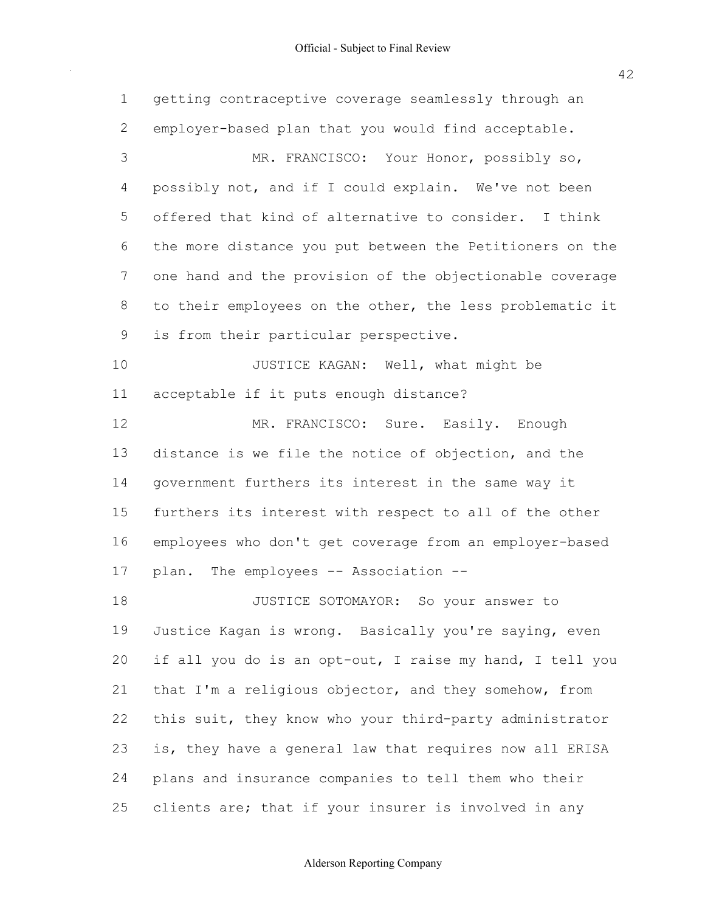getting contraceptive coverage seamlessly through an employer-based plan that you would find acceptable.

MR. FRANCISCO: Your Honor, possibly so, possibly not, and if I could explain. We've not been offered that kind of alternative to consider. I think the more distance you put between the Petitioners on the one hand and the provision of the objectionable coverage to their employees on the other, the less problematic it is from their particular perspective.

JUSTICE KAGAN: Well, what might be acceptable if it puts enough distance?

MR. FRANCISCO: Sure. Easily. Enough distance is we file the notice of objection, and the government furthers its interest in the same way it furthers its interest with respect to all of the other employees who don't get coverage from an employer-based plan. The employees -- Association --

JUSTICE SOTOMAYOR: So your answer to Justice Kagan is wrong. Basically you're saying, even if all you do is an opt-out, I raise my hand, I tell you that I'm a religious objector, and they somehow, from this suit, they know who your third-party administrator is, they have a general law that requires now all ERISA plans and insurance companies to tell them who their clients are; that if your insurer is involved in any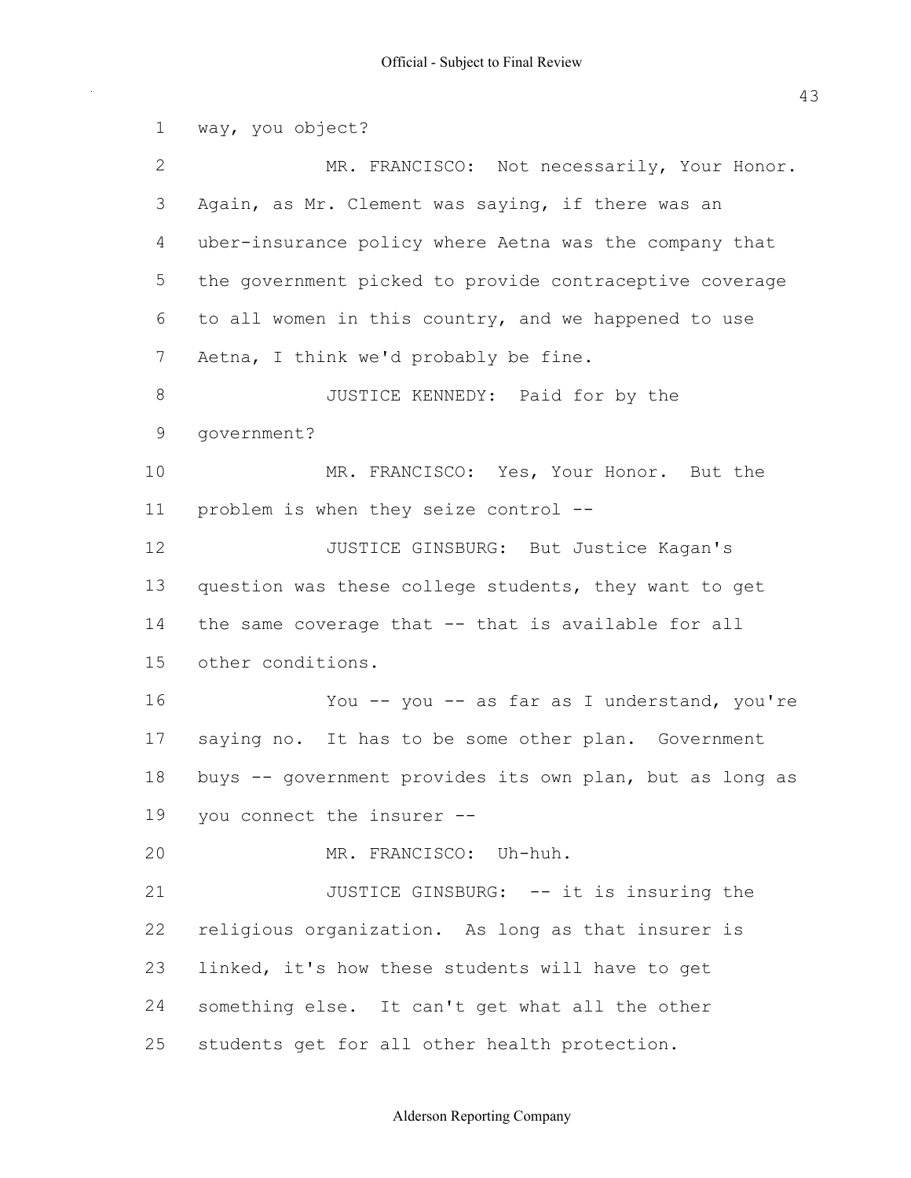way, you object?

MR. FRANCISCO: Not necessarily, Your Honor. Again, as Mr. Clement was saying, if there was an uber-insurance policy where Aetna was the company that the government picked to provide contraceptive coverage to all women in this country, and we happened to use Aetna, I think we'd probably be fine.

JUSTICE KENNEDY: Paid for by the government?

MR. FRANCISCO: Yes, Your Honor. But the problem is when they seize control --

JUSTICE GINSBURG: But Justice Kagan's question was these college students, they want to get the same coverage that -- that is available for all other conditions.

You -- you -- as far as I understand, you're saying no. It has to be some other plan. Government buys -- government provides its own plan, but as long as you connect the insurer --

MR. FRANCISCO: Uh-huh.

JUSTICE GINSBURG: -- it is insuring the religious organization. As long as that insurer is linked, it's how these students will have to get something else. It can't get what all the other students get for all other health protection.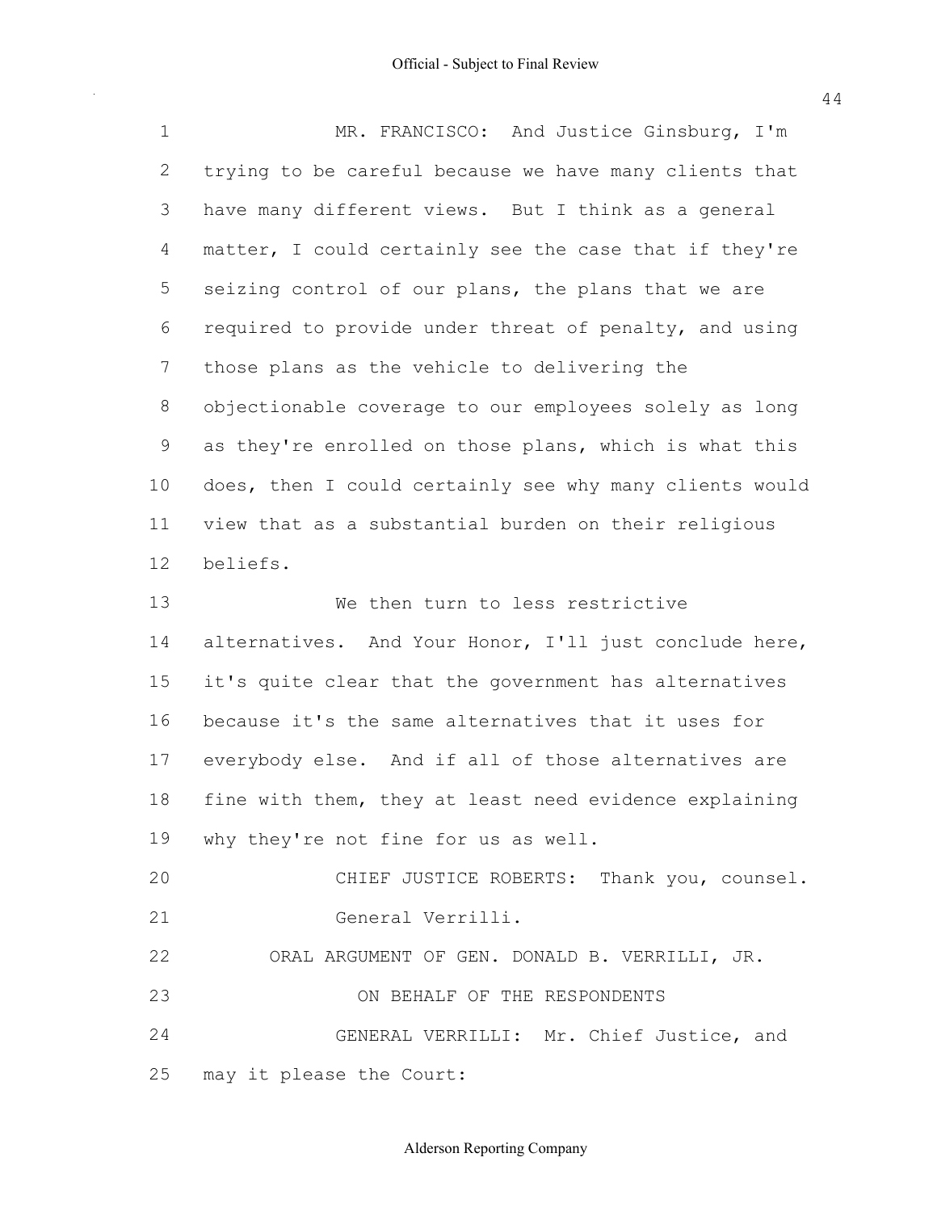MR. FRANCISCO: And Justice Ginsburg, I'm trying to be careful because we have many clients that have many different views. But I think as a general matter, I could certainly see the case that if they're seizing control of our plans, the plans that we are required to provide under threat of penalty, and using those plans as the vehicle to delivering the objectionable coverage to our employees solely as long as they're enrolled on those plans, which is what this does, then I could certainly see why many clients would view that as a substantial burden on their religious beliefs.

We then turn to less restrictive alternatives. And Your Honor, I'll just conclude here, it's quite clear that the government has alternatives because it's the same alternatives that it uses for everybody else. And if all of those alternatives are fine with them, they at least need evidence explaining why they're not fine for us as well.

CHIEF JUSTICE ROBERTS: Thank you, counsel.

General Verrilli.

ORAL ARGUMENT OF GEN. DONALD B. VERRILLI, JR.

ON BEHALF OF THE RESPONDENTS

GENERAL VERRILLI: Mr. Chief Justice, and may it please the Court: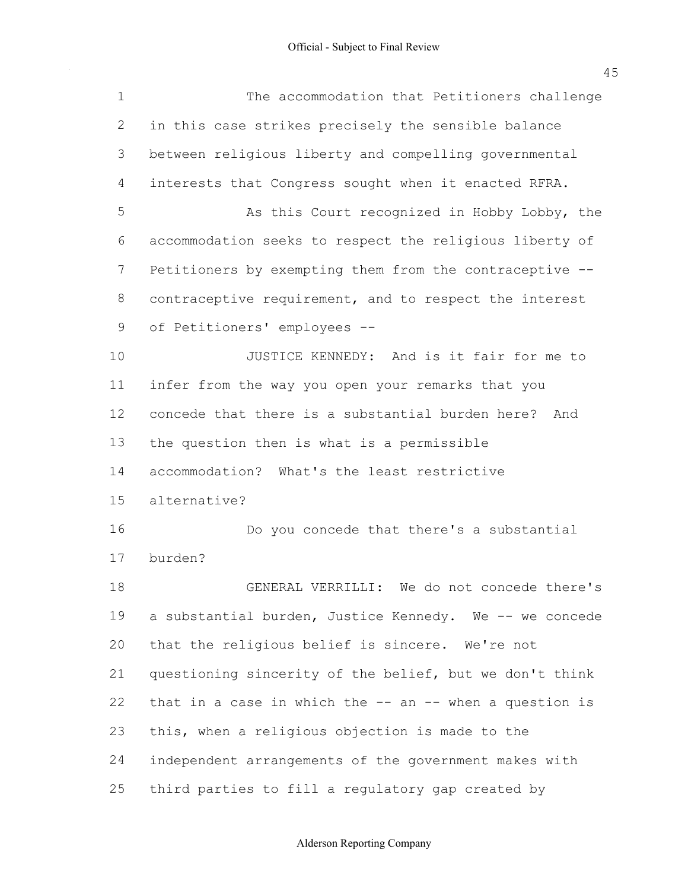The accommodation that Petitioners challenge in this case strikes precisely the sensible balance between religious liberty and compelling governmental interests that Congress sought when it enacted RFRA.

As this Court recognized in Hobby Lobby, the accommodation seeks to respect the religious liberty of Petitioners by exempting them from the contraceptive -- contraceptive requirement, and to respect the interest of Petitioners' employees --

JUSTICE KENNEDY: And is it fair for me to infer from the way you open your remarks that you concede that there is a substantial burden here? And the question then is what is a permissible accommodation? What's the least restrictive alternative?

Do you concede that there's a substantial burden?

GENERAL VERRILLI: We do not concede there's a substantial burden, Justice Kennedy. We -- we concede that the religious belief is sincere. We're not questioning sincerity of the belief, but we don't think that in a case in which the -- an -- when a question is this, when a religious objection is made to the independent arrangements of the government makes with third parties to fill a regulatory gap created by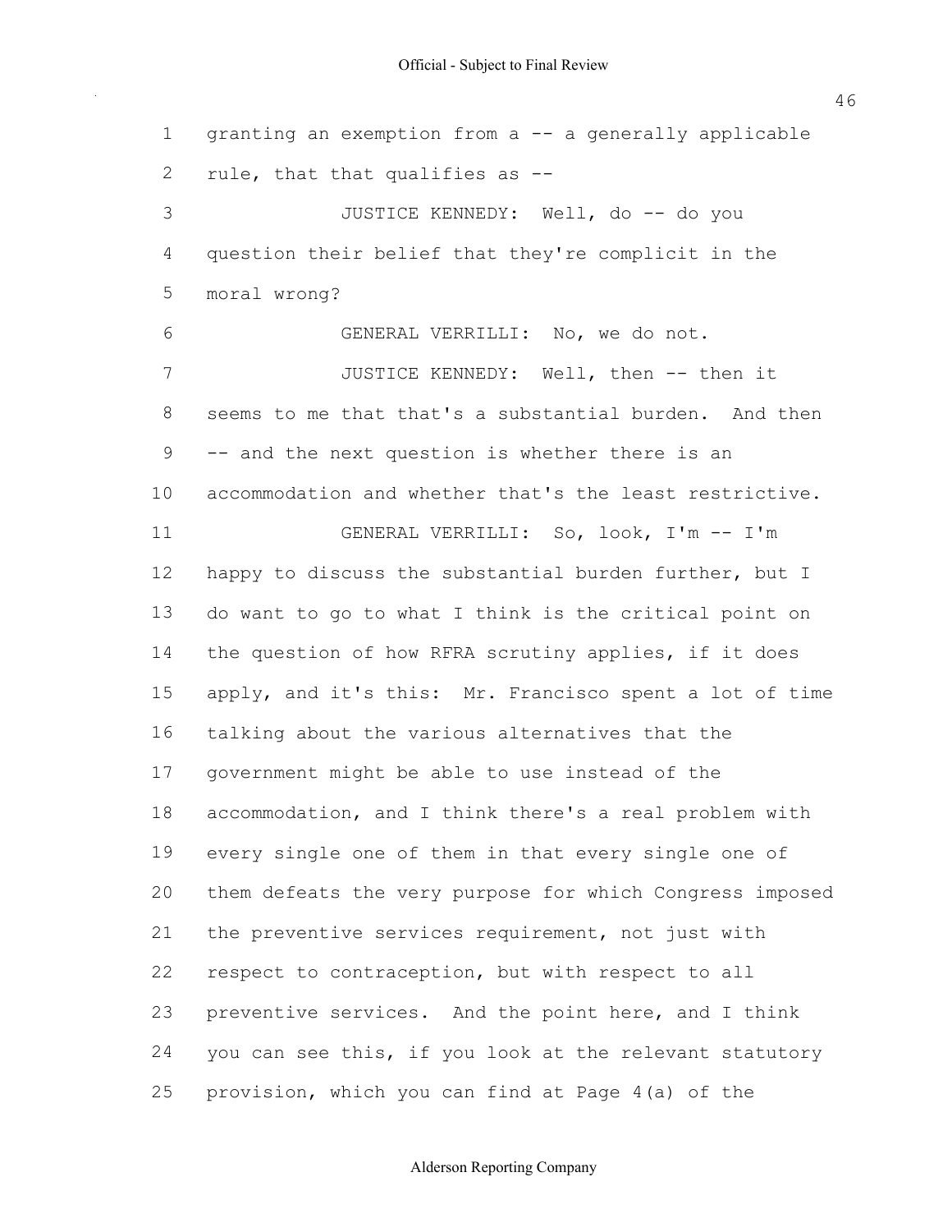granting an exemption from a -- a generally applicable rule, that that qualifies as --

JUSTICE KENNEDY: Well, do -- do you question their belief that they're complicit in the moral wrong?

GENERAL VERRILLI: No, we do not.

JUSTICE KENNEDY: Well, then -- then it seems to me that that's a substantial burden. And then -- and the next question is whether there is an accommodation and whether that's the least restrictive.

GENERAL VERRILLI: So, look, I'm -- I'm happy to discuss the substantial burden further, but I do want to go to what I think is the critical point on the question of how RFRA scrutiny applies, if it does apply, and it's this: Mr. Francisco spent a lot of time talking about the various alternatives that the government might be able to use instead of the accommodation, and I think there's a real problem with every single one of them in that every single one of them defeats the very purpose for which Congress imposed the preventive services requirement, not just with respect to contraception, but with respect to all preventive services. And the point here, and I think you can see this, if you look at the relevant statutory provision, which you can find at Page 4(a) of the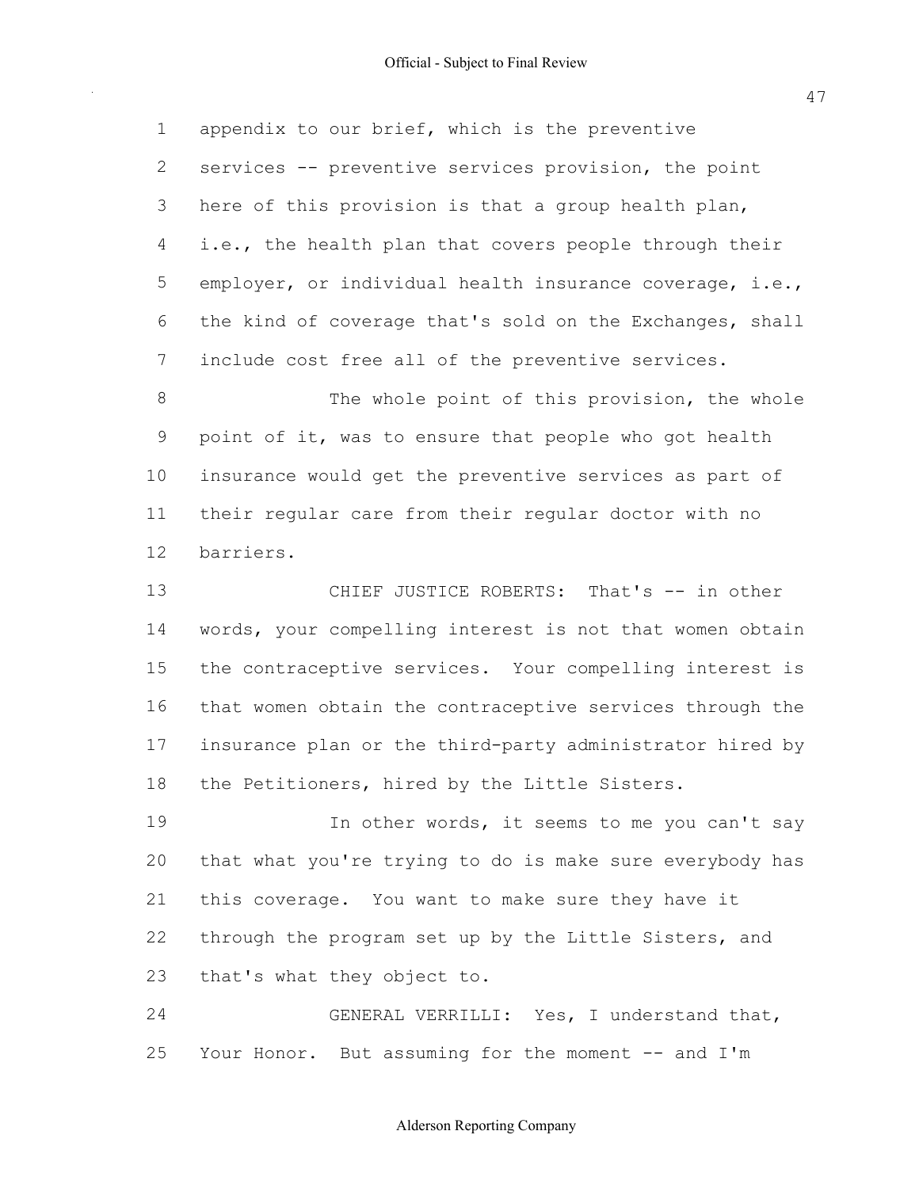appendix to our brief, which is the preventive services -- preventive services provision, the point here of this provision is that a group health plan, i.e., the health plan that covers people through their employer, or individual health insurance coverage, i.e., the kind of coverage that's sold on the Exchanges, shall include cost free all of the preventive services.

The whole point of this provision, the whole point of it, was to ensure that people who got health insurance would get the preventive services as part of their regular care from their regular doctor with no barriers.

CHIEF JUSTICE ROBERTS: That's -- in other words, your compelling interest is not that women obtain the contraceptive services. Your compelling interest is that women obtain the contraceptive services through the insurance plan or the third-party administrator hired by the Petitioners, hired by the Little Sisters.

In other words, it seems to me you can't say that what you're trying to do is make sure everybody has this coverage. You want to make sure they have it through the program set up by the Little Sisters, and that's what they object to.

GENERAL VERRILLI: Yes, I understand that, Your Honor. But assuming for the moment -- and I'm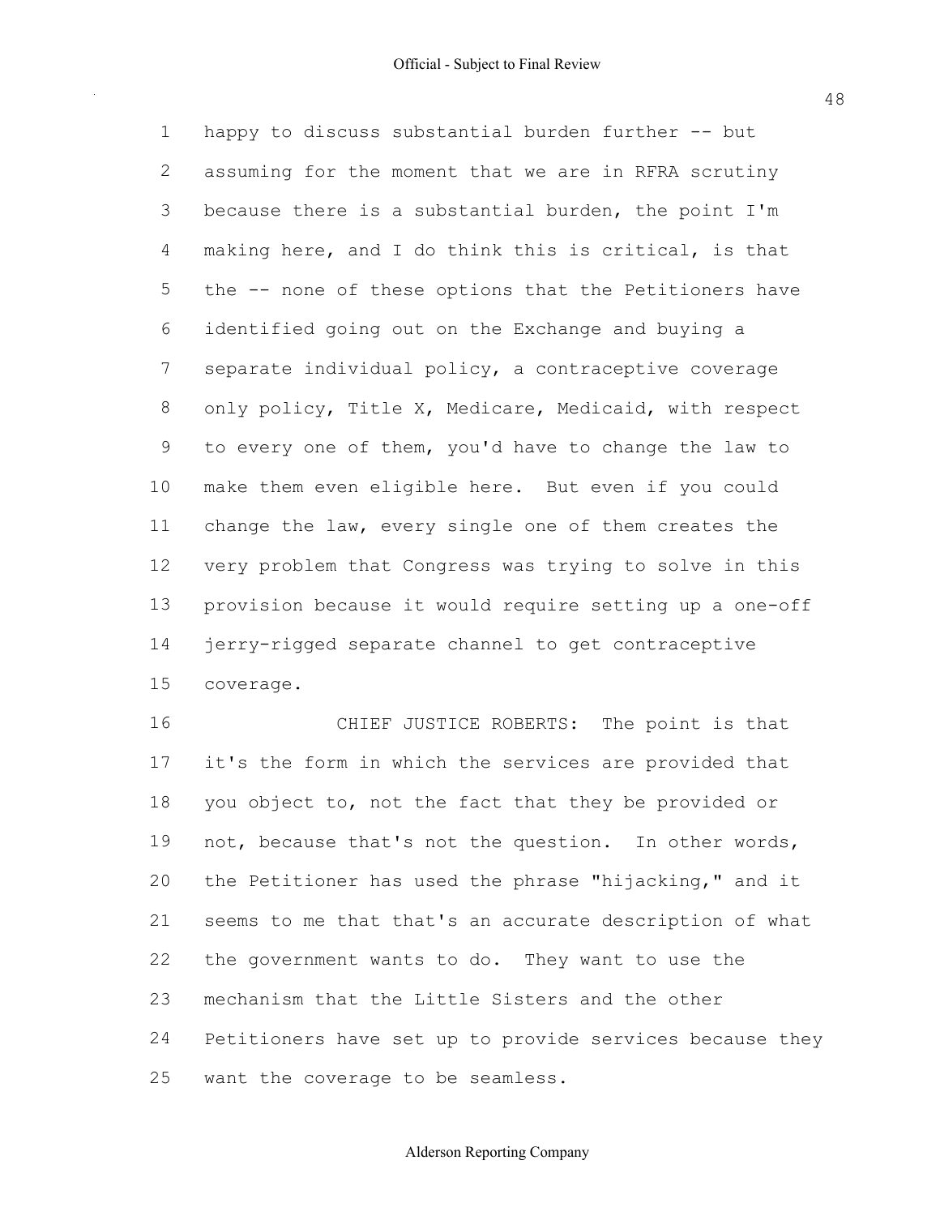happy to discuss substantial burden further -- but assuming for the moment that we are in RFRA scrutiny because there is a substantial burden, the point I'm making here, and I do think this is critical, is that the -- none of these options that the Petitioners have identified going out on the Exchange and buying a separate individual policy, a contraceptive coverage only policy, Title X, Medicare, Medicaid, with respect to every one of them, you'd have to change the law to make them even eligible here. But even if you could change the law, every single one of them creates the very problem that Congress was trying to solve in this provision because it would require setting up a one-off jerry-rigged separate channel to get contraceptive coverage.

CHIEF JUSTICE ROBERTS: The point is that it's the form in which the services are provided that you object to, not the fact that they be provided or not, because that's not the question. In other words, the Petitioner has used the phrase "hijacking," and it seems to me that that's an accurate description of what the government wants to do. They want to use the mechanism that the Little Sisters and the other Petitioners have set up to provide services because they want the coverage to be seamless.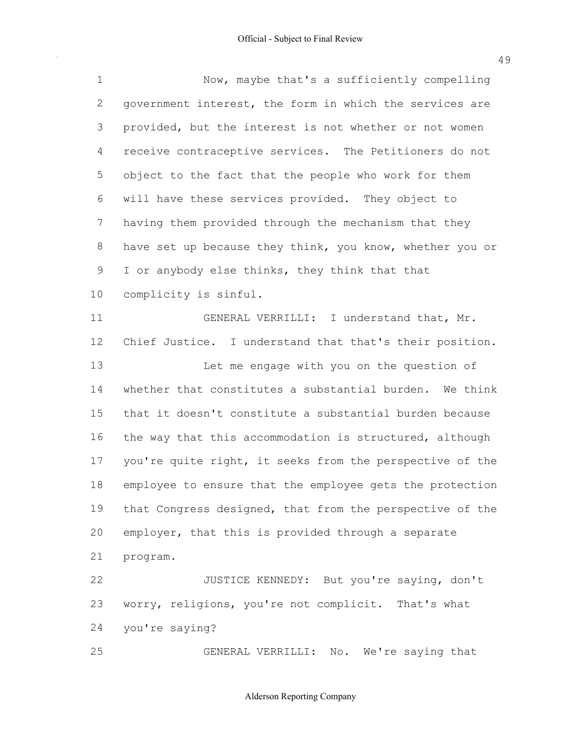Now, maybe that's a sufficiently compelling government interest, the form in which the services are provided, but the interest is not whether or not women receive contraceptive services. The Petitioners do not object to the fact that the people who work for them will have these services provided. They object to having them provided through the mechanism that they have set up because they think, you know, whether you or I or anybody else thinks, they think that that complicity is sinful.

GENERAL VERRILLI: I understand that, Mr. Chief Justice. I understand that that's their position.

Let me engage with you on the question of whether that constitutes a substantial burden. We think that it doesn't constitute a substantial burden because the way that this accommodation is structured, although you're quite right, it seeks from the perspective of the employee to ensure that the employee gets the protection that Congress designed, that from the perspective of the employer, that this is provided through a separate program.

JUSTICE KENNEDY: But you're saying, don't worry, religions, you're not complicit. That's what you're saying?

GENERAL VERRILLI: No. We're saying that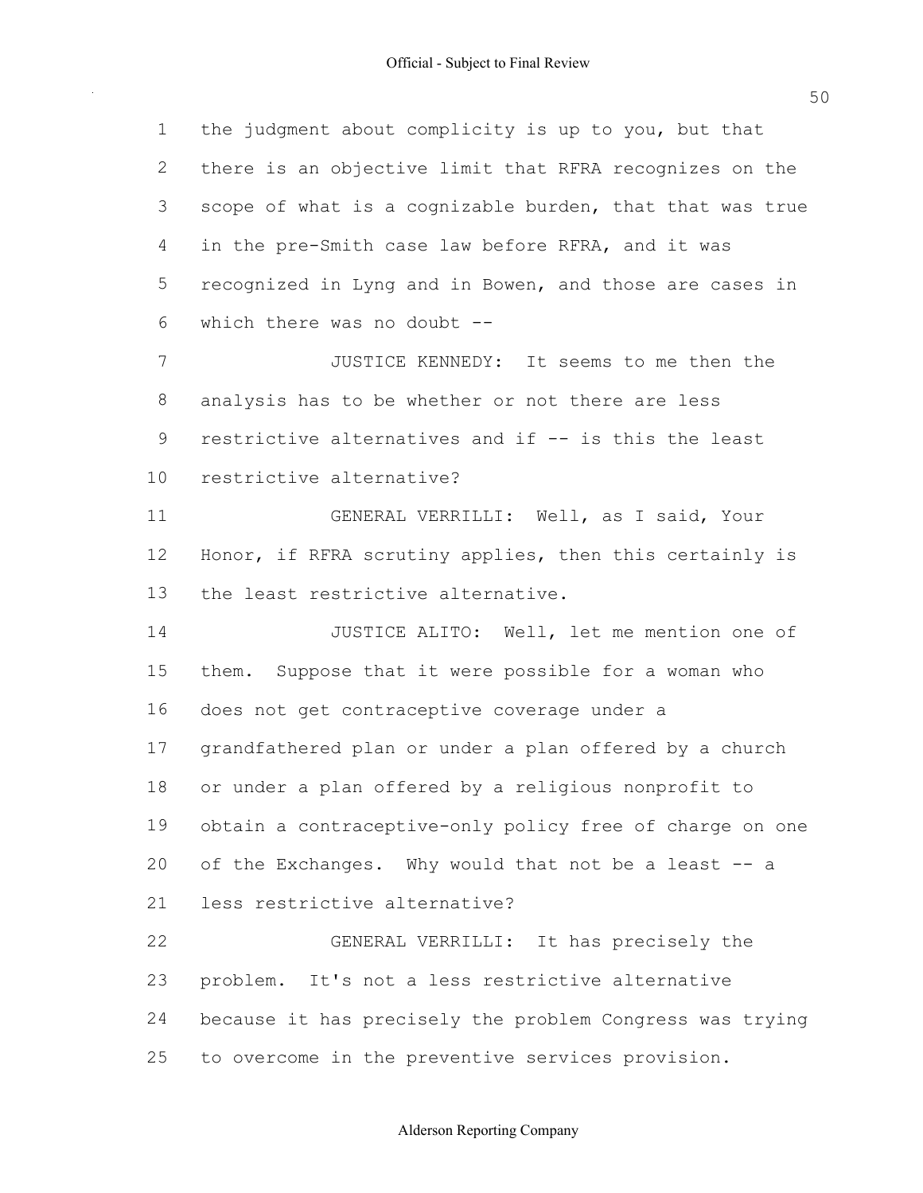the judgment about complicity is up to you, but that there is an objective limit that RFRA recognizes on the scope of what is a cognizable burden, that that was true in the pre-Smith case law before RFRA, and it was recognized in Lyng and in Bowen, and those are cases in which there was no doubt --

JUSTICE KENNEDY: It seems to me then the analysis has to be whether or not there are less restrictive alternatives and if -- is this the least restrictive alternative?

GENERAL VERRILLI: Well, as I said, Your Honor, if RFRA scrutiny applies, then this certainly is the least restrictive alternative.

JUSTICE ALITO: Well, let me mention one of them. Suppose that it were possible for a woman who does not get contraceptive coverage under a grandfathered plan or under a plan offered by a church or under a plan offered by a religious nonprofit to obtain a contraceptive-only policy free of charge on one of the Exchanges. Why would that not be a least -- a less restrictive alternative?

GENERAL VERRILLI: It has precisely the problem. It's not a less restrictive alternative because it has precisely the problem Congress was trying to overcome in the preventive services provision.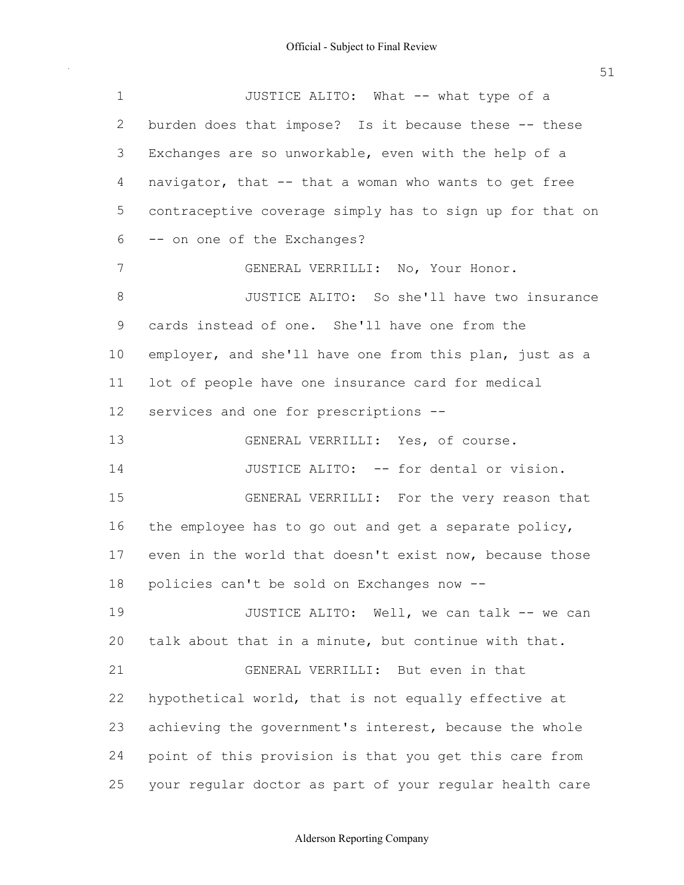JUSTICE ALITO: What -- what type of a burden does that impose? Is it because these -- these Exchanges are so unworkable, even with the help of a navigator, that -- that a woman who wants to get free contraceptive coverage simply has to sign up for that on -- on one of the Exchanges?

GENERAL VERRILLI: No, Your Honor.

JUSTICE ALITO: So she'll have two insurance cards instead of one. She'll have one from the employer, and she'll have one from this plan, just as a lot of people have one insurance card for medical services and one for prescriptions --

GENERAL VERRILLI: Yes, of course.

JUSTICE ALITO: -- for dental or vision.

GENERAL VERRILLI: For the very reason that the employee has to go out and get a separate policy, even in the world that doesn't exist now, because those policies can't be sold on Exchanges now --

JUSTICE ALITO: Well, we can talk -- we can talk about that in a minute, but continue with that.

GENERAL VERRILLI: But even in that hypothetical world, that is not equally effective at achieving the government's interest, because the whole point of this provision is that you get this care from your regular doctor as part of your regular health care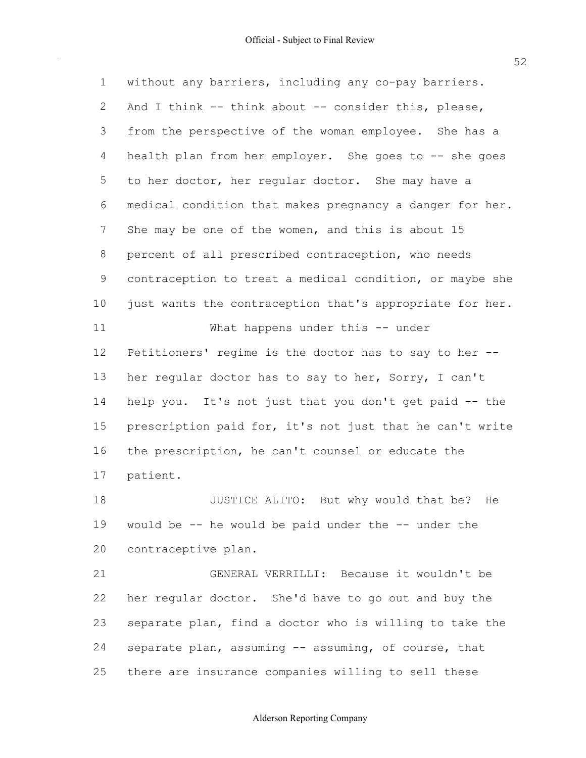without any barriers, including any co-pay barriers. And I think -- think about -- consider this, please, from the perspective of the woman employee. She has a health plan from her employer. She goes to -- she goes to her doctor, her regular doctor. She may have a medical condition that makes pregnancy a danger for her. She may be one of the women, and this is about 15 percent of all prescribed contraception, who needs contraception to treat a medical condition, or maybe she just wants the contraception that's appropriate for her.

What happens under this -- under Petitioners' regime is the doctor has to say to her -- her regular doctor has to say to her, Sorry, I can't help you. It's not just that you don't get paid -- the prescription paid for, it's not just that he can't write the prescription, he can't counsel or educate the patient.

JUSTICE ALITO: But why would that be? He would be -- he would be paid under the -- under the contraceptive plan.

GENERAL VERRILLI: Because it wouldn't be her regular doctor. She'd have to go out and buy the separate plan, find a doctor who is willing to take the separate plan, assuming -- assuming, of course, that there are insurance companies willing to sell these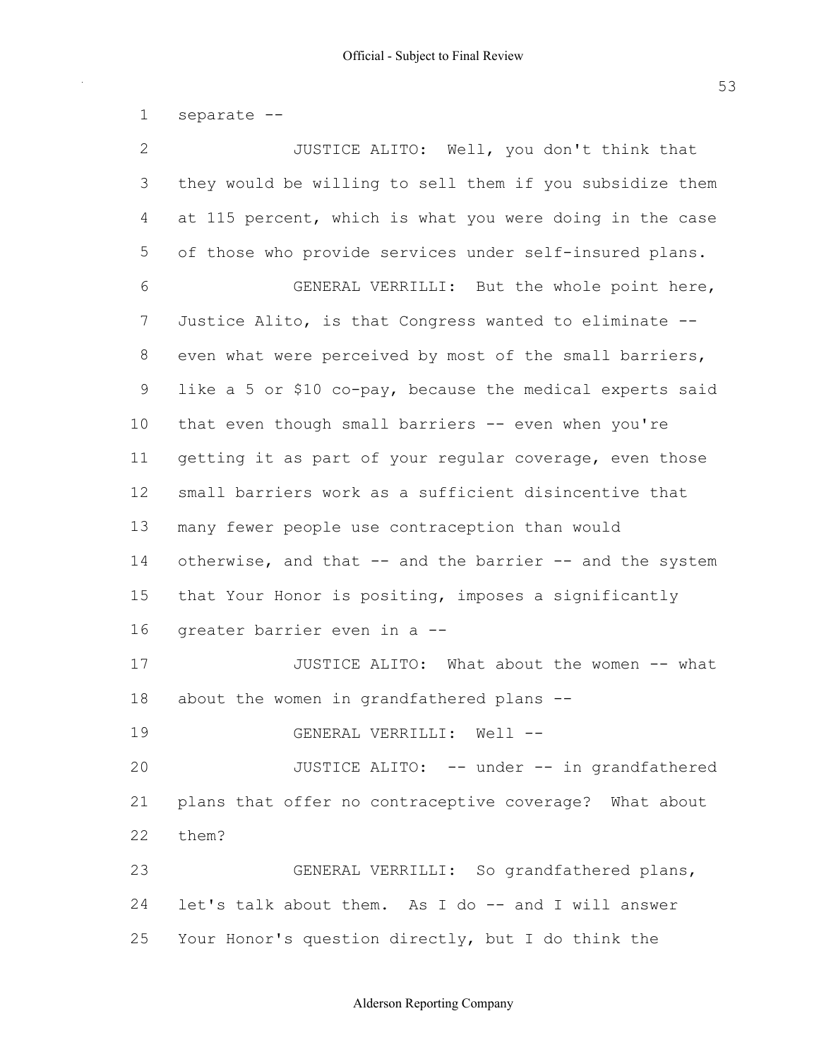separate --

JUSTICE ALITO: Well, you don't think that they would be willing to sell them if you subsidize them at 115 percent, which is what you were doing in the case of those who provide services under self-insured plans.

GENERAL VERRILLI: But the whole point here, Justice Alito, is that Congress wanted to eliminate -- even what were perceived by most of the small barriers, like a 5 or $10 co-pay, because the medical experts said that even though small barriers -- even when you're getting it as part of your regular coverage, even those small barriers work as a sufficient disincentive that many fewer people use contraception than would otherwise, and that -- and the barrier -- and the system that Your Honor is positing, imposes a significantly greater barrier even in a --

JUSTICE ALITO: What about the women -- what about the women in grandfathered plans --

GENERAL VERRILLI: Well --

JUSTICE ALITO: -- under -- in grandfathered plans that offer no contraceptive coverage? What about them?

GENERAL VERRILLI: So grandfathered plans, let's talk about them. As I do -- and I will answer Your Honor's question directly, but I do think the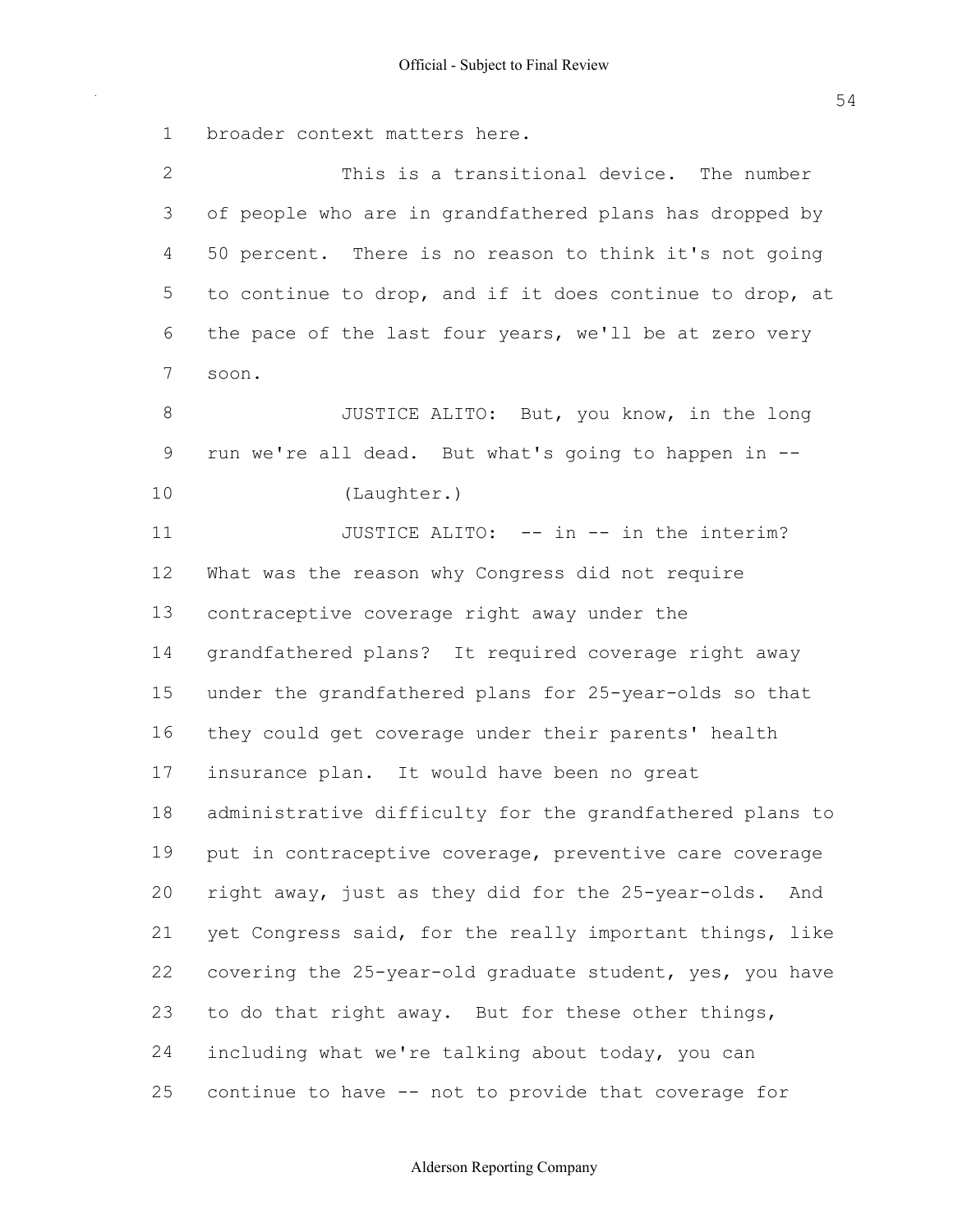broader context matters here.

This is a transitional device. The number of people who are in grandfathered plans has dropped by 50 percent. There is no reason to think it's not going to continue to drop, and if it does continue to drop, at the pace of the last four years, we'll be at zero very soon.

JUSTICE ALITO: But, you know, in the long run we're all dead. But what's going to happen in --

(Laughter.)

JUSTICE ALITO: -- in -- in the interim? What was the reason why Congress did not require contraceptive coverage right away under the grandfathered plans? It required coverage right away under the grandfathered plans for 25-year-olds so that they could get coverage under their parents' health insurance plan. It would have been no great administrative difficulty for the grandfathered plans to put in contraceptive coverage, preventive care coverage right away, just as they did for the 25-year-olds. And yet Congress said, for the really important things, like covering the 25-year-old graduate student, yes, you have to do that right away. But for these other things, including what we're talking about today, you can continue to have -- not to provide that coverage for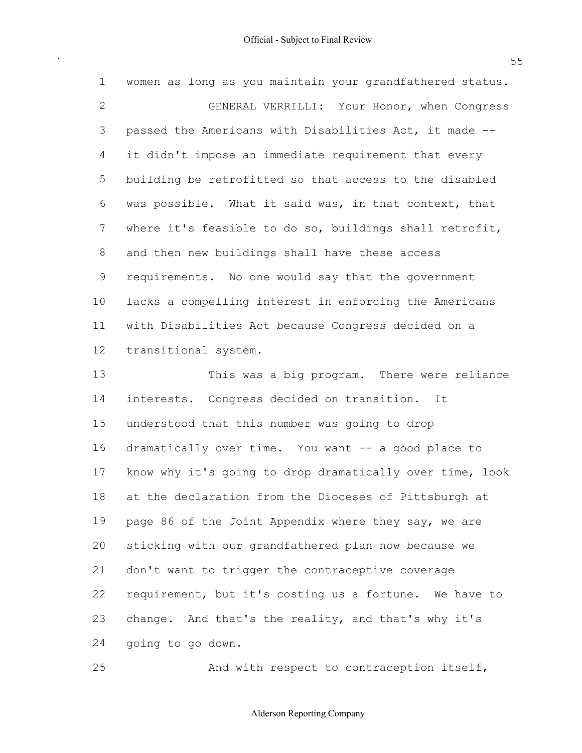women as long as you maintain your grandfathered status.

GENERAL VERRILLI: Your Honor, when Congress passed the Americans with Disabilities Act, it made -- it didn't impose an immediate requirement that every building be retrofitted so that access to the disabled was possible. What it said was, in that context, that where it's feasible to do so, buildings shall retrofit, and then new buildings shall have these access requirements. No one would say that the government lacks a compelling interest in enforcing the Americans with Disabilities Act because Congress decided on a transitional system.

This was a big program. There were reliance interests. Congress decided on transition. It understood that this number was going to drop dramatically over time. You want -- a good place to know why it's going to drop dramatically over time, look at the declaration from the Dioceses of Pittsburgh at page 86 of the Joint Appendix where they say, we are sticking with our grandfathered plan now because we don't want to trigger the contraceptive coverage requirement, but it's costing us a fortune. We have to change. And that's the reality, and that's why it's going to go down.

And with respect to contraception itself,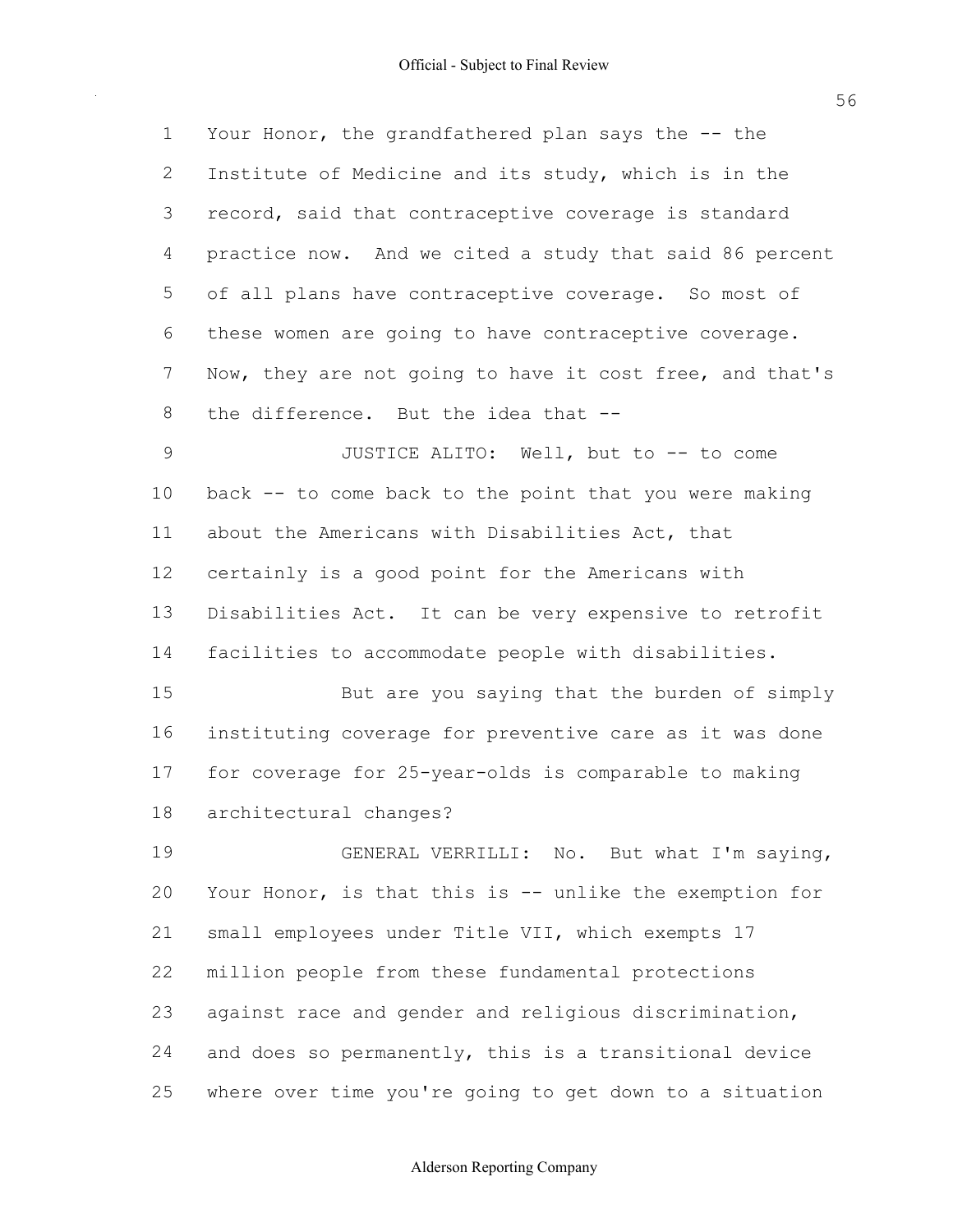Your Honor, the grandfathered plan says the -- the Institute of Medicine and its study, which is in the record, said that contraceptive coverage is standard practice now. And we cited a study that said 86 percent of all plans have contraceptive coverage. So most of these women are going to have contraceptive coverage. Now, they are not going to have it cost free, and that's the difference. But the idea that --

JUSTICE ALITO: Well, but to -- to come back -- to come back to the point that you were making about the Americans with Disabilities Act, that certainly is a good point for the Americans with Disabilities Act. It can be very expensive to retrofit facilities to accommodate people with disabilities.

But are you saying that the burden of simply instituting coverage for preventive care as it was done for coverage for 25-year-olds is comparable to making architectural changes?

GENERAL VERRILLI: No. But what I'm saying, Your Honor, is that this is -- unlike the exemption for small employees under Title VII, which exempts 17 million people from these fundamental protections against race and gender and religious discrimination, and does so permanently, this is a transitional device where over time you're going to get down to a situation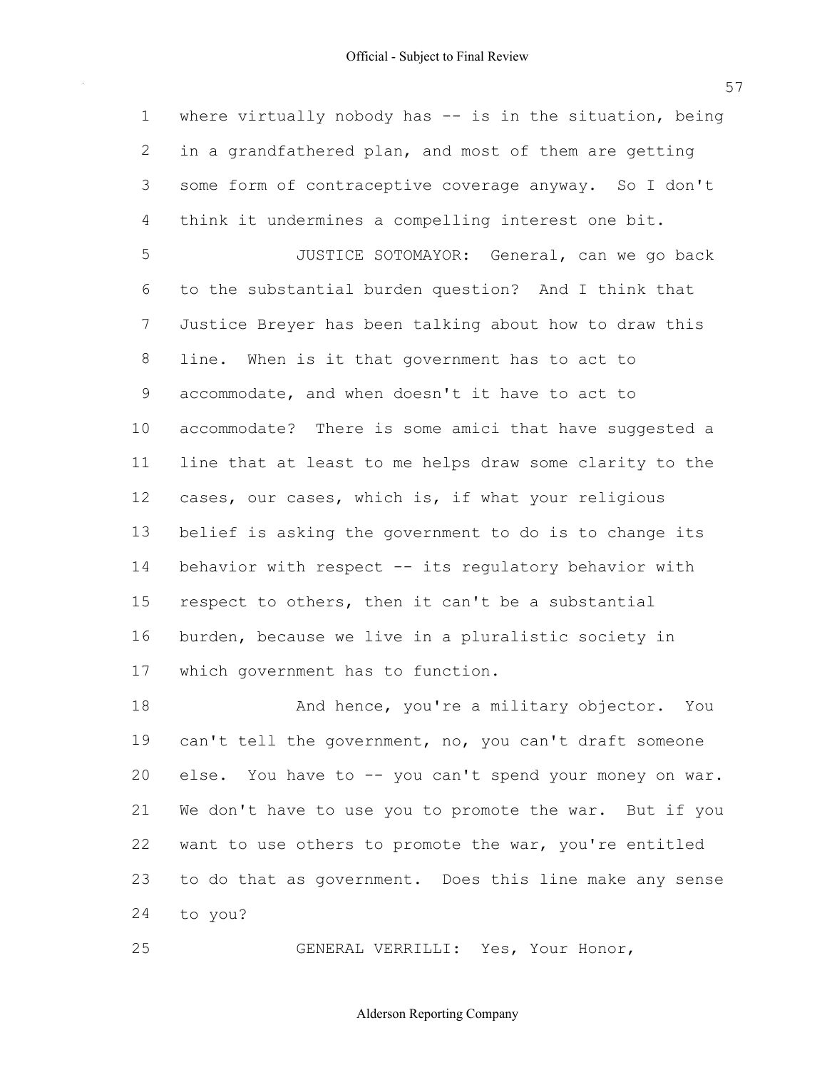where virtually nobody has -- is in the situation, being in a grandfathered plan, and most of them are getting some form of contraceptive coverage anyway. So I don't think it undermines a compelling interest one bit.

JUSTICE SOTOMAYOR: General, can we go back to the substantial burden question? And I think that Justice Breyer has been talking about how to draw this line. When is it that government has to act to accommodate, and when doesn't it have to act to accommodate? There is some amici that have suggested a line that at least to me helps draw some clarity to the cases, our cases, which is, if what your religious belief is asking the government to do is to change its behavior with respect -- its regulatory behavior with respect to others, then it can't be a substantial burden, because we live in a pluralistic society in which government has to function.

And hence, you're a military objector. You can't tell the government, no, you can't draft someone else. You have to -- you can't spend your money on war. We don't have to use you to promote the war. But if you want to use others to promote the war, you're entitled to do that as government. Does this line make any sense to you?

GENERAL VERRILLI: Yes, Your Honor,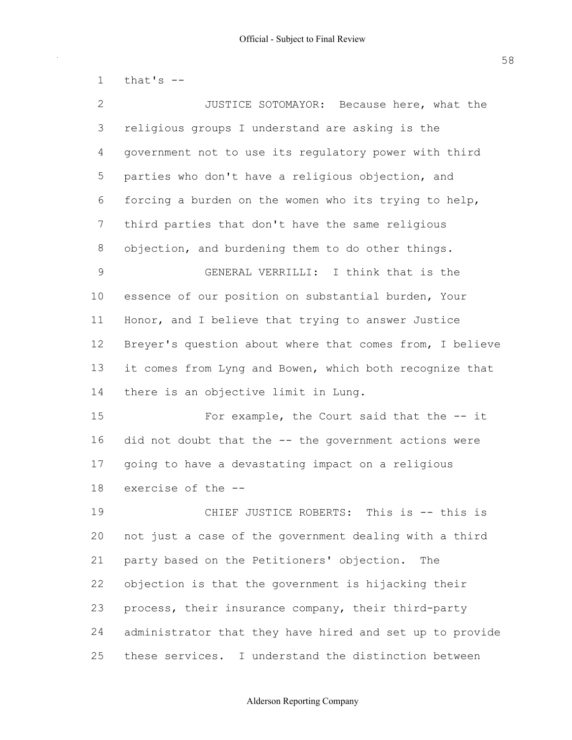that's --

JUSTICE SOTOMAYOR: Because here, what the religious groups I understand are asking is the government not to use its regulatory power with third parties who don't have a religious objection, and forcing a burden on the women who its trying to help, third parties that don't have the same religious objection, and burdening them to do other things.

GENERAL VERRILLI: I think that is the essence of our position on substantial burden, Your Honor, and I believe that trying to answer Justice Breyer's question about where that comes from, I believe it comes from Lyng and Bowen, which both recognize that there is an objective limit in Lung.

For example, the Court said that the -- it did not doubt that the -- the government actions were going to have a devastating impact on a religious exercise of the --

CHIEF JUSTICE ROBERTS: This is -- this is not just a case of the government dealing with a third party based on the Petitioners' objection. The objection is that the government is hijacking their process, their insurance company, their third-party administrator that they have hired and set up to provide these services. I understand the distinction between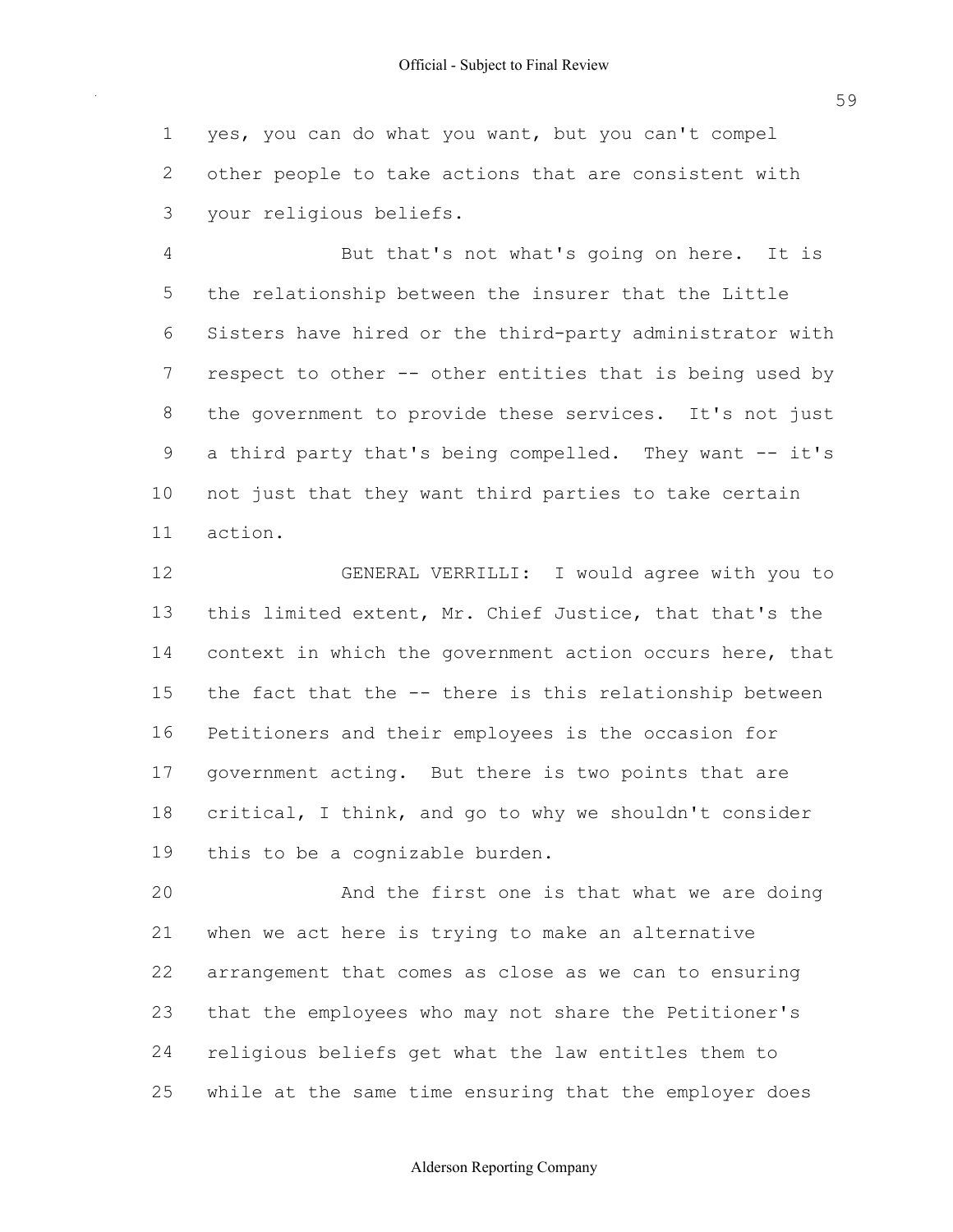yes, you can do what you want, but you can't compel other people to take actions that are consistent with your religious beliefs.

But that's not what's going on here. It is the relationship between the insurer that the Little Sisters have hired or the third-party administrator with respect to other -- other entities that is being used by the government to provide these services. It's not just a third party that's being compelled. They want -- it's not just that they want third parties to take certain action.

GENERAL VERRILLI: I would agree with you to this limited extent, Mr. Chief Justice, that that's the context in which the government action occurs here, that the fact that the -- there is this relationship between Petitioners and their employees is the occasion for government acting. But there is two points that are critical, I think, and go to why we shouldn't consider this to be a cognizable burden.

And the first one is that what we are doing when we act here is trying to make an alternative arrangement that comes as close as we can to ensuring that the employees who may not share the Petitioner's religious beliefs get what the law entitles them to while at the same time ensuring that the employer does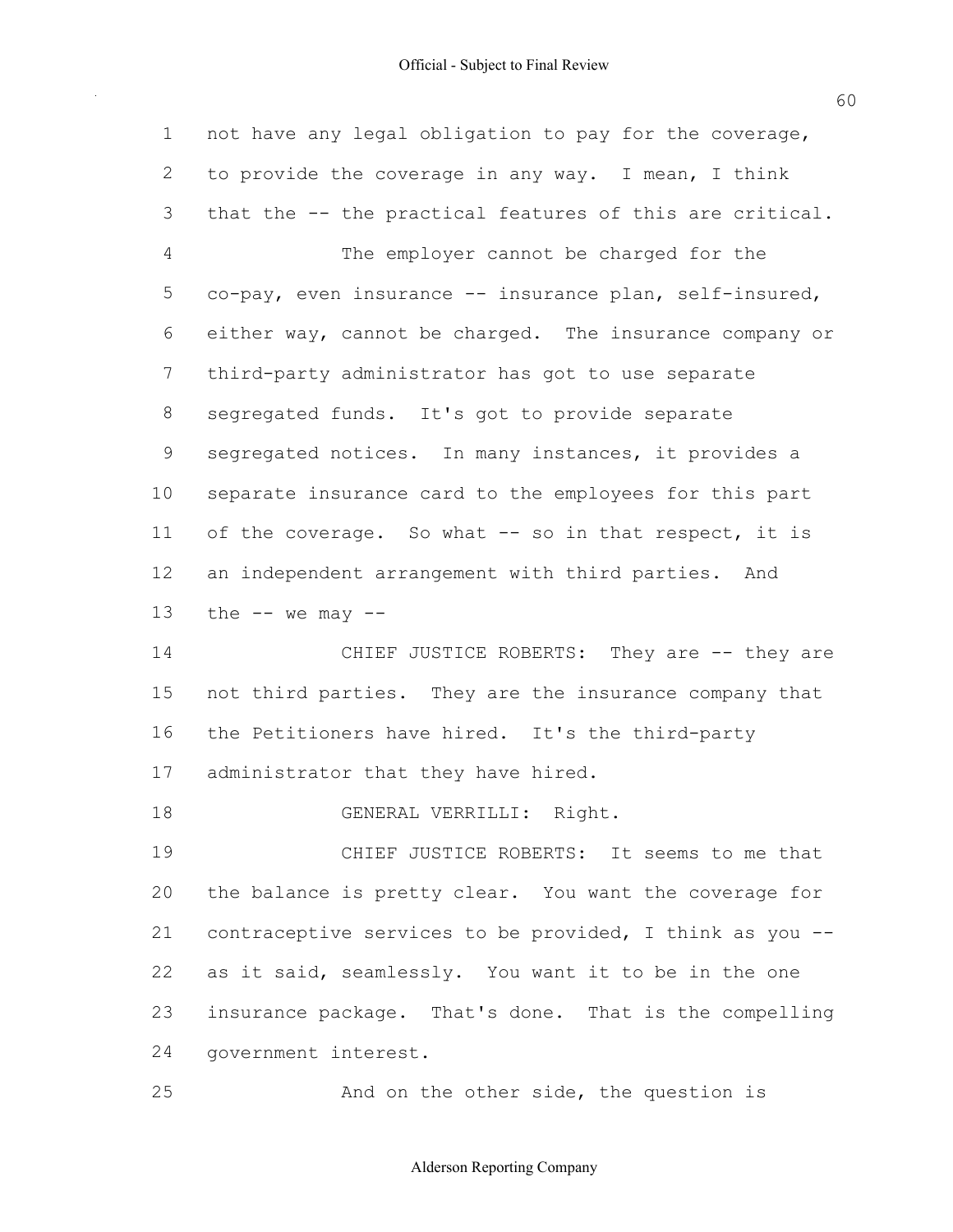not have any legal obligation to pay for the coverage, to provide the coverage in any way. I mean, I think that the -- the practical features of this are critical.

The employer cannot be charged for the co-pay, even insurance -- insurance plan, self-insured, either way, cannot be charged. The insurance company or third-party administrator has got to use separate segregated funds. It's got to provide separate segregated notices. In many instances, it provides a separate insurance card to the employees for this part of the coverage. So what -- so in that respect, it is an independent arrangement with third parties. And the -- we may --

CHIEF JUSTICE ROBERTS: They are -- they are not third parties. They are the insurance company that the Petitioners have hired. It's the third-party administrator that they have hired.

GENERAL VERRILLI: Right.

CHIEF JUSTICE ROBERTS: It seems to me that the balance is pretty clear. You want the coverage for contraceptive services to be provided, I think as you -- as it said, seamlessly. You want it to be in the one insurance package. That's done. That is the compelling government interest.

And on the other side, the question is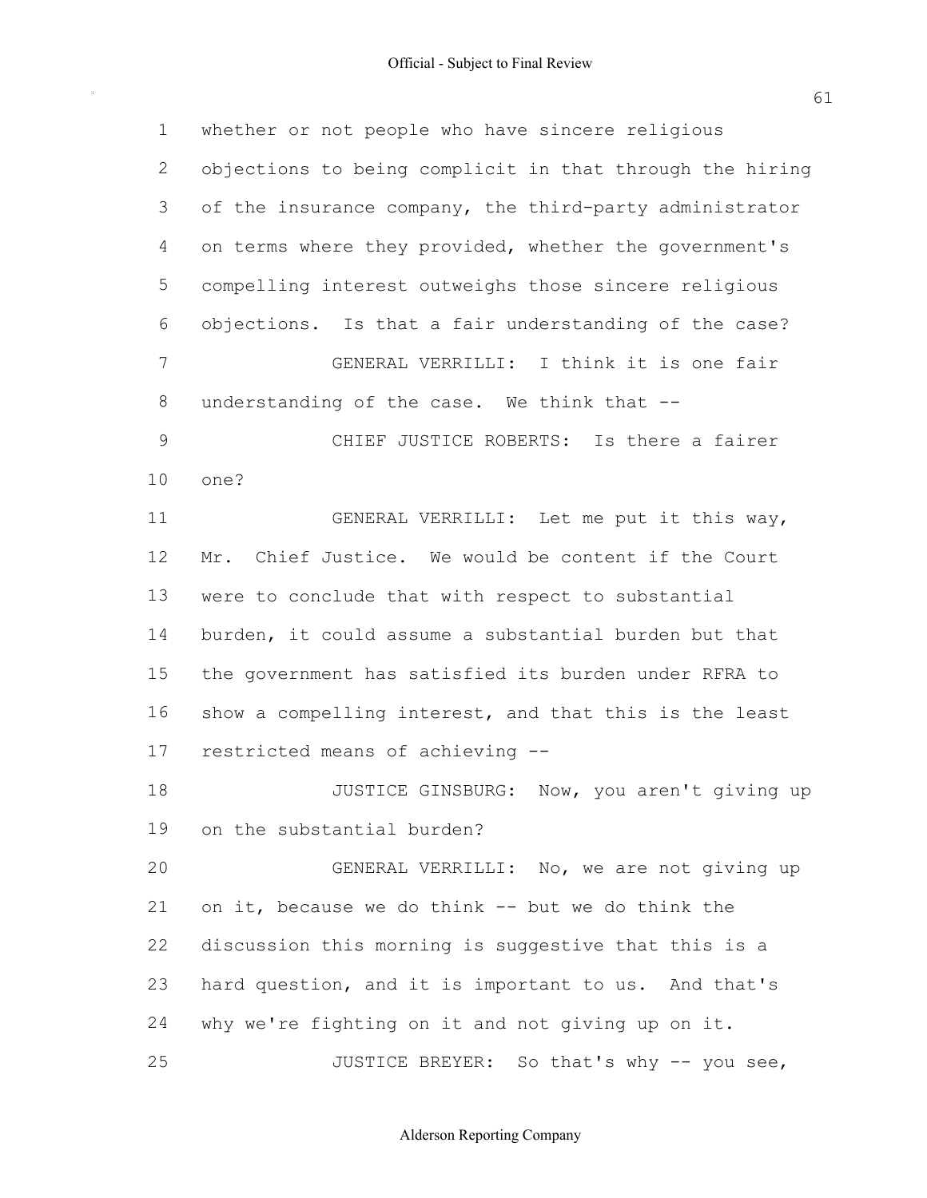1 whether or not people who have sincere religious
2 objections to being complicit in that through the hiring
3 of the insurance company, the third-party administrator
4 on terms where they provided, whether the government's
5 compelling interest outweighs those sincere religious
6 objections. Is that a fair understanding of the case?
7 GENERAL VERRILLI: I think it is one fair
8 understanding of the case. We think that --
9 CHIEF JUSTICE ROBERTS: Is there a fairer
10 one?
11 GENERAL VERRILLI: Let me put it this way,
12 Mr. Chief Justice. We would be content if the Court
13 were to conclude that with respect to substantial
14 burden, it could assume a substantial burden but that
15 the government has satisfied its burden under RFRA to
16 show a compelling interest, and that this is the least
17 restricted means of achieving --
18 JUSTICE GINSBURG: Now, you aren't giving up
19 on the substantial burden?
20 GENERAL VERRILLI: No, we are not giving up
21 on it, because we do think -- but we do think the
22 discussion this morning is suggestive that this is a
23 hard question, and it is important to us. And that's
24 why we're fighting on it and not giving up on it.
25 JUSTICE BREYER: So that's why -- you see,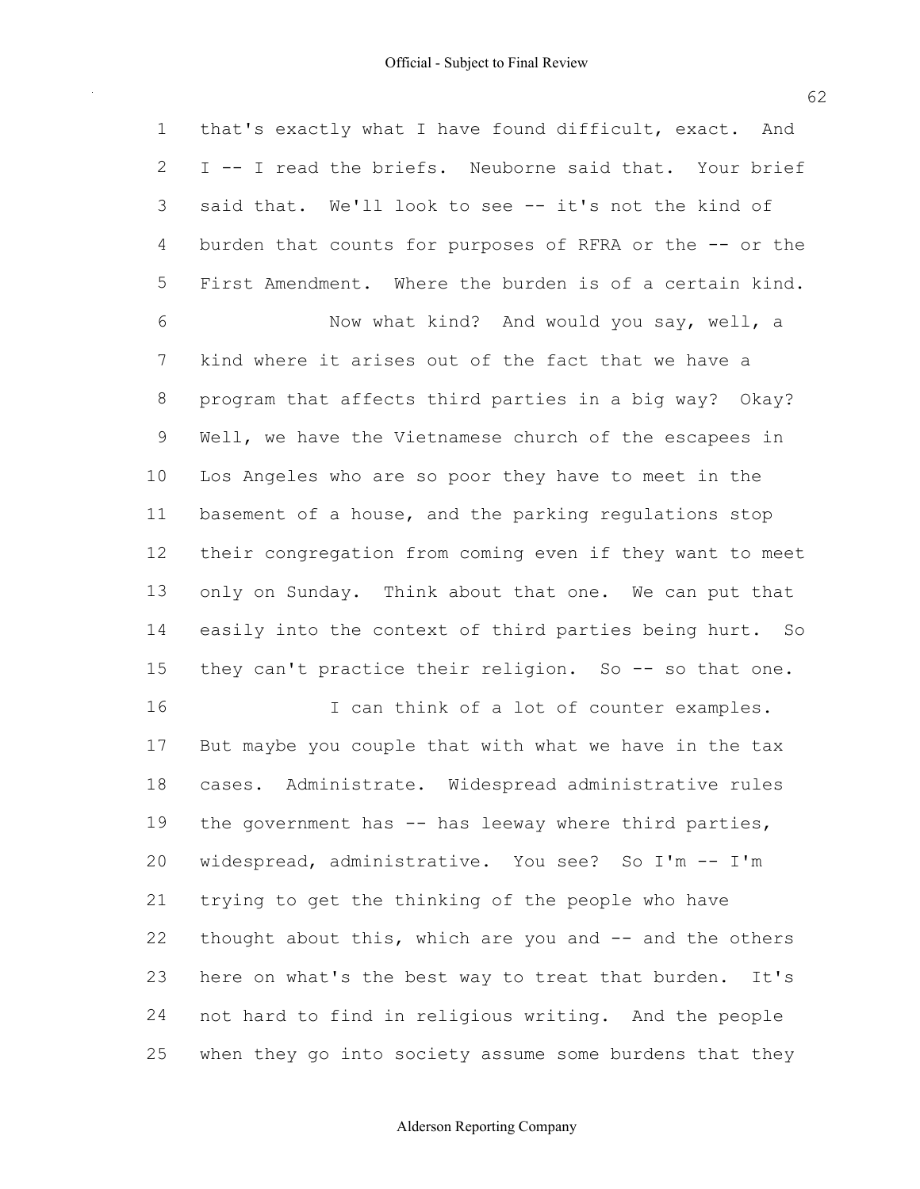that's exactly what I have found difficult, exact. And I -- I read the briefs. Neuborne said that. Your brief said that. We'll look to see -- it's not the kind of burden that counts for purposes of RFRA or the -- or the First Amendment. Where the burden is of a certain kind.

Now what kind? And would you say, well, a kind where it arises out of the fact that we have a program that affects third parties in a big way? Okay? Well, we have the Vietnamese church of the escapees in Los Angeles who are so poor they have to meet in the basement of a house, and the parking regulations stop their congregation from coming even if they want to meet only on Sunday. Think about that one. We can put that easily into the context of third parties being hurt. So they can't practice their religion. So -- so that one.

I can think of a lot of counter examples. But maybe you couple that with what we have in the tax cases. Administrate. Widespread administrative rules the government has -- has leeway where third parties, widespread, administrative. You see? So I'm -- I'm trying to get the thinking of the people who have thought about this, which are you and -- and the others here on what's the best way to treat that burden. It's not hard to find in religious writing. And the people when they go into society assume some burdens that they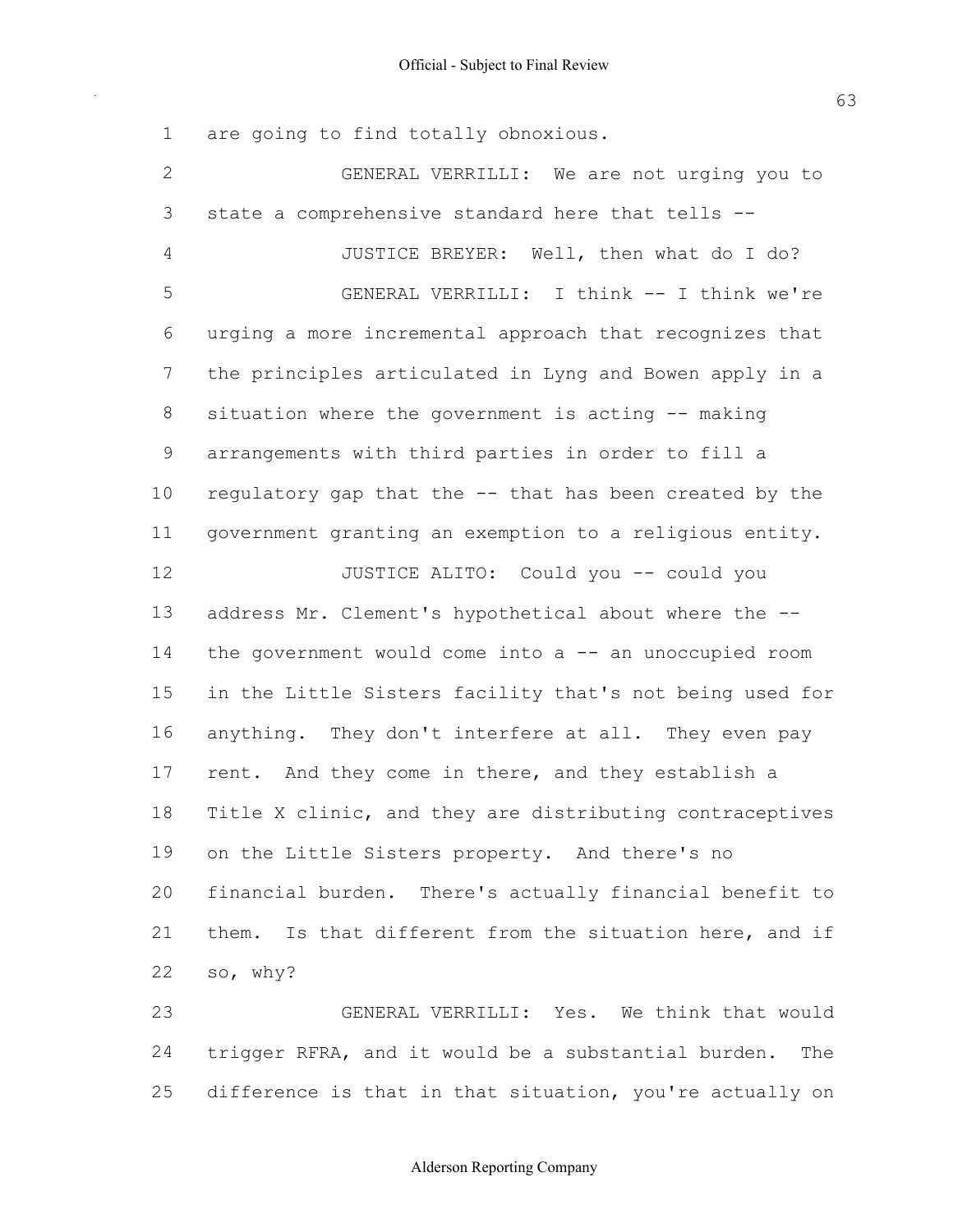are going to find totally obnoxious.

GENERAL VERRILLI: We are not urging you to state a comprehensive standard here that tells --

JUSTICE BREYER: Well, then what do I do?

GENERAL VERRILLI: I think -- I think we're urging a more incremental approach that recognizes that the principles articulated in Lyng and Bowen apply in a situation where the government is acting -- making arrangements with third parties in order to fill a regulatory gap that the -- that has been created by the government granting an exemption to a religious entity.

JUSTICE ALITO: Could you -- could you address Mr. Clement's hypothetical about where the -- the government would come into a -- an unoccupied room in the Little Sisters facility that's not being used for anything. They don't interfere at all. They even pay rent. And they come in there, and they establish a Title X clinic, and they are distributing contraceptives on the Little Sisters property. And there's no financial burden. There's actually financial benefit to them. Is that different from the situation here, and if so, why?

GENERAL VERRILLI: Yes. We think that would trigger RFRA, and it would be a substantial burden. The difference is that in that situation, you're actually on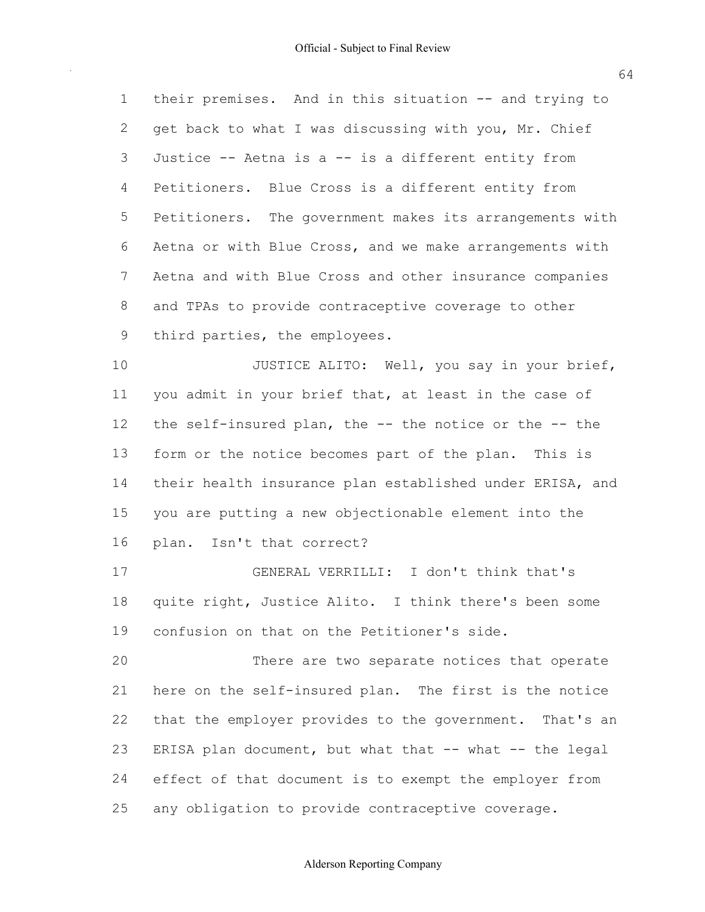their premises. And in this situation -- and trying to get back to what I was discussing with you, Mr. Chief Justice -- Aetna is a -- is a different entity from Petitioners. Blue Cross is a different entity from Petitioners. The government makes its arrangements with Aetna or with Blue Cross, and we make arrangements with Aetna and with Blue Cross and other insurance companies and TPAs to provide contraceptive coverage to other third parties, the employees.

JUSTICE ALITO: Well, you say in your brief, you admit in your brief that, at least in the case of the self-insured plan, the -- the notice or the -- the form or the notice becomes part of the plan. This is their health insurance plan established under ERISA, and you are putting a new objectionable element into the plan. Isn't that correct?

GENERAL VERRILLI: I don't think that's quite right, Justice Alito. I think there's been some confusion on that on the Petitioner's side.

There are two separate notices that operate here on the self-insured plan. The first is the notice that the employer provides to the government. That's an ERISA plan document, but what that -- what -- the legal effect of that document is to exempt the employer from any obligation to provide contraceptive coverage.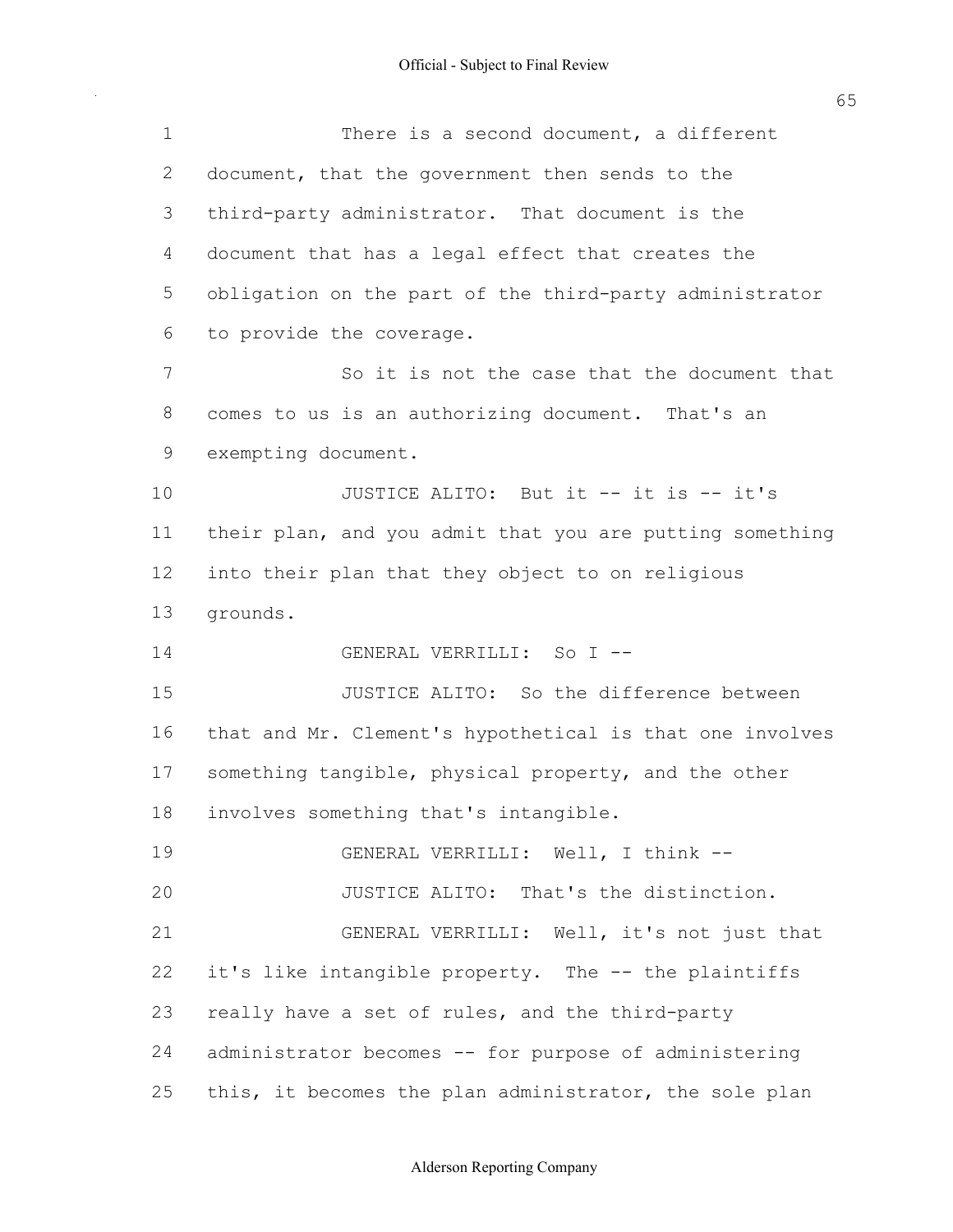There is a second document, a different document, that the government then sends to the third-party administrator. That document is the document that has a legal effect that creates the obligation on the part of the third-party administrator to provide the coverage.

So it is not the case that the document that comes to us is an authorizing document. That's an exempting document.

JUSTICE ALITO: But it -- it is -- it's their plan, and you admit that you are putting something into their plan that they object to on religious grounds.

GENERAL VERRILLI: So I --

JUSTICE ALITO: So the difference between that and Mr. Clement's hypothetical is that one involves something tangible, physical property, and the other involves something that's intangible.

GENERAL VERRILLI: Well, I think --

JUSTICE ALITO: That's the distinction.

GENERAL VERRILLI: Well, it's not just that it's like intangible property. The -- the plaintiffs really have a set of rules, and the third-party administrator becomes -- for purpose of administering this, it becomes the plan administrator, the sole plan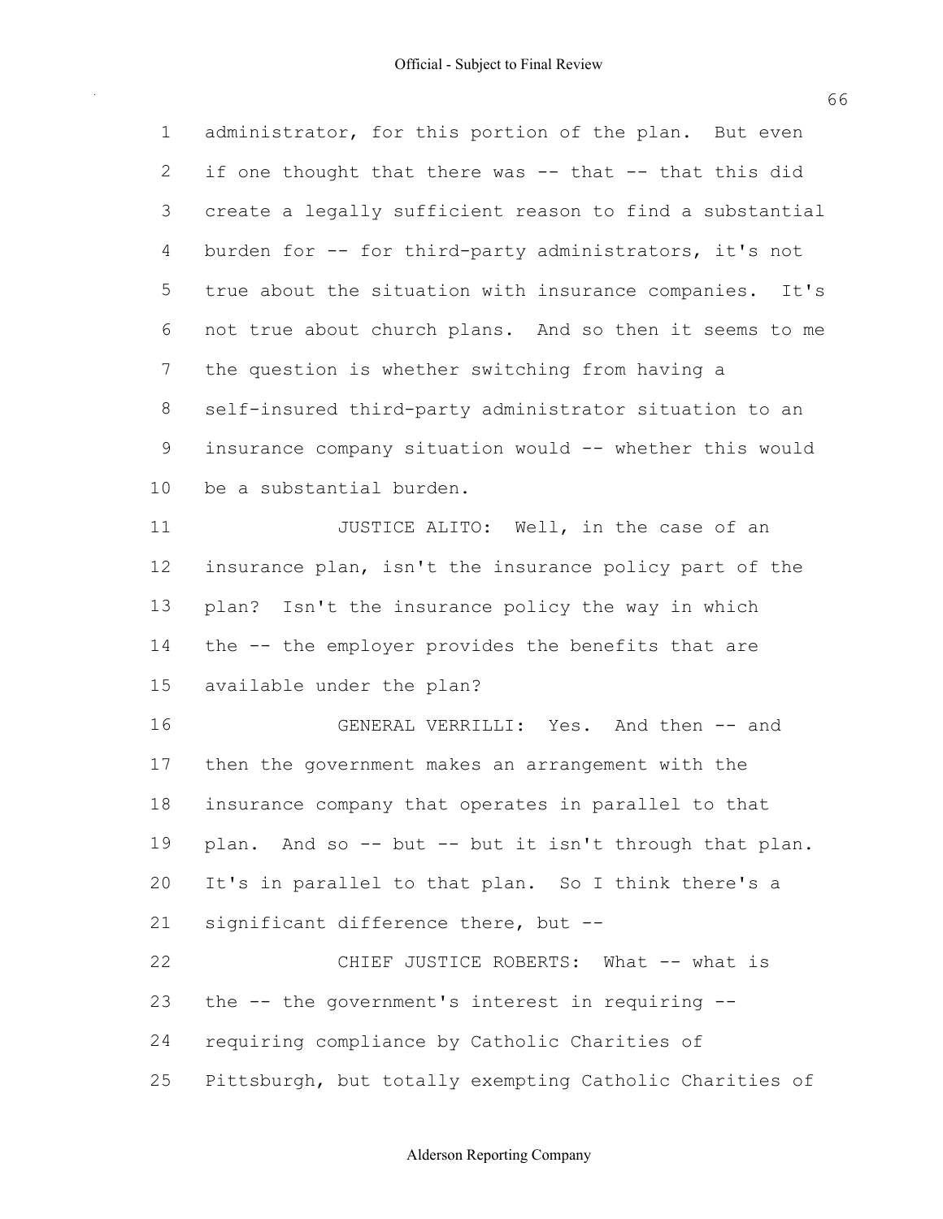administrator, for this portion of the plan. But even if one thought that there was -- that -- that this did create a legally sufficient reason to find a substantial burden for -- for third-party administrators, it's not true about the situation with insurance companies. It's not true about church plans. And so then it seems to me the question is whether switching from having a self-insured third-party administrator situation to an insurance company situation would -- whether this would be a substantial burden.

JUSTICE ALITO: Well, in the case of an insurance plan, isn't the insurance policy part of the plan? Isn't the insurance policy the way in which the -- the employer provides the benefits that are available under the plan?

GENERAL VERRILLI: Yes. And then -- and then the government makes an arrangement with the insurance company that operates in parallel to that plan. And so -- but -- but it isn't through that plan. It's in parallel to that plan. So I think there's a significant difference there, but --

CHIEF JUSTICE ROBERTS: What -- what is the -- the government's interest in requiring -- requiring compliance by Catholic Charities of Pittsburgh, but totally exempting Catholic Charities of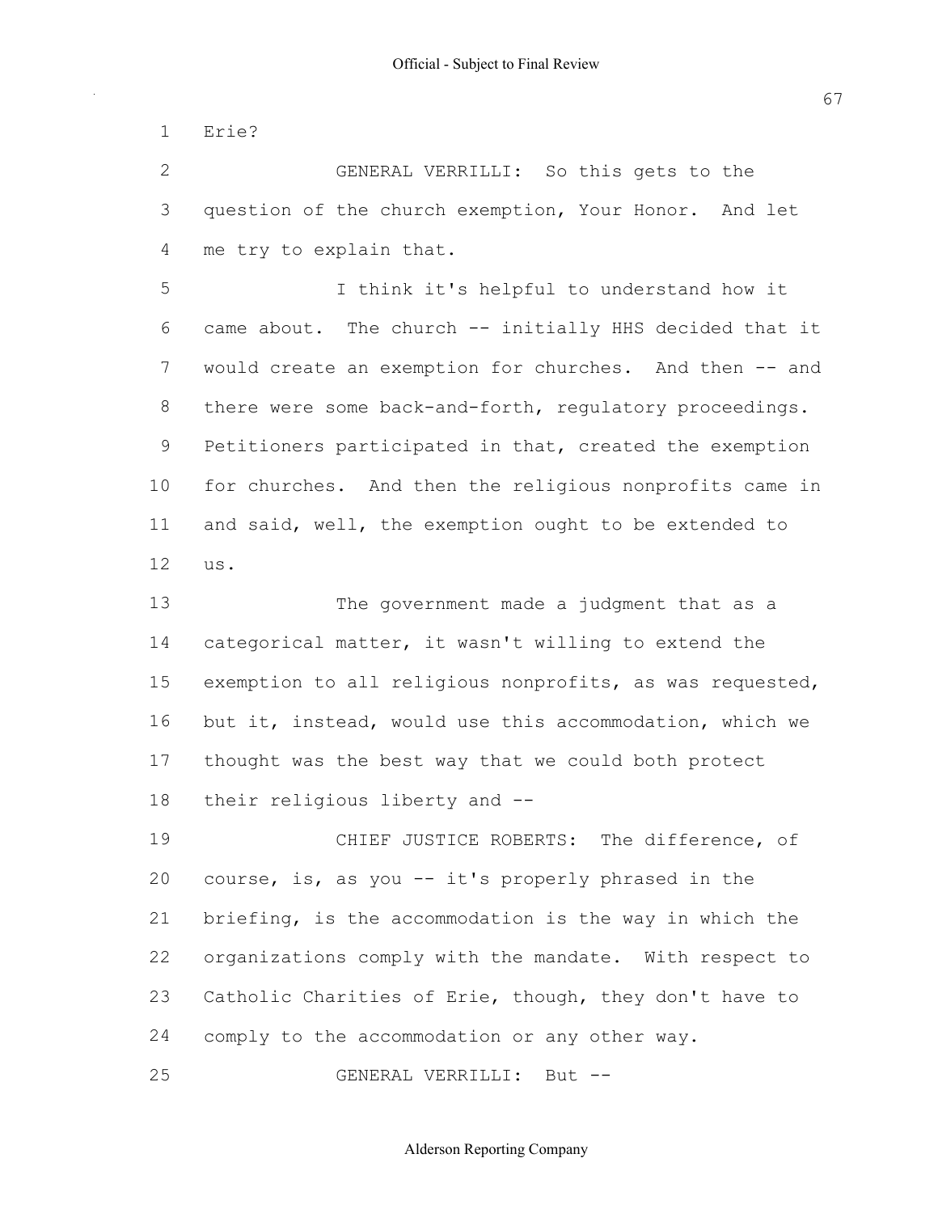Erie?

GENERAL VERRILLI: So this gets to the question of the church exemption, Your Honor. And let me try to explain that.

I think it's helpful to understand how it came about. The church -- initially HHS decided that it would create an exemption for churches. And then -- and there were some back-and-forth, regulatory proceedings. Petitioners participated in that, created the exemption for churches. And then the religious nonprofits came in and said, well, the exemption ought to be extended to us.

The government made a judgment that as a categorical matter, it wasn't willing to extend the exemption to all religious nonprofits, as was requested, but it, instead, would use this accommodation, which we thought was the best way that we could both protect their religious liberty and --

CHIEF JUSTICE ROBERTS: The difference, of course, is, as you -- it's properly phrased in the briefing, is the accommodation is the way in which the organizations comply with the mandate. With respect to Catholic Charities of Erie, though, they don't have to comply to the accommodation or any other way.

GENERAL VERRILLI: But --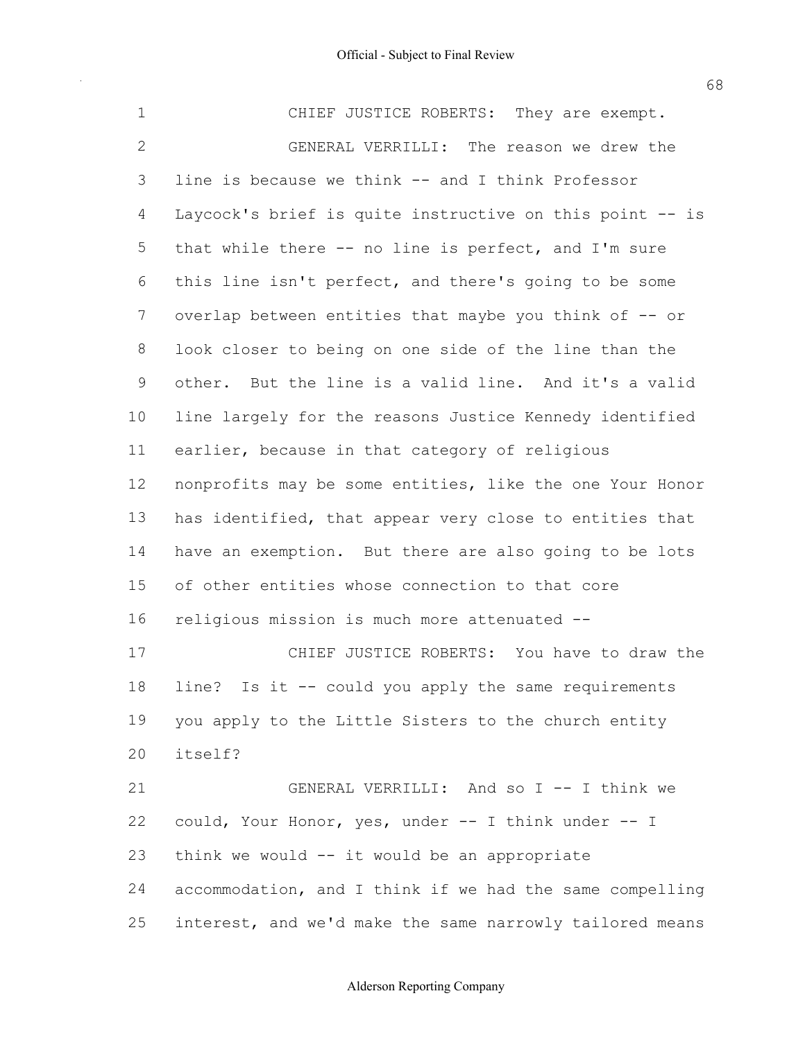CHIEF JUSTICE ROBERTS: They are exempt.

GENERAL VERRILLI: The reason we drew the line is because we think -- and I think Professor Laycock's brief is quite instructive on this point -- is that while there -- no line is perfect, and I'm sure this line isn't perfect, and there's going to be some overlap between entities that maybe you think of -- or look closer to being on one side of the line than the other. But the line is a valid line. And it's a valid line largely for the reasons Justice Kennedy identified earlier, because in that category of religious nonprofits may be some entities, like the one Your Honor has identified, that appear very close to entities that have an exemption. But there are also going to be lots of other entities whose connection to that core religious mission is much more attenuated --

CHIEF JUSTICE ROBERTS: You have to draw the line? Is it -- could you apply the same requirements you apply to the Little Sisters to the church entity itself?

GENERAL VERRILLI: And so I -- I think we could, Your Honor, yes, under -- I think under -- I think we would -- it would be an appropriate accommodation, and I think if we had the same compelling interest, and we'd make the same narrowly tailored means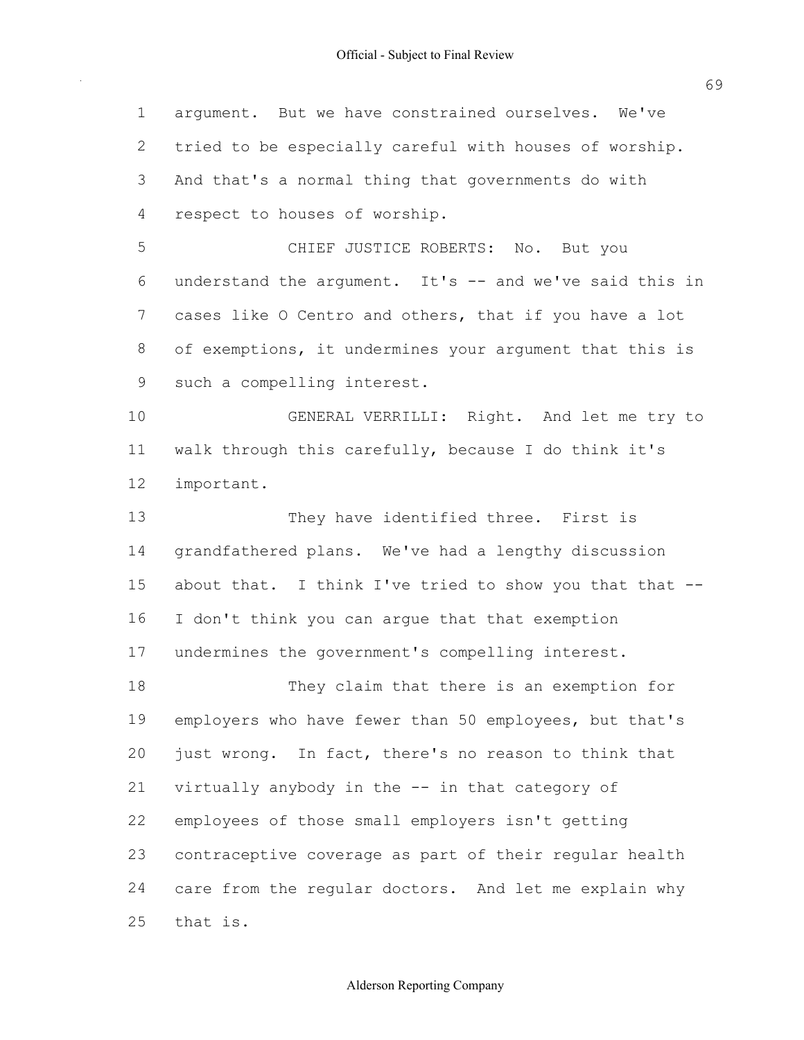argument. But we have constrained ourselves. We've tried to be especially careful with houses of worship. And that's a normal thing that governments do with respect to houses of worship.

CHIEF JUSTICE ROBERTS: No. But you understand the argument. It's -- and we've said this in cases like O Centro and others, that if you have a lot of exemptions, it undermines your argument that this is such a compelling interest.

GENERAL VERRILLI: Right. And let me try to walk through this carefully, because I do think it's important.

They have identified three. First is grandfathered plans. We've had a lengthy discussion about that. I think I've tried to show you that that -- I don't think you can argue that that exemption undermines the government's compelling interest.

They claim that there is an exemption for employers who have fewer than 50 employees, but that's just wrong. In fact, there's no reason to think that virtually anybody in the -- in that category of employees of those small employers isn't getting contraceptive coverage as part of their regular health care from the regular doctors. And let me explain why that is.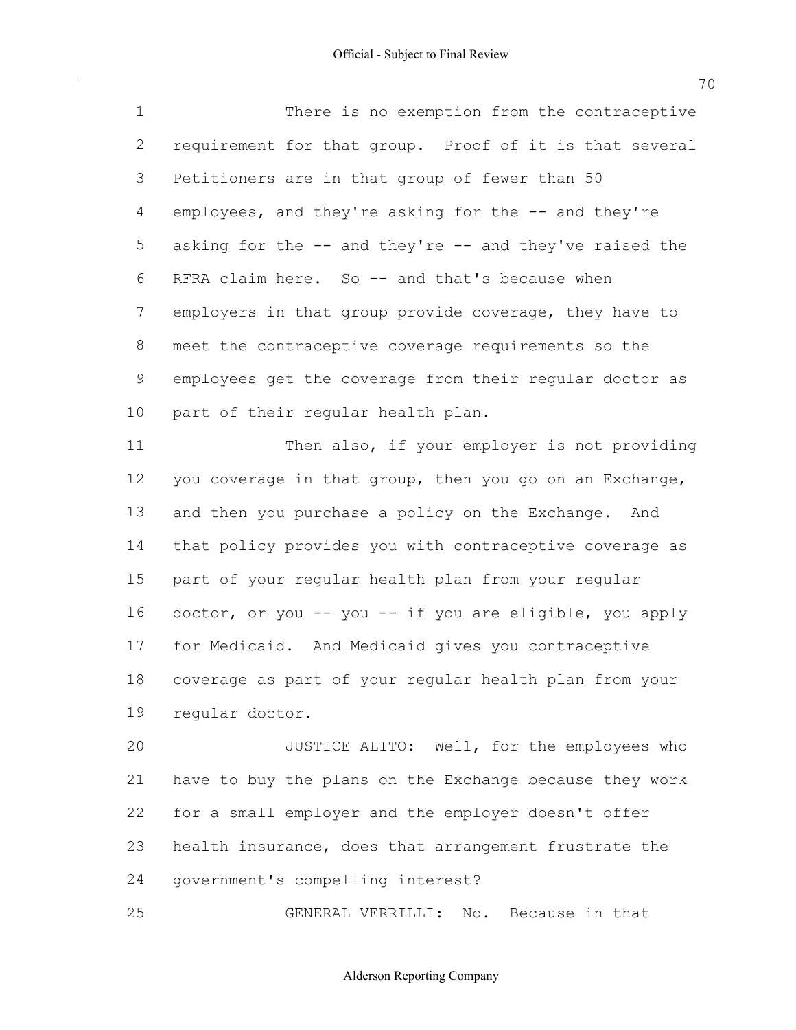There is no exemption from the contraceptive requirement for that group. Proof of it is that several Petitioners are in that group of fewer than 50 employees, and they're asking for the -- and they're asking for the -- and they're -- and they've raised the RFRA claim here. So -- and that's because when employers in that group provide coverage, they have to meet the contraceptive coverage requirements so the employees get the coverage from their regular doctor as part of their regular health plan.

Then also, if your employer is not providing you coverage in that group, then you go on an Exchange, and then you purchase a policy on the Exchange. And that policy provides you with contraceptive coverage as part of your regular health plan from your regular doctor, or you -- you -- if you are eligible, you apply for Medicaid. And Medicaid gives you contraceptive coverage as part of your regular health plan from your regular doctor.

JUSTICE ALITO: Well, for the employees who have to buy the plans on the Exchange because they work for a small employer and the employer doesn't offer health insurance, does that arrangement frustrate the government's compelling interest?

GENERAL VERRILLI: No. Because in that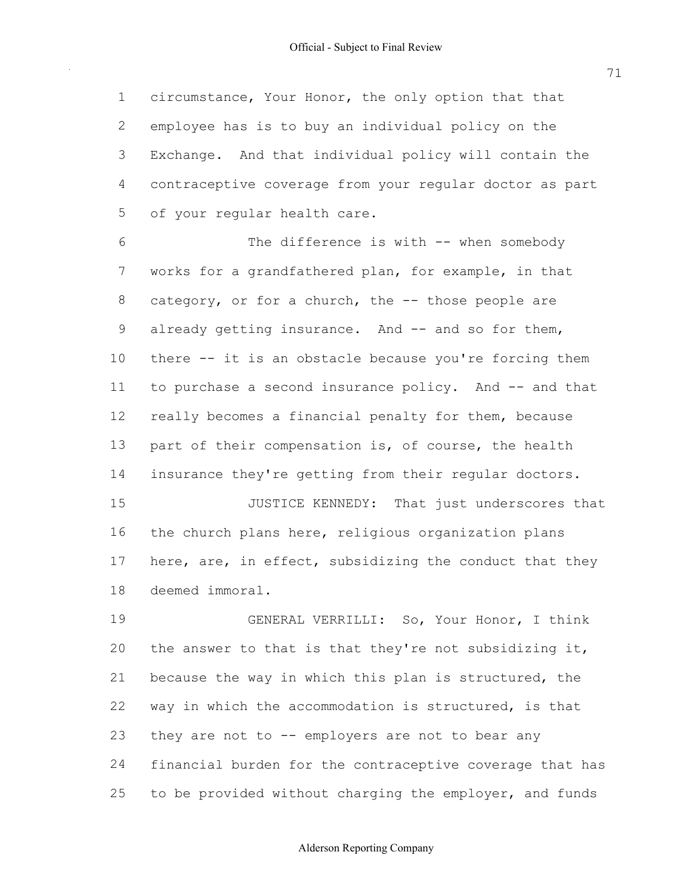circumstance, Your Honor, the only option that that employee has is to buy an individual policy on the Exchange. And that individual policy will contain the contraceptive coverage from your regular doctor as part of your regular health care.

The difference is with -- when somebody works for a grandfathered plan, for example, in that category, or for a church, the -- those people are already getting insurance. And -- and so for them, there -- it is an obstacle because you're forcing them to purchase a second insurance policy. And -- and that really becomes a financial penalty for them, because part of their compensation is, of course, the health insurance they're getting from their regular doctors.

JUSTICE KENNEDY: That just underscores that the church plans here, religious organization plans here, are, in effect, subsidizing the conduct that they deemed immoral.

GENERAL VERRILLI: So, Your Honor, I think the answer to that is that they're not subsidizing it, because the way in which this plan is structured, the way in which the accommodation is structured, is that they are not to -- employers are not to bear any financial burden for the contraceptive coverage that has to be provided without charging the employer, and funds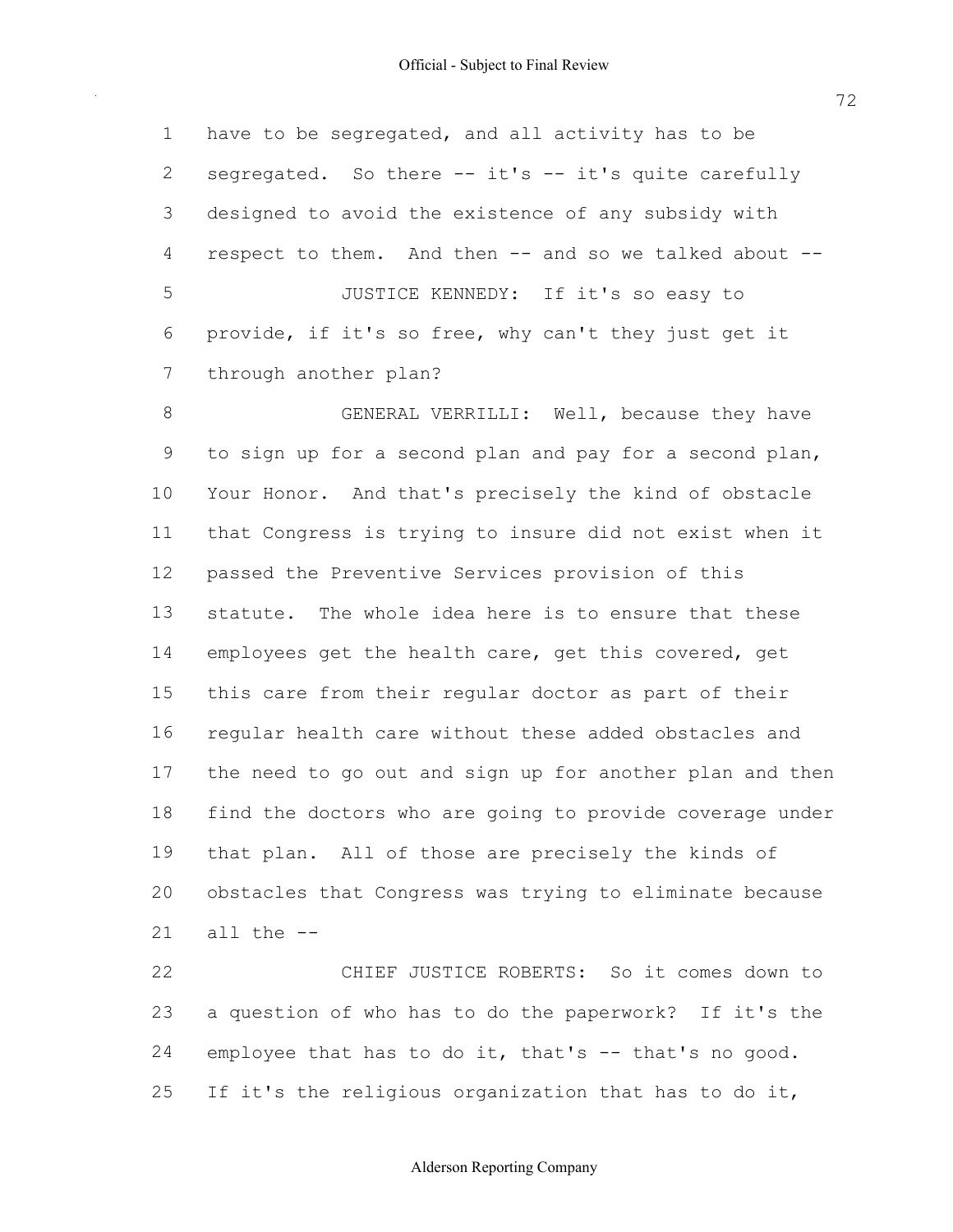have to be segregated, and all activity has to be segregated. So there -- it's -- it's quite carefully designed to avoid the existence of any subsidy with respect to them. And then -- and so we talked about --

JUSTICE KENNEDY: If it's so easy to provide, if it's so free, why can't they just get it through another plan?

GENERAL VERRILLI: Well, because they have to sign up for a second plan and pay for a second plan, Your Honor. And that's precisely the kind of obstacle that Congress is trying to insure did not exist when it passed the Preventive Services provision of this statute. The whole idea here is to ensure that these employees get the health care, get this covered, get this care from their regular doctor as part of their regular health care without these added obstacles and the need to go out and sign up for another plan and then find the doctors who are going to provide coverage under that plan. All of those are precisely the kinds of obstacles that Congress was trying to eliminate because all the --

CHIEF JUSTICE ROBERTS: So it comes down to a question of who has to do the paperwork? If it's the employee that has to do it, that's -- that's no good. If it's the religious organization that has to do it,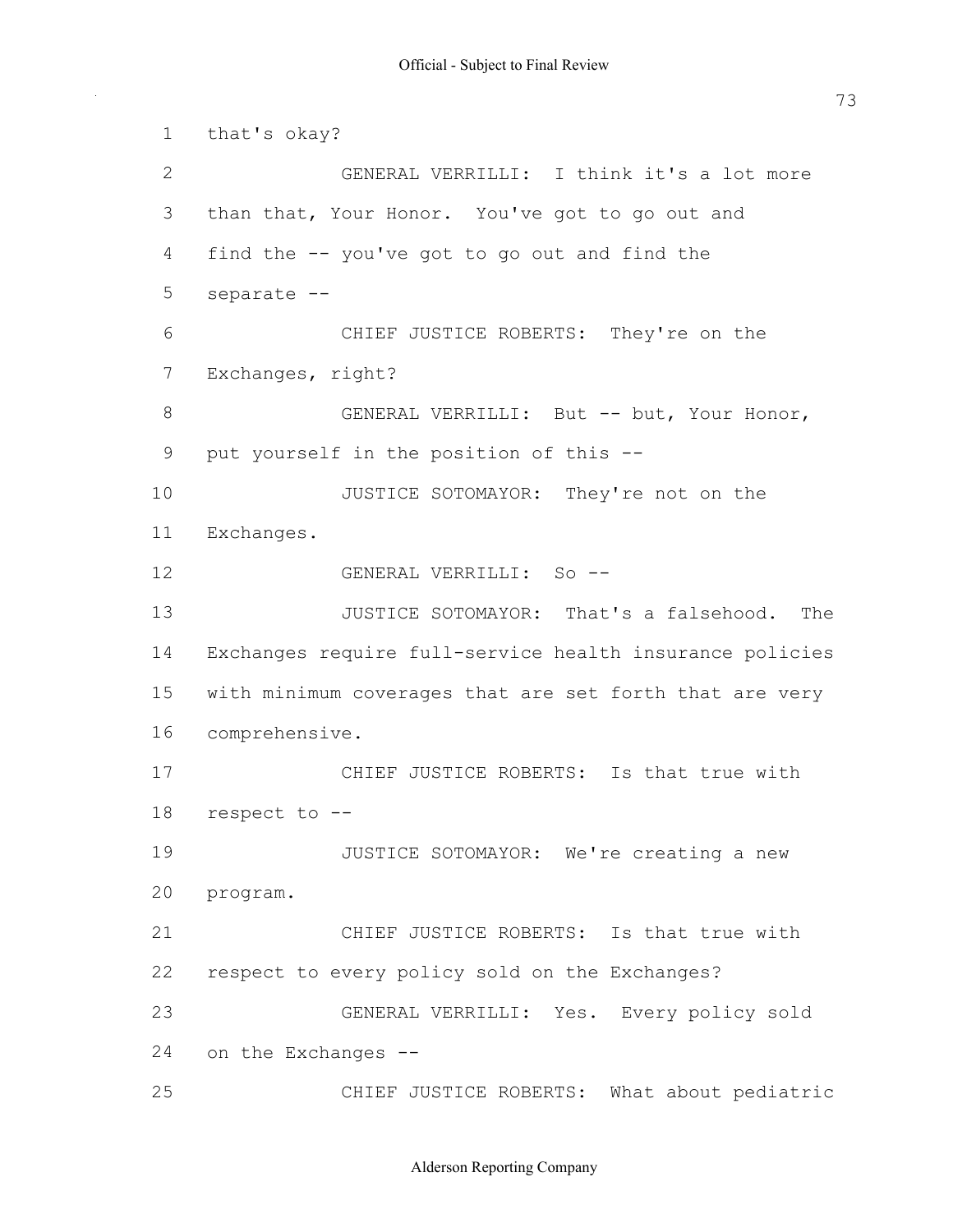that's okay?

GENERAL VERRILLI: I think it's a lot more than that, Your Honor. You've got to go out and find the -- you've got to go out and find the separate --

CHIEF JUSTICE ROBERTS: They're on the Exchanges, right?

GENERAL VERRILLI: But -- but, Your Honor, put yourself in the position of this --

JUSTICE SOTOMAYOR: They're not on the Exchanges.

GENERAL VERRILLI: So --

JUSTICE SOTOMAYOR: That's a falsehood. The Exchanges require full-service health insurance policies with minimum coverages that are set forth that are very comprehensive.

CHIEF JUSTICE ROBERTS: Is that true with respect to --

JUSTICE SOTOMAYOR: We're creating a new program.

CHIEF JUSTICE ROBERTS: Is that true with respect to every policy sold on the Exchanges?

GENERAL VERRILLI: Yes. Every policy sold on the Exchanges --

CHIEF JUSTICE ROBERTS: What about pediatric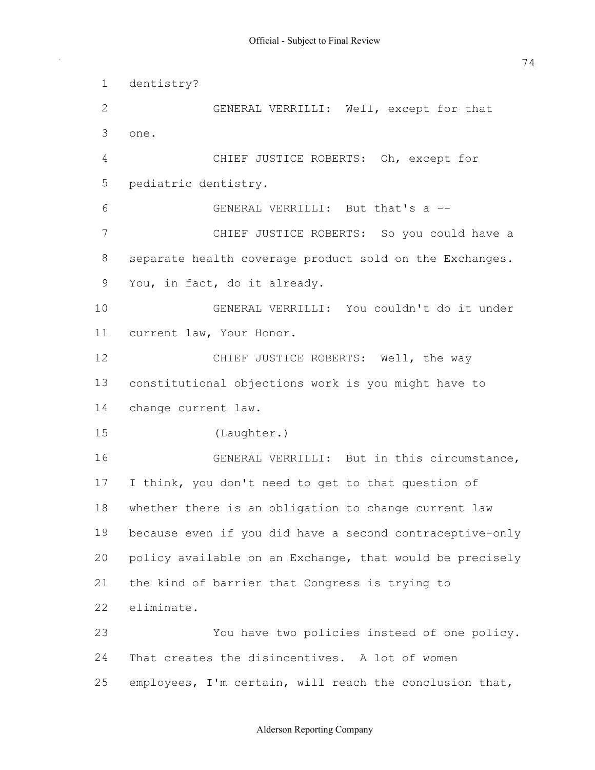dentistry?

GENERAL VERRILLI: Well, except for that one.

CHIEF JUSTICE ROBERTS: Oh, except for pediatric dentistry.

GENERAL VERRILLI: But that's a --

CHIEF JUSTICE ROBERTS: So you could have a separate health coverage product sold on the Exchanges. You, in fact, do it already.

GENERAL VERRILLI: You couldn't do it under current law, Your Honor.

CHIEF JUSTICE ROBERTS: Well, the way constitutional objections work is you might have to change current law.

(Laughter.)

GENERAL VERRILLI: But in this circumstance, I think, you don't need to get to that question of whether there is an obligation to change current law because even if you did have a second contraceptive-only policy available on an Exchange, that would be precisely the kind of barrier that Congress is trying to eliminate.

You have two policies instead of one policy. That creates the disincentives. A lot of women employees, I'm certain, will reach the conclusion that,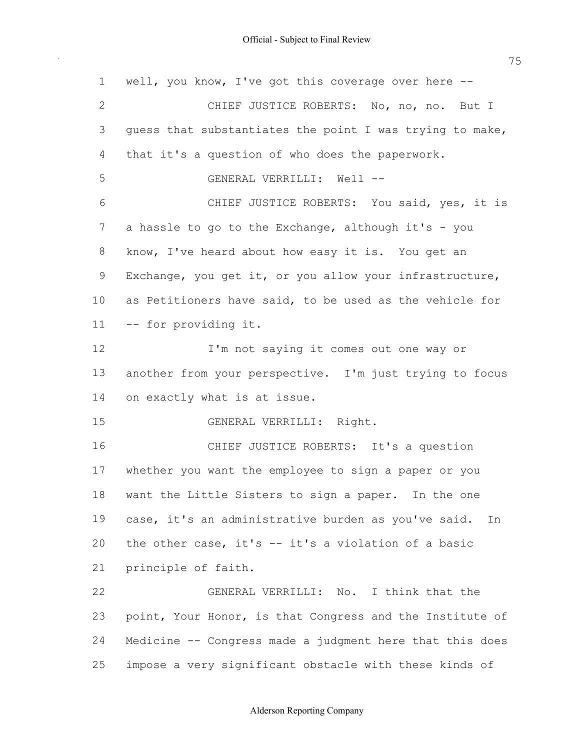well, you know, I've got this coverage over here --

CHIEF JUSTICE ROBERTS: No, no, no. But I guess that substantiates the point I was trying to make, that it's a question of who does the paperwork.

GENERAL VERRILLI: Well --

CHIEF JUSTICE ROBERTS: You said, yes, it is a hassle to go to the Exchange, although it's - you know, I've heard about how easy it is. You get an Exchange, you get it, or you allow your infrastructure, as Petitioners have said, to be used as the vehicle for -- for providing it.

I'm not saying it comes out one way or another from your perspective. I'm just trying to focus on exactly what is at issue.

GENERAL VERRILLI: Right.

CHIEF JUSTICE ROBERTS: It's a question whether you want the employee to sign a paper or you want the Little Sisters to sign a paper. In the one case, it's an administrative burden as you've said. In the other case, it's -- it's a violation of a basic principle of faith.

GENERAL VERRILLI: No. I think that the point, Your Honor, is that Congress and the Institute of Medicine -- Congress made a judgment here that this does impose a very significant obstacle with these kinds of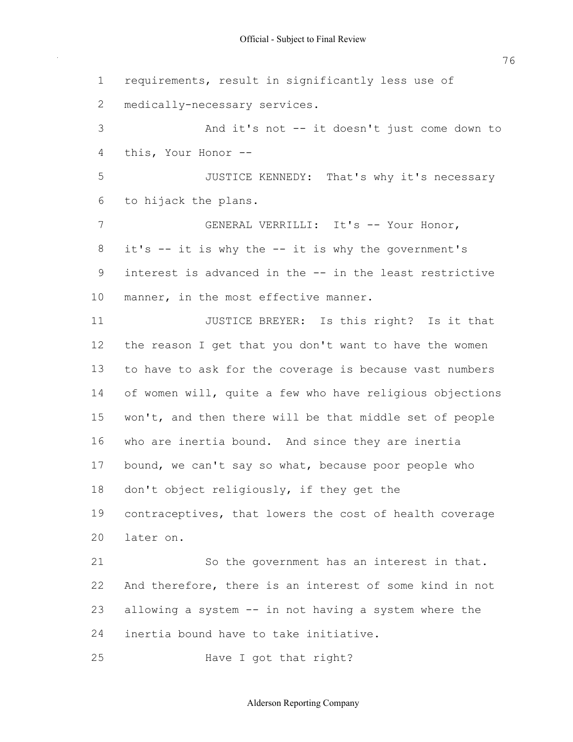requirements, result in significantly less use of medically-necessary services.

And it's not -- it doesn't just come down to this, Your Honor --

JUSTICE KENNEDY: That's why it's necessary to hijack the plans.

GENERAL VERRILLI: It's -- Your Honor, it's -- it is why the -- it is why the government's interest is advanced in the -- in the least restrictive manner, in the most effective manner.

JUSTICE BREYER: Is this right? Is it that the reason I get that you don't want to have the women to have to ask for the coverage is because vast numbers of women will, quite a few who have religious objections won't, and then there will be that middle set of people who are inertia bound. And since they are inertia bound, we can't say so what, because poor people who don't object religiously, if they get the contraceptives, that lowers the cost of health coverage later on.

So the government has an interest in that. And therefore, there is an interest of some kind in not allowing a system -- in not having a system where the inertia bound have to take initiative.

Have I got that right?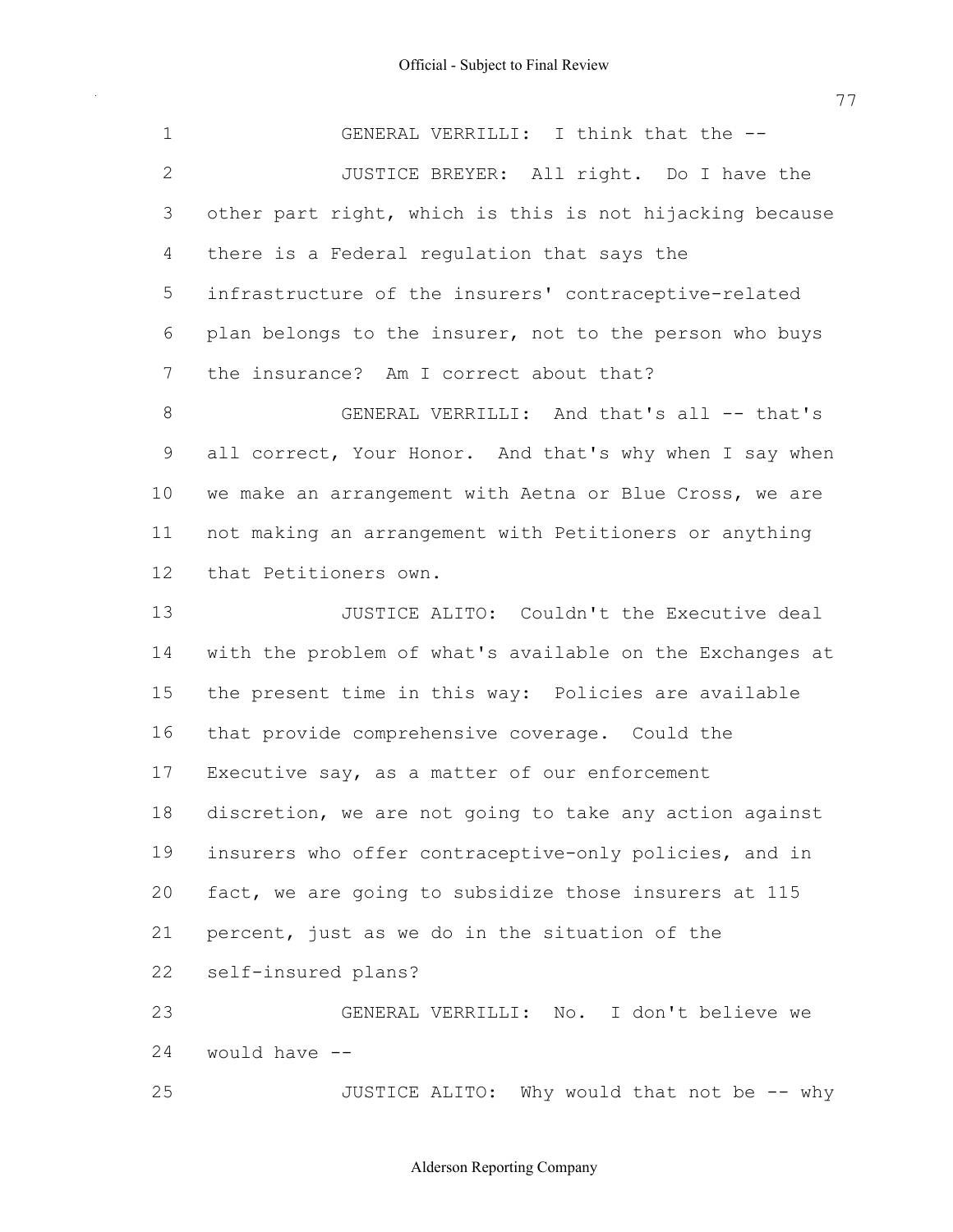GENERAL VERRILLI: I think that the --

JUSTICE BREYER: All right. Do I have the other part right, which is this is not hijacking because there is a Federal regulation that says the infrastructure of the insurers' contraceptive-related plan belongs to the insurer, not to the person who buys the insurance? Am I correct about that?

GENERAL VERRILLI: And that's all -- that's all correct, Your Honor. And that's why when I say when we make an arrangement with Aetna or Blue Cross, we are not making an arrangement with Petitioners or anything that Petitioners own.

JUSTICE ALITO: Couldn't the Executive deal with the problem of what's available on the Exchanges at the present time in this way: Policies are available that provide comprehensive coverage. Could the Executive say, as a matter of our enforcement discretion, we are not going to take any action against insurers who offer contraceptive-only policies, and in fact, we are going to subsidize those insurers at 115 percent, just as we do in the situation of the self-insured plans?

GENERAL VERRILLI: No. I don't believe we would have --

JUSTICE ALITO: Why would that not be -- why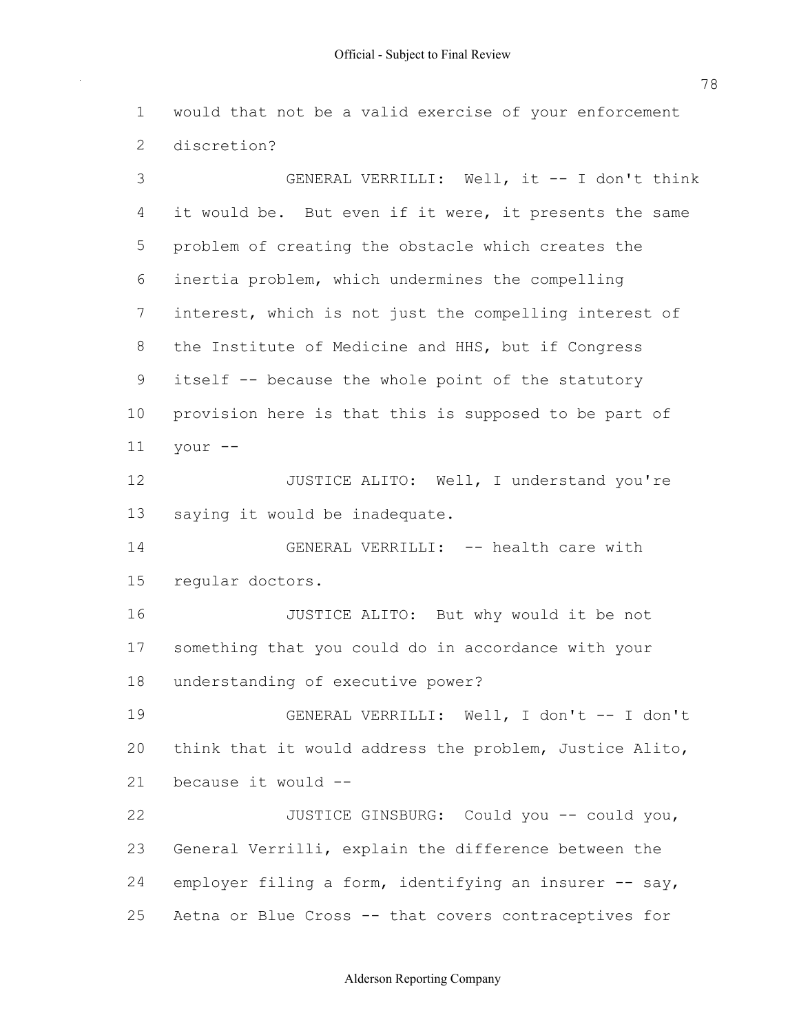1 would that not be a valid exercise of your enforcement
2 discretion?

3 GENERAL VERRILLI: Well, it -- I don't think
4 it would be. But even if it were, it presents the same
5 problem of creating the obstacle which creates the
6 inertia problem, which undermines the compelling
7 interest, which is not just the compelling interest of
8 the Institute of Medicine and HHS, but if Congress
9 itself -- because the whole point of the statutory
10 provision here is that this is supposed to be part of
11 your --

12 JUSTICE ALITO: Well, I understand you're
13 saying it would be inadequate.

14 GENERAL VERRILLI: -- health care with
15 regular doctors.

16 JUSTICE ALITO: But why would it be not
17 something that you could do in accordance with your
18 understanding of executive power?

19 GENERAL VERRILLI: Well, I don't -- I don't
20 think that it would address the problem, Justice Alito,
21 because it would --

22 JUSTICE GINSBURG: Could you -- could you,
23 General Verrilli, explain the difference between the
24 employer filing a form, identifying an insurer -- say,
25 Aetna or Blue Cross -- that covers contraceptives for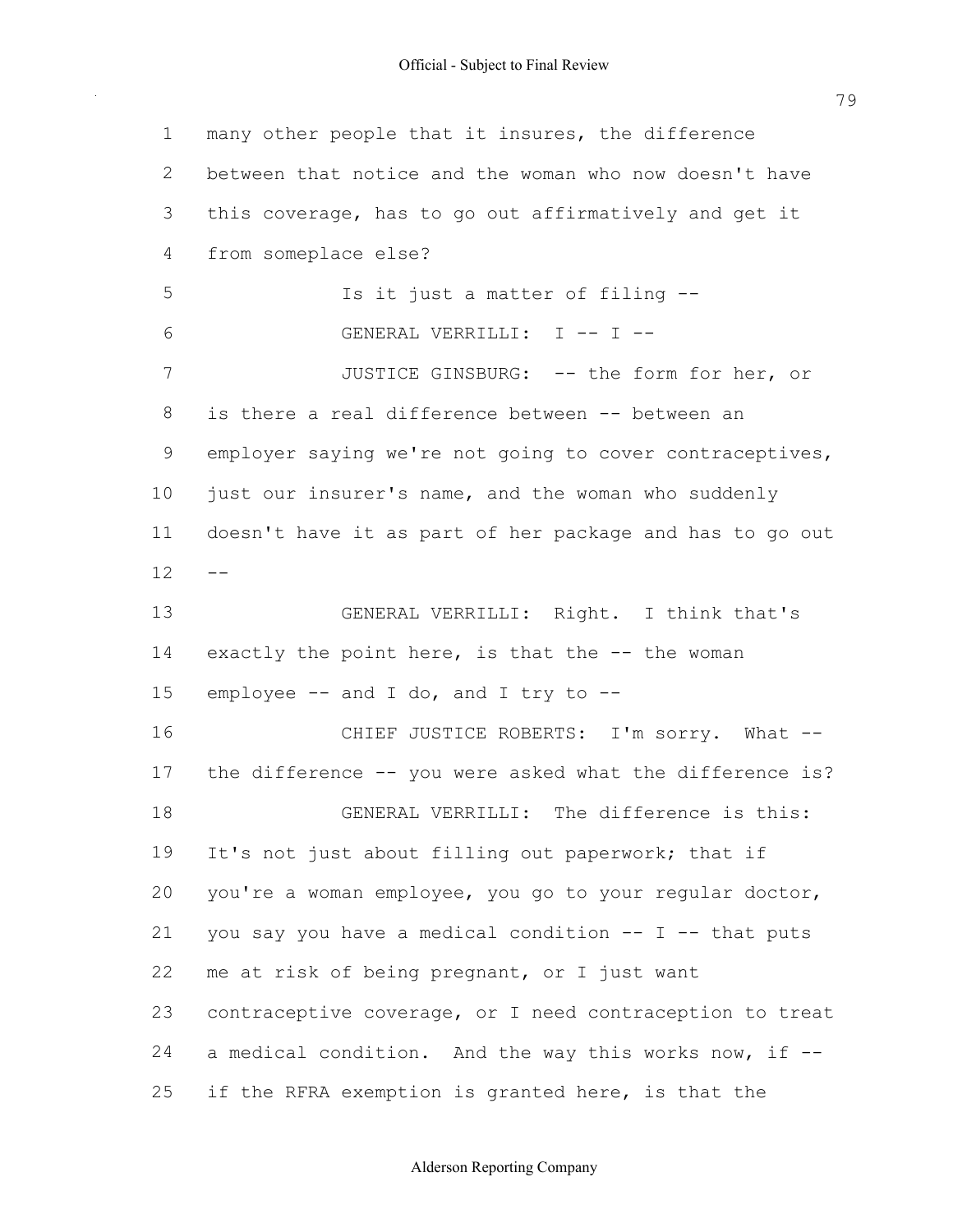many other people that it insures, the difference between that notice and the woman who now doesn't have this coverage, has to go out affirmatively and get it from someplace else?

Is it just a matter of filing --

GENERAL VERRILLI: I -- I --

JUSTICE GINSBURG: -- the form for her, or is there a real difference between -- between an employer saying we're not going to cover contraceptives, just our insurer's name, and the woman who suddenly doesn't have it as part of her package and has to go out --

GENERAL VERRILLI: Right. I think that's exactly the point here, is that the -- the woman employee -- and I do, and I try to --

CHIEF JUSTICE ROBERTS: I'm sorry. What -- the difference -- you were asked what the difference is?

GENERAL VERRILLI: The difference is this: It's not just about filling out paperwork; that if you're a woman employee, you go to your regular doctor, you say you have a medical condition -- I -- that puts me at risk of being pregnant, or I just want contraceptive coverage, or I need contraception to treat a medical condition. And the way this works now, if -- if the RFRA exemption is granted here, is that the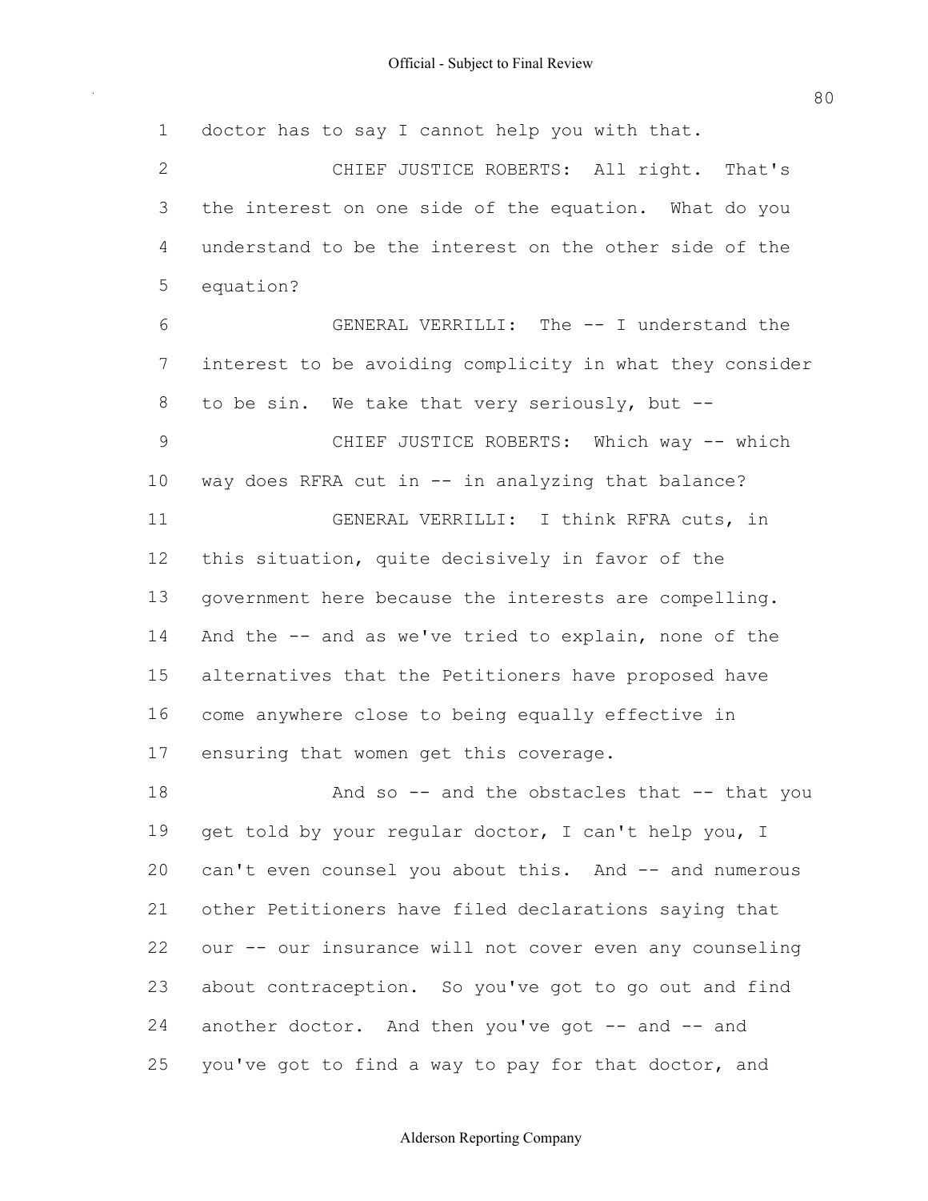doctor has to say I cannot help you with that.

CHIEF JUSTICE ROBERTS: All right. That's the interest on one side of the equation. What do you understand to be the interest on the other side of the equation?

GENERAL VERRILLI: The -- I understand the interest to be avoiding complicity in what they consider to be sin. We take that very seriously, but --

CHIEF JUSTICE ROBERTS: Which way -- which way does RFRA cut in -- in analyzing that balance?

GENERAL VERRILLI: I think RFRA cuts, in this situation, quite decisively in favor of the government here because the interests are compelling. And the -- and as we've tried to explain, none of the alternatives that the Petitioners have proposed have come anywhere close to being equally effective in ensuring that women get this coverage.

And so -- and the obstacles that -- that you get told by your regular doctor, I can't help you, I can't even counsel you about this. And -- and numerous other Petitioners have filed declarations saying that our -- our insurance will not cover even any counseling about contraception. So you've got to go out and find another doctor. And then you've got -- and -- and you've got to find a way to pay for that doctor, and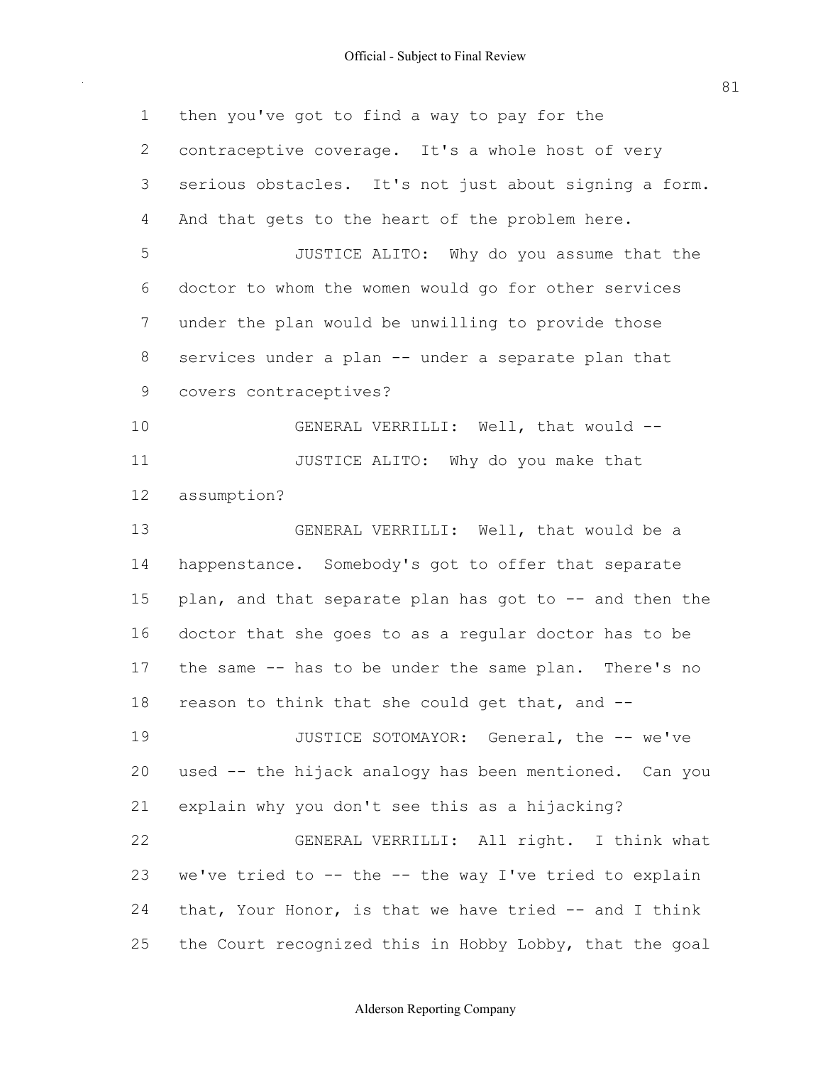then you've got to find a way to pay for the contraceptive coverage. It's a whole host of very serious obstacles. It's not just about signing a form. And that gets to the heart of the problem here.

JUSTICE ALITO: Why do you assume that the doctor to whom the women would go for other services under the plan would be unwilling to provide those services under a plan -- under a separate plan that covers contraceptives?

GENERAL VERRILLI: Well, that would --

JUSTICE ALITO: Why do you make that assumption?

GENERAL VERRILLI: Well, that would be a happenstance. Somebody's got to offer that separate plan, and that separate plan has got to -- and then the doctor that she goes to as a regular doctor has to be the same -- has to be under the same plan. There's no reason to think that she could get that, and --

JUSTICE SOTOMAYOR: General, the -- we've used -- the hijack analogy has been mentioned. Can you explain why you don't see this as a hijacking?

GENERAL VERRILLI: All right. I think what we've tried to -- the -- the way I've tried to explain that, Your Honor, is that we have tried -- and I think the Court recognized this in Hobby Lobby, that the goal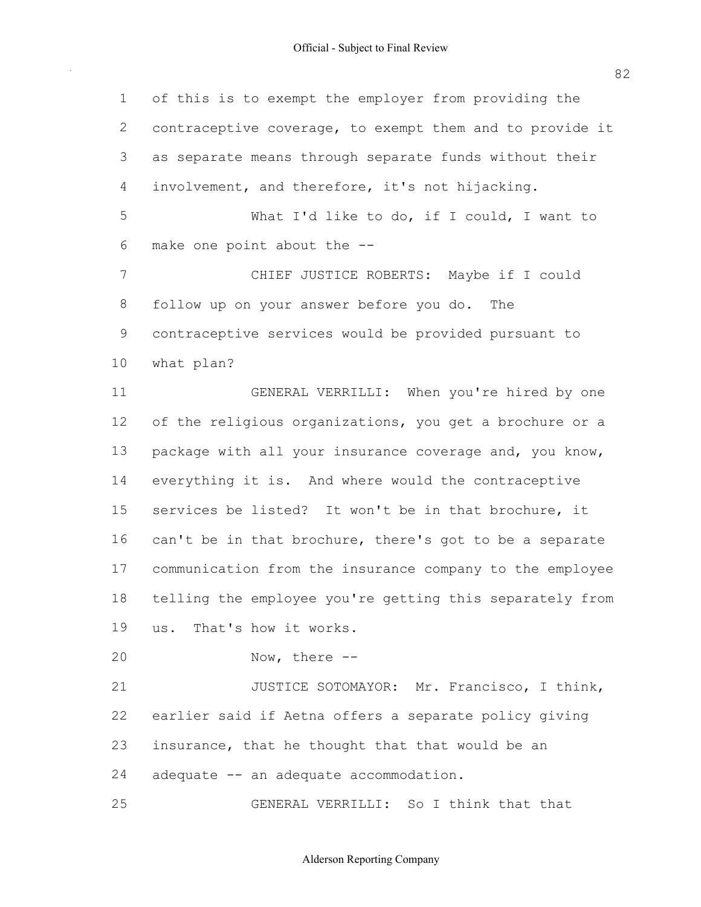of this is to exempt the employer from providing the contraceptive coverage, to exempt them and to provide it as separate means through separate funds without their involvement, and therefore, it's not hijacking.

What I'd like to do, if I could, I want to make one point about the --

CHIEF JUSTICE ROBERTS: Maybe if I could follow up on your answer before you do. The contraceptive services would be provided pursuant to what plan?

GENERAL VERRILLI: When you're hired by one of the religious organizations, you get a brochure or a package with all your insurance coverage and, you know, everything it is. And where would the contraceptive services be listed? It won't be in that brochure, it can't be in that brochure, there's got to be a separate communication from the insurance company to the employee telling the employee you're getting this separately from us. That's how it works.

Now, there --

JUSTICE SOTOMAYOR: Mr. Francisco, I think, earlier said if Aetna offers a separate policy giving insurance, that he thought that that would be an adequate -- an adequate accommodation.

GENERAL VERRILLI: So I think that that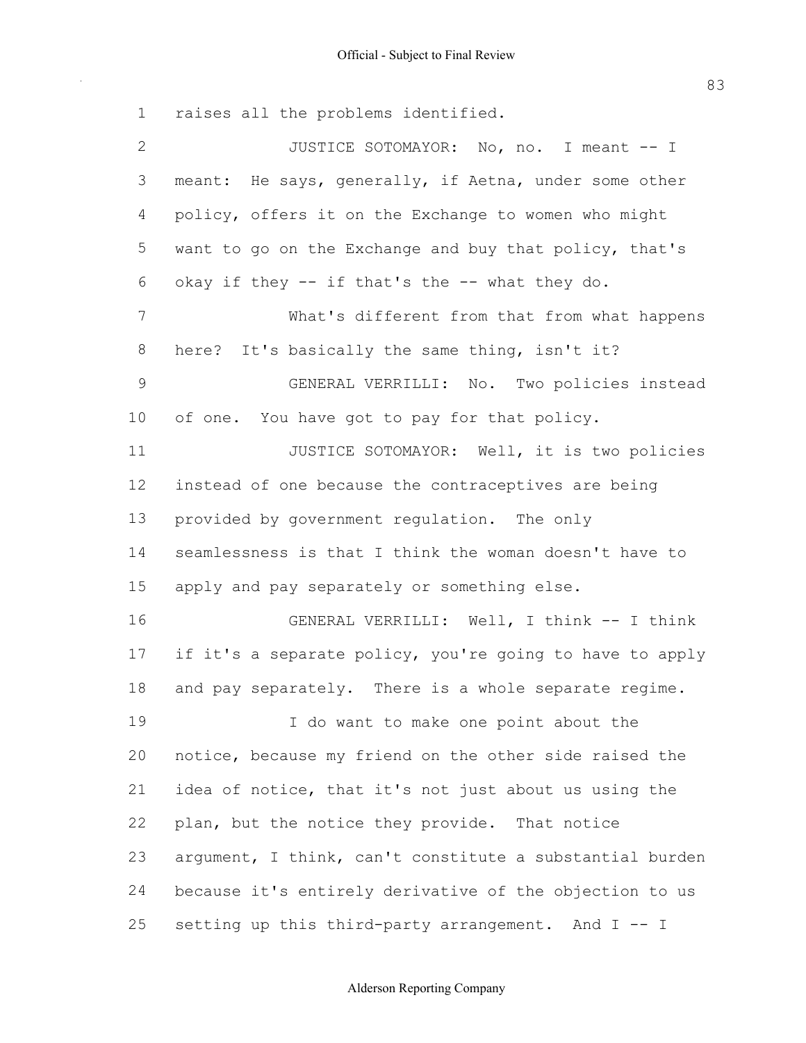raises all the problems identified.

JUSTICE SOTOMAYOR: No, no. I meant -- I meant: He says, generally, if Aetna, under some other policy, offers it on the Exchange to women who might want to go on the Exchange and buy that policy, that's okay if they -- if that's the -- what they do.

What's different from that from what happens here? It's basically the same thing, isn't it?

GENERAL VERRILLI: No. Two policies instead of one. You have got to pay for that policy.

JUSTICE SOTOMAYOR: Well, it is two policies instead of one because the contraceptives are being provided by government regulation. The only seamlessness is that I think the woman doesn't have to apply and pay separately or something else.

GENERAL VERRILLI: Well, I think -- I think if it's a separate policy, you're going to have to apply and pay separately. There is a whole separate regime.

I do want to make one point about the notice, because my friend on the other side raised the idea of notice, that it's not just about us using the plan, but the notice they provide. That notice argument, I think, can't constitute a substantial burden because it's entirely derivative of the objection to us setting up this third-party arrangement. And I -- I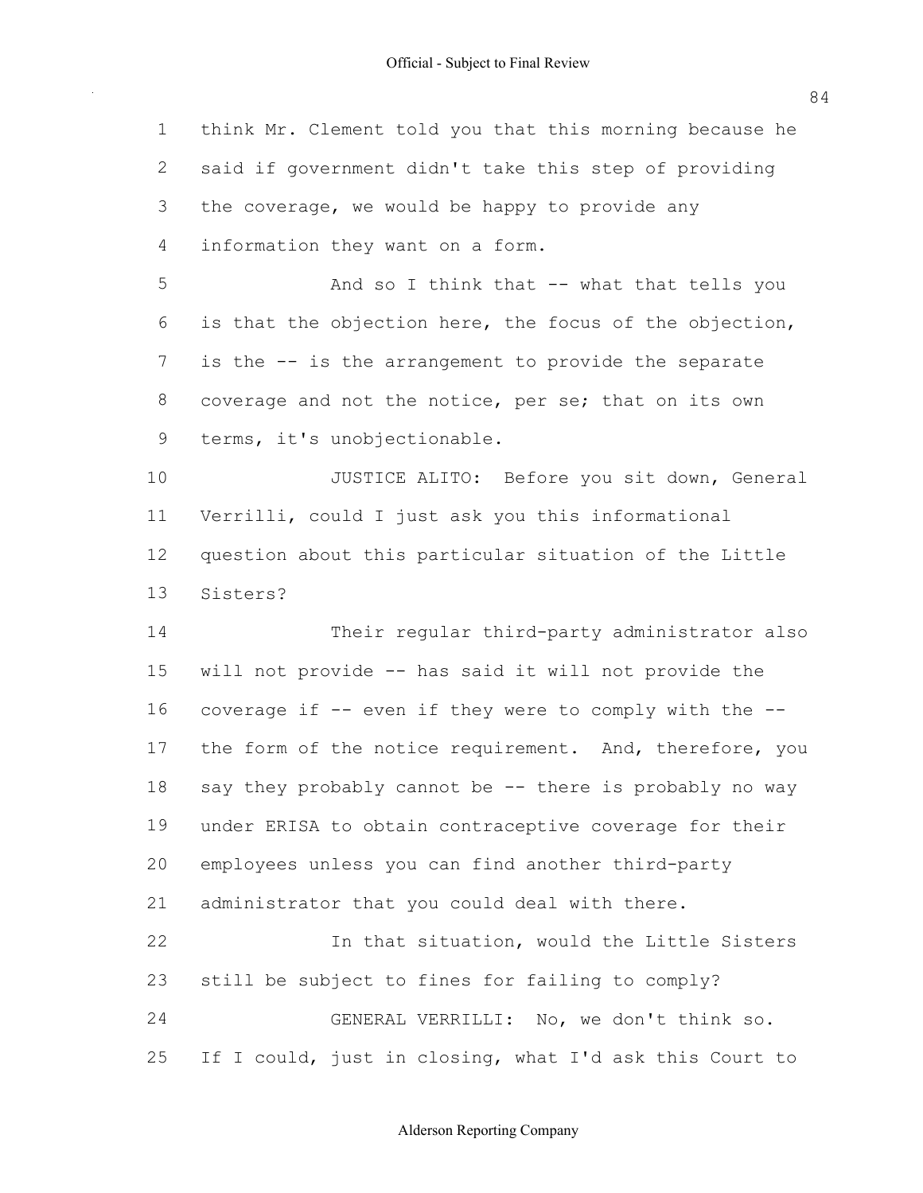think Mr. Clement told you that this morning because he said if government didn't take this step of providing the coverage, we would be happy to provide any information they want on a form.

And so I think that -- what that tells you is that the objection here, the focus of the objection, is the -- is the arrangement to provide the separate coverage and not the notice, per se; that on its own terms, it's unobjectionable.

JUSTICE ALITO: Before you sit down, General Verrilli, could I just ask you this informational question about this particular situation of the Little Sisters?

Their regular third-party administrator also will not provide -- has said it will not provide the coverage if -- even if they were to comply with the -- the form of the notice requirement. And, therefore, you say they probably cannot be -- there is probably no way under ERISA to obtain contraceptive coverage for their employees unless you can find another third-party administrator that you could deal with there.

In that situation, would the Little Sisters still be subject to fines for failing to comply?

GENERAL VERRILLI: No, we don't think so. If I could, just in closing, what I'd ask this Court to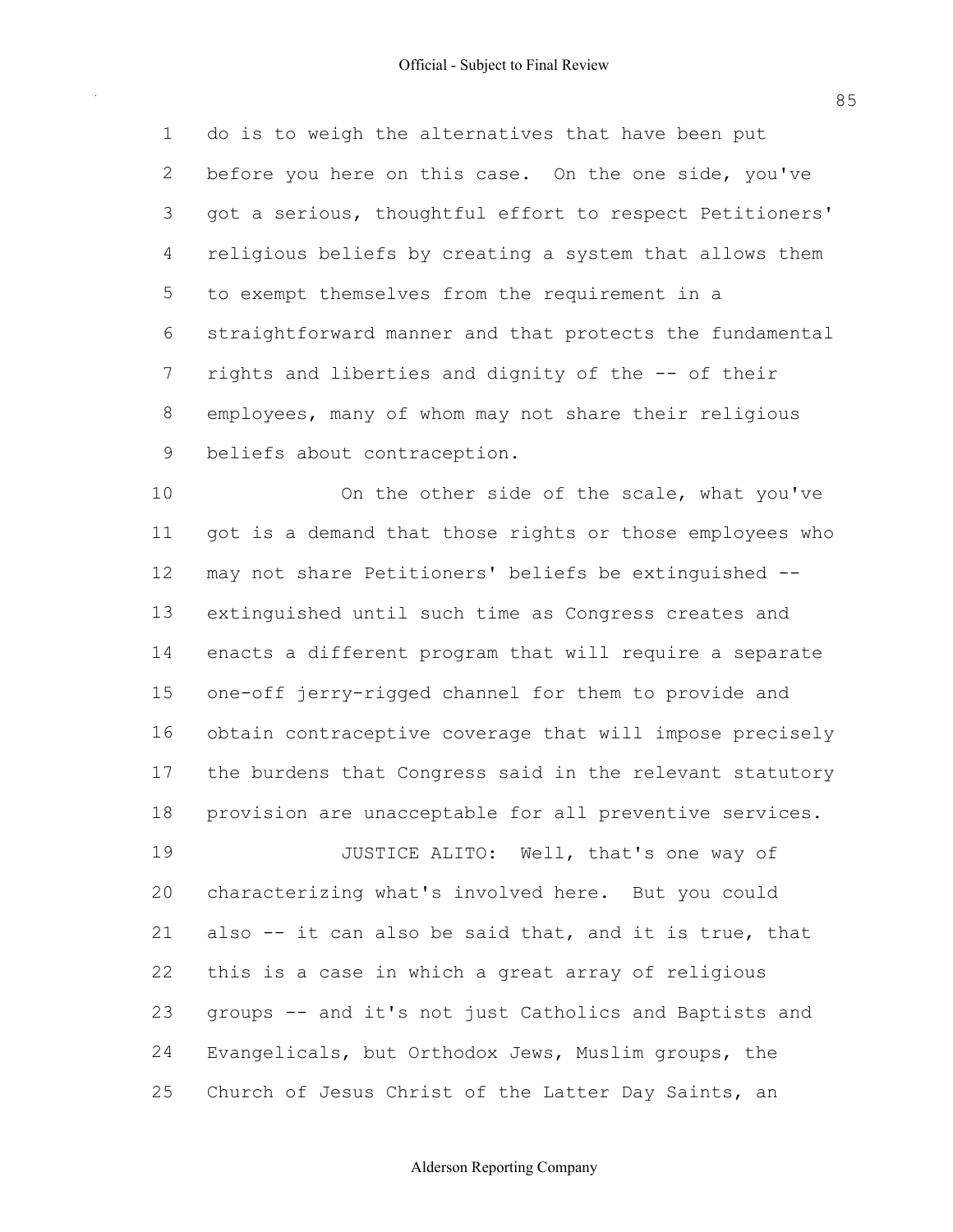do is to weigh the alternatives that have been put before you here on this case. On the one side, you've got a serious, thoughtful effort to respect Petitioners' religious beliefs by creating a system that allows them to exempt themselves from the requirement in a straightforward manner and that protects the fundamental rights and liberties and dignity of the -- of their employees, many of whom may not share their religious beliefs about contraception.

On the other side of the scale, what you've got is a demand that those rights or those employees who may not share Petitioners' beliefs be extinguished -- extinguished until such time as Congress creates and enacts a different program that will require a separate one-off jerry-rigged channel for them to provide and obtain contraceptive coverage that will impose precisely the burdens that Congress said in the relevant statutory provision are unacceptable for all preventive services.

JUSTICE ALITO: Well, that's one way of characterizing what's involved here. But you could also -- it can also be said that, and it is true, that this is a case in which a great array of religious groups -- and it's not just Catholics and Baptists and Evangelicals, but Orthodox Jews, Muslim groups, the Church of Jesus Christ of the Latter Day Saints, an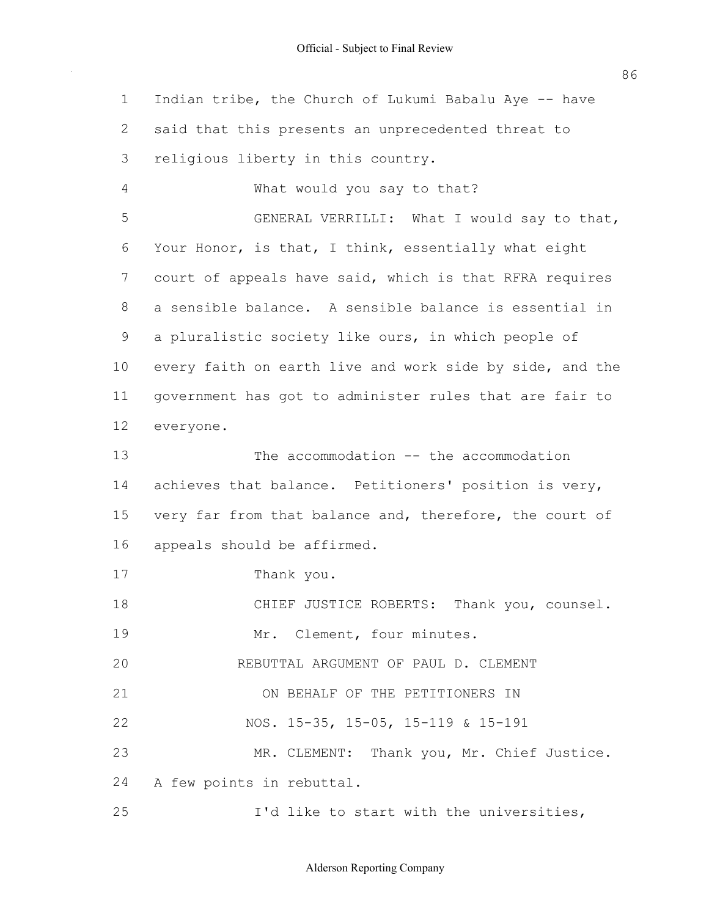Indian tribe, the Church of Lukumi Babalu Aye -- have said that this presents an unprecedented threat to religious liberty in this country.

What would you say to that?

GENERAL VERRILLI: What I would say to that, Your Honor, is that, I think, essentially what eight court of appeals have said, which is that RFRA requires a sensible balance. A sensible balance is essential in a pluralistic society like ours, in which people of every faith on earth live and work side by side, and the government has got to administer rules that are fair to everyone.

The accommodation -- the accommodation achieves that balance. Petitioners' position is very, very far from that balance and, therefore, the court of appeals should be affirmed.

Thank you.

CHIEF JUSTICE ROBERTS: Thank you, counsel.

Mr. Clement, four minutes.

REBUTTAL ARGUMENT OF PAUL D. CLEMENT
ON BEHALF OF THE PETITIONERS IN
NOS. 15-35, 15-05, 15-119 & 15-191

MR. CLEMENT: Thank you, Mr. Chief Justice. A few points in rebuttal.

I'd like to start with the universities,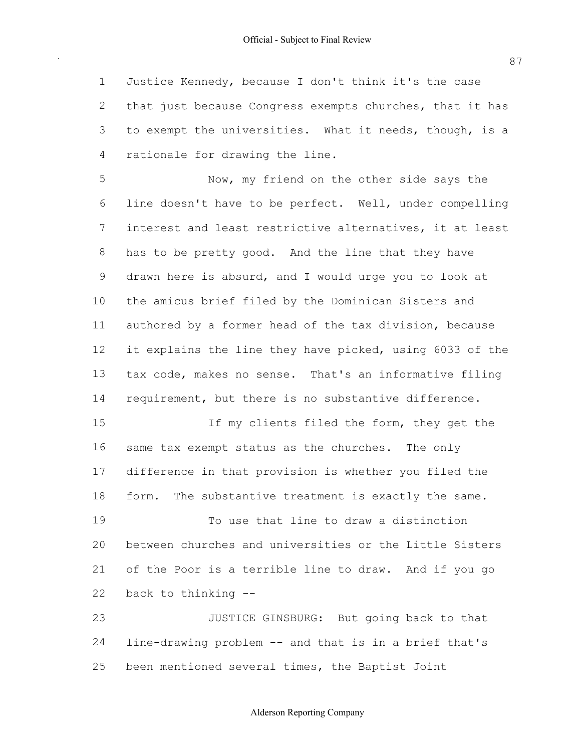Justice Kennedy, because I don't think it's the case that just because Congress exempts churches, that it has to exempt the universities. What it needs, though, is a rationale for drawing the line.

Now, my friend on the other side says the line doesn't have to be perfect. Well, under compelling interest and least restrictive alternatives, it at least has to be pretty good. And the line that they have drawn here is absurd, and I would urge you to look at the amicus brief filed by the Dominican Sisters and authored by a former head of the tax division, because it explains the line they have picked, using 6033 of the tax code, makes no sense. That's an informative filing requirement, but there is no substantive difference.

If my clients filed the form, they get the same tax exempt status as the churches. The only difference in that provision is whether you filed the form. The substantive treatment is exactly the same.

To use that line to draw a distinction between churches and universities or the Little Sisters of the Poor is a terrible line to draw. And if you go back to thinking --

JUSTICE GINSBURG: But going back to that line-drawing problem -- and that is in a brief that's been mentioned several times, the Baptist Joint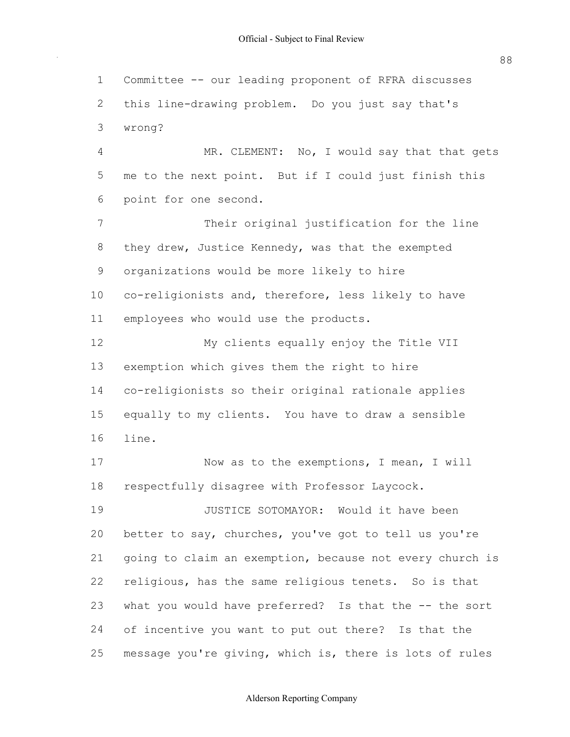Committee -- our leading proponent of RFRA discusses this line-drawing problem. Do you just say that's wrong?

MR. CLEMENT: No, I would say that that gets me to the next point. But if I could just finish this point for one second.

Their original justification for the line they drew, Justice Kennedy, was that the exempted organizations would be more likely to hire co-religionists and, therefore, less likely to have employees who would use the products.

My clients equally enjoy the Title VII exemption which gives them the right to hire co-religionists so their original rationale applies equally to my clients. You have to draw a sensible line.

Now as to the exemptions, I mean, I will respectfully disagree with Professor Laycock.

JUSTICE SOTOMAYOR: Would it have been better to say, churches, you've got to tell us you're going to claim an exemption, because not every church is religious, has the same religious tenets. So is that what you would have preferred? Is that the -- the sort of incentive you want to put out there? Is that the message you're giving, which is, there is lots of rules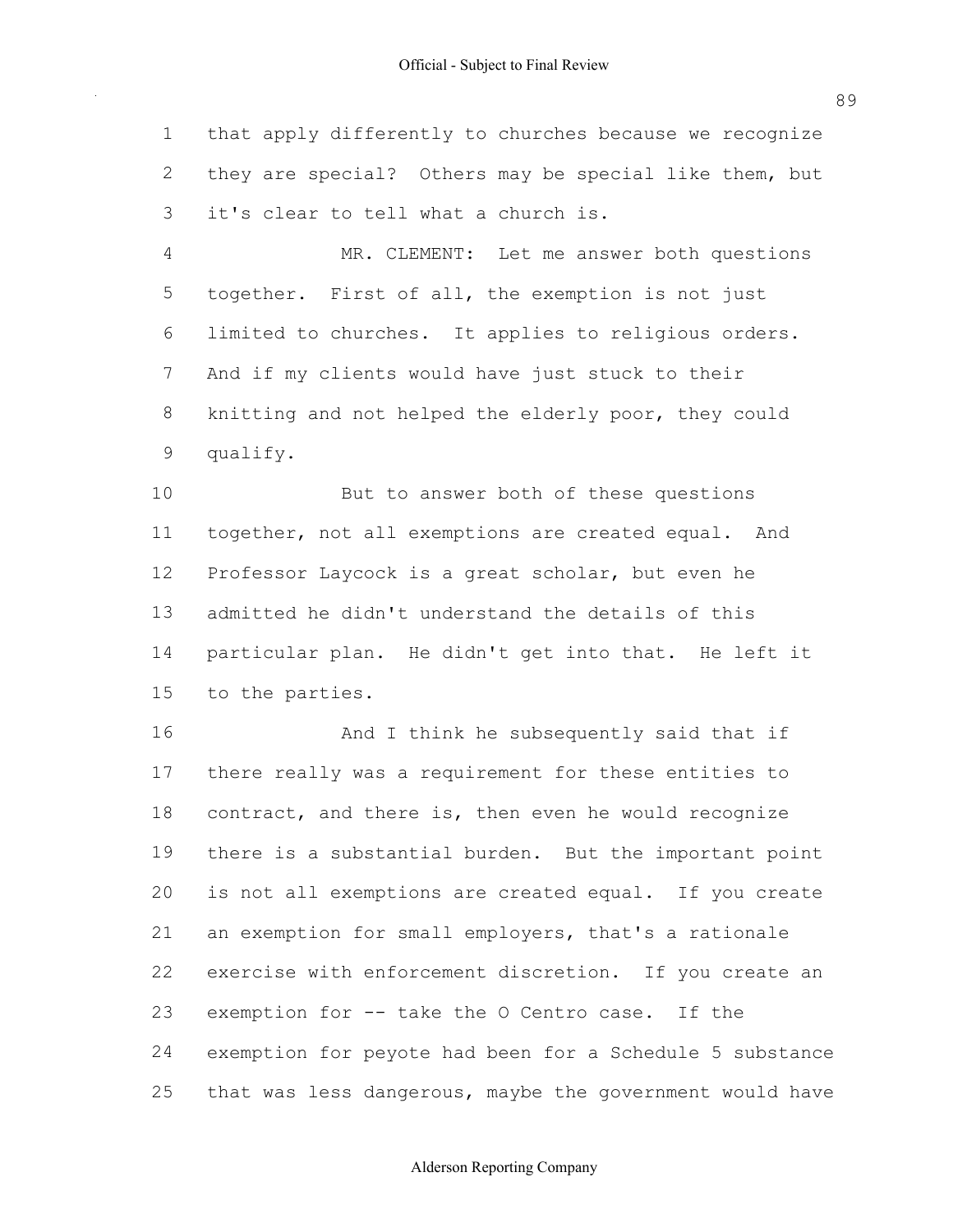1 that apply differently to churches because we recognize
2 they are special? Others may be special like them, but
3 it's clear to tell what a church is.

4 MR. CLEMENT: Let me answer both questions
5 together. First of all, the exemption is not just
6 limited to churches. It applies to religious orders.
7 And if my clients would have just stuck to their
8 knitting and not helped the elderly poor, they could
9 qualify.

10 But to answer both of these questions
11 together, not all exemptions are created equal. And
12 Professor Laycock is a great scholar, but even he
13 admitted he didn't understand the details of this
14 particular plan. He didn't get into that. He left it
15 to the parties.

16 And I think he subsequently said that if
17 there really was a requirement for these entities to
18 contract, and there is, then even he would recognize
19 there is a substantial burden. But the important point
20 is not all exemptions are created equal. If you create
21 an exemption for small employers, that's a rationale
22 exercise with enforcement discretion. If you create an
23 exemption for -- take the O Centro case. If the
24 exemption for peyote had been for a Schedule 5 substance
25 that was less dangerous, maybe the government would have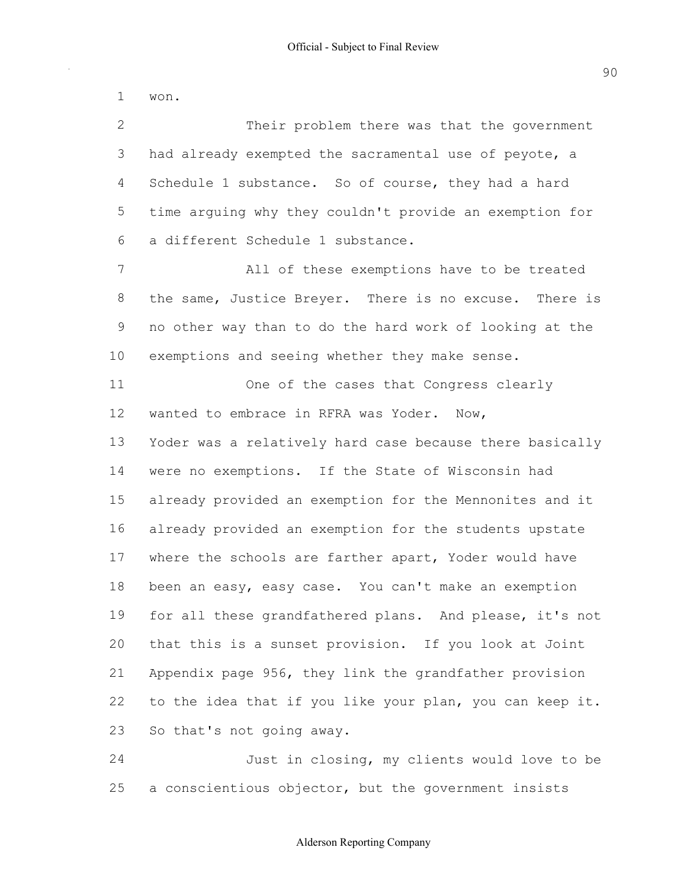won.

Their problem there was that the government had already exempted the sacramental use of peyote, a Schedule 1 substance. So of course, they had a hard time arguing why they couldn't provide an exemption for a different Schedule 1 substance.

All of these exemptions have to be treated the same, Justice Breyer. There is no excuse. There is no other way than to do the hard work of looking at the exemptions and seeing whether they make sense.

One of the cases that Congress clearly wanted to embrace in RFRA was Yoder. Now, Yoder was a relatively hard case because there basically were no exemptions. If the State of Wisconsin had already provided an exemption for the Mennonites and it already provided an exemption for the students upstate where the schools are farther apart, Yoder would have been an easy, easy case. You can't make an exemption for all these grandfathered plans. And please, it's not that this is a sunset provision. If you look at Joint Appendix page 956, they link the grandfather provision to the idea that if you like your plan, you can keep it. So that's not going away.

Just in closing, my clients would love to be a conscientious objector, but the government insists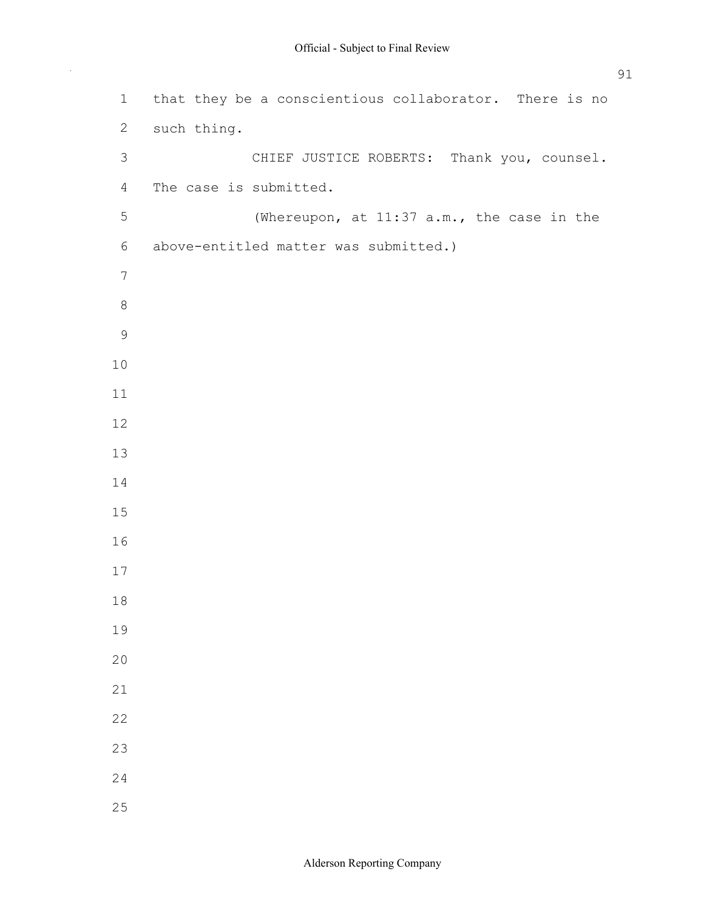that they be a conscientious collaborator. There is no such thing.

CHIEF JUSTICE ROBERTS: Thank you, counsel. The case is submitted.

(Whereupon, at 11:37 a.m., the case in the above-entitled matter was submitted.)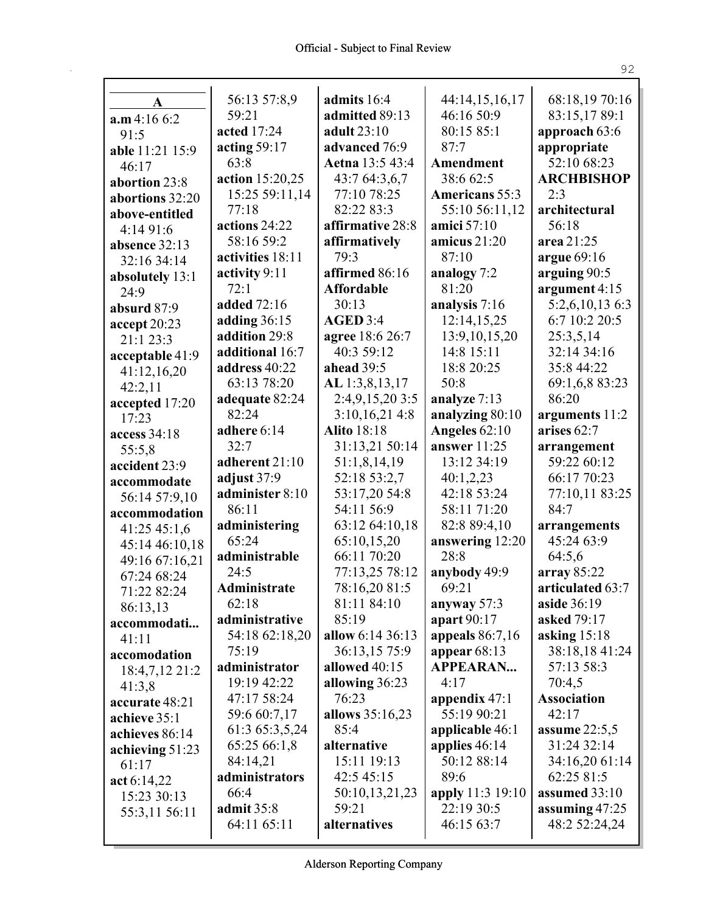## A

**a.m** 4:16 6:2 91:5
**able** 11:21 15:9 46:17
**abortion** 23:8
**abortions** 32:20
**above-entitled** 4:14 91:6
**absence** 32:13 32:16 34:14
**absolutely** 13:1 24:9
**absurd** 87:9
**accept** 20:23 21:1 23:3
**acceptable** 41:9 41:12,16,20 42:2,11
**accepted** 17:20 17:23
**access** 34:18 55:5,8
**accident** 23:9
**accommodate** 56:14 57:9,10
**accommodation** 41:25 45:1,6 45:14 46:10,18 49:16 67:16,21 67:24 68:24 71:22 82:24 86:13,13
**accommodati...** 41:11
**accomodation** 18:4,7,12 21:2 41:3,8
**accurate** 48:21
**achieve** 35:1
**achieves** 86:14
**achieving** 51:23 61:17
**act** 6:14,22 15:23 30:13 55:3,11 56:11 56:13 57:8,9 59:21
**acted** 17:24
**acting** 59:17 63:8
**action** 15:20,25 15:25 59:11,14 77:18
**actions** 24:22 58:16 59:2
**activities** 18:11
**activity** 9:11 72:1
**added** 72:16
**adding** 36:15
**addition** 29:8
**additional** 16:7
**address** 40:22 63:13 78:20
**adequate** 82:24 82:24
**adhere** 6:14 32:7
**adherent** 21:10
**adjust** 37:9
**administer** 8:10 86:11
**administering** 65:24
**administrable** 24:5
**Administrate** 62:18
**administrative** 54:18 62:18,20 75:19
**administrator** 19:19 42:22 47:17 58:24 59:6 60:7,17 61:3 65:3,5,24 65:25 66:1,8 84:14,21
**administrators** 66:4
**admit** 35:8 64:11 65:11
**admits** 16:4
**admitted** 89:13
**adult** 23:10
**advanced** 76:9
**Aetna** 13:5 43:4 43:7 64:3,6,7 77:10 78:25 82:22 83:3
**affirmative** 28:8
**affirmatively** 79:3
**affirmed** 86:16
**Affordable** 30:13
**AGED** 3:4
**agree** 18:6 26:7 40:3 59:12
**ahead** 39:5
**AL** 1:3,8,13,17 2:4,9,15,20 3:5 3:10,16,21 4:8
**Alito** 18:18 31:13,21 50:14 51:1,8,14,19 52:18 53:2,7 53:17,20 54:8 54:11 56:9 63:12 64:10,18 65:10,15,20 66:11 70:20 77:13,25 78:12 78:16,20 81:5 81:11 84:10 85:19
**allow** 6:14 36:13 36:13,15 75:9
**allowed** 40:15
**allowing** 36:23 76:23
**allows** 35:16,23 85:4
**alternative** 15:11 19:13 42:5 45:15 50:10,13,21,23 59:21
**alternatives** 44:14,15,16,17 46:16 50:9 80:15 85:1 87:7
**Amendment** 38:6 62:5
**Americans** 55:3 55:10 56:11,12
**amici** 57:10
**amicus** 21:20 87:10
**analogy** 7:2 81:20
**analysis** 7:16 12:14,15,25 13:9,10,15,20 14:8 15:11 18:8 20:25 50:8
**analyze** 7:13
**analyzing** 80:10
**Angeles** 62:10
**answer** 11:25 13:12 34:19 40:1,2,23 42:18 53:24 58:11 71:20 82:8 89:4,10
**answering** 12:20 28:8
**anybody** 49:9 69:21
**anyway** 57:3
**apart** 90:17
**appeals** 86:7,16
**appear** 68:13
**APPEARAN...** 4:17
**appendix** 47:1 55:19 90:21
**applicable** 46:1
**applies** 46:14 50:12 88:14 89:6
**apply** 11:3 19:10 22:19 30:5 46:15 63:7 68:18,19 70:16 83:15,17 89:1
**approach** 63:6
**appropriate** 52:10 68:23
**ARCHBISHOP** 2:3
**architectural** 56:18
**area** 21:25
**argue** 69:16
**arguing** 90:5
**argument** 4:15 5:2,6,10,13 6:3 6:7 10:2 20:5 25:3,5,14 32:14 34:16 35:8 44:22 69:1,6,8 83:23 86:20
**arguments** 11:2
**arises** 62:7
**arrangement** 59:22 60:12 66:17 70:23 77:10,11 83:25 84:7
**arrangements** 45:24 63:9 64:5,6
**array** 85:22
**articulated** 63:7
**aside** 36:19
**asked** 79:17
**asking** 15:18 38:18,18 41:24 57:13 58:3 70:4,5
**Association** 42:17
**assume** 22:5,5 31:24 32:14 34:16,20 61:14 62:25 81:5
**assumed** 33:10
**assuming** 47:25 48:2 52:24,24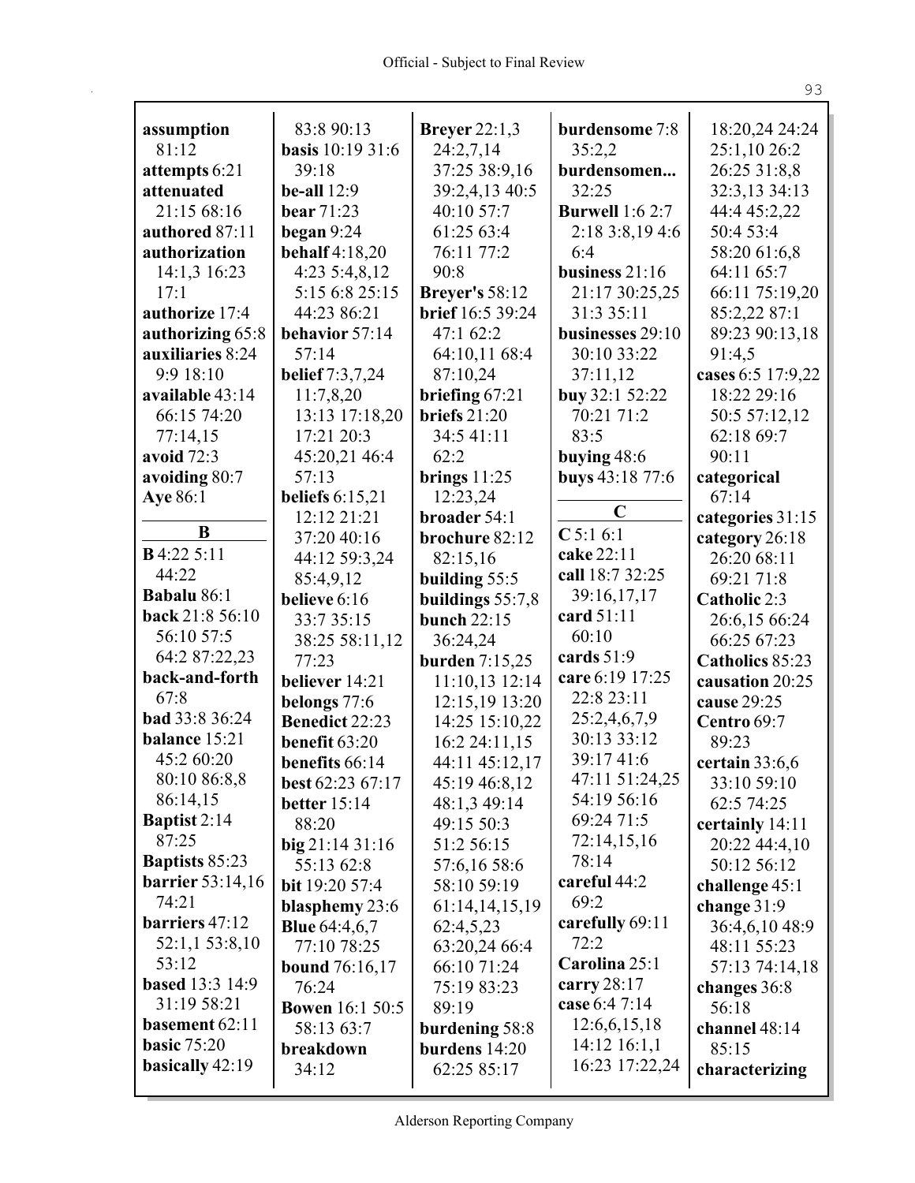**assumption** 81:12
**attempts** 6:21
**attenuated** 21:15 68:16
**authored** 87:11
**authorization** 14:1,3 16:23 17:1
**authorize** 17:4
**authorizing** 65:8
**auxiliaries** 8:24 9:9 18:10
**available** 43:14 66:15 74:20 77:14,15
**avoid** 72:3
**avoiding** 80:7
**Aye** 86:1

**B**

**B** 4:22 5:11 44:22
**Babalu** 86:1
**back** 21:8 56:10 56:10 57:5 64:2 87:22,23
**back-and-forth** 67:8
**bad** 33:8 36:24
**balance** 15:21 45:2 60:20 80:10 86:8,8 86:14,15
**Baptist** 2:14 87:25
**Baptists** 85:23
**barrier** 53:14,16 74:21
**barriers** 47:12 52:1,1 53:8,10 53:12
**based** 13:3 14:9 31:19 58:21
**basement** 62:11
**basic** 75:20
**basically** 42:19 83:8 90:13
**basis** 10:19 31:6 39:18
**be-all** 12:9
**bear** 71:23
**began** 9:24
**behalf** 4:18,20 4:23 5:4,8,12 5:15 6:8 25:15 44:23 86:21
**behavior** 57:14 57:14
**belief** 7:3,7,24 11:7,8,20 13:13 17:18,20 17:21 20:3 45:20,21 46:4 57:13
**beliefs** 6:15,21 12:12 21:21 37:20 40:16 44:12 59:3,24 85:4,9,12
**believe** 6:16 33:7 35:15 38:25 58:11,12 77:23
**believer** 14:21
**belongs** 77:6
**Benedict** 22:23
**benefit** 63:20
**benefits** 66:14
**best** 62:23 67:17
**better** 15:14 88:20
**big** 21:14 31:16 55:13 62:8
**bit** 19:20 57:4
**blasphemy** 23:6
**Blue** 64:4,6,7 77:10 78:25
**bound** 76:16,17 76:24
**Bowen** 16:1 50:5 58:13 63:7
**breakdown** 34:12
**Breyer** 22:1,3 24:2,7,14 37:25 38:9,16 39:2,4,13 40:5 40:10 57:7 61:25 63:4 76:11 77:2 90:8
**Breyer's** 58:12
**brief** 16:5 39:24 47:1 62:2 64:10,11 68:4 87:10,24
**briefing** 67:21
**briefs** 21:20 34:5 41:11 62:2
**brings** 11:25 12:23,24
**broader** 54:1
**brochure** 82:12 82:15,16
**building** 55:5
**buildings** 55:7,8
**bunch** 22:15 36:24,24
**burden** 7:15,25 11:10,13 12:14 12:15,19 13:20 14:25 15:10,22 16:2 24:11,15 44:11 45:12,17 45:19 46:8,12 48:1,3 49:14 49:15 50:3 51:2 56:15 57:6,16 58:6 58:10 59:19 61:14,14,15,19 62:4,5,23 63:20,24 66:4 66:10 71:24 75:19 83:23 89:19
**burdening** 58:8
**burdens** 14:20 62:25 85:17
**burdensome** 7:8 35:2,2
**burdensomen...** 32:25
**Burwell** 1:6 2:7 2:18 3:8,19 4:6 6:4
**business** 21:16 21:17 30:25,25 31:3 35:11
**businesses** 29:10 30:10 33:22 37:11,12
**buy** 32:1 52:22 70:21 71:2 83:5
**buying** 48:6
**buys** 43:18 77:6

**C**

**C** 5:1 6:1
**cake** 22:11
**call** 18:7 32:25 39:16,17,17
**card** 51:11 60:10
**cards** 51:9
**care** 6:19 17:25 22:8 23:11 25:2,4,6,7,9 30:13 33:12 39:17 41:6 47:11 51:24,25 54:19 56:16 69:24 71:5 72:14,15,16 78:14
**careful** 44:2 69:2
**carefully** 69:11 72:2
**Carolina** 25:1
**carry** 28:17
**case** 6:4 7:14 12:6,6,15,18 14:12 16:1,1 16:23 17:22,24 18:20,24 24:24 25:1,10 26:2 26:25 31:8,8 32:3,13 34:13 44:4 45:2,22 50:4 53:4 58:20 61:6,8 64:11 65:7 66:11 75:19,20 85:2,22 87:1 89:23 90:13,18 91:4,5
**cases** 6:5 17:9,22 18:22 29:16 50:5 57:12,12 62:18 69:7 90:11
**categorical** 67:14
**categories** 31:15
**category** 26:18 26:20 68:11 69:21 71:8
**Catholic** 2:3 26:6,15 66:24 66:25 67:23
**Catholics** 85:23
**causation** 20:25
**cause** 29:25
**Centro** 69:7 89:23
**certain** 33:6,6 33:10 59:10 62:5 74:25
**certainly** 14:11 20:22 44:4,10 50:12 56:12
**challenge** 45:1
**change** 31:9 36:4,6,10 48:9 48:11 55:23 57:13 74:14,18
**changes** 36:8 56:18
**channel** 48:14 85:15
**characterizing**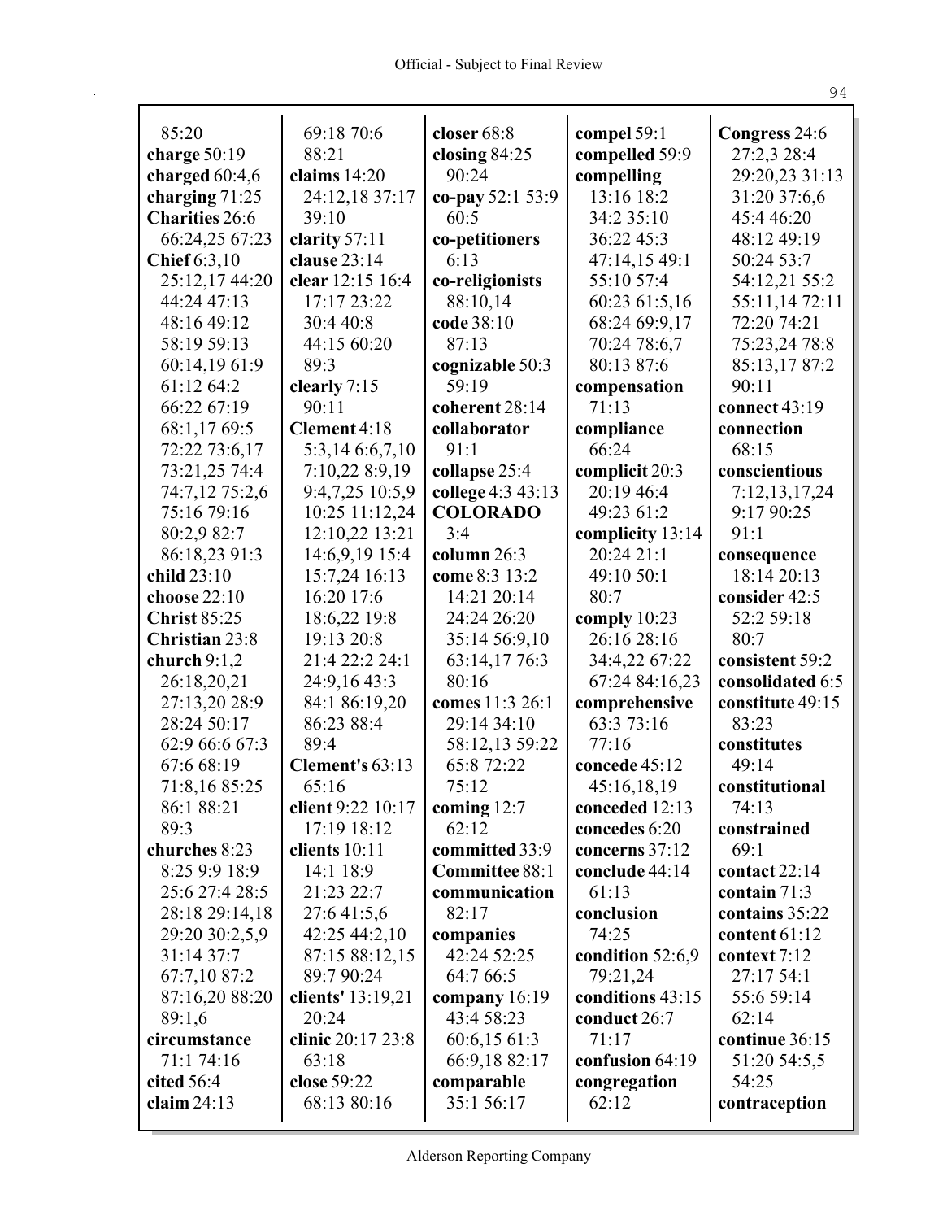85:20
**charge** 50:19
**charged** 60:4,6
**charging** 71:25
**Charities** 26:6
66:24,25 67:23
**Chief** 6:3,10
25:12,17 44:20
44:24 47:13
48:16 49:12
58:19 59:13
60:14,19 61:9
61:12 64:2
66:22 67:19
68:1,17 69:5
72:22 73:6,17
73:21,25 74:4
74:7,12 75:2,6
75:16 79:16
80:2,9 82:7
86:18,23 91:3
**child** 23:10
**choose** 22:10
**Christ** 85:25
**Christian** 23:8
**church** 9:1,2
26:18,20,21
27:13,20 28:9
28:24 50:17
62:9 66:6 67:3
67:6 68:19
71:8,16 85:25
86:1 88:21
89:3
**churches** 8:23
8:25 9:9 18:9
25:6 27:4 28:5
28:18 29:14,18
29:20 30:2,5,9
31:14 37:7
67:7,10 87:2
87:16,20 88:20
89:1,6
**circumstance**
71:1 74:16
**cited** 56:4
**claim** 24:13
69:18 70:6
88:21
**claims** 14:20
24:12,18 37:17
39:10
**clarity** 57:11
**clause** 23:14
**clear** 12:15 16:4
17:17 23:22
30:4 40:8
44:15 60:20
89:3
**clearly** 7:15
90:11
**Clement** 4:18
5:3,14 6:6,7,10
7:10,22 8:9,19
9:4,7,25 10:5,9
10:25 11:12,24
12:10,22 13:21
14:6,9,19 15:4
15:7,24 16:13
16:20 17:6
18:6,22 19:8
19:13 20:8
21:4 22:2 24:1
24:9,16 43:3
84:1 86:19,20
86:23 88:4
89:4
**Clement's** 63:13
65:16
**client** 9:22 10:17
17:19 18:12
**clients** 10:11
14:1 18:9
21:23 22:7
27:6 41:5,6
42:25 44:2,10
87:15 88:12,15
89:7 90:24
**clients'** 13:19,21
20:24
**clinic** 20:17 23:8
63:18
**close** 59:22
68:13 80:16
**closer** 68:8
**closing** 84:25
90:24
**co-pay** 52:1 53:9
60:5
**co-petitioners**
6:13
**co-religionists**
88:10,14
**code** 38:10
87:13
**cognizable** 50:3
59:19
**coherent** 28:14
**collaborator**
91:1
**collapse** 25:4
**college** 4:3 43:13
**COLORADO**
3:4
**column** 26:3
**come** 8:3 13:2
14:21 20:14
24:24 26:20
35:14 56:9,10
63:14,17 76:3
80:16
**comes** 11:3 26:1
29:14 34:10
58:12,13 59:22
65:8 72:22
75:12
**coming** 12:7
62:12
**committed** 33:9
**Committee** 88:1
**communication**
82:17
**companies**
42:24 52:25
64:7 66:5
**company** 16:19
43:4 58:23
60:6,15 61:3
66:9,18 82:17
**comparable**
35:1 56:17
**compel** 59:1
**compelled** 59:9
**compelling**
13:16 18:2
34:2 35:10
36:22 45:3
47:14,15 49:1
55:10 57:4
60:23 61:5,16
68:24 69:9,17
70:24 78:6,7
80:13 87:6
**compensation**
71:13
**compliance**
66:24
**complicit** 20:3
20:19 46:4
49:23 61:2
**complicity** 13:14
20:24 21:1
49:10 50:1
80:7
**comply** 10:23
26:16 28:16
34:4,22 67:22
67:24 84:16,23
**comprehensive**
63:3 73:16
77:16
**concede** 45:12
45:16,18,19
**conceded** 12:13
**concedes** 6:20
**concerns** 37:12
**conclude** 44:14
61:13
**conclusion**
74:25
**condition** 52:6,9
79:21,24
**conditions** 43:15
**conduct** 26:7
71:17
**confusion** 64:19
**congregation**
62:12
**Congress** 24:6
27:2,3 28:4
29:20,23 31:13
31:20 37:6,6
45:4 46:20
48:12 49:19
50:24 53:7
54:12,21 55:2
55:11,14 72:11
72:20 74:21
75:23,24 78:8
85:13,17 87:2
90:11
**connect** 43:19
**connection**
68:15
**conscientious**
7:12,13,17,24
9:17 90:25
91:1
**consequence**
18:14 20:13
**consider** 42:5
52:2 59:18
80:7
**consistent** 59:2
**consolidated** 6:5
**constitute** 49:15
83:23
**constitutes**
49:14
**constitutional**
74:13
**constrained**
69:1
**contact** 22:14
**contain** 71:3
**contains** 35:22
**content** 61:12
**context** 7:12
27:17 54:1
55:6 59:14
62:14
**continue** 36:15
51:20 54:5,5
54:25
**contraception**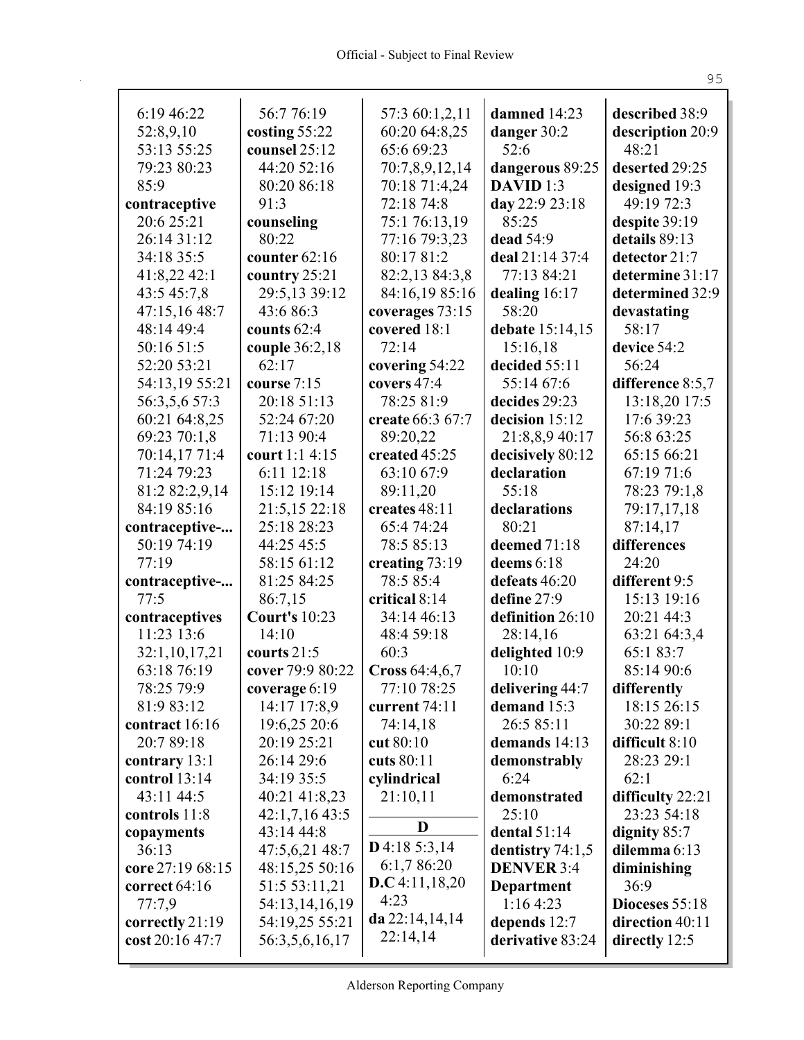6:19 46:22
52:8,9,10
53:13 55:25
79:23 80:23
85:9
**contraceptive**
20:6 25:21
26:14 31:12
34:18 35:5
41:8,22 42:1
43:5 45:7,8
47:15,16 48:7
48:14 49:4
50:16 51:5
52:20 53:21
54:13,19 55:21
56:3,5,6 57:3
60:21 64:8,25
69:23 70:1,8
70:14,17 71:4
71:24 79:23
81:2 82:2,9,14
84:19 85:16
**contraceptive-...**
50:19 74:19
77:19
**contraceptive-...**
77:5
**contraceptives**
11:23 13:6
32:1,10,17,21
63:18 76:19
78:25 79:9
81:9 83:12
**contract** 16:16
20:7 89:18
**contrary** 13:1
**control** 13:14
43:11 44:5
**controls** 11:8
**copayments**
36:13
**core** 27:19 68:15
**correct** 64:16
77:7,9
**correctly** 21:19
**cost** 20:16 47:7
56:7 76:19
**costing** 55:22
**counsel** 25:12
44:20 52:16
80:20 86:18
91:3
**counseling**
80:22
**counter** 62:16
**country** 25:21
29:5,13 39:12
43:6 86:3
**counts** 62:4
**couple** 36:2,18
62:17
**course** 7:15
20:18 51:13
52:24 67:20
71:13 90:4
**court** 1:1 4:15
6:11 12:18
15:12 19:14
21:5,15 22:18
25:18 28:23
44:25 45:5
58:15 61:12
81:25 84:25
86:7,15
**Court's** 10:23
14:10
**courts** 21:5
**cover** 79:9 80:22
**coverage** 6:19
14:17 17:8,9
19:6,25 20:6
20:19 25:21
26:14 29:6
34:19 35:5
40:21 41:8,23
42:1,7,16 43:5
43:14 44:8
47:5,6,21 48:7
48:15,25 50:16
51:5 53:11,21
54:13,14,16,19
54:19,25 55:21
56:3,5,6,16,17
57:3 60:1,2,11
60:20 64:8,25
65:6 69:23
70:7,8,9,12,14
70:18 71:4,24
72:18 74:8
75:1 76:13,19
77:16 79:3,23
80:17 81:2
82:2,13 84:3,8
84:16,19 85:16
**coverages** 73:15
**covered** 18:1
72:14
**covering** 54:22
**covers** 47:4
78:25 81:9
**create** 66:3 67:7
89:20,22
**created** 45:25
63:10 67:9
89:11,20
**creates** 48:11
65:4 74:24
78:5 85:13
**creating** 73:19
78:5 85:4
**critical** 8:14
34:14 46:13
48:4 59:18
60:3
**Cross** 64:4,6,7
77:10 78:25
**current** 74:11
74:14,18
**cut** 80:10
**cuts** 80:11
**cylindrical**
21:10,11

## D

**D** 4:18 5:3,14
6:1,7 86:20
**D.C** 4:11,18,20
4:23
**da** 22:14,14,14
22:14,14
**damned** 14:23
**danger** 30:2
52:6
**dangerous** 89:25
**DAVID** 1:3
**day** 22:9 23:18
85:25
**dead** 54:9
**deal** 21:14 37:4
77:13 84:21
**dealing** 16:17
58:20
**debate** 15:14,15
15:16,18
**decided** 55:11
55:14 67:6
**decides** 29:23
**decision** 15:12
21:8,8,9 40:17
**decisively** 80:12
**declaration**
55:18
**declarations**
80:21
**deemed** 71:18
**deems** 6:18
**defeats** 46:20
**define** 27:9
**definition** 26:10
28:14,16
**delighted** 10:9
10:10
**delivering** 44:7
**demand** 15:3
26:5 85:11
**demands** 14:13
**demonstrably**
6:24
**demonstrated**
25:10
**dental** 51:14
**dentistry** 74:1,5
**DENVER** 3:4
**Department**
1:16 4:23
**depends** 12:7
**derivative** 83:24
**described** 38:9
**description** 20:9
48:21
**deserted** 29:25
**designed** 19:3
49:19 72:3
**despite** 39:19
**details** 89:13
**detector** 21:7
**determine** 31:17
**determined** 32:9
**devastating**
58:17
**device** 54:2
56:24
**difference** 8:5,7
13:18,20 17:5
17:6 39:23
56:8 63:25
65:15 66:21
67:19 71:6
78:23 79:1,8
79:17,17,18
87:14,17
**differences**
24:20
**different** 9:5
15:13 19:16
20:21 44:3
63:21 64:3,4
65:1 83:7
85:14 90:6
**differently**
18:15 26:15
30:22 89:1
**difficult** 8:10
28:23 29:1
62:1
**difficulty** 22:21
23:23 54:18
**dignity** 85:7
**dilemma** 6:13
**diminishing**
36:9
**Dioceses** 55:18
**direction** 40:11
**directly** 12:5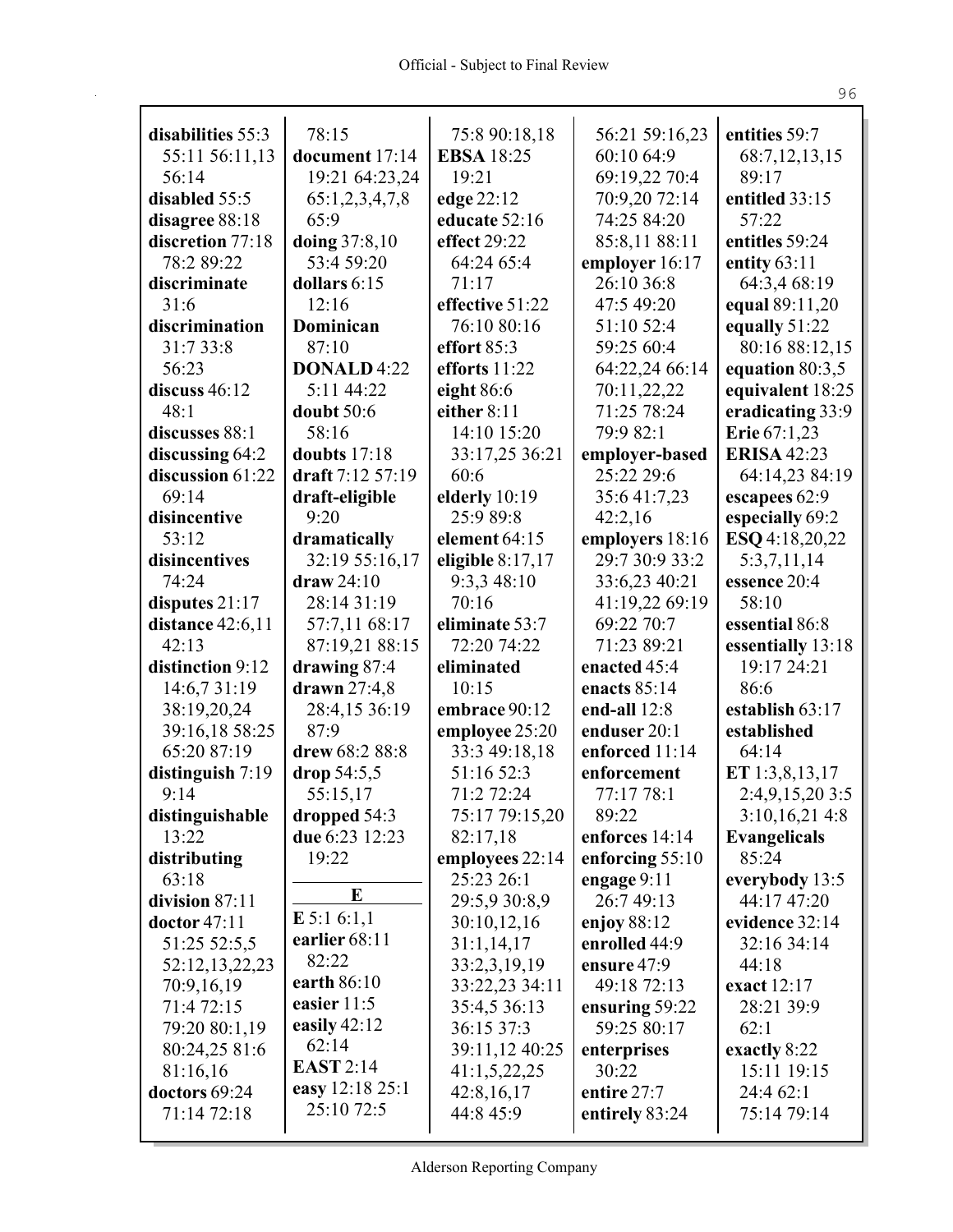**disabilities** 55:3 55:11 56:11,13 56:14
**disabled** 55:5
**disagree** 88:18
**discretion** 77:18 78:2 89:22
**discriminate** 31:6
**discrimination** 31:7 33:8 56:23
**discuss** 46:12 48:1
**discusses** 88:1
**discussing** 64:2
**discussion** 61:22 69:14
**disincentive** 53:12
**disincentives** 74:24
**disputes** 21:17
**distance** 42:6,11 42:13
**distinction** 9:12 14:6,7 31:19 38:19,20,24 39:16,18 58:25 65:20 87:19
**distinguish** 7:19 9:14
**distinguishable** 13:22
**distributing** 63:18
**division** 87:11
**doctor** 47:11 51:25 52:5,5 52:12,13,22,23 70:9,16,19 71:4 72:15 79:20 80:1,19 80:24,25 81:6 81:16,16
**doctors** 69:24 71:14 72:18 78:15
**document** 17:14 19:21 64:23,24 65:1,2,3,4,7,8 65:9
**doing** 37:8,10 53:4 59:20
**dollars** 6:15 12:16
**Dominican** 87:10
**DONALD** 4:22 5:11 44:22
**doubt** 50:6 58:16
**doubts** 17:18
**draft** 7:12 57:19
**draft-eligible** 9:20
**dramatically** 32:19 55:16,17
**draw** 24:10 28:14 31:19 57:7,11 68:17 87:19,21 88:15
**drawing** 87:4
**drawn** 27:4,8 28:4,15 36:19 87:9
**drew** 68:2 88:8
**drop** 54:5,5 55:15,17
**dropped** 54:3
**due** 6:23 12:23 19:22

**E**

**E** 5:1 6:1,1
**earlier** 68:11 82:22
**earth** 86:10
**easier** 11:5
**easily** 42:12 62:14
**EAST** 2:14
**easy** 12:18 25:1 25:10 72:5 75:8 90:18,18
**EBSA** 18:25 19:21
**edge** 22:12
**educate** 52:16
**effect** 29:22 64:24 65:4 71:17
**effective** 51:22 76:10 80:16
**effort** 85:3
**efforts** 11:22
**eight** 86:6
**either** 8:11 14:10 15:20 33:17,25 36:21 60:6
**elderly** 10:19 25:9 89:8
**element** 64:15
**eligible** 8:17,17 9:3,3 48:10 70:16
**eliminate** 53:7 72:20 74:22
**eliminated** 10:15
**embrace** 90:12
**employee** 25:20 33:3 49:18,18 51:16 52:3 71:2 72:24 75:17 79:15,20 82:17,18
**employees** 22:14 25:23 26:1 29:5,9 30:8,9 30:10,12,16 31:1,14,17 33:2,3,19,19 33:22,23 34:11 35:4,5 36:13 36:15 37:3 39:11,12 40:25 41:1,5,22,25 42:8,16,17 44:8 45:9 56:21 59:16,23 60:10 64:9 69:19,22 70:4 70:9,20 72:14 74:25 84:20 85:8,11 88:11
**employer** 16:17 26:10 36:8 47:5 49:20 51:10 52:4 59:25 60:4 64:22,24 66:14 70:11,22,22 71:25 78:24 79:9 82:1
**employer-based** 25:22 29:6 35:6 41:7,23 42:2,16
**employers** 18:16 29:7 30:9 33:2 33:6,23 40:21 41:19,22 69:19 69:22 70:7 71:23 89:21
**enacted** 45:4
**enacts** 85:14
**end-all** 12:8
**enduser** 20:1
**enforced** 11:14
**enforcement** 77:17 78:1 89:22
**enforces** 14:14
**enforcing** 55:10
**engage** 9:11 26:7 49:13
**enjoy** 88:12
**enrolled** 44:9
**ensure** 47:9 49:18 72:13
**ensuring** 59:22 59:25 80:17
**enterprises** 30:22
**entire** 27:7
**entirely** 83:24
**entities** 59:7 68:7,12,13,15 89:17
**entitled** 33:15 57:22
**entitles** 59:24
**entity** 63:11 64:3,4 68:19
**equal** 89:11,20
**equally** 51:22 80:16 88:12,15
**equation** 80:3,5
**equivalent** 18:25
**eradicating** 33:9
**Erie** 67:1,23
**ERISA** 42:23 64:14,23 84:19
**escapees** 62:9
**especially** 69:2
**ESQ** 4:18,20,22 5:3,7,11,14
**essence** 20:4 58:10
**essential** 86:8
**essentially** 13:18 19:17 24:21 86:6
**establish** 63:17
**established** 64:14
**ET** 1:3,8,13,17 2:4,9,15,20 3:5 3:10,16,21 4:8
**Evangelicals** 85:24
**everybody** 13:5 44:17 47:20
**evidence** 32:14 32:16 34:14 44:18
**exact** 12:17 28:21 39:9 62:1
**exactly** 8:22 15:11 19:15 24:4 62:1 75:14 79:14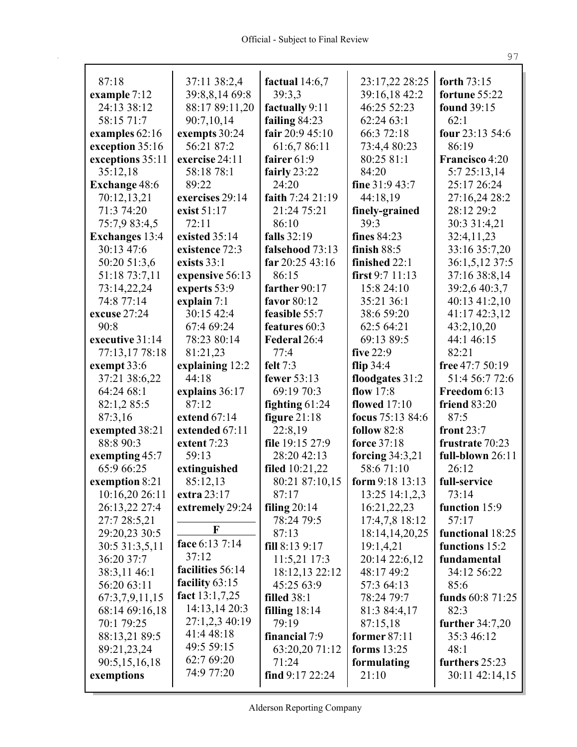87:18
**example** 7:12 24:13 38:12 58:15 71:7
**examples** 62:16
**exception** 35:16
**exceptions** 35:11 35:12,18
**Exchange** 48:6 70:12,13,21 71:3 74:20 75:7,9 83:4,5
**Exchanges** 13:4 30:13 47:6 50:20 51:3,6 51:18 73:7,11 73:14,22,24 74:8 77:14
**excuse** 27:24 90:8
**executive** 31:14 77:13,17 78:18
**exempt** 33:6 37:21 38:6,22 64:24 68:1 82:1,2 85:5 87:3,16
**exempted** 38:21 88:8 90:3
**exempting** 45:7 65:9 66:25
**exemption** 8:21 10:16,20 26:11 26:13,22 27:4 27:7 28:5,21 29:20,23 30:5 30:5 31:3,5,11 36:20 37:7 38:3,11 46:1 56:20 63:11 67:3,7,9,11,15 68:14 69:16,18 70:1 79:25 88:13,21 89:5 89:21,23,24 90:5,15,16,18
**exemptions** 37:11 38:2,4 39:8,8,14 69:8 88:17 89:11,20 90:7,10,14
**exempts** 30:24 56:21 87:2
**exercise** 24:11 58:18 78:1 89:22
**exercises** 29:14
**exist** 51:17 72:11
**existed** 35:14
**existence** 72:3
**exists** 33:1
**expensive** 56:13
**experts** 53:9
**explain** 7:1 30:15 42:4 67:4 69:24 78:23 80:14 81:21,23
**explaining** 12:2 44:18
**explains** 36:17 87:12
**extend** 67:14
**extended** 67:11
**extent** 7:23 59:13
**extinguished** 85:12,13
**extra** 23:17
**extremely** 29:24

**F**

**face** 6:13 7:14 37:12
**facilities** 56:14
**facility** 63:15
**fact** 13:1,7,25 14:13,14 20:3 27:1,2,3 40:19 41:4 48:18 49:5 59:15 62:7 69:20 74:9 77:20
**factual** 14:6,7 39:3,3
**factually** 9:11
**failing** 84:23
**fair** 20:9 45:10 61:6,7 86:11
**fairer** 61:9
**fairly** 23:22 24:20
**faith** 7:24 21:19 21:24 75:21 86:10
**falls** 32:19
**falsehood** 73:13
**far** 20:25 43:16 86:15
**farther** 90:17
**favor** 80:12
**feasible** 55:7
**features** 60:3
**Federal** 26:4 77:4
**felt** 7:3
**fewer** 53:13 69:19 70:3
**fighting** 61:24
**figure** 21:18 22:8,19
**file** 19:15 27:9 28:20 42:13
**filed** 10:21,22 80:21 87:10,15 87:17
**filing** 20:14 78:24 79:5 87:13
**fill** 8:13 9:17 11:5,21 17:3 18:12,13 22:12 45:25 63:9
**filled** 38:1
**filling** 18:14 79:19
**financial** 7:9 63:20,20 71:12 71:24
**find** 9:17 22:24 23:17,22 28:25 39:16,18 42:2 46:25 52:23 62:24 63:1 66:3 72:18 73:4,4 80:23 80:25 81:1 84:20
**fine** 31:9 43:7 44:18,19
**finely-grained** 39:3
**fines** 84:23
**finish** 88:5
**finished** 22:1
**first** 9:7 11:13 15:8 24:10 35:21 36:1 38:6 59:20 62:5 64:21 69:13 89:5
**five** 22:9
**flip** 34:4
**floodgates** 31:2
**flow** 17:8
**flowed** 17:10
**focus** 75:13 84:6
**follow** 82:8
**force** 37:18
**forcing** 34:3,21 58:6 71:10
**form** 9:18 13:13 13:25 14:1,2,3 16:21,22,23 17:4,7,8 18:12 18:14,14,20,25 19:1,4,21 20:14 22:6,12 48:17 49:2 57:3 64:13 78:24 79:7 81:3 84:4,17 87:15,18
**former** 87:11
**forms** 13:25
**formulating** 21:10
**forth** 73:15
**fortune** 55:22
**found** 39:15 62:1
**four** 23:13 54:6 86:19
**Francisco** 4:20 5:7 25:13,14 25:17 26:24 27:16,24 28:2 28:12 29:2 30:3 31:4,21 32:4,11,23 33:16 35:7,20 36:1,5,12 37:5 37:16 38:8,14 39:2,6 40:3,7 40:13 41:2,10 41:17 42:3,12 43:2,10,20 44:1 46:15 82:21
**free** 47:7 50:19 51:4 56:7 72:6
**Freedom** 6:13
**friend** 83:20 87:5
**front** 23:7
**frustrate** 70:23
**full-blown** 26:11 26:12
**full-service** 73:14
**function** 15:9 57:17
**functional** 18:25
**functions** 15:2
**fundamental** 34:12 56:22 85:6
**funds** 60:8 71:25 82:3
**further** 34:7,20 35:3 46:12 48:1
**furthers** 25:23 30:11 42:14,15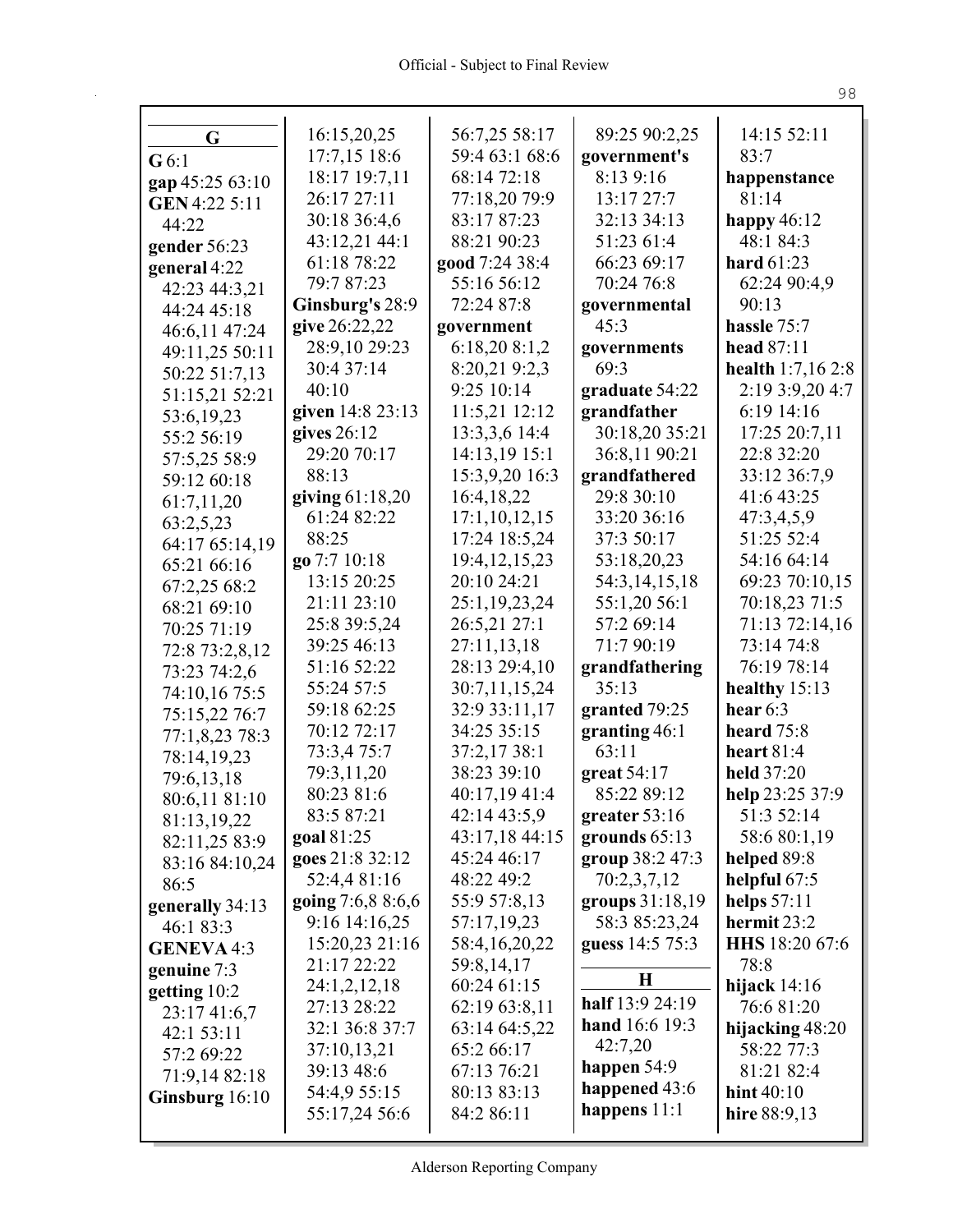## G

**G** 6:1
**gap** 45:25 63:10
**GEN** 4:22 5:11 44:22
**gender** 56:23
**general** 4:22 42:23 44:3,21 44:24 45:18 46:6,11 47:24 49:11,25 50:11 50:22 51:7,13 51:15,21 52:21 53:6,19,23 55:2 56:19 57:5,25 58:9 59:12 60:18 61:7,11,20 63:2,5,23 64:17 65:14,19 65:21 66:16 67:2,25 68:2 68:21 69:10 70:25 71:19 72:8 73:2,8,12 73:23 74:2,6 74:10,16 75:5 75:15,22 76:7 77:1,8,23 78:3 78:14,19,23 79:6,13,18 80:6,11 81:10 81:13,19,22 82:11,25 83:9 83:16 84:10,24 86:5
**generally** 34:13 46:1 83:3
**GENEVA** 4:3
**genuine** 7:3
**getting** 10:2 23:17 41:6,7 42:1 53:11 57:2 69:22 71:9,14 82:18
**Ginsburg** 16:10 16:15,20,25 17:7,15 18:6 18:17 19:7,11 26:17 27:11 30:18 36:4,6 43:12,21 44:1 61:18 78:22 79:7 87:23
**Ginsburg's** 28:9
**give** 26:22,22 28:9,10 29:23 30:4 37:14 40:10
**given** 14:8 23:13
**gives** 26:12 29:20 70:17 88:13
**giving** 61:18,20 61:24 82:22 88:25
**go** 7:7 10:18 13:15 20:25 21:11 23:10 25:8 39:5,24 39:25 46:13 51:16 52:22 55:24 57:5 59:18 62:25 70:12 72:17 73:3,4 75:7 79:3,11,20 80:23 81:6 83:5 87:21
**goal** 81:25
**goes** 21:8 32:12 52:4,4 81:16
**going** 7:6,8 8:6,6 9:16 14:16,25 15:20,23 21:16 21:17 22:22 24:1,2,12,18 27:13 28:22 32:1 36:8 37:7 37:10,13,21 39:13 48:6 54:4,9 55:15 55:17,24 56:6 56:7,25 58:17 59:4 63:1 68:6 68:14 72:18 77:18,20 79:9 83:17 87:23 88:21 90:23
**good** 7:24 38:4 55:16 56:12 72:24 87:8
**government** 6:18,20 8:1,2 8:20,21 9:2,3 9:25 10:14 11:5,21 12:12 13:3,3,6 14:4 14:13,19 15:1 15:3,9,20 16:3 16:4,18,22 17:1,10,12,15 17:24 18:5,24 19:4,12,15,23 20:10 24:21 25:1,19,23,24 26:5,21 27:1 27:11,13,18 28:13 29:4,10 30:7,11,15,24 32:9 33:11,17 34:25 35:15 37:2,17 38:1 38:23 39:10 40:17,19 41:4 42:14 43:5,9 43:17,18 44:15 45:24 46:17 48:22 49:2 55:9 57:8,13 57:17,19,23 58:4,16,20,22 59:8,14,17 60:24 61:15 62:19 63:8,11 63:14 64:5,22 65:2 66:17 67:13 76:21 80:13 83:13 84:2 86:11 89:25 90:2,25
**government's** 8:13 9:16 13:17 27:7 32:13 34:13 51:23 61:4 66:23 69:17 70:24 76:8
**governmental** 45:3
**governments** 69:3
**graduate** 54:22
**grandfather** 30:18,20 35:21 36:8,11 90:21
**grandfathered** 29:8 30:10 33:20 36:16 37:3 50:17 53:18,20,23 54:3,14,15,18 55:1,20 56:1 57:2 69:14 71:7 90:19
**grandfathering** 35:13
**granted** 79:25
**granting** 46:1 63:11
**great** 54:17 85:22 89:12
**greater** 53:16
**grounds** 65:13
**group** 38:2 47:3 70:2,3,7,12
**groups** 31:18,19 58:3 85:23,24
**guess** 14:5 75:3

## H

**half** 13:9 24:19
**hand** 16:6 19:3 42:7,20
**happen** 54:9
**happened** 43:6
**happens** 11:1 14:15 52:11 83:7
**happenstance** 81:14
**happy** 46:12 48:1 84:3
**hard** 61:23 62:24 90:4,9 90:13
**hassle** 75:7
**head** 87:11
**health** 1:7,16 2:8 2:19 3:9,20 4:7 6:19 14:16 17:25 20:7,11 22:8 32:20 33:12 36:7,9 41:6 43:25 47:3,4,5,9 51:25 52:4 54:16 64:14 69:23 70:10,15 70:18,23 71:5 71:13 72:14,16 73:14 74:8 76:19 78:14
**healthy** 15:13
**hear** 6:3
**heard** 75:8
**heart** 81:4
**held** 37:20
**help** 23:25 37:9 51:3 52:14 58:6 80:1,19
**helped** 89:8
**helpful** 67:5
**helps** 57:11
**hermit** 23:2
**HHS** 18:20 67:6 78:8
**hijack** 14:16 76:6 81:20
**hijacking** 48:20 58:22 77:3 81:21 82:4
**hint** 40:10
**hire** 88:9,13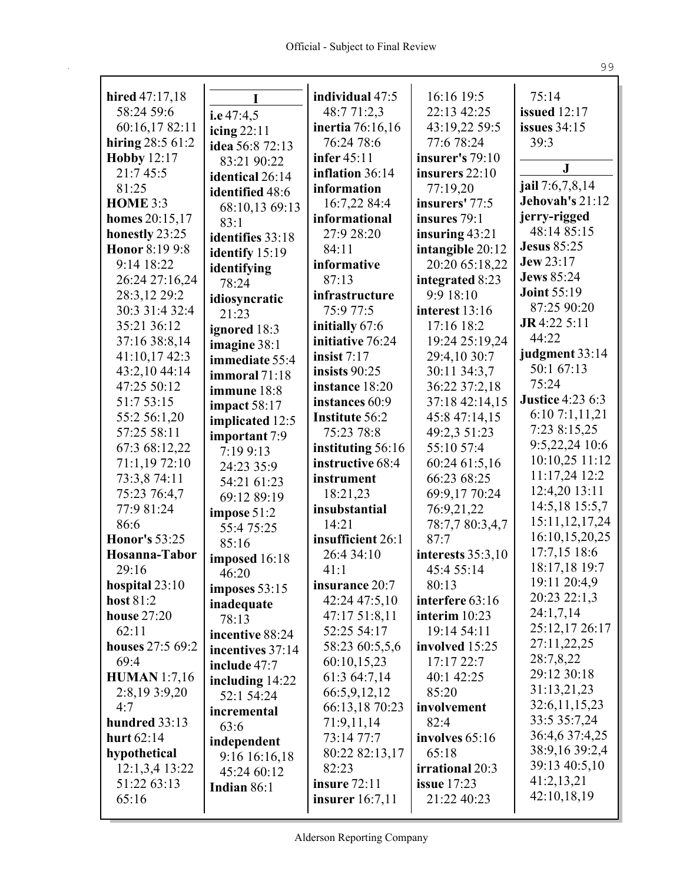**hired** 47:17,18 58:24 59:6 60:16,17 82:11
**hiring** 28:5 61:2
**Hobby** 12:17 21:7 45:5 81:25
**HOME** 3:3
**homes** 20:15,17
**honestly** 23:25
**Honor** 8:19 9:8 9:14 18:22 26:24 27:16,24 28:3,12 29:2 30:3 31:4 32:4 35:21 36:12 37:16 38:8,14 41:10,17 42:3 43:2,10 44:14 47:25 50:12 51:7 53:15 55:2 56:1,20 57:25 58:11 67:3 68:12,22 71:1,19 72:10 73:3,8 74:11 75:23 76:4,7 77:9 81:24 86:6
**Honor's** 53:25
**Hosanna-Tabor** 29:16
**hospital** 23:10
**host** 81:2
**house** 27:20 62:11
**houses** 27:5 69:2 69:4
**HUMAN** 1:7,16 2:8,19 3:9,20 4:7
**hundred** 33:13
**hurt** 62:14
**hypothetical** 12:1,3,4 13:22 51:22 63:13 65:16

**I**

**i.e** 47:4,5
**icing** 22:11
**idea** 56:8 72:13 83:21 90:22
**identical** 26:14
**identified** 48:6 68:10,13 69:13 83:1
**identifies** 33:18
**identify** 15:19
**identifying** 78:24
**idiosyncratic** 21:23
**ignored** 18:3
**imagine** 38:1
**immediate** 55:4
**immoral** 71:18
**immune** 18:8
**impact** 58:17
**implicated** 12:5
**important** 7:9 7:19 9:13 24:23 35:9 54:21 61:23 69:12 89:19
**impose** 51:2 55:4 75:25 85:16
**imposed** 16:18 46:20
**imposes** 53:15
**inadequate** 78:13
**incentive** 88:24
**incentives** 37:14
**include** 47:7
**including** 14:22 52:1 54:24
**incremental** 63:6
**independent** 9:16 16:16,18 45:24 60:12
**Indian** 86:1
**individual** 47:5 48:7 71:2,3
**inertia** 76:16,16 76:24 78:6
**infer** 45:11
**inflation** 36:14
**information** 16:7,22 84:4
**informational** 27:9 28:20 84:11
**informative** 87:13
**infrastructure** 75:9 77:5
**initially** 67:6
**initiative** 76:24
**insist** 7:17
**insists** 90:25
**instance** 18:20
**instances** 60:9
**Institute** 56:2 75:23 78:8
**instituting** 56:16
**instructive** 68:4
**instrument** 18:21,23
**insubstantial** 14:21
**insufficient** 26:1 26:4 34:10 41:1
**insurance** 20:7 42:24 47:5,10 47:17 51:8,11 52:25 54:17 58:23 60:5,5,6 60:10,15,23 61:3 64:7,14 66:5,9,12,12 66:13,18 70:23 71:9,11,14 73:14 77:7 80:22 82:13,17 82:23
**insure** 72:11
**insurer** 16:7,11 16:16 19:5 22:13 42:25 43:19,22 59:5 77:6 78:24
**insurer's** 79:10
**insurers** 22:10 77:19,20
**insurers'** 77:5
**insures** 79:1
**insuring** 43:21
**intangible** 20:12 20:20 65:18,22
**integrated** 8:23 9:9 18:10
**interest** 13:16 17:16 18:2 19:24 25:19,24 29:4,10 30:7 30:11 34:3,7 36:22 37:2,18 37:18 42:14,15 45:8 47:14,15 49:2,3 51:23 55:10 57:4 60:24 61:5,16 66:23 68:25 69:9,17 70:24 76:9,21,22 78:7,7 80:3,4,7 87:7
**interests** 35:3,10 45:4 55:14 80:13
**interfere** 63:16
**interim** 10:23 19:14 54:11
**involved** 15:25 17:17 22:7 40:1 42:25 85:20
**involvement** 82:4
**involves** 65:16 65:18
**irrational** 20:3
**issue** 17:23 21:22 40:23 75:14
**issued** 12:17
**issues** 34:15 39:3

**J**

**jail** 7:6,7,8,14
**Jehovah's** 21:12
**jerry-rigged** 48:14 85:15
**Jesus** 85:25
**Jew** 23:17
**Jews** 85:24
**Joint** 55:19 87:25 90:20
**JR** 4:22 5:11 44:22
**judgment** 33:14 50:1 67:13 75:24
**Justice** 4:23 6:3 6:10 7:1,11,21 7:23 8:15,25 9:5,22,24 10:6 10:10,25 11:12 11:17,24 12:2 12:4,20 13:11 14:5,18 15:5,7 15:11,12,17,24 16:10,15,20,25 17:7,15 18:6 18:17,18 19:7 19:11 20:4,9 20:23 22:1,3 24:1,7,14 25:12,17 26:17 27:11,22,25 28:7,8,22 29:12 30:18 31:13,21,23 32:6,11,15,23 33:5 35:7,24 36:4,6 37:4,25 38:9,16 39:2,4 39:13 40:5,10 41:2,13,21 42:10,18,19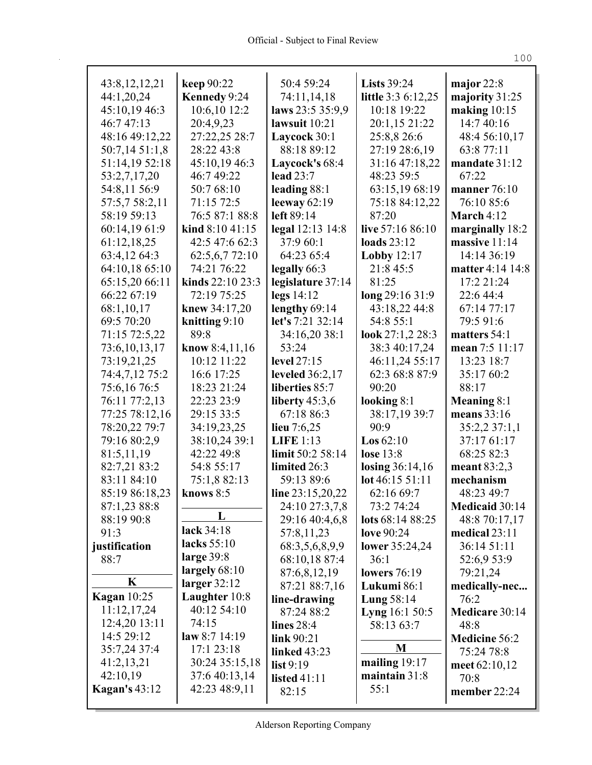43:8,12,12,21
44:1,20,24
45:10,19 46:3
46:7 47:13
48:16 49:12,22
50:7,14 51:1,8
51:14,19 52:18
53:2,7,17,20
54:8,11 56:9
57:5,7 58:2,11
58:19 59:13
60:14,19 61:9
61:12,18,25
63:4,12 64:3
64:10,18 65:10
65:15,20 66:11
66:22 67:19
68:1,10,17
69:5 70:20
71:15 72:5,22
73:6,10,13,17
73:19,21,25
74:4,7,12 75:2
75:6,16 76:5
76:11 77:2,13
77:25 78:12,16
78:20,22 79:7
79:16 80:2,9
81:5,11,19
82:7,21 83:2
83:11 84:10
85:19 86:18,23
87:1,23 88:8
88:19 90:8
91:3
**justification** 88:7

**K**

**Kagan** 10:25 11:12,17,24 12:4,20 13:11 14:5 29:12 35:7,24 37:4 41:2,13,21 42:10,19
**Kagan's** 43:12
**keep** 90:22
**Kennedy** 9:24 10:6,10 12:2 20:4,9,23 27:22,25 28:7 28:22 43:8 45:10,19 46:3 46:7 49:22 50:7 68:10 71:15 72:5 76:5 87:1 88:8
**kind** 8:10 41:15 42:5 47:6 62:3 62:5,6,7 72:10 74:21 76:22
**kinds** 22:10 23:3 72:19 75:25
**knew** 34:17,20
**knitting** 9:10 89:8
**know** 8:4,11,16 10:12 11:22 16:6 17:25 18:23 21:24 22:23 23:9 29:15 33:5 34:19,23,25 38:10,24 39:1 42:22 49:8 54:8 55:17 75:1,8 82:13
**knows** 8:5

**L**

**lack** 34:18
**lacks** 55:10
**large** 39:8
**largely** 68:10
**larger** 32:12
**Laughter** 10:8 40:12 54:10 74:15
**law** 8:7 14:19 17:1 23:18 30:24 35:15,18 37:6 40:13,14 42:23 48:9,11 50:4 59:24 74:11,14,18
**laws** 23:5 35:9,9
**lawsuit** 10:21
**Laycock** 30:1 88:18 89:12
**Laycock's** 68:4
**lead** 23:7
**leading** 88:1
**leeway** 62:19
**left** 89:14
**legal** 12:13 14:8 37:9 60:1 64:23 65:4
**legally** 66:3
**legislature** 37:14
**legs** 14:12
**lengthy** 69:14
**let's** 7:21 32:14 34:16,20 38:1 53:24
**level** 27:15
**leveled** 36:2,17
**liberties** 85:7
**liberty** 45:3,6 67:18 86:3
**lieu** 7:6,25
**LIFE** 1:13
**limit** 50:2 58:14
**limited** 26:3 59:13 89:6
**line** 23:15,20,22 24:10 27:3,7,8 29:16 40:4,6,8 57:8,11,23 68:3,5,6,8,9,9 68:10,18 87:4 87:6,8,12,19 87:21 88:7,16
**line-drawing** 87:24 88:2
**lines** 28:4
**link** 90:21
**linked** 43:23
**list** 9:19
**listed** 41:11 82:15
**Lists** 39:24
**little** 3:3 6:12,25 10:18 19:22 20:1,15 21:22 25:8,8 26:6 27:19 28:6,19 31:16 47:18,22 48:23 59:5 63:15,19 68:19 75:18 84:12,22 87:20
**live** 57:16 86:10
**loads** 23:12
**Lobby** 12:17 21:8 45:5 81:25
**long** 29:16 31:9 43:18,22 44:8 54:8 55:1
**look** 27:1,2 28:3 38:3 40:17,24 46:11,24 55:17 62:3 68:8 87:9 90:20
**looking** 8:1 38:17,19 39:7 90:9
**Los** 62:10
**lose** 13:8
**losing** 36:14,16
**lot** 46:15 51:11 62:16 69:7 73:2 74:24
**lots** 68:14 88:25
**love** 90:24
**lower** 35:24,24 36:1
**lowers** 76:19
**Lukumi** 86:1
**Lung** 58:14
**Lyng** 16:1 50:5 58:13 63:7

**M**

**mailing** 19:17
**maintain** 31:8 55:1
**major** 22:8
**majority** 31:25
**making** 10:15 14:7 40:16 48:4 56:10,17 63:8 77:11
**mandate** 31:12 67:22
**manner** 76:10 76:10 85:6
**March** 4:12
**marginally** 18:2
**massive** 11:14 14:14 36:19
**matter** 4:14 14:8 17:2 21:24 22:6 44:4 67:14 77:17 79:5 91:6
**matters** 54:1
**mean** 7:5 11:17 13:23 18:7 35:17 60:2 88:17
**Meaning** 8:1
**means** 33:16 35:2,2 37:1,1 37:17 61:17 68:25 82:3
**meant** 83:2,3
**mechanism** 48:23 49:7
**Medicaid** 30:14 48:8 70:17,17
**medical** 23:11 36:14 51:11 52:6,9 53:9 79:21,24
**medically-nec...** 76:2
**Medicare** 30:14 48:8
**Medicine** 56:2 75:24 78:8
**meet** 62:10,12 70:8
**member** 22:24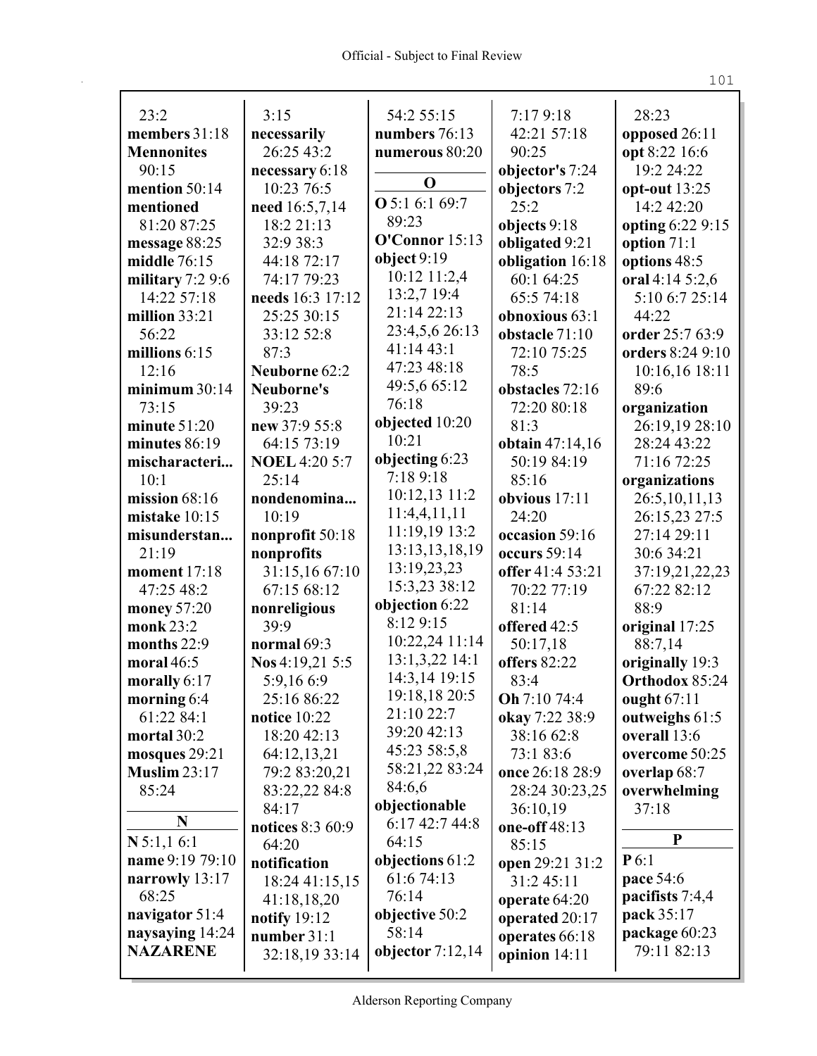23:2
**members** 31:18
**Mennonites** 90:15
**mention** 50:14
**mentioned** 81:20 87:25
**message** 88:25
**middle** 76:15
**military** 7:2 9:6 14:22 57:18
**million** 33:21 56:22
**millions** 6:15 12:16
**minimum** 30:14 73:15
**minute** 51:20
**minutes** 86:19
**mischaracteri...** 10:1
**mission** 68:16
**mistake** 10:15
**misunderstan...** 21:19
**moment** 17:18 47:25 48:2
**money** 57:20
**monk** 23:2
**months** 22:9
**moral** 46:5
**morally** 6:17
**morning** 6:4 61:22 84:1
**mortal** 30:2
**mosques** 29:21
**Muslim** 23:17 85:24

## N

**N** 5:1,1 6:1
**name** 9:19 79:10
**narrowly** 13:17 68:25
**navigator** 51:4
**naysaying** 14:24
**NAZARENE** 3:15
**necessarily** 26:25 43:2
**necessary** 6:18 10:23 76:5
**need** 16:5,7,14 18:2 21:13 32:9 38:3 44:18 72:17 74:17 79:23
**needs** 16:3 17:12 25:25 30:15 33:12 52:8 87:3
**Neuborne** 62:2
**Neuborne's** 39:23
**new** 37:9 55:8 64:15 73:19
**NOEL** 4:20 5:7 25:14
**nondenomina...** 10:19
**nonprofit** 50:18
**nonprofits** 31:15,16 67:10 67:15 68:12
**nonreligious** 39:9
**normal** 69:3
**Nos** 4:19,21 5:5 5:9,16 6:9 25:16 86:22
**notice** 10:22 18:20 42:13 64:12,13,21 79:2 83:20,21 83:22,22 84:8 84:17
**notices** 8:3 60:9 64:20
**notification** 18:24 41:15,15 41:18,18,20
**notify** 19:12
**number** 31:1 32:18,19 33:14 54:2 55:15
**numbers** 76:13
**numerous** 80:20

## O

**O** 5:1 6:1 69:7 89:23
**O'Connor** 15:13
**object** 9:19 10:12 11:2,4 13:2,7 19:4 21:14 22:13 23:4,5,6 26:13 41:14 43:1 47:23 48:18 49:5,6 65:12 76:18
**objected** 10:20 10:21
**objecting** 6:23 7:18 9:18 10:12,13 11:2 11:4,4,11,11 11:19,19 13:2 13:13,13,18,19 13:19,23,23 15:3,23 38:12
**objection** 6:22 8:12 9:15 10:22,24 11:14 13:1,3,22 14:1 14:3,14 19:15 19:18,18 20:5 21:10 22:7 39:20 42:13 45:23 58:5,8 58:21,22 83:24 84:6,6
**objectionable** 6:17 42:7 44:8 64:15
**objections** 61:2 61:6 74:13 76:14
**objective** 50:2 58:14
**objector** 7:12,14 7:17 9:18 42:21 57:18 90:25
**objector's** 7:24
**objectors** 7:2 25:2
**objects** 9:18
**obligated** 9:21
**obligation** 16:18 60:1 64:25 65:5 74:18
**obnoxious** 63:1
**obstacle** 71:10 72:10 75:25 78:5
**obstacles** 72:16 72:20 80:18 81:3
**obtain** 47:14,16 50:19 84:19 85:16
**obvious** 17:11 24:20
**occasion** 59:16
**occurs** 59:14
**offer** 41:4 53:21 70:22 77:19 81:14
**offered** 42:5 50:17,18
**offers** 82:22 83:4
**Oh** 7:10 74:4
**okay** 7:22 38:9 38:16 62:8 73:1 83:6
**once** 26:18 28:9 28:24 30:23,25 36:10,19
**one-off** 48:13 85:15
**open** 29:21 31:2 31:2 45:11
**operate** 64:20
**operated** 20:17
**operates** 66:18
**opinion** 14:11 28:23
**opposed** 26:11
**opt** 8:22 16:6 19:2 24:22
**opt-out** 13:25 14:2 42:20
**opting** 6:22 9:15
**option** 71:1
**options** 48:5
**oral** 4:14 5:2,6 5:10 6:7 25:14 44:22
**order** 25:7 63:9
**orders** 8:24 9:10 10:16,16 18:11 89:6
**organization** 26:19,19 28:10 28:24 43:22 71:16 72:25
**organizations** 26:5,10,11,13 26:15,23 27:5 27:14 29:11 30:6 34:21 37:19,21,22,23 67:22 82:12 88:9
**original** 17:25 88:7,14
**originally** 19:3
**Orthodox** 85:24
**ought** 67:11
**outweighs** 61:5
**overall** 13:6
**overcome** 50:25
**overlap** 68:7
**overwhelming** 37:18

## P

**P** 6:1
**pace** 54:6
**pacifists** 7:4,4
**pack** 35:17
**package** 60:23 79:11 82:13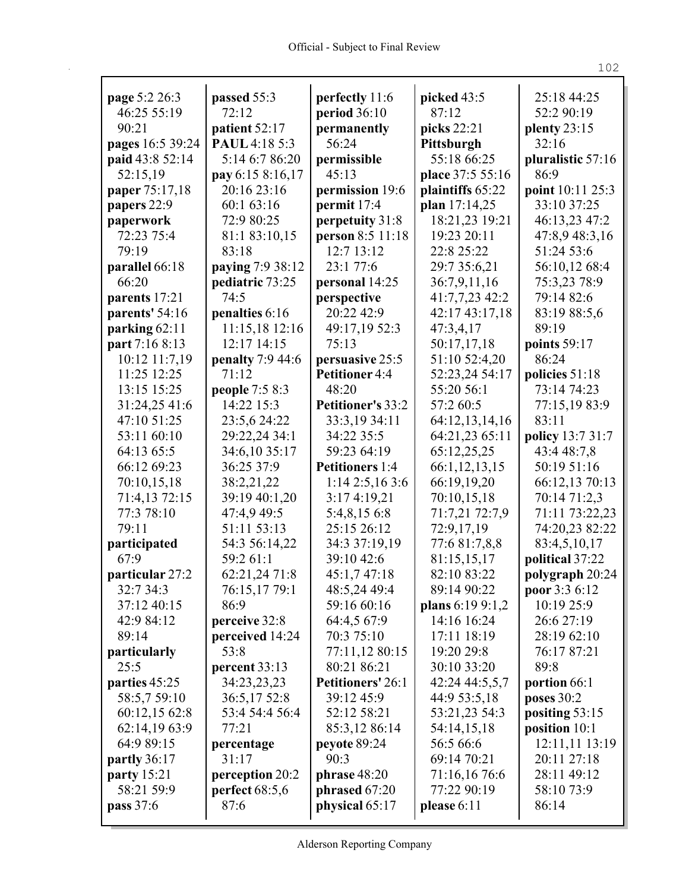**page** 5:2 26:3 46:25 55:19 90:21
**pages** 16:5 39:24
**paid** 43:8 52:14 52:15,19
**paper** 75:17,18
**papers** 22:9
**paperwork** 72:23 75:4 79:19
**parallel** 66:18 66:20
**parents** 17:21
**parents'** 54:16
**parking** 62:11
**part** 7:16 8:13 10:12 11:7,19 11:25 12:25 13:15 15:25 31:24,25 41:6 47:10 51:25 53:11 60:10 64:13 65:5 66:12 69:23 70:10,15,18 71:4,13 72:15 77:3 78:10 79:11
**participated** 67:9
**particular** 27:2 32:7 34:3 37:12 40:15 42:9 84:12 89:14
**particularly** 25:5
**parties** 45:25 58:5,7 59:10 60:12,15 62:8 62:14,19 63:9 64:9 89:15
**partly** 36:17
**party** 15:21 58:21 59:9
**pass** 37:6
**passed** 55:3 72:12
**patient** 52:17
**PAUL** 4:18 5:3 5:14 6:7 86:20
**pay** 6:15 8:16,17 20:16 23:16 60:1 63:16 72:9 80:25 81:1 83:10,15 83:18
**paying** 7:9 38:12
**pediatric** 73:25 74:5
**penalties** 6:16 11:15,18 12:16 12:17 14:15
**penalty** 7:9 44:6 71:12
**people** 7:5 8:3 14:22 15:3 23:5,6 24:22 29:22,24 34:1 34:6,10 35:17 36:25 37:9 38:2,21,22 39:19 40:1,20 47:4,9 49:5 51:11 53:13 54:3 56:14,22 59:2 61:1 62:21,24 71:8 76:15,17 79:1 86:9
**perceive** 32:8
**perceived** 14:24 53:8
**percent** 33:13 34:23,23,23 36:5,17 52:8 53:4 54:4 56:4 77:21
**percentage** 31:17
**perception** 20:2
**perfect** 68:5,6 87:6
**perfectly** 11:6
**period** 36:10
**permanently** 56:24
**permissible** 45:13
**permission** 19:6
**permit** 17:4
**perpetuity** 31:8
**person** 8:5 11:18 12:7 13:12 23:1 77:6
**personal** 14:25
**perspective** 20:22 42:9 49:17,19 52:3 75:13
**persuasive** 25:5
**Petitioner** 4:4 48:20
**Petitioner's** 33:2 33:3,19 34:11 34:22 35:5 59:23 64:19
**Petitioners** 1:4 1:14 2:5,16 3:6 3:17 4:19,21 5:4,8,15 6:8 25:15 26:12 34:3 37:19,19 39:10 42:6 45:1,7 47:18 48:5,24 49:4 59:16 60:16 64:4,5 67:9 70:3 75:10 77:11,12 80:15 80:21 86:21
**Petitioners'** 26:1 39:12 45:9 52:12 58:21 85:3,12 86:14
**peyote** 89:24 90:3
**phrase** 48:20
**phrased** 67:20
**physical** 65:17
**picked** 43:5 87:12
**picks** 22:21
**Pittsburgh** 55:18 66:25
**place** 37:5 55:16
**plaintiffs** 65:22
**plan** 17:14,25 18:21,23 19:21 19:23 20:11 22:8 25:22 29:7 35:6,21 36:7,9,11,16 41:7,7,23 42:2 42:17 43:17,18 47:3,4,17 50:17,17,18 51:10 52:4,20 52:23,24 54:17 55:20 56:1 57:2 60:5 64:12,13,14,16 64:21,23 65:11 65:12,25,25 66:1,12,13,15 66:19,19,20 70:10,15,18 71:7,21 72:7,9 72:9,17,19 77:6 81:7,8,8 81:15,15,17 82:10 83:22 89:14 90:22
**plans** 6:19 9:1,2 14:16 16:24 17:11 18:19 19:20 29:8 30:10 33:20 42:24 44:5,5,7 44:9 53:5,18 53:21,23 54:3 54:14,15,18 56:5 66:6 69:14 70:21 71:16,16 76:6 77:22 90:19
**please** 6:11
25:18 44:25 52:2 90:19
**plenty** 23:15 32:16
**pluralistic** 57:16 86:9
**point** 10:11 25:3 33:10 37:25 46:13,23 47:2 47:8,9 48:3,16 51:24 53:6 56:10,12 68:4 75:3,23 78:9 79:14 82:6 83:19 88:5,6 89:19
**points** 59:17 86:24
**policies** 51:18 73:14 74:23 77:15,19 83:9 83:11
**policy** 13:7 31:7 43:4 48:7,8 50:19 51:16 66:12,13 70:13 70:14 71:2,3 71:11 73:22,23 74:20,23 82:22 83:4,5,10,17
**political** 37:22
**polygraph** 20:24
**poor** 3:3 6:12 10:19 25:9 26:6 27:19 28:19 62:10 76:17 87:21 89:8
**portion** 66:1
**poses** 30:2
**positing** 53:15
**position** 10:1 12:11,11 13:19 20:11 27:18 28:11 49:12 58:10 73:9 86:14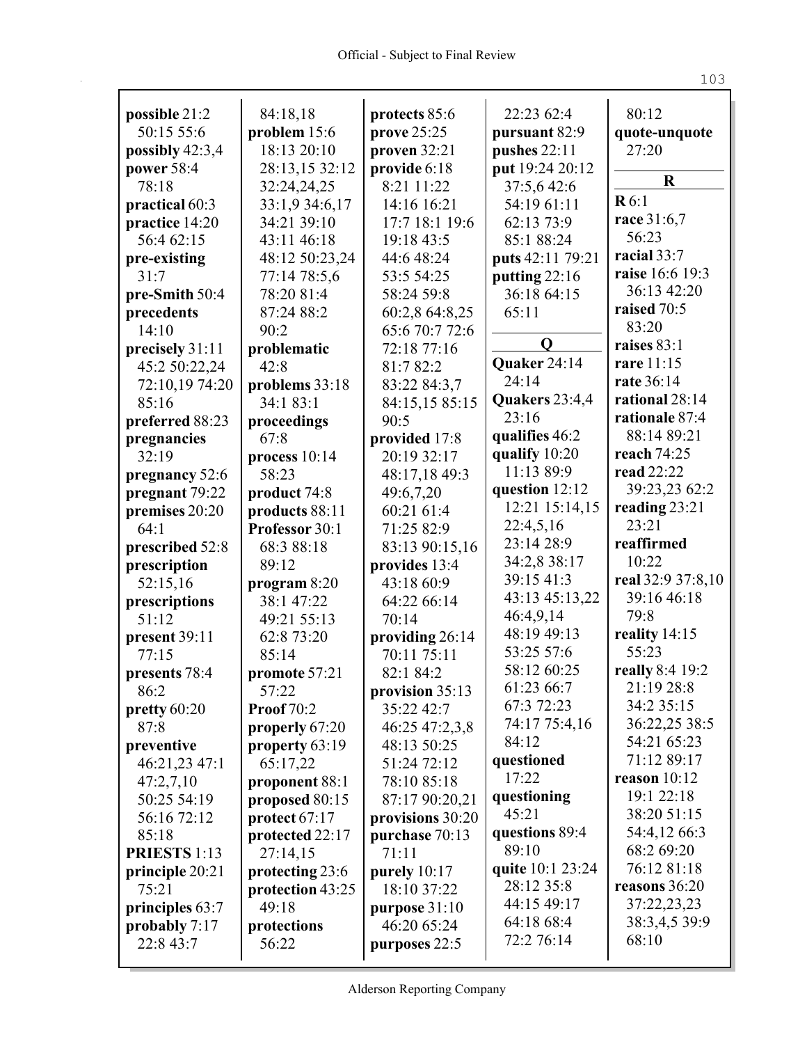**possible** 21:2 50:15 55:6
**possibly** 42:3,4
**power** 58:4 78:18
**practical** 60:3
**practice** 14:20 56:4 62:15
**pre-existing** 31:7
**pre-Smith** 50:4
**precedents** 14:10
**precisely** 31:11 45:2 50:22,24 72:10,19 74:20 85:16
**preferred** 88:23
**pregnancies** 32:19
**pregnancy** 52:6
**pregnant** 79:22
**premises** 20:20 64:1
**prescribed** 52:8
**prescription** 52:15,16
**prescriptions** 51:12
**present** 39:11 77:15
**presents** 78:4 86:2
**pretty** 60:20 87:8
**preventive** 46:21,23 47:1 47:2,7,10 50:25 54:19 56:16 72:12 85:18
**PRIESTS** 1:13
**principle** 20:21 75:21
**principles** 63:7
**probably** 7:17 22:8 43:7 84:18,18
**problem** 15:6 18:13 20:10 28:13,15 32:12 32:24,24,25 33:1,9 34:6,17 34:21 39:10 43:11 46:18 48:12 50:23,24 77:14 78:5,6 78:20 81:4 87:24 88:2 90:2
**problematic** 42:8
**problems** 33:18 34:1 83:1
**proceedings** 67:8
**process** 10:14 58:23
**product** 74:8
**products** 88:11
**Professor** 30:1 68:3 88:18 89:12
**program** 8:20 38:1 47:22 49:21 55:13 62:8 73:20 85:14
**promote** 57:21 57:22
**Proof** 70:2
**properly** 67:20
**property** 63:19 65:17,22
**proponent** 88:1
**proposed** 80:15
**protect** 67:17
**protected** 22:17 27:14,15
**protecting** 23:6
**protection** 43:25 49:18
**protections** 56:22
**protects** 85:6
**prove** 25:25
**proven** 32:21
**provide** 6:18 8:21 11:22 14:16 16:21 17:7 18:1 19:6 19:18 43:5 44:6 48:24 53:5 54:25 58:24 59:8 60:2,8 64:8,25 65:6 70:7 72:6 72:18 77:16 81:7 82:2 83:22 84:3,7 84:15,15 85:15 90:5
**provided** 17:8 20:19 32:17 48:17,18 49:3 49:6,7,20 60:21 61:4 71:25 82:9 83:13 90:15,16
**provides** 13:4 43:18 60:9 64:22 66:14 70:14
**providing** 26:14 70:11 75:11 82:1 84:2
**provision** 35:13 35:22 42:7 46:25 47:2,3,8 48:13 50:25 51:24 72:12 78:10 85:18 87:17 90:20,21
**provisions** 30:20
**purchase** 70:13 71:11
**purely** 10:17 18:10 37:22
**purpose** 31:10 46:20 65:24
**purposes** 22:5 22:23 62:4
**pursuant** 82:9
**pushes** 22:11
**put** 19:24 20:12 37:5,6 42:6 54:19 61:11 62:13 73:9 85:1 88:24
**puts** 42:11 79:21
**putting** 22:16 36:18 64:15 65:11

**Q**

**Quaker** 24:14 24:14
**Quakers** 23:4,4 23:16
**qualifies** 46:2
**qualify** 10:20 11:13 89:9
**question** 12:12 12:21 15:14,15 22:4,5,16 23:14 28:9 34:2,8 38:17 39:15 41:3 43:13 45:13,22 46:4,9,14 48:19 49:13 53:25 57:6 58:12 60:25 61:23 66:7 67:3 72:23 74:17 75:4,16 84:12
**questioned** 17:22
**questioning** 45:21
**questions** 89:4 89:10
**quite** 10:1 23:24 28:12 35:8 44:15 49:17 64:18 68:4 72:2 76:14 80:12
**quote-unquote** 27:20

**R**

**R** 6:1
**race** 31:6,7 56:23
**racial** 33:7
**raise** 16:6 19:3 36:13 42:20
**raised** 70:5 83:20
**raises** 83:1
**rare** 11:15
**rate** 36:14
**rational** 28:14
**rationale** 87:4 88:14 89:21
**reach** 74:25
**read** 22:22 39:23,23 62:2
**reading** 23:21 23:21
**reaffirmed** 10:22
**real** 32:9 37:8,10 39:16 46:18 79:8
**reality** 14:15 55:23
**really** 8:4 19:2 21:19 28:8 34:2 35:15 36:22,25 38:5 54:21 65:23 71:12 89:17
**reason** 10:12 19:1 22:18 38:20 51:15 54:4,12 66:3 68:2 69:20 76:12 81:18
**reasons** 36:20 37:22,23,23 38:3,4,5 39:9 68:10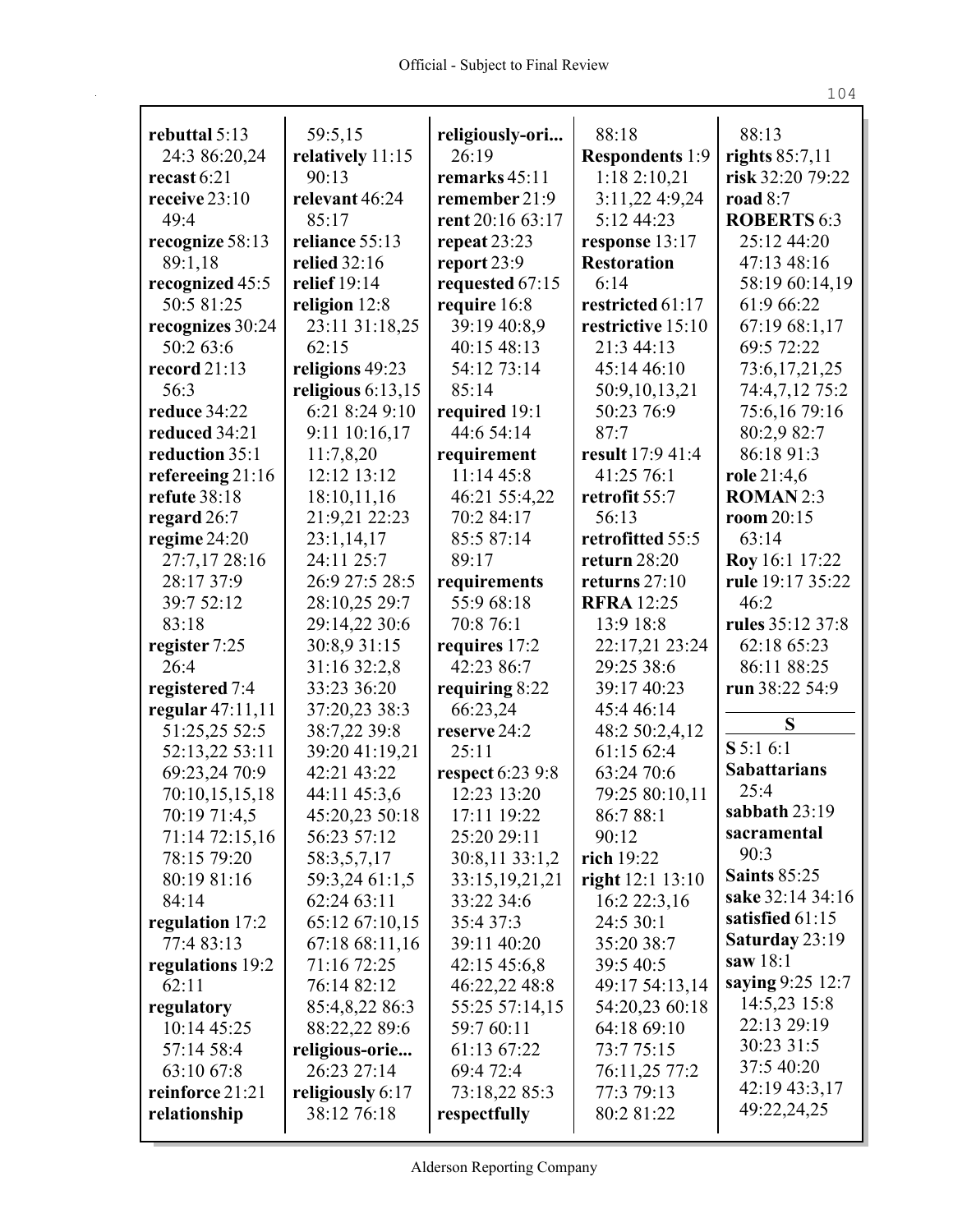**rebuttal** 5:13 24:3 86:20,24
**recast** 6:21
**receive** 23:10 49:4
**recognize** 58:13 89:1,18
**recognized** 45:5 50:5 81:25
**recognizes** 30:24 50:2 63:6
**record** 21:13 56:3
**reduce** 34:22
**reduced** 34:21
**reduction** 35:1
**refereeing** 21:16
**refute** 38:18
**regard** 26:7
**regime** 24:20 27:7,17 28:16 28:17 37:9 39:7 52:12 83:18
**register** 7:25 26:4
**registered** 7:4
**regular** 47:11,11 51:25,25 52:5 52:13,22 53:11 69:23,24 70:9 70:10,15,15,18 70:19 71:4,5 71:14 72:15,16 78:15 79:20 80:19 81:16 84:14
**regulation** 17:2 77:4 83:13
**regulations** 19:2 62:11
**regulatory** 10:14 45:25 57:14 58:4 63:10 67:8
**reinforce** 21:21
**relationship** 59:5,15
**relatively** 11:15 90:13
**relevant** 46:24 85:17
**reliance** 55:13
**relied** 32:16
**relief** 19:14
**religion** 12:8 23:11 31:18,25 62:15
**religions** 49:23
**religious** 6:13,15 6:21 8:24 9:10 9:11 10:16,17 11:7,8,20 12:12 13:12 18:10,11,16 21:9,21 22:23 23:1,14,17 24:11 25:7 26:9 27:5 28:5 28:10,25 29:7 29:14,22 30:6 30:8,9 31:15 31:16 32:2,8 33:23 36:20 37:20,23 38:3 38:7,22 39:8 39:20 41:19,21 42:21 43:22 44:11 45:3,6 45:20,23 50:18 56:23 57:12 58:3,5,7,17 59:3,24 61:1,5 62:24 63:11 65:12 67:10,15 67:18 68:11,16 71:16 72:25 76:14 82:12 85:4,8,22 86:3 88:22,22 89:6
**religious-orie...** 26:23 27:14
**religiously** 6:17 38:12 76:18
**religiously-ori...** 26:19
**remarks** 45:11
**remember** 21:9
**rent** 20:16 63:17
**repeat** 23:23
**report** 23:9
**requested** 67:15
**require** 16:8 39:19 40:8,9 40:15 48:13 54:12 73:14 85:14
**required** 19:1 44:6 54:14
**requirement** 11:14 45:8 46:21 55:4,22 70:2 84:17 85:5 87:14 89:17
**requirements** 55:9 68:18 70:8 76:1
**requires** 17:2 42:23 86:7
**requiring** 8:22 66:23,24
**reserve** 24:2 25:11
**respect** 6:23 9:8 12:23 13:20 17:11 19:22 25:20 29:11 30:8,11 33:1,2 33:15,19,21,21 33:22 34:6 35:4 37:3 39:11 40:20 42:15 45:6,8 46:22,22 48:8 55:25 57:14,15 59:7 60:11 61:13 67:22 69:4 72:4 73:18,22 85:3
**respectfully** 88:18
**Respondents** 1:9 1:18 2:10,21 3:11,22 4:9,24 5:12 44:23
**response** 13:17
**Restoration** 6:14
**restricted** 61:17
**restrictive** 15:10 21:3 44:13 45:14 46:10 50:9,10,13,21 50:23 76:9 87:7
**result** 17:9 41:4 41:25 76:1
**retrofit** 55:7 56:13
**retrofitted** 55:5
**return** 28:20
**returns** 27:10
**RFRA** 12:25 13:9 18:8 22:17,21 23:24 29:25 38:6 39:17 40:23 45:4 46:14 48:2 50:2,4,12 61:15 62:4 63:24 70:6 79:25 80:10,11 86:7 88:1 90:12
**rich** 19:22
**right** 12:1 13:10 16:2 22:3,16 24:5 30:1 35:20 38:7 39:5 40:5 49:17 54:13,14 54:20,23 60:18 64:18 69:10 73:7 75:15 76:11,25 77:2 77:3 79:13 80:2 81:22 88:13
**rights** 85:7,11
**risk** 32:20 79:22
**road** 8:7
**ROBERTS** 6:3 25:12 44:20 47:13 48:16 58:19 60:14,19 61:9 66:22 67:19 68:1,17 69:5 72:22 73:6,17,21,25 74:4,7,12 75:2 75:6,16 79:16 80:2,9 82:7 86:18 91:3
**role** 21:4,6
**ROMAN** 2:3
**room** 20:15 63:14
**Roy** 16:1 17:22
**rule** 19:17 35:22 46:2
**rules** 35:12 37:8 62:18 65:23 86:11 88:25
**run** 38:22 54:9

## S

**S** 5:1 6:1
**Sabbatarians** 25:4
**sabbath** 23:19
**sacramental** 90:3
**Saints** 85:25
**sake** 32:14 34:16
**satisfied** 61:15
**Saturday** 23:19
**saw** 18:1
**saying** 9:25 12:7 14:5,23 15:8 22:13 29:19 30:23 31:5 37:5 40:20 42:19 43:3,17 49:22,24,25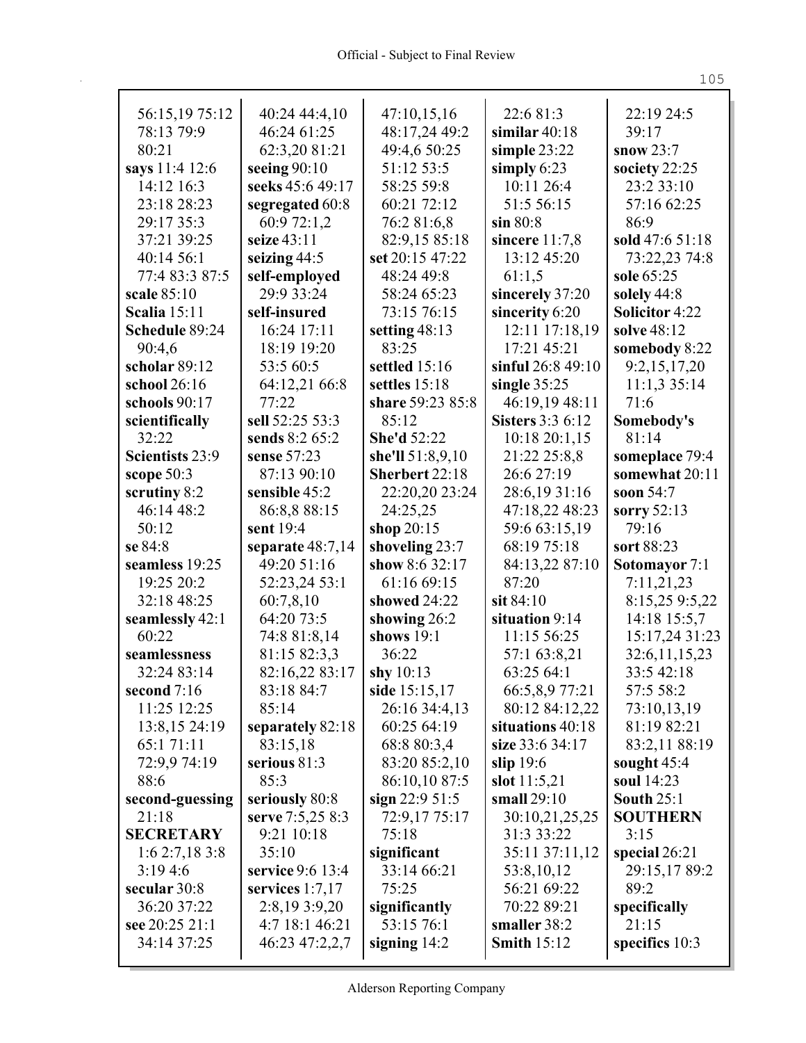56:15,19 75:12
78:13 79:9
80:21

**says** 11:4 12:6
14:12 16:3
23:18 28:23
29:17 35:3
37:21 39:25
40:14 56:1
77:4 83:3 87:5

**scale** 85:10

**Scalia** 15:11

**Schedule** 89:24
90:4,6

**scholar** 89:12

**school** 26:16

**schools** 90:17

**scientifically**
32:22

**Scientists** 23:9

**scope** 50:3

**scrutiny** 8:2
46:14 48:2
50:12

**se** 84:8

**seamless** 19:25
19:25 20:2
32:18 48:25

**seamlessly** 42:1
60:22

**seamlessness**
32:24 83:14

**second** 7:16
11:25 12:25
13:8,15 24:19
65:1 71:11
72:9,9 74:19
88:6

**second-guessing**
21:18

**SECRETARY**
1:6 2:7,18 3:8
3:19 4:6

**secular** 30:8
36:20 37:22

**see** 20:25 21:1
34:14 37:25
40:24 44:4,10
46:24 61:25
62:3,20 81:21

**seeing** 90:10

**seeks** 45:6 49:17

**segregated** 60:8
60:9 72:1,2

**seize** 43:11

**seizing** 44:5

**self-employed**
29:9 33:24

**self-insured**
16:24 17:11
18:19 19:20
53:5 60:5
64:12,21 66:8
77:22

**sell** 52:25 53:3

**sends** 8:2 65:2

**sense** 57:23
87:13 90:10

**sensible** 45:2
86:8,8 88:15

**sent** 19:4

**separate** 48:7,14
49:20 51:16
52:23,24 53:1
60:7,8,10
64:20 73:5
74:8 81:8,14
81:15 82:3,3
82:16,22 83:17
83:18 84:7
85:14

**separately** 82:18
83:15,18

**serious** 81:3
85:3

**seriously** 80:8

**serve** 7:5,25 8:3
9:21 10:18
35:10

**service** 9:6 13:4

**services** 1:7,17
2:8,19 3:9,20
4:7 18:1 46:21
46:23 47:2,2,7
47:10,15,16
48:17,24 49:2
49:4,6 50:25
51:12 53:5
58:25 59:8
60:21 72:12
76:2 81:6,8
82:9,15 85:18

**set** 20:15 47:22
48:24 49:8
58:24 65:23
73:15 76:15

**setting** 48:13
83:25

**settled** 15:16

**settles** 15:18

**share** 59:23 85:8
85:12

**She'd** 52:22

**she'll** 51:8,9,10

**Sherbert** 22:18
22:20,20 23:24
24:25,25

**shop** 20:15

**shoveling** 23:7

**show** 8:6 32:17
61:16 69:15

**showed** 24:22

**showing** 26:2

**shows** 19:1
36:22

**shy** 10:13

**side** 15:15,17
26:16 34:4,13
60:25 64:19
68:8 80:3,4
83:20 85:2,10
86:10,10 87:5

**sign** 22:9 51:5
72:9,17 75:17
75:18

**significant**
33:14 66:21
75:25

**significantly**
53:15 76:1

**signing** 14:2
22:6 81:3

**similar** 40:18

**simple** 23:22

**simply** 6:23
10:11 26:4
51:5 56:15

**sin** 80:8

**sincere** 11:7,8
13:12 45:20
61:1,5

**sincerely** 37:20

**sincerity** 6:20
12:11 17:18,19
17:21 45:21

**sinful** 26:8 49:10

**single** 35:25
46:19,19 48:11

**Sisters** 3:3 6:12
10:18 20:1,15
21:22 25:8,8
26:6 27:19
28:6,19 31:16
47:18,22 48:23
59:6 63:15,19
68:19 75:18
84:13,22 87:10
87:20

**sit** 84:10

**situation** 9:14
11:15 56:25
57:1 63:8,21
63:25 64:1
66:5,8,9 77:21
80:12 84:12,22

**situations** 40:18

**size** 33:6 34:17

**slip** 19:6

**slot** 11:5,21

**small** 29:10
30:10,21,25,25
31:3 33:22
35:11 37:11,12
53:8,10,12
56:21 69:22
70:22 89:21

**smaller** 38:2

**Smith** 15:12
22:19 24:5
39:17

**snow** 23:7

**society** 22:25
23:2 33:10
57:16 62:25
86:9

**sold** 47:6 51:18
73:22,23 74:8

**sole** 65:25

**solely** 44:8

**Solicitor** 4:22

**solve** 48:12

**somebody** 8:22
9:2,15,17,20
11:1,3 35:14
71:6

**Somebody's**
81:14

**someplace** 79:4

**somewhat** 20:11

**soon** 54:7

**sorry** 52:13
79:16

**sort** 88:23

**Sotomayor** 7:1
7:11,21,23
8:15,25 9:5,22
14:18 15:5,7
15:17,24 31:23
32:6,11,15,23
33:5 42:18
57:5 58:2
73:10,13,19
81:19 82:21
83:2,11 88:19

**sought** 45:4

**soul** 14:23

**South** 25:1

**SOUTHERN**
3:15

**special** 26:21
29:15,17 89:2
89:2

**specifically**
21:15

**specifics** 10:3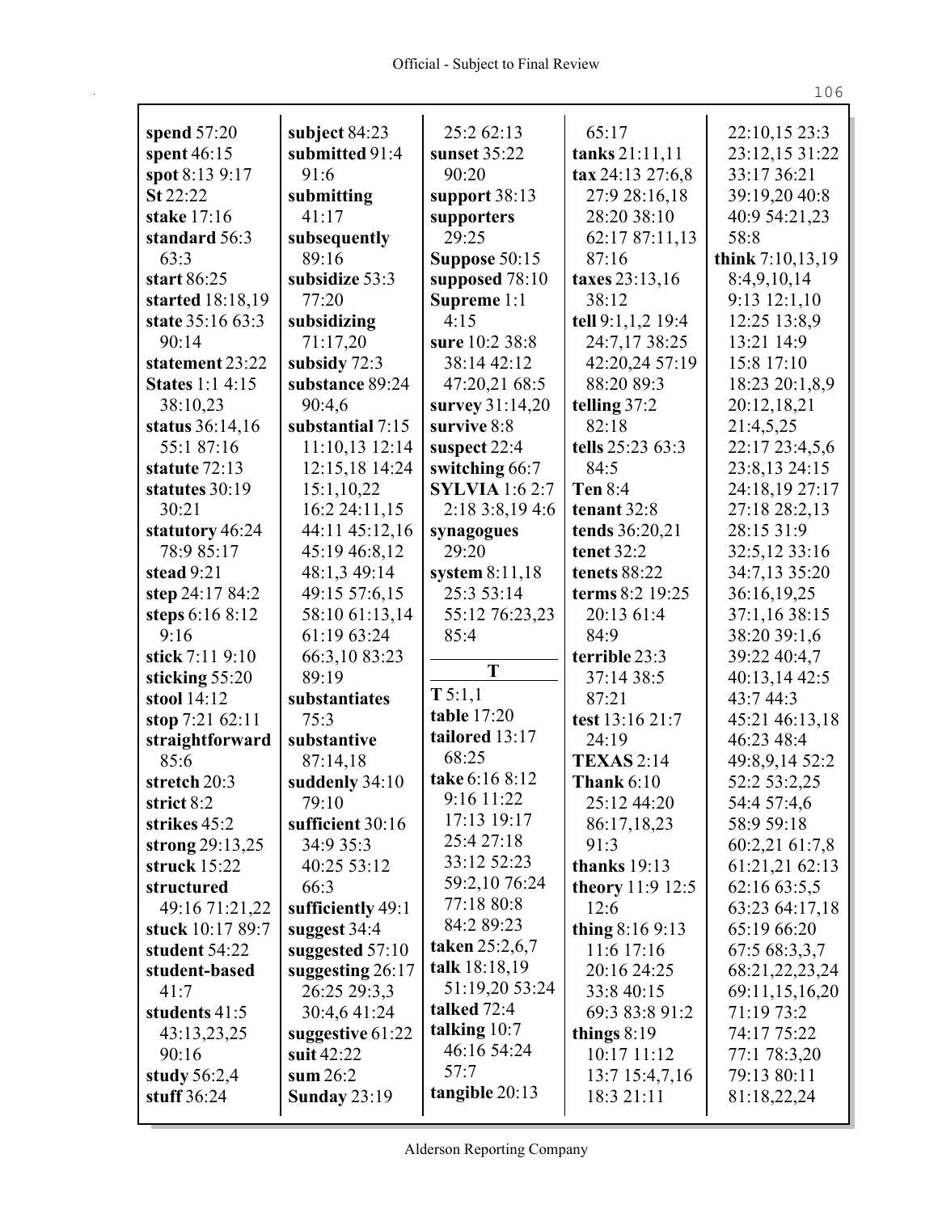**spend** 57:20
**spent** 46:15
**spot** 8:13 9:17
**St** 22:22
**stake** 17:16
**standard** 56:3 63:3
**start** 86:25
**started** 18:18,19
**state** 35:16 63:3 90:14
**statement** 23:22
**States** 1:1 4:15 38:10,23
**status** 36:14,16 55:1 87:16
**statute** 72:13
**statutes** 30:19 30:21
**statutory** 46:24 78:9 85:17
**stead** 9:21
**step** 24:17 84:2
**steps** 6:16 8:12 9:16
**stick** 7:11 9:10
**sticking** 55:20
**stool** 14:12
**stop** 7:21 62:11
**straightforward** 85:6
**stretch** 20:3
**strict** 8:2
**strikes** 45:2
**strong** 29:13,25
**struck** 15:22
**structured** 49:16 71:21,22
**stuck** 10:17 89:7
**student** 54:22
**student-based** 41:7
**students** 41:5 43:13,23,25 90:16
**study** 56:2,4
**stuff** 36:24
**subject** 84:23
**submitted** 91:4 91:6
**submitting** 41:17
**subsequently** 89:16
**subsidize** 53:3 77:20
**subsidizing** 71:17,20
**subsidy** 72:3
**substance** 89:24 90:4,6
**substantial** 7:15 11:10,13 12:14 12:15,18 14:24 15:1,10,22 16:2 24:11,15 44:11 45:12,16 45:19 46:8,12 48:1,3 49:14 49:15 57:6,15 58:10 61:13,14 61:19 63:24 66:3,10 83:23 89:19
**substantiates** 75:3
**substantive** 87:14,18
**suddenly** 34:10 79:10
**sufficient** 30:16 34:9 35:3 40:25 53:12 66:3
**sufficiently** 49:1
**suggest** 34:4
**suggested** 57:10
**suggesting** 26:17 26:25 29:3,3 30:4,6 41:24
**suggestive** 61:22
**suit** 42:22
**sum** 26:2
**Sunday** 23:19
25:2 62:13
**sunset** 35:22 90:20
**support** 38:13
**supporters** 29:25
**Suppose** 50:15
**supposed** 78:10
**Supreme** 1:1 4:15
**sure** 10:2 38:8 38:14 42:12 47:20,21 68:5
**survey** 31:14,20
**survive** 8:8
**suspect** 22:4
**switching** 66:7
**SYLVIA** 1:6 2:7 2:18 3:8,19 4:6
**synagogues** 29:20
**system** 8:11,18 25:3 53:14 55:12 76:23,23 85:4

**T**

**T** 5:1,1
**table** 17:20
**tailored** 13:17 68:25
**take** 6:16 8:12 9:16 11:22 17:13 19:17 25:4 27:18 33:12 52:23 59:2,10 76:24 77:18 80:8 84:2 89:23
**taken** 25:2,6,7
**talk** 18:18,19 51:19,20 53:24
**talked** 72:4
**talking** 10:7 46:16 54:24 57:7
**tangible** 20:13
65:17
**tanks** 21:11,11
**tax** 24:13 27:6,8 27:9 28:16,18 28:20 38:10 62:17 87:11,13 87:16
**taxes** 23:13,16 38:12
**tell** 9:1,1,2 19:4 24:7,17 38:25 42:20,24 57:19 88:20 89:3
**telling** 37:2 82:18
**tells** 25:23 63:3 84:5
**Ten** 8:4
**tenant** 32:8
**tends** 36:20,21
**tenet** 32:2
**tenets** 88:22
**terms** 8:2 19:25 20:13 61:4 84:9
**terrible** 23:3 37:14 38:5 87:21
**test** 13:16 21:7 24:19
**TEXAS** 2:14
**Thank** 6:10 25:12 44:20 86:17,18,23 91:3
**thanks** 19:13
**theory** 11:9 12:5 12:6
**thing** 8:16 9:13 11:6 17:16 20:16 24:25 33:8 40:15 69:3 83:8 91:2
**things** 8:19 10:17 11:12 13:7 15:4,7,16 18:3 21:11
22:10,15 23:3 23:12,15 31:22 33:17 36:21 39:19,20 40:8 40:9 54:21,23 58:8
**think** 7:10,13,19 8:4,9,10,14 9:13 12:1,10 12:25 13:8,9 13:21 14:9 15:8 17:10 18:23 20:1,8,9 20:12,18,21 21:4,5,25 22:17 23:4,5,6 23:8,13 24:15 24:18,19 27:17 27:18 28:2,13 28:15 31:9 32:5,12 33:16 34:7,13 35:20 36:16,19,25 37:1,16 38:15 38:20 39:1,6 39:22 40:4,7 40:13,14 42:5 43:7 44:3 45:21 46:13,18 46:23 48:4 49:8,9,14 52:2 52:2 53:2,25 54:4 57:4,6 58:9 59:18 60:2,21 61:7,8 61:21,21 62:13 62:16 63:5,5 63:23 64:17,18 65:19 66:20 67:5 68:3,3,7 68:21,22,23,24 69:11,15,16,20 71:19 73:2 74:17 75:22 77:1 78:3,20 79:13 80:11 81:18,22,24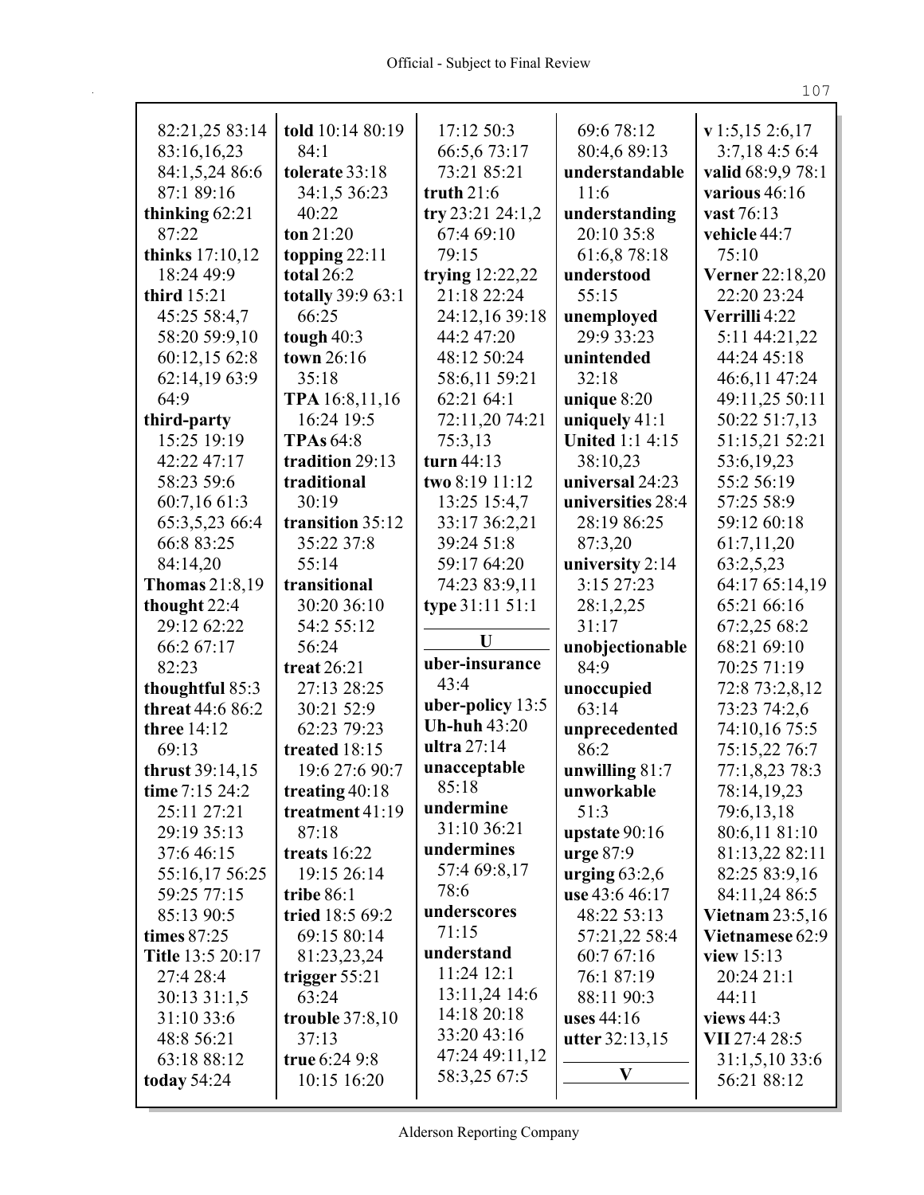82:21,25 83:14 83:16,16,23 84:1,5,24 86:6 87:1 89:16
**thinking** 62:21 87:22
**thinks** 17:10,12 18:24 49:9
**third** 15:21 45:25 58:4,7 58:20 59:9,10 60:12,15 62:8 62:14,19 63:9 64:9
**third-party** 15:25 19:19 42:22 47:17 58:23 59:6 60:7,16 61:3 65:3,5,23 66:4 66:8 83:25 84:14,20
**Thomas** 21:8,19
**thought** 22:4 29:12 62:22 66:2 67:17 82:23
**thoughtful** 85:3
**threat** 44:6 86:2
**three** 14:12 69:13
**thrust** 39:14,15
**time** 7:15 24:2 25:11 27:21 29:19 35:13 37:6 46:15 55:16,17 56:25 59:25 77:15 85:13 90:5
**times** 87:25
**Title** 13:5 20:17 27:4 28:4 30:13 31:1,5 31:10 33:6 48:8 56:21 63:18 88:12
**today** 54:24
**told** 10:14 80:19 84:1
**tolerate** 33:18 34:1,5 36:23 40:22
**ton** 21:20
**topping** 22:11
**total** 26:2
**totally** 39:9 63:1 66:25
**tough** 40:3
**town** 26:16 35:18
**TPA** 16:8,11,16 16:24 19:5
**TPAs** 64:8
**tradition** 29:13
**traditional** 30:19
**transition** 35:12 35:22 37:8 55:14
**transitional** 30:20 36:10 54:2 55:12 56:24
**treat** 26:21 27:13 28:25 30:21 52:9 62:23 79:23
**treated** 18:15 19:6 27:6 90:7
**treating** 40:18
**treatment** 41:19 87:18
**treats** 16:22 19:15 26:14
**tribe** 86:1
**tried** 18:5 69:2 69:15 80:14 81:23,23,24
**trigger** 55:21 63:24
**trouble** 37:8,10 37:13
**true** 6:24 9:8 10:15 16:20 17:12 50:3 66:5,6 73:17 73:21 85:21
**truth** 21:6
**try** 23:21 24:1,2 67:4 69:10 79:15
**trying** 12:22,22 21:18 22:24 24:12,16 39:18 44:2 47:20 48:12 50:24 58:6,11 59:21 62:21 64:1 72:11,20 74:21 75:3,13
**turn** 44:13
**two** 8:19 11:12 13:25 15:4,7 33:17 36:2,21 39:24 51:8 59:17 64:20 74:23 83:9,11
**type** 31:11 51:1

## U

**uber-insurance** 43:4
**uber-policy** 13:5
**Uh-huh** 43:20
**ultra** 27:14
**unacceptable** 85:18
**undermine** 31:10 36:21
**undermines** 57:4 69:8,17 78:6
**underscores** 71:15
**understand** 11:24 12:1 13:11,24 14:6 14:18 20:18 33:20 43:16 47:24 49:11,12 58:3,25 67:5 69:6 78:12 80:4,6 89:13
**understandable** 11:6
**understanding** 20:10 35:8 61:6,8 78:18
**understood** 55:15
**unemployed** 29:9 33:23
**unintended** 32:18
**unique** 8:20
**uniquely** 41:1
**United** 1:1 4:15 38:10,23
**universal** 24:23
**universities** 28:4 28:19 86:25 87:3,20
**university** 2:14 3:15 27:23 28:1,2,25 31:17
**unobjectionable** 84:9
**unoccupied** 63:14
**unprecedented** 86:2
**unwilling** 81:7
**unworkable** 51:3
**upstate** 90:16
**urge** 87:9
**urging** 63:2,6
**use** 43:6 46:17 48:22 53:13 57:21,22 58:4 60:7 67:16 76:1 87:19 88:11 90:3
**uses** 44:16
**utter** 32:13,15

## V

**v** 1:5,15 2:6,17 3:7,18 4:5 6:4
**valid** 68:9,9 78:1
**various** 46:16
**vast** 76:13
**vehicle** 44:7 75:10
**Verner** 22:18,20 22:20 23:24
**Verrilli** 4:22 5:11 44:21,22 44:24 45:18 46:6,11 47:24 49:11,25 50:11 50:22 51:7,13 51:15,21 52:21 53:6,19,23 55:2 56:19 57:25 58:9 59:12 60:18 61:7,11,20 63:2,5,23 64:17 65:14,19 65:21 66:16 67:2,25 68:2 68:21 69:10 70:25 71:19 72:8 73:2,8,12 73:23 74:2,6 74:10,16 75:5 75:15,22 76:7 77:1,8,23 78:3 78:14,19,23 79:6,13,18 80:6,11 81:10 81:13,22 82:11 82:25 83:9,16 84:11,24 86:5
**Vietnam** 23:5,16
**Vietnamese** 62:9
**view** 15:13 20:24 21:1 44:11
**views** 44:3
**VII** 27:4 28:5 31:1,5,10 33:6 56:21 88:12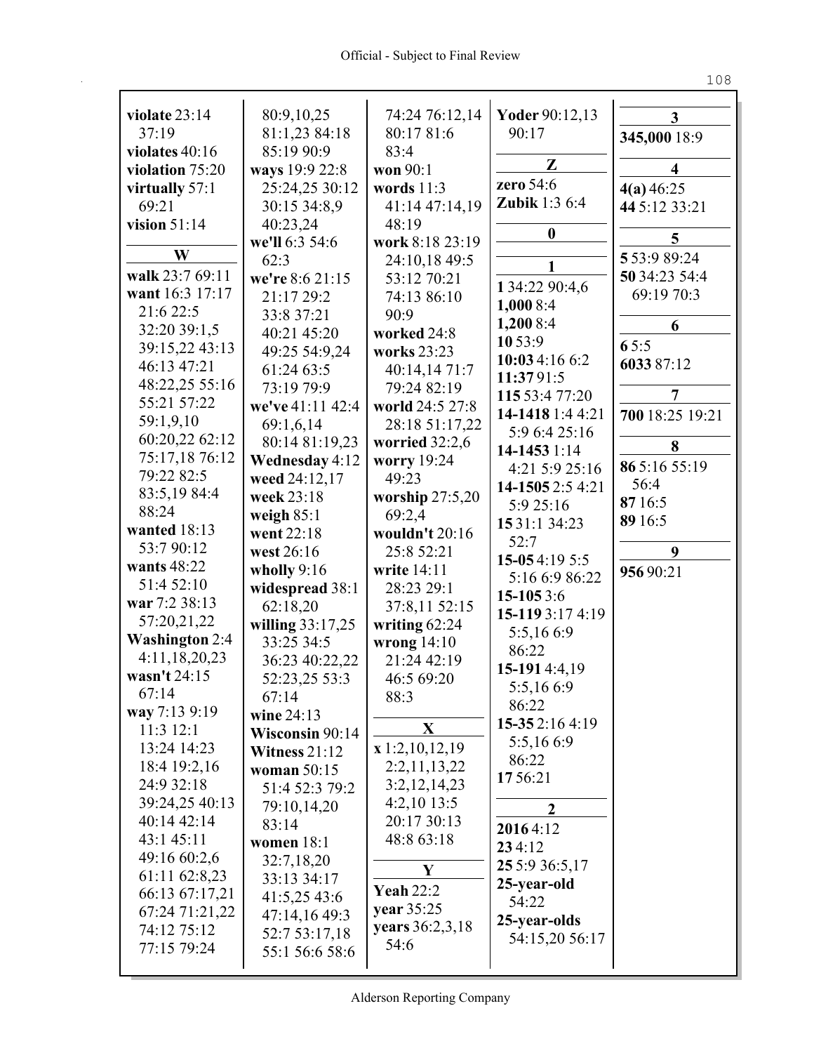**violate** 23:14 37:19
**violates** 40:16
**violation** 75:20
**virtually** 57:1 69:21
**vision** 51:14

**W**

**walk** 23:7 69:11
**want** 16:3 17:17 21:6 22:5 32:20 39:1,5 39:15,22 43:13 46:13 47:21 48:22,25 55:16 55:21 57:22 59:1,9,10 60:20,22 62:12 75:17,18 76:12 79:22 82:5 83:5,19 84:4 88:24
**wanted** 18:13 53:7 90:12
**wants** 48:22 51:4 52:10
**war** 7:2 38:13 57:20,21,22
**Washington** 2:4 4:11,18,20,23
**wasn't** 24:15 67:14
**way** 7:13 9:19 11:3 12:1 13:24 14:23 18:4 19:2,16 24:9 32:18 39:24,25 40:13 40:14 42:14 43:1 45:11 49:16 60:2,6 61:11 62:8,23 66:13 67:17,21 67:24 71:21,22 74:12 75:12 77:15 79:24 80:9,10,25 81:1,23 84:18 85:19 90:9
**ways** 19:9 22:8 25:24,25 30:12 30:15 34:8,9 40:23,24
**we'll** 6:3 54:6 62:3
**we're** 8:6 21:15 21:17 29:2 33:8 37:21 40:21 45:20 49:25 54:9,24 61:24 63:5 73:19 79:9
**we've** 41:11 42:4 69:1,6,14 80:14 81:19,23
**Wednesday** 4:12
**weed** 24:12,17
**week** 23:18
**weigh** 85:1
**went** 22:18
**west** 26:16
**wholly** 9:16
**widespread** 38:1 62:18,20
**willing** 33:17,25 33:25 34:5 36:23 40:22,22 52:23,25 53:3 67:14
**wine** 24:13
**Wisconsin** 90:14
**Witness** 21:12
**woman** 50:15 51:4 52:3 79:2 79:10,14,20 83:14
**women** 18:1 32:7,18,20 33:13 34:17 41:5,25 43:6 47:14,16 49:3 52:7 53:17,18 55:1 56:6 58:6 74:24 76:12,14 80:17 81:6 83:4
**won** 90:1
**words** 11:3 41:14 47:14,19 48:19
**work** 8:18 23:19 24:10,18 49:5 53:12 70:21 74:13 86:10 90:9
**worked** 24:8
**works** 23:23 40:14,14 71:7 79:24 82:19
**world** 24:5 27:8 28:18 51:17,22
**worried** 32:2,6
**worry** 19:24 49:23
**worship** 27:5,20 69:2,4
**wouldn't** 20:16 25:8 52:21
**write** 14:11 28:23 29:1 37:8,11 52:15
**writing** 62:24
**wrong** 14:10 21:24 42:19 46:5 69:20 88:3

**X**

**x** 1:2,10,12,19 2:2,11,13,22 3:2,12,14,23 4:2,10 13:5 20:17 30:13 48:8 63:18

**Y**

**Yeah** 22:2
**year** 35:25
**years** 36:2,3,18 54:6
**Yoder** 90:12,13 90:17

**Z**

**zero** 54:6
**Zubik** 1:3 6:4

**0**

**1**

**1** 34:22 90:4,6
**1,000** 8:4
**1,200** 8:4
**10** 53:9
**10:03** 4:16 6:2
**11:37** 91:5
**115** 53:4 77:20
**14-1418** 1:4 4:21 5:9 6:4 25:16
**14-1453** 1:14 4:21 5:9 25:16
**14-1505** 2:5 4:21 5:9 25:16
**15** 31:1 34:23 52:7
**15-05** 4:19 5:5 5:16 6:9 86:22
**15-105** 3:6
**15-119** 3:17 4:19 5:5,16 6:9 86:22
**15-191** 4:4,19 5:5,16 6:9 86:22
**15-35** 2:16 4:19 5:5,16 6:9 86:22
**17** 56:21

**2**

**2016** 4:12
**23** 4:12
**25** 5:9 36:5,17
**25-year-old** 54:22
**25-year-olds** 54:15,20 56:17

**3**

**345,000** 18:9

**4**

**4(a)** 46:25
**44** 5:12 33:21

**5**

**5** 53:9 89:24
**50** 34:23 54:4 69:19 70:3

**6**

**6** 5:5
**6033** 87:12

**7**

**700** 18:25 19:21

**8**

**86** 5:16 55:19 56:4
**87** 16:5
**89** 16:5

**9**

**956** 90:21